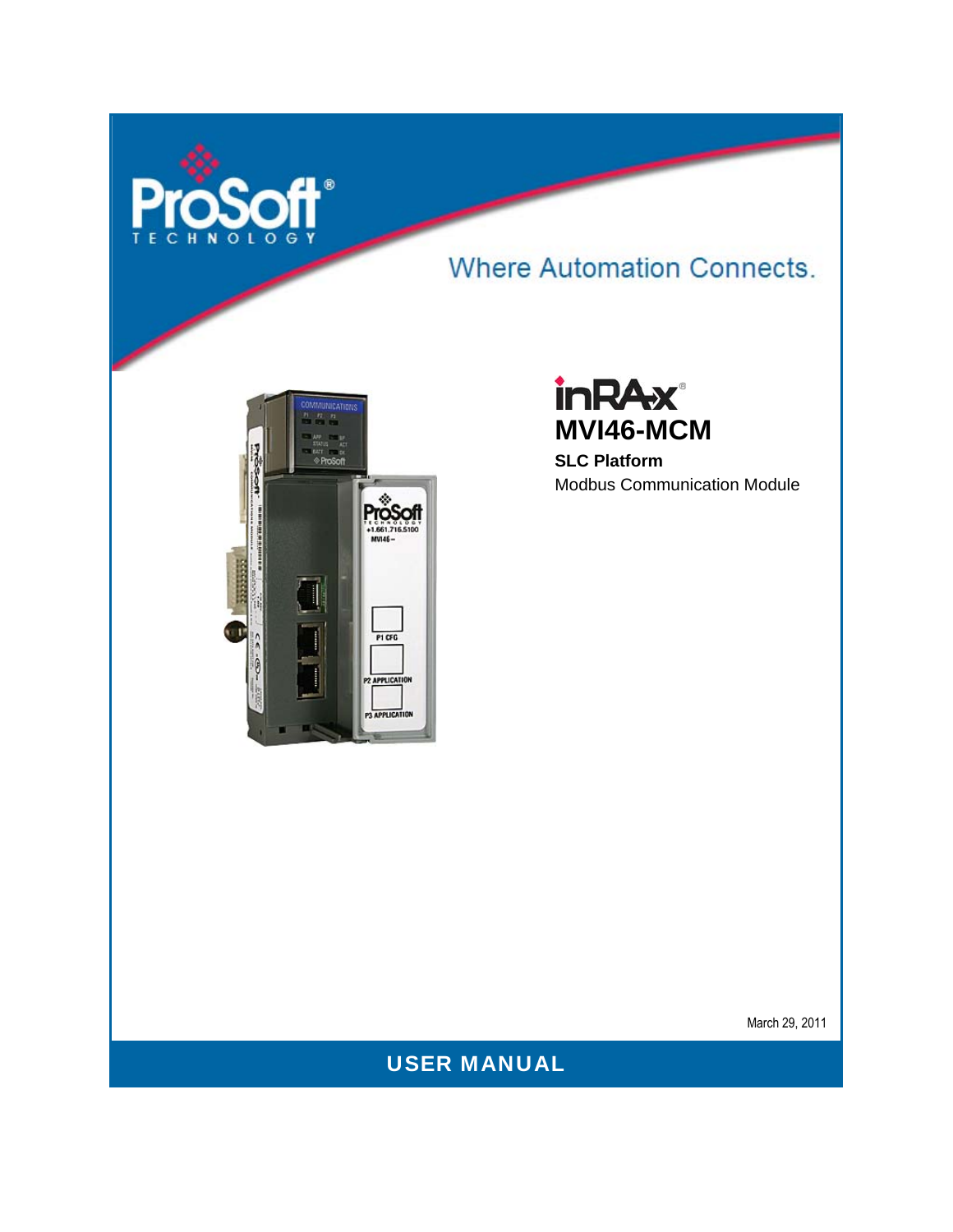ProSoft Technology

Where Automation Connects.

# inRAx

# MVI46-MCM

**SLC Platform**

Modbus Communication Module

March 29, 2011

**USER MANUAL**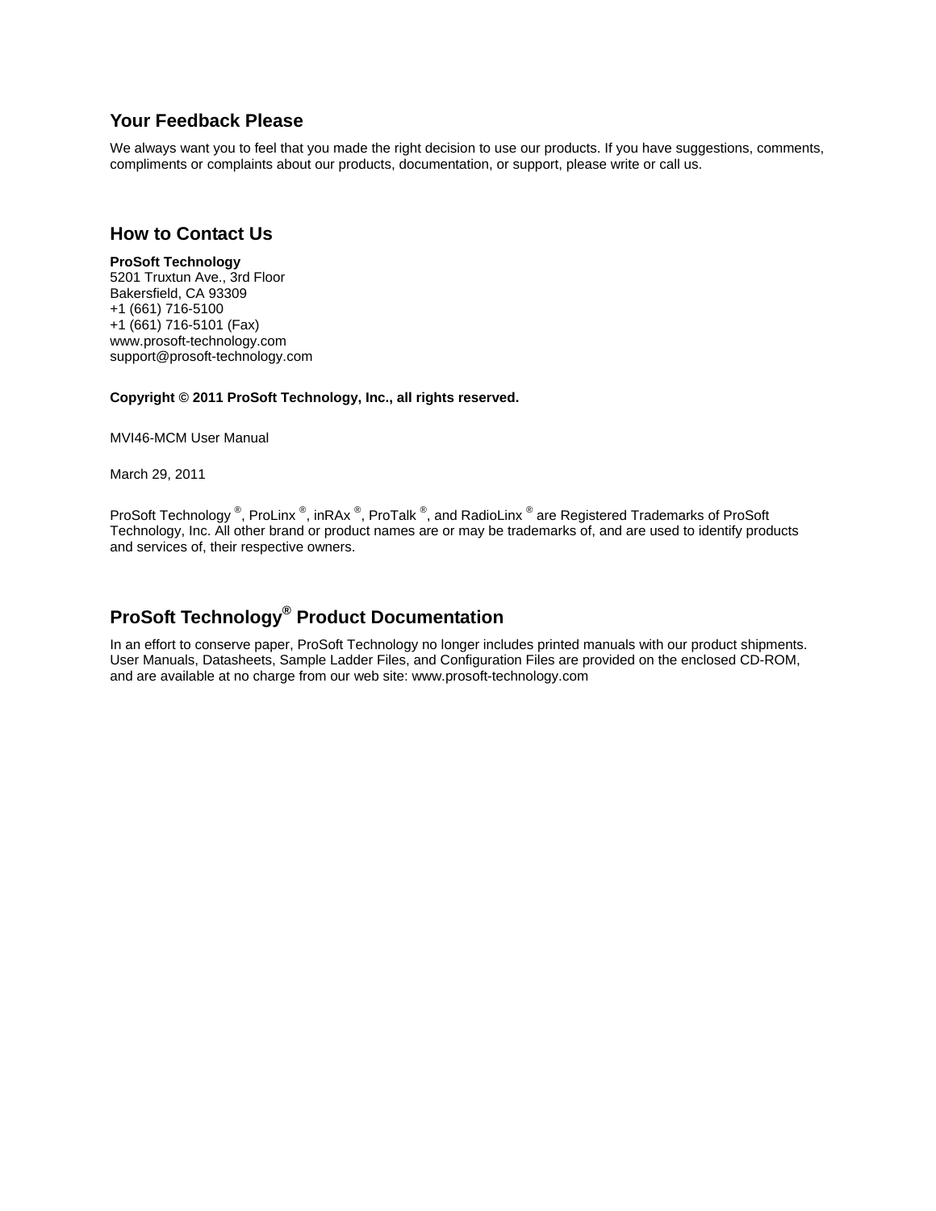## Your Feedback Please

We always want you to feel that you made the right decision to use our products. If you have suggestions, comments, compliments or complaints about our products, documentation, or support, please write or call us.

## How to Contact Us

**ProSoft Technology**
5201 Truxtun Ave., 3rd Floor
Bakersfield, CA 93309
+1 (661) 716-5100
+1 (661) 716-5101 (Fax)
www.prosoft-technology.com
support@prosoft-technology.com

**Copyright © 2011 ProSoft Technology, Inc., all rights reserved.**

MVI46-MCM User Manual

March 29, 2011

ProSoft Technology ®, ProLinx ®, inRAx ®, ProTalk ®, and RadioLinx ® are Registered Trademarks of ProSoft Technology, Inc. All other brand or product names are or may be trademarks of, and are used to identify products and services of, their respective owners.

## ProSoft Technology® Product Documentation

In an effort to conserve paper, ProSoft Technology no longer includes printed manuals with our product shipments. User Manuals, Datasheets, Sample Ladder Files, and Configuration Files are provided on the enclosed CD-ROM, and are available at no charge from our web site: www.prosoft-technology.com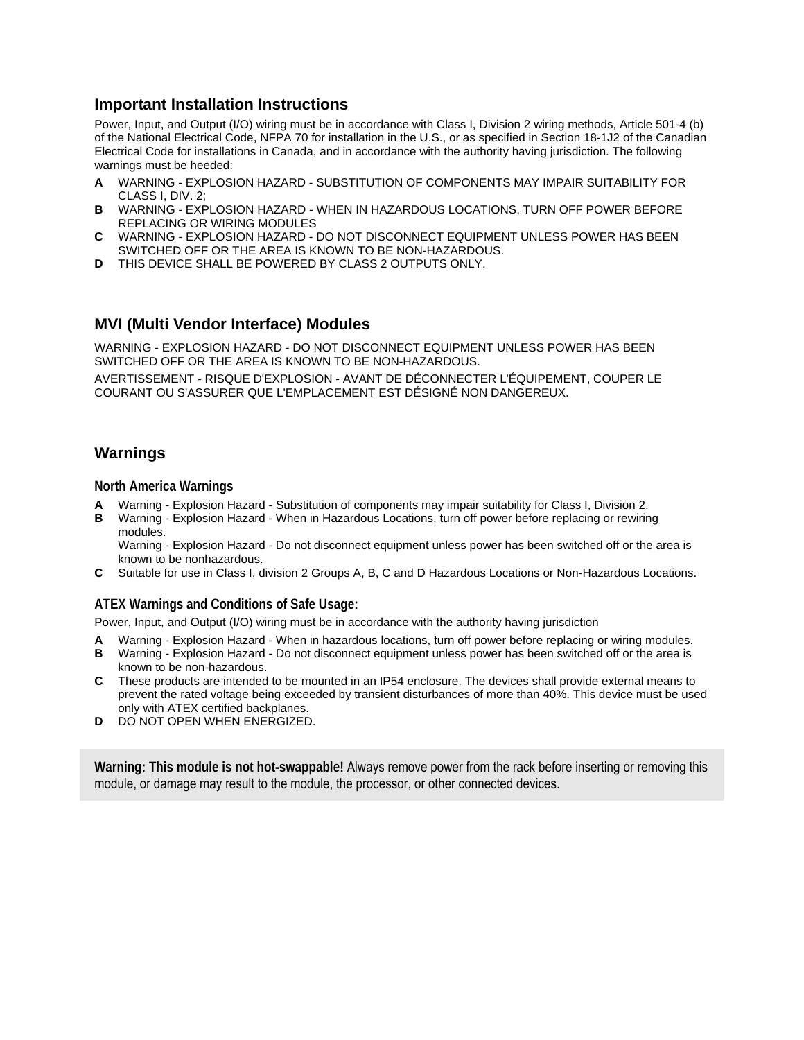## Important Installation Instructions

Power, Input, and Output (I/O) wiring must be in accordance with Class I, Division 2 wiring methods, Article 501-4 (b) of the National Electrical Code, NFPA 70 for installation in the U.S., or as specified in Section 18-1J2 of the Canadian Electrical Code for installations in Canada, and in accordance with the authority having jurisdiction. The following warnings must be heeded:

**A** WARNING - EXPLOSION HAZARD - SUBSTITUTION OF COMPONENTS MAY IMPAIR SUITABILITY FOR CLASS I, DIV. 2;

**B** WARNING - EXPLOSION HAZARD - WHEN IN HAZARDOUS LOCATIONS, TURN OFF POWER BEFORE REPLACING OR WIRING MODULES

**C** WARNING - EXPLOSION HAZARD - DO NOT DISCONNECT EQUIPMENT UNLESS POWER HAS BEEN SWITCHED OFF OR THE AREA IS KNOWN TO BE NON-HAZARDOUS.

**D** THIS DEVICE SHALL BE POWERED BY CLASS 2 OUTPUTS ONLY.

## MVI (Multi Vendor Interface) Modules

WARNING - EXPLOSION HAZARD - DO NOT DISCONNECT EQUIPMENT UNLESS POWER HAS BEEN SWITCHED OFF OR THE AREA IS KNOWN TO BE NON-HAZARDOUS.

AVERTISSEMENT - RISQUE D'EXPLOSION - AVANT DE DÉCONNECTER L'ÉQUIPEMENT, COUPER LE COURANT OU S'ASSURER QUE L'EMPLACEMENT EST DÉSIGNÉ NON DANGEREUX.

## Warnings

### North America Warnings

**A** Warning - Explosion Hazard - Substitution of components may impair suitability for Class I, Division 2.

**B** Warning - Explosion Hazard - When in Hazardous Locations, turn off power before replacing or rewiring modules.
Warning - Explosion Hazard - Do not disconnect equipment unless power has been switched off or the area is known to be nonhazardous.

**C** Suitable for use in Class I, division 2 Groups A, B, C and D Hazardous Locations or Non-Hazardous Locations.

### ATEX Warnings and Conditions of Safe Usage:

Power, Input, and Output (I/O) wiring must be in accordance with the authority having jurisdiction

**A** Warning - Explosion Hazard - When in hazardous locations, turn off power before replacing or wiring modules.

**B** Warning - Explosion Hazard - Do not disconnect equipment unless power has been switched off or the area is known to be non-hazardous.

**C** These products are intended to be mounted in an IP54 enclosure. The devices shall provide external means to prevent the rated voltage being exceeded by transient disturbances of more than 40%. This device must be used only with ATEX certified backplanes.

**D** DO NOT OPEN WHEN ENERGIZED.

**Warning: This module is not hot-swappable!** Always remove power from the rack before inserting or removing this module, or damage may result to the module, the processor, or other connected devices.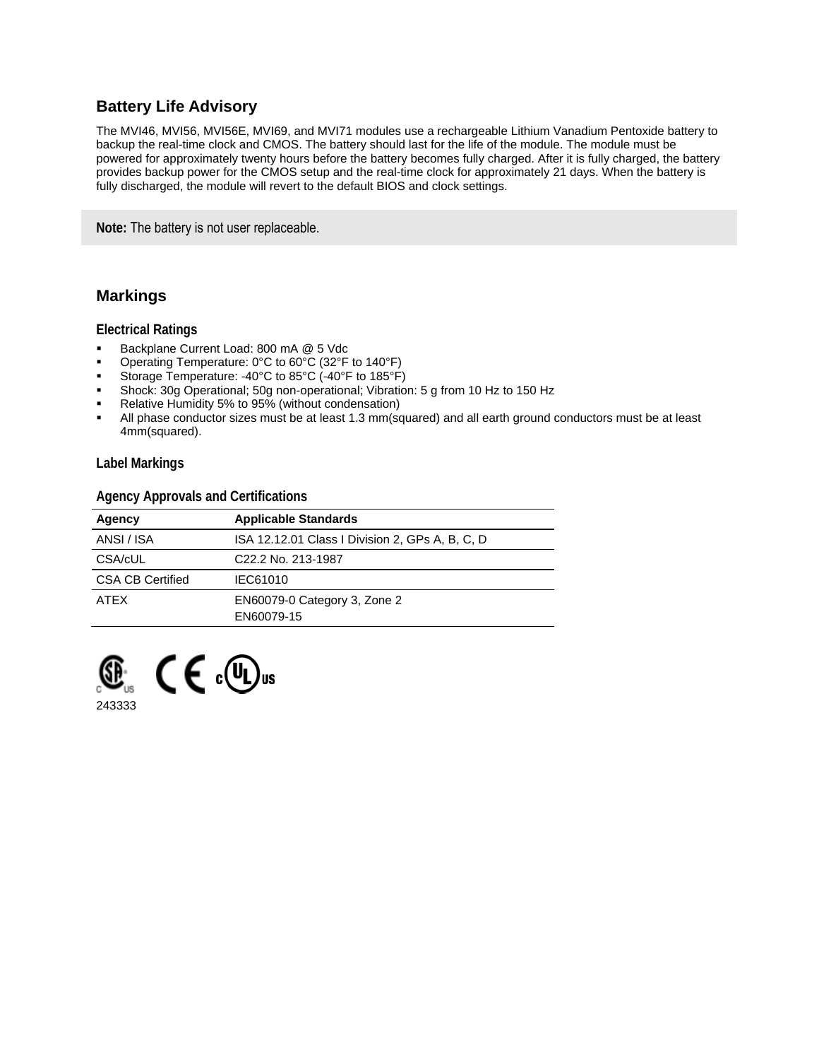## Battery Life Advisory

The MVI46, MVI56, MVI56E, MVI69, and MVI71 modules use a rechargeable Lithium Vanadium Pentoxide battery to backup the real-time clock and CMOS. The battery should last for the life of the module. The module must be powered for approximately twenty hours before the battery becomes fully charged. After it is fully charged, the battery provides backup power for the CMOS setup and the real-time clock for approximately 21 days. When the battery is fully discharged, the module will revert to the default BIOS and clock settings.

**Note:** The battery is not user replaceable.

## Markings

### Electrical Ratings

- Backplane Current Load: 800 mA @ 5 Vdc
- Operating Temperature: 0°C to 60°C (32°F to 140°F)
- Storage Temperature: -40°C to 85°C (-40°F to 185°F)
- Shock: 30g Operational; 50g non-operational; Vibration: 5 g from 10 Hz to 150 Hz
- Relative Humidity 5% to 95% (without condensation)
- All phase conductor sizes must be at least 1.3 mm(squared) and all earth ground conductors must be at least 4mm(squared).

### Label Markings

### Agency Approvals and Certifications

| Agency | Applicable Standards |
|---|---|
| ANSI / ISA | ISA 12.12.01 Class I Division 2, GPs A, B, C, D |
| CSA/cUL | C22.2 No. 213-1987 |
| CSA CB Certified | IEC61010 |
| ATEX | EN60079-0 Category 3, Zone 2<br>EN60079-15 |

243333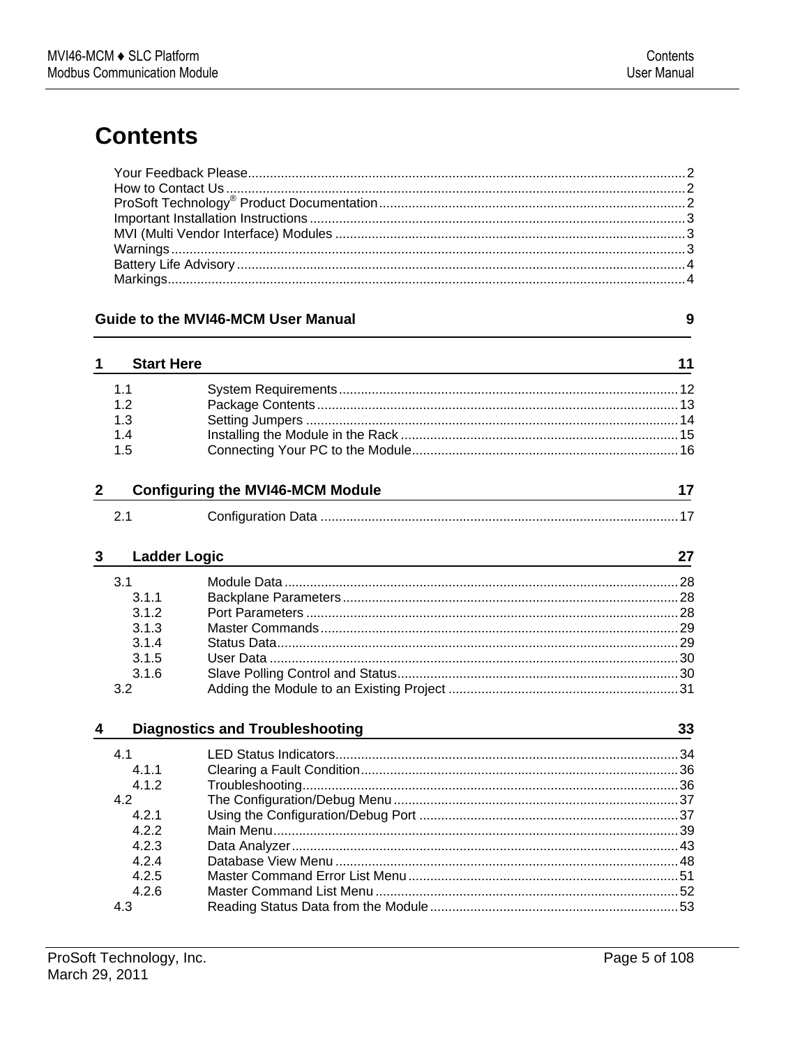# Contents

Your Feedback Please........................................................................................................................2
How to Contact Us..............................................................................................................................2
ProSoft Technology® Product Documentation....................................................................................2
Important Installation Instructions.......................................................................................................3
MVI (Multi Vendor Interface) Modules ...............................................................................................3
Warnings.............................................................................................................................................3
Battery Life Advisory...........................................................................................................................4
Markings..............................................................................................................................................4

**Guide to the MVI46-MCM User Manual** 9

**1 Start Here** 11

1.1 System Requirements.............................................................................................12
1.2 Package Contents...................................................................................................13
1.3 Setting Jumpers ......................................................................................................14
1.4 Installing the Module in the Rack ............................................................................15
1.5 Connecting Your PC to the Module.........................................................................16

**2 Configuring the MVI46-MCM Module** 17

2.1 Configuration Data ..................................................................................................17

**3 Ladder Logic** 27

3.1 Module Data............................................................................................................28
3.1.1 Backplane Parameters............................................................................................28
3.1.2 Port Parameters ......................................................................................................28
3.1.3 Master Commands..................................................................................................29
3.1.4 Status Data..............................................................................................................29
3.1.5 User Data ................................................................................................................30
3.1.6 Slave Polling Control and Status.............................................................................30
3.2 Adding the Module to an Existing Project ...............................................................31

**4 Diagnostics and Troubleshooting** 33

4.1 LED Status Indicators..............................................................................................34
4.1.1 Clearing a Fault Condition.......................................................................................36
4.1.2 Troubleshooting.......................................................................................................36
4.2 The Configuration/Debug Menu..............................................................................37
4.2.1 Using the Configuration/Debug Port .......................................................................37
4.2.2 Main Menu...............................................................................................................39
4.2.3 Data Analyzer..........................................................................................................43
4.2.4 Database View Menu ..............................................................................................48
4.2.5 Master Command Error List Menu...........................................................................51
4.2.6 Master Command List Menu...................................................................................52
4.3 Reading Status Data from the Module....................................................................53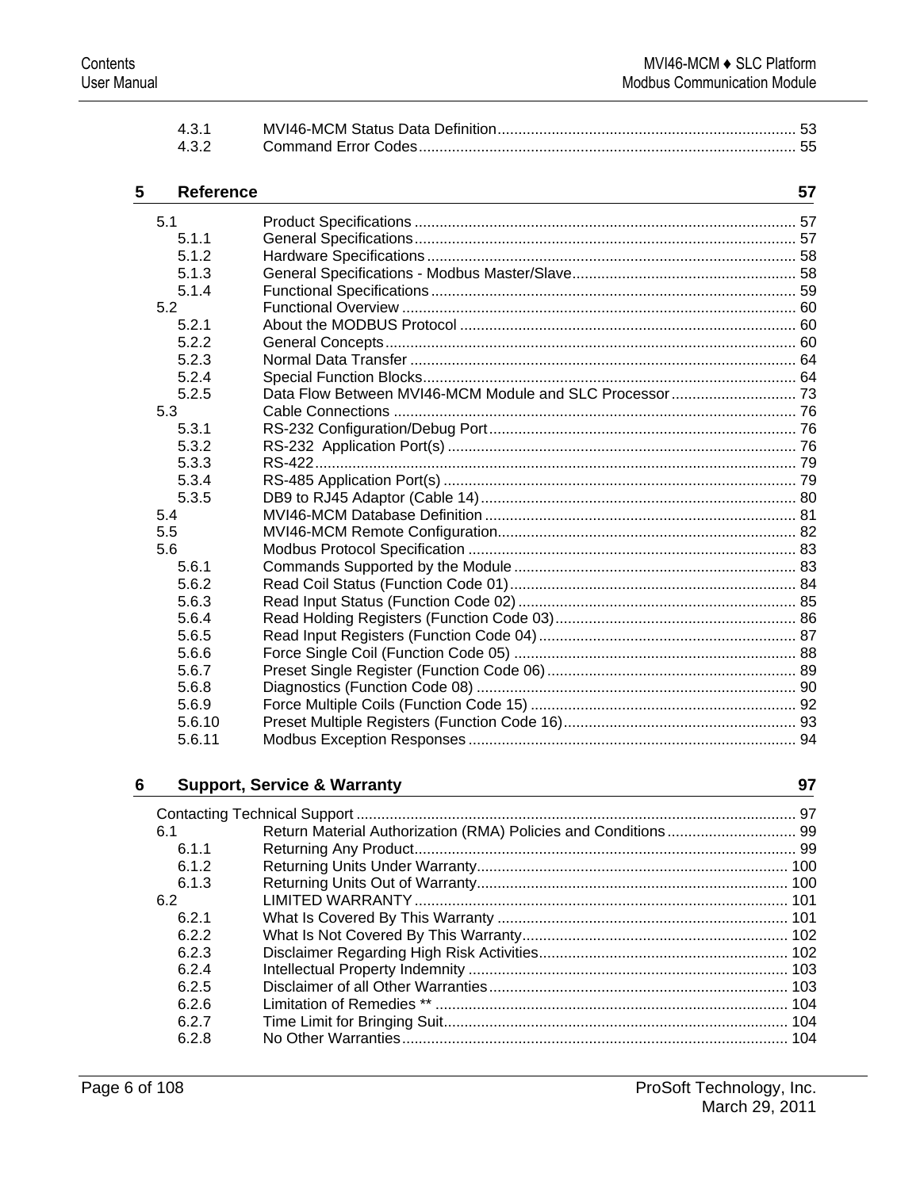4.3.1 MVI46-MCM Status Data Definition........................................................................ 53
4.3.2 Command Error Codes........................................................................................... 55

## 5 Reference 57

5.1 Product Specifications ........................................................................................... 57
5.1.1 General Specifications........................................................................................... 57
5.1.2 Hardware Specifications........................................................................................ 58
5.1.3 General Specifications - Modbus Master/Slave...................................................... 58
5.1.4 Functional Specifications....................................................................................... 59
5.2 Functional Overview .............................................................................................. 60
5.2.1 About the MODBUS Protocol ................................................................................ 60
5.2.2 General Concepts.................................................................................................. 60
5.2.3 Normal Data Transfer ............................................................................................ 64
5.2.4 Special Function Blocks......................................................................................... 64
5.2.5 Data Flow Between MVI46-MCM Module and SLC Processor .............................. 73
5.3 Cable Connections ................................................................................................ 76
5.3.1 RS-232 Configuration/Debug Port.......................................................................... 76
5.3.2 RS-232 Application Port(s) ................................................................................... 76
5.3.3 RS-422.................................................................................................................. 79
5.3.4 RS-485 Application Port(s) .................................................................................... 79
5.3.5 DB9 to RJ45 Adaptor (Cable 14)........................................................................... 80
5.4 MVI46-MCM Database Definition .......................................................................... 81
5.5 MVI46-MCM Remote Configuration....................................................................... 82
5.6 Modbus Protocol Specification .............................................................................. 83
5.6.1 Commands Supported by the Module ................................................................... 83
5.6.2 Read Coil Status (Function Code 01)..................................................................... 84
5.6.3 Read Input Status (Function Code 02) .................................................................. 85
5.6.4 Read Holding Registers (Function Code 03).......................................................... 86
5.6.5 Read Input Registers (Function Code 04) ............................................................. 87
5.6.6 Force Single Coil (Function Code 05) ................................................................... 88
5.6.7 Preset Single Register (Function Code 06)............................................................ 89
5.6.8 Diagnostics (Function Code 08) ............................................................................ 90
5.6.9 Force Multiple Coils (Function Code 15) ................................................................ 92
5.6.10 Preset Multiple Registers (Function Code 16)........................................................ 93
5.6.11 Modbus Exception Responses .............................................................................. 94

## 6 Support, Service & Warranty 97

Contacting Technical Support ......................................................................................... 97
6.1 Return Material Authorization (RMA) Policies and Conditions ............................... 99
6.1.1 Returning Any Product........................................................................................... 99
6.1.2 Returning Units Under Warranty........................................................................... 100
6.1.3 Returning Units Out of Warranty........................................................................... 100
6.2 LIMITED WARRANTY ......................................................................................... 101
6.2.1 What Is Covered By This Warranty ...................................................................... 101
6.2.2 What Is Not Covered By This Warranty................................................................ 102
6.2.3 Disclaimer Regarding High Risk Activities............................................................ 102
6.2.4 Intellectual Property Indemnity ............................................................................. 103
6.2.5 Disclaimer of all Other Warranties........................................................................ 103
6.2.6 Limitation of Remedies ** ..................................................................................... 104
6.2.7 Time Limit for Bringing Suit................................................................................... 104
6.2.8 No Other Warranties............................................................................................. 104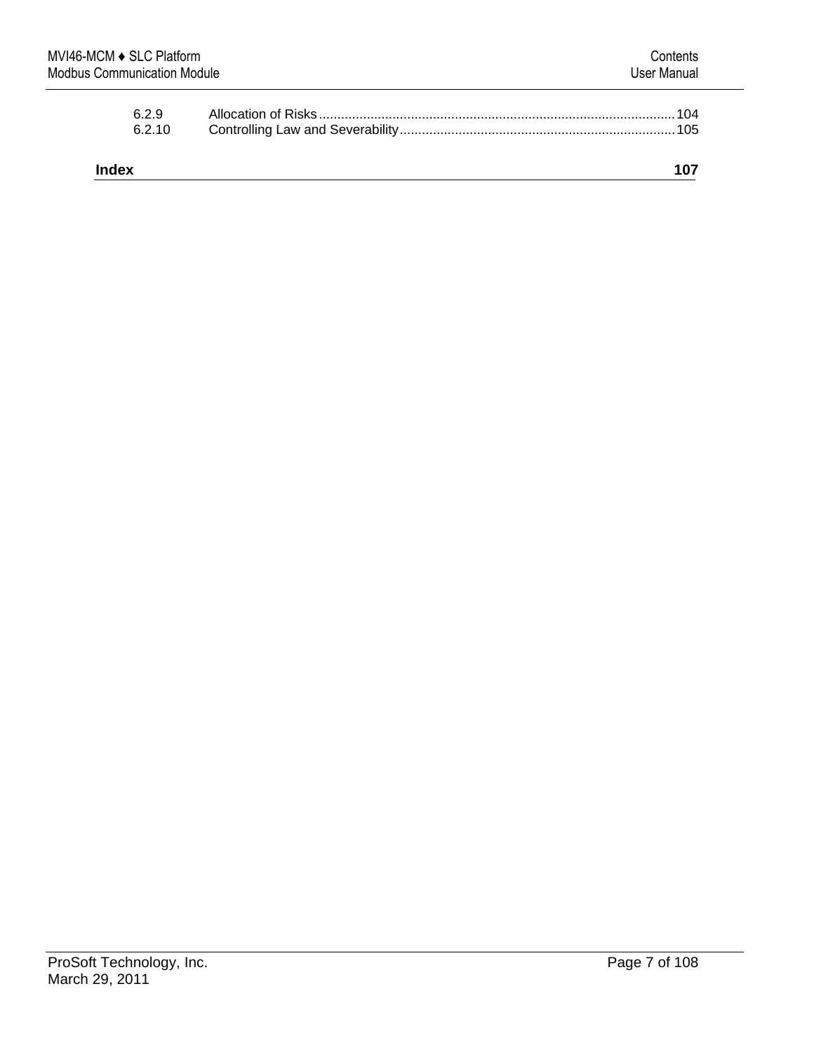6.2.9 Allocation of Risks ........................................................................................ 104
6.2.10 Controlling Law and Severability .......................................................................... 105

**Index 107**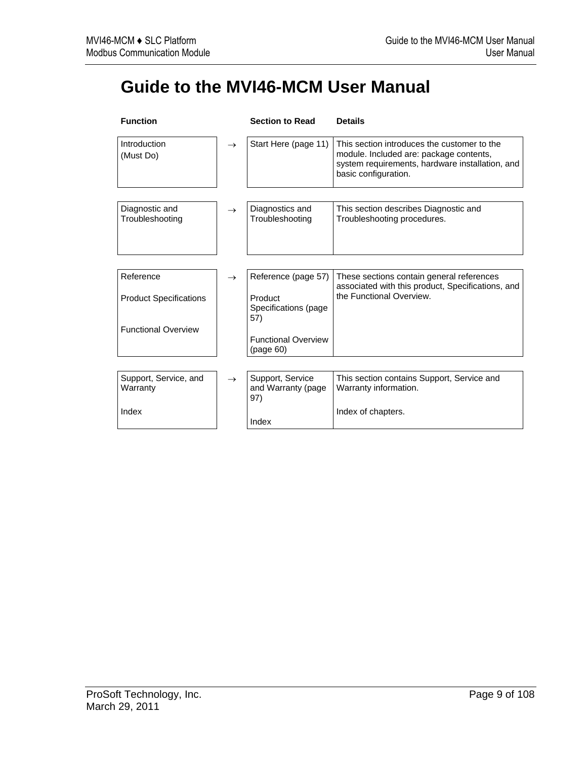# Guide to the MVI46-MCM User Manual

| Function | | Section to Read | Details |
|---|---|---|---|
| Introduction (Must Do) | → | Start Here (page 11) | This section introduces the customer to the module. Included are: package contents, system requirements, hardware installation, and basic configuration. |
| Diagnostic and Troubleshooting | → | Diagnostics and Troubleshooting | This section describes Diagnostic and Troubleshooting procedures. |
| Reference<br><br>Product Specifications<br><br>Functional Overview | → | Reference (page 57)<br><br>Product Specifications (page 57)<br><br>Functional Overview (page 60) | These sections contain general references associated with this product, Specifications, and the Functional Overview. |
| Support, Service, and Warranty<br><br>Index | → | Support, Service and Warranty (page 97)<br><br>Index | This section contains Support, Service and Warranty information.<br><br>Index of chapters. |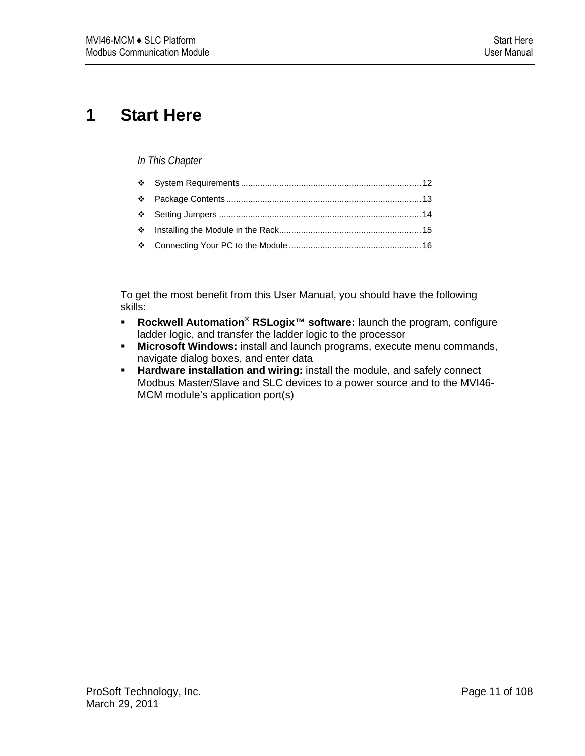# 1 Start Here

*In This Chapter*

- System Requirements .......... 12
- Package Contents .......... 13
- Setting Jumpers .......... 14
- Installing the Module in the Rack .......... 15
- Connecting Your PC to the Module .......... 16

To get the most benefit from this User Manual, you should have the following skills:

- **Rockwell Automation® RSLogix™ software:** launch the program, configure ladder logic, and transfer the ladder logic to the processor
- **Microsoft Windows:** install and launch programs, execute menu commands, navigate dialog boxes, and enter data
- **Hardware installation and wiring:** install the module, and safely connect Modbus Master/Slave and SLC devices to a power source and to the MVI46-MCM module's application port(s)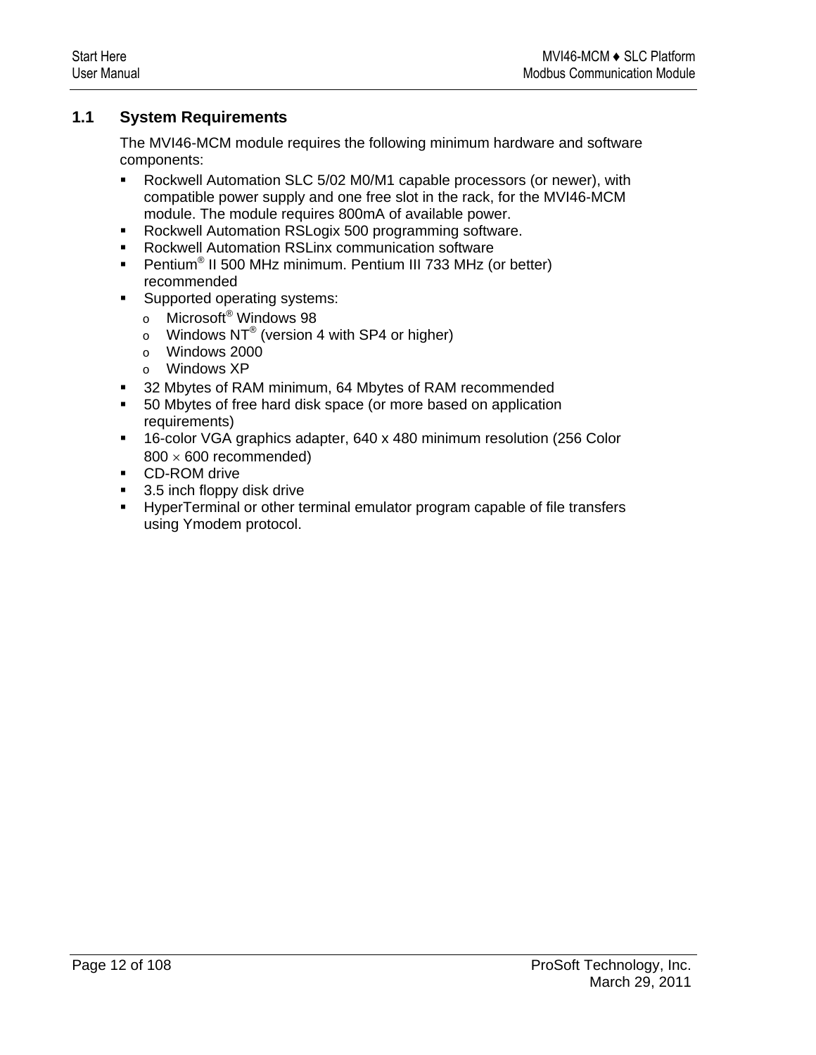## 1.1 System Requirements

The MVI46-MCM module requires the following minimum hardware and software components:

- Rockwell Automation SLC 5/02 M0/M1 capable processors (or newer), with compatible power supply and one free slot in the rack, for the MVI46-MCM module. The module requires 800mA of available power.
- Rockwell Automation RSLogix 500 programming software.
- Rockwell Automation RSLinx communication software
- Pentium® II 500 MHz minimum. Pentium III 733 MHz (or better) recommended
- Supported operating systems:
  - Microsoft® Windows 98
  - Windows NT® (version 4 with SP4 or higher)
  - Windows 2000
  - Windows XP
- 32 Mbytes of RAM minimum, 64 Mbytes of RAM recommended
- 50 Mbytes of free hard disk space (or more based on application requirements)
- 16-color VGA graphics adapter, 640 x 480 minimum resolution (256 Color 800 × 600 recommended)
- CD-ROM drive
- 3.5 inch floppy disk drive
- HyperTerminal or other terminal emulator program capable of file transfers using Ymodem protocol.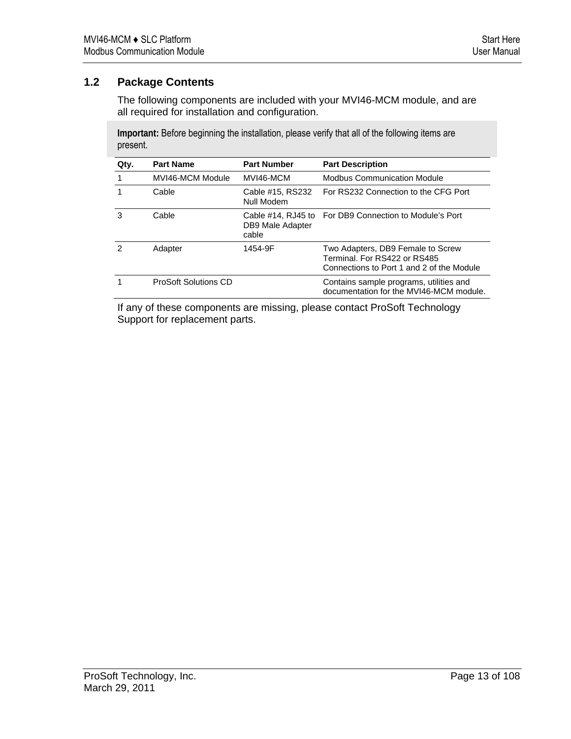## 1.2 Package Contents

The following components are included with your MVI46-MCM module, and are all required for installation and configuration.

**Important:** Before beginning the installation, please verify that all of the following items are present.

| Qty. | Part Name | Part Number | Part Description |
|---|---|---|---|
| 1 | MVI46-MCM Module | MVI46-MCM | Modbus Communication Module |
| 1 | Cable | Cable #15, RS232 Null Modem | For RS232 Connection to the CFG Port |
| 3 | Cable | Cable #14, RJ45 to DB9 Male Adapter cable | For DB9 Connection to Module's Port |
| 2 | Adapter | 1454-9F | Two Adapters, DB9 Female to Screw Terminal. For RS422 or RS485 Connections to Port 1 and 2 of the Module |
| 1 | ProSoft Solutions CD | | Contains sample programs, utilities and documentation for the MVI46-MCM module. |

If any of these components are missing, please contact ProSoft Technology Support for replacement parts.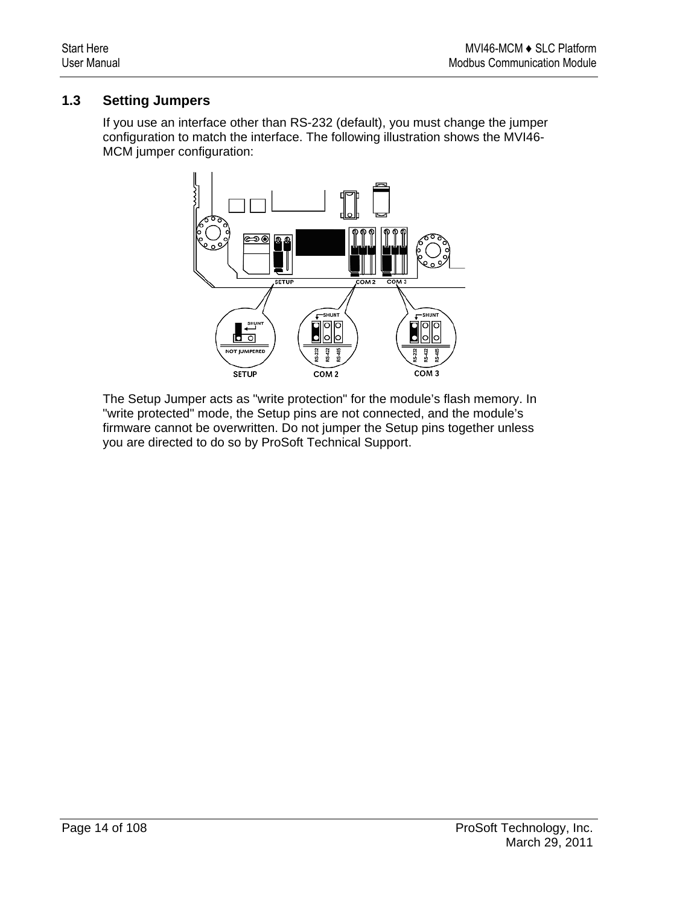## 1.3 Setting Jumpers

If you use an interface other than RS-232 (default), you must change the jumper configuration to match the interface. The following illustration shows the MVI46-MCM jumper configuration:

The Setup Jumper acts as "write protection" for the module's flash memory. In "write protected" mode, the Setup pins are not connected, and the module's firmware cannot be overwritten. Do not jumper the Setup pins together unless you are directed to do so by ProSoft Technical Support.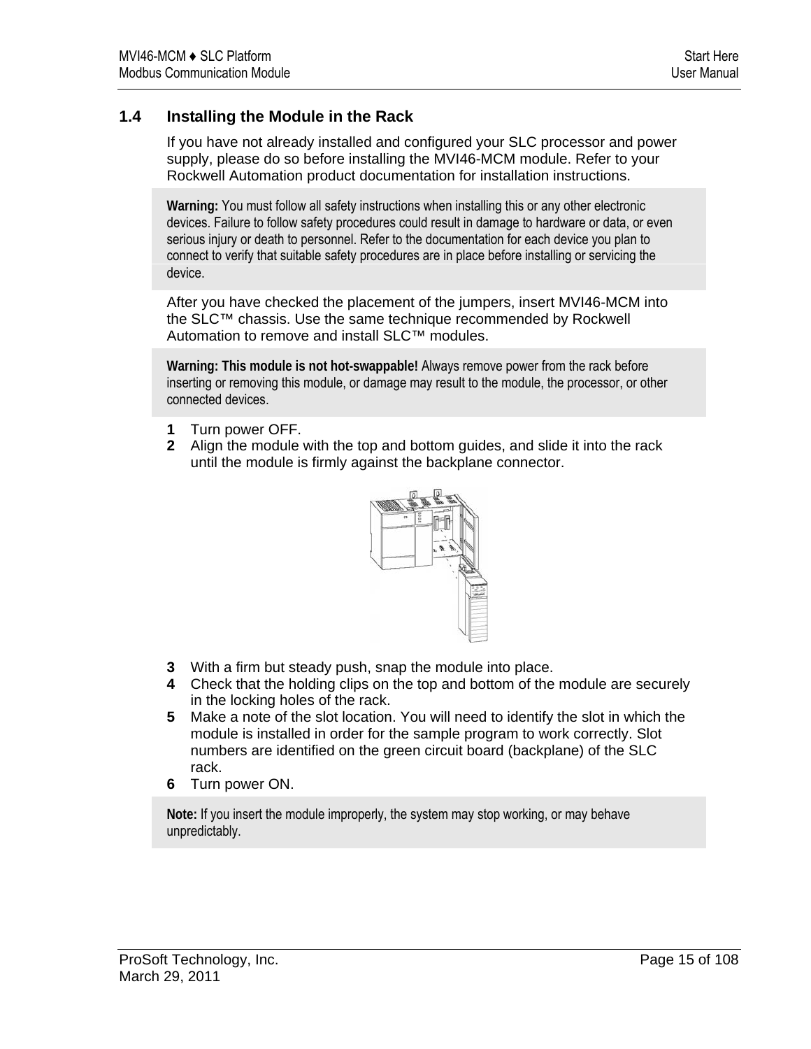## 1.4 Installing the Module in the Rack

If you have not already installed and configured your SLC processor and power supply, please do so before installing the MVI46-MCM module. Refer to your Rockwell Automation product documentation for installation instructions.

> **Warning:** You must follow all safety instructions when installing this or any other electronic devices. Failure to follow safety procedures could result in damage to hardware or data, or even serious injury or death to personnel. Refer to the documentation for each device you plan to connect to verify that suitable safety procedures are in place before installing or servicing the device.

After you have checked the placement of the jumpers, insert MVI46-MCM into the SLC™ chassis. Use the same technique recommended by Rockwell Automation to remove and install SLC™ modules.

> **Warning: This module is not hot-swappable!** Always remove power from the rack before inserting or removing this module, or damage may result to the module, the processor, or other connected devices.

1. Turn power OFF.
2. Align the module with the top and bottom guides, and slide it into the rack until the module is firmly against the backplane connector.
3. With a firm but steady push, snap the module into place.
4. Check that the holding clips on the top and bottom of the module are securely in the locking holes of the rack.
5. Make a note of the slot location. You will need to identify the slot in which the module is installed in order for the sample program to work correctly. Slot numbers are identified on the green circuit board (backplane) of the SLC rack.
6. Turn power ON.

> **Note:** If you insert the module improperly, the system may stop working, or may behave unpredictably.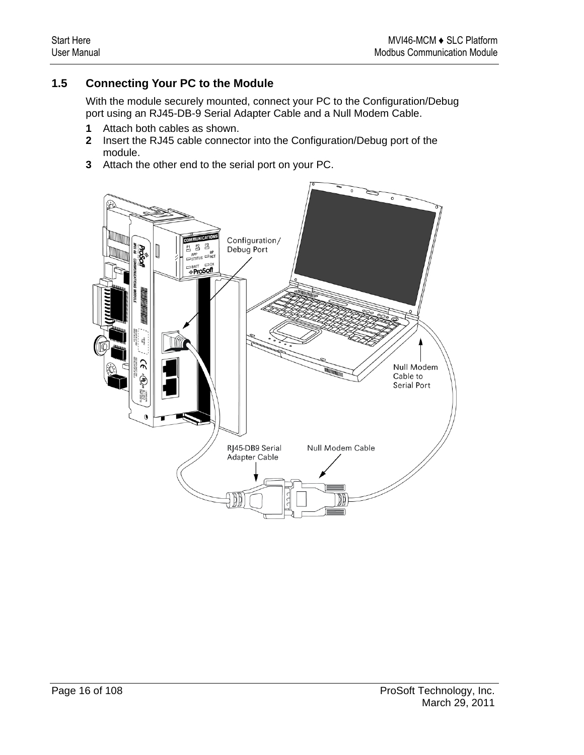## 1.5 Connecting Your PC to the Module

With the module securely mounted, connect your PC to the Configuration/Debug port using an RJ45-DB-9 Serial Adapter Cable and a Null Modem Cable.

1. Attach both cables as shown.
2. Insert the RJ45 cable connector into the Configuration/Debug port of the module.
3. Attach the other end to the serial port on your PC.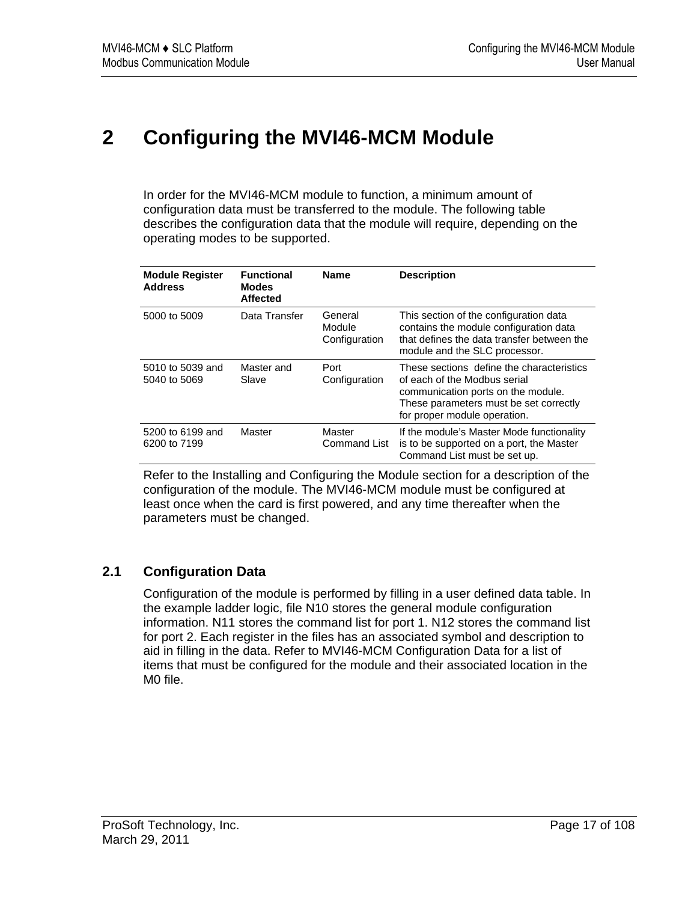# 2 Configuring the MVI46-MCM Module

In order for the MVI46-MCM module to function, a minimum amount of configuration data must be transferred to the module. The following table describes the configuration data that the module will require, depending on the operating modes to be supported.

| Module Register Address | Functional Modes Affected | Name | Description |
|---|---|---|---|
| 5000 to 5009 | Data Transfer | General Module Configuration | This section of the configuration data contains the module configuration data that defines the data transfer between the module and the SLC processor. |
| 5010 to 5039 and 5040 to 5069 | Master and Slave | Port Configuration | These sections define the characteristics of each of the Modbus serial communication ports on the module. These parameters must be set correctly for proper module operation. |
| 5200 to 6199 and 6200 to 7199 | Master | Master Command List | If the module's Master Mode functionality is to be supported on a port, the Master Command List must be set up. |

Refer to the Installing and Configuring the Module section for a description of the configuration of the module. The MVI46-MCM module must be configured at least once when the card is first powered, and any time thereafter when the parameters must be changed.

## 2.1 Configuration Data

Configuration of the module is performed by filling in a user defined data table. In the example ladder logic, file N10 stores the general module configuration information. N11 stores the command list for port 1. N12 stores the command list for port 2. Each register in the files has an associated symbol and description to aid in filling in the data. Refer to MVI46-MCM Configuration Data for a list of items that must be configured for the module and their associated location in the M0 file.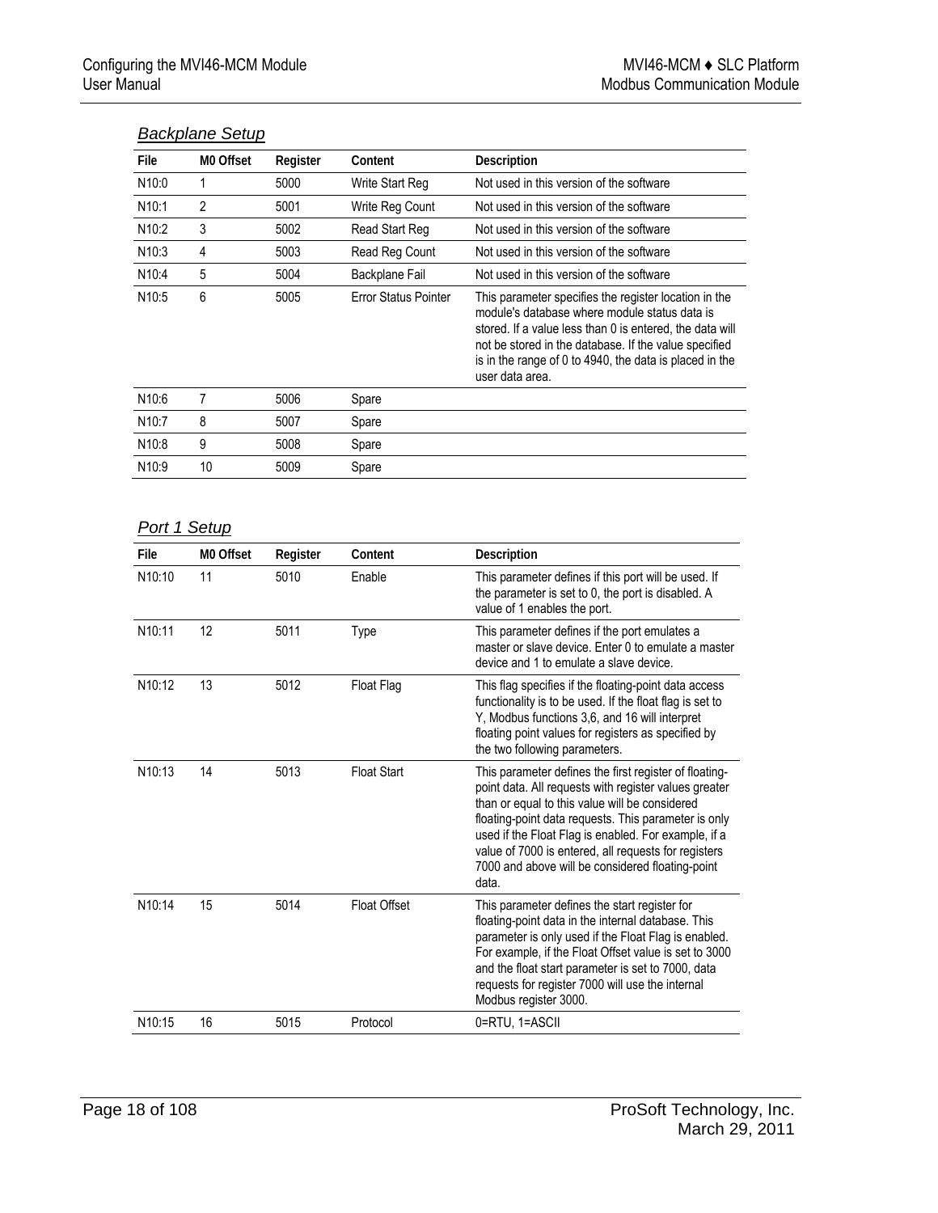### *Backplane Setup*

| File | M0 Offset | Register | Content | Description |
|---|---|---|---|---|
| N10:0 | 1 | 5000 | Write Start Reg | Not used in this version of the software |
| N10:1 | 2 | 5001 | Write Reg Count | Not used in this version of the software |
| N10:2 | 3 | 5002 | Read Start Reg | Not used in this version of the software |
| N10:3 | 4 | 5003 | Read Reg Count | Not used in this version of the software |
| N10:4 | 5 | 5004 | Backplane Fail | Not used in this version of the software |
| N10:5 | 6 | 5005 | Error Status Pointer | This parameter specifies the register location in the module's database where module status data is stored. If a value less than 0 is entered, the data will not be stored in the database. If the value specified is in the range of 0 to 4940, the data is placed in the user data area. |
| N10:6 | 7 | 5006 | Spare | |
| N10:7 | 8 | 5007 | Spare | |
| N10:8 | 9 | 5008 | Spare | |
| N10:9 | 10 | 5009 | Spare | |

### *Port 1 Setup*

| File | M0 Offset | Register | Content | Description |
|---|---|---|---|---|
| N10:10 | 11 | 5010 | Enable | This parameter defines if this port will be used. If the parameter is set to 0, the port is disabled. A value of 1 enables the port. |
| N10:11 | 12 | 5011 | Type | This parameter defines if the port emulates a master or slave device. Enter 0 to emulate a master device and 1 to emulate a slave device. |
| N10:12 | 13 | 5012 | Float Flag | This flag specifies if the floating-point data access functionality is to be used. If the float flag is set to Y, Modbus functions 3,6, and 16 will interpret floating point values for registers as specified by the two following parameters. |
| N10:13 | 14 | 5013 | Float Start | This parameter defines the first register of floating-point data. All requests with register values greater than or equal to this value will be considered floating-point data requests. This parameter is only used if the Float Flag is enabled. For example, if a value of 7000 is entered, all requests for registers 7000 and above will be considered floating-point data. |
| N10:14 | 15 | 5014 | Float Offset | This parameter defines the start register for floating-point data in the internal database. This parameter is only used if the Float Flag is enabled. For example, if the Float Offset value is set to 3000 and the float start parameter is set to 7000, data requests for register 7000 will use the internal Modbus register 3000. |
| N10:15 | 16 | 5015 | Protocol | 0=RTU, 1=ASCII |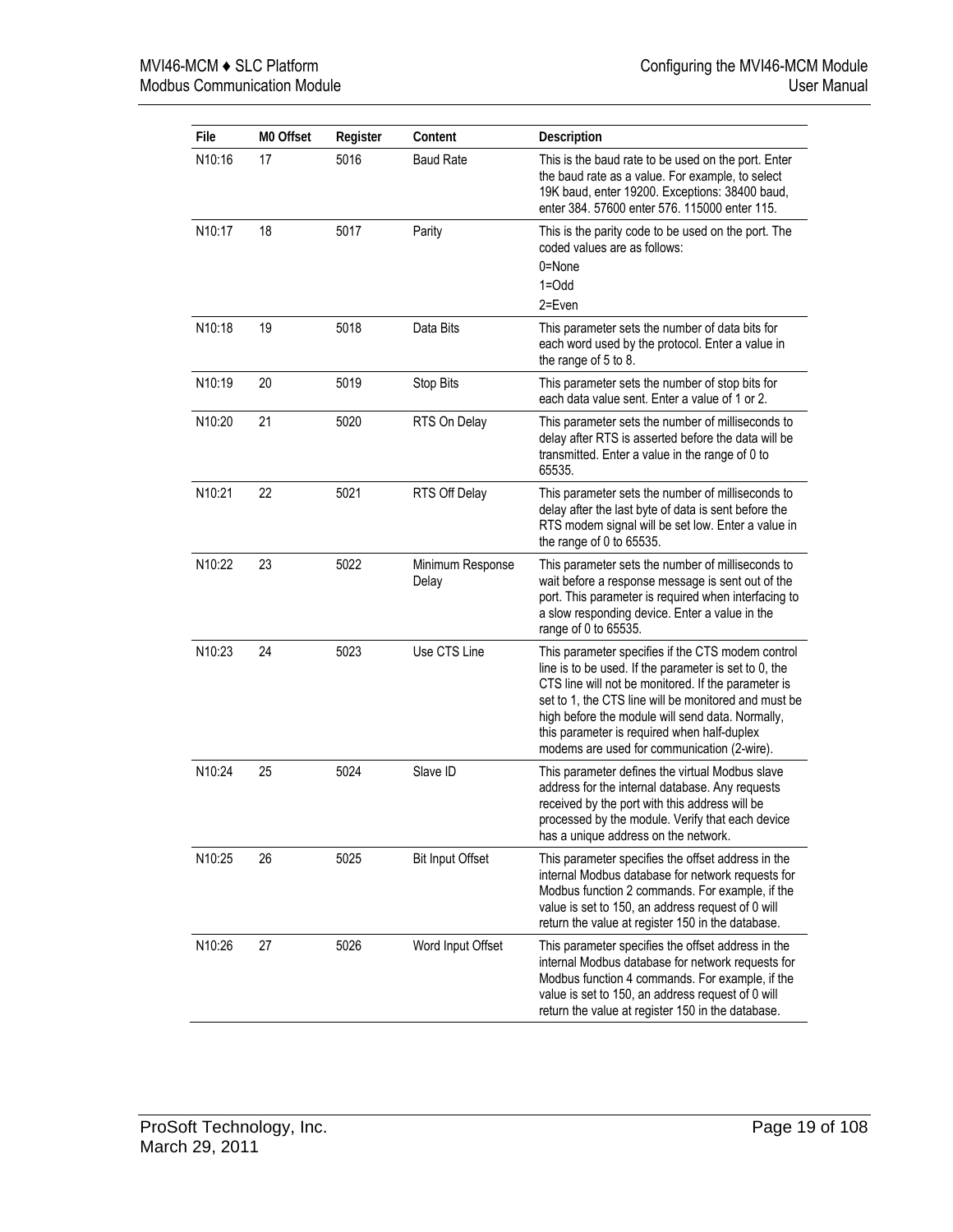| File | M0 Offset | Register | Content | Description |
|---|---|---|---|---|
| N10:16 | 17 | 5016 | Baud Rate | This is the baud rate to be used on the port. Enter the baud rate as a value. For example, to select 19K baud, enter 19200. Exceptions: 38400 baud, enter 384. 57600 enter 576. 115000 enter 115. |
| N10:17 | 18 | 5017 | Parity | This is the parity code to be used on the port. The coded values are as follows:<br>0=None<br>1=Odd<br>2=Even |
| N10:18 | 19 | 5018 | Data Bits | This parameter sets the number of data bits for each word used by the protocol. Enter a value in the range of 5 to 8. |
| N10:19 | 20 | 5019 | Stop Bits | This parameter sets the number of stop bits for each data value sent. Enter a value of 1 or 2. |
| N10:20 | 21 | 5020 | RTS On Delay | This parameter sets the number of milliseconds to delay after RTS is asserted before the data will be transmitted. Enter a value in the range of 0 to 65535. |
| N10:21 | 22 | 5021 | RTS Off Delay | This parameter sets the number of milliseconds to delay after the last byte of data is sent before the RTS modem signal will be set low. Enter a value in the range of 0 to 65535. |
| N10:22 | 23 | 5022 | Minimum Response Delay | This parameter sets the number of milliseconds to wait before a response message is sent out of the port. This parameter is required when interfacing to a slow responding device. Enter a value in the range of 0 to 65535. |
| N10:23 | 24 | 5023 | Use CTS Line | This parameter specifies if the CTS modem control line is to be used. If the parameter is set to 0, the CTS line will not be monitored. If the parameter is set to 1, the CTS line will be monitored and must be high before the module will send data. Normally, this parameter is required when half-duplex modems are used for communication (2-wire). |
| N10:24 | 25 | 5024 | Slave ID | This parameter defines the virtual Modbus slave address for the internal database. Any requests received by the port with this address will be processed by the module. Verify that each device has a unique address on the network. |
| N10:25 | 26 | 5025 | Bit Input Offset | This parameter specifies the offset address in the internal Modbus database for network requests for Modbus function 2 commands. For example, if the value is set to 150, an address request of 0 will return the value at register 150 in the database. |
| N10:26 | 27 | 5026 | Word Input Offset | This parameter specifies the offset address in the internal Modbus database for network requests for Modbus function 4 commands. For example, if the value is set to 150, an address request of 0 will return the value at register 150 in the database. |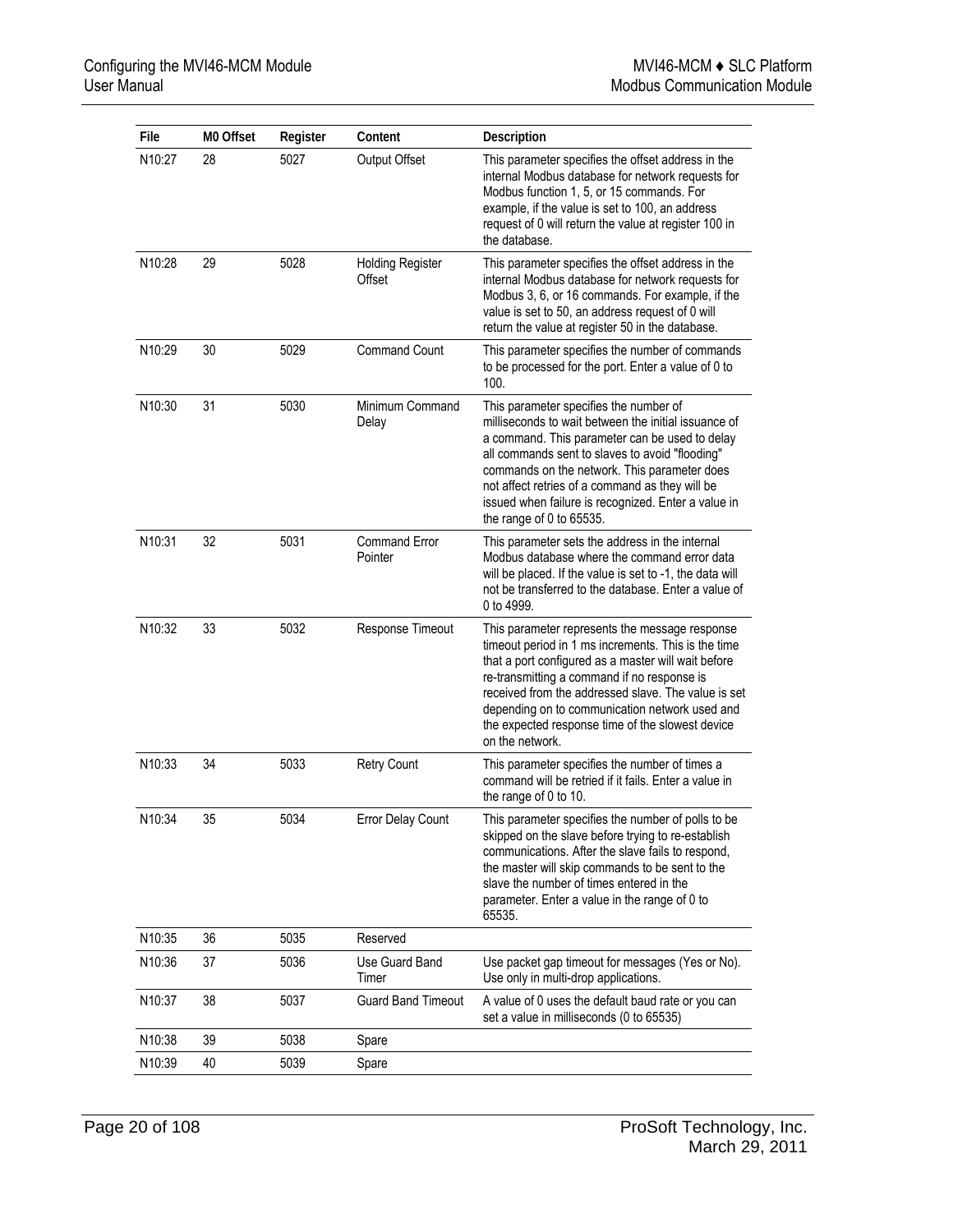| File | M0 Offset | Register | Content | Description |
|---|---|---|---|---|
| N10:27 | 28 | 5027 | Output Offset | This parameter specifies the offset address in the internal Modbus database for network requests for Modbus function 1, 5, or 15 commands. For example, if the value is set to 100, an address request of 0 will return the value at register 100 in the database. |
| N10:28 | 29 | 5028 | Holding Register Offset | This parameter specifies the offset address in the internal Modbus database for network requests for Modbus 3, 6, or 16 commands. For example, if the value is set to 50, an address request of 0 will return the value at register 50 in the database. |
| N10:29 | 30 | 5029 | Command Count | This parameter specifies the number of commands to be processed for the port. Enter a value of 0 to 100. |
| N10:30 | 31 | 5030 | Minimum Command Delay | This parameter specifies the number of milliseconds to wait between the initial issuance of a command. This parameter can be used to delay all commands sent to slaves to avoid "flooding" commands on the network. This parameter does not affect retries of a command as they will be issued when failure is recognized. Enter a value in the range of 0 to 65535. |
| N10:31 | 32 | 5031 | Command Error Pointer | This parameter sets the address in the internal Modbus database where the command error data will be placed. If the value is set to -1, the data will not be transferred to the database. Enter a value of 0 to 4999. |
| N10:32 | 33 | 5032 | Response Timeout | This parameter represents the message response timeout period in 1 ms increments. This is the time that a port configured as a master will wait before re-transmitting a command if no response is received from the addressed slave. The value is set depending on to communication network used and the expected response time of the slowest device on the network. |
| N10:33 | 34 | 5033 | Retry Count | This parameter specifies the number of times a command will be retried if it fails. Enter a value in the range of 0 to 10. |
| N10:34 | 35 | 5034 | Error Delay Count | This parameter specifies the number of polls to be skipped on the slave before trying to re-establish communications. After the slave fails to respond, the master will skip commands to be sent to the slave the number of times entered in the parameter. Enter a value in the range of 0 to 65535. |
| N10:35 | 36 | 5035 | Reserved | |
| N10:36 | 37 | 5036 | Use Guard Band Timer | Use packet gap timeout for messages (Yes or No). Use only in multi-drop applications. |
| N10:37 | 38 | 5037 | Guard Band Timeout | A value of 0 uses the default baud rate or you can set a value in milliseconds (0 to 65535) |
| N10:38 | 39 | 5038 | Spare | |
| N10:39 | 40 | 5039 | Spare | |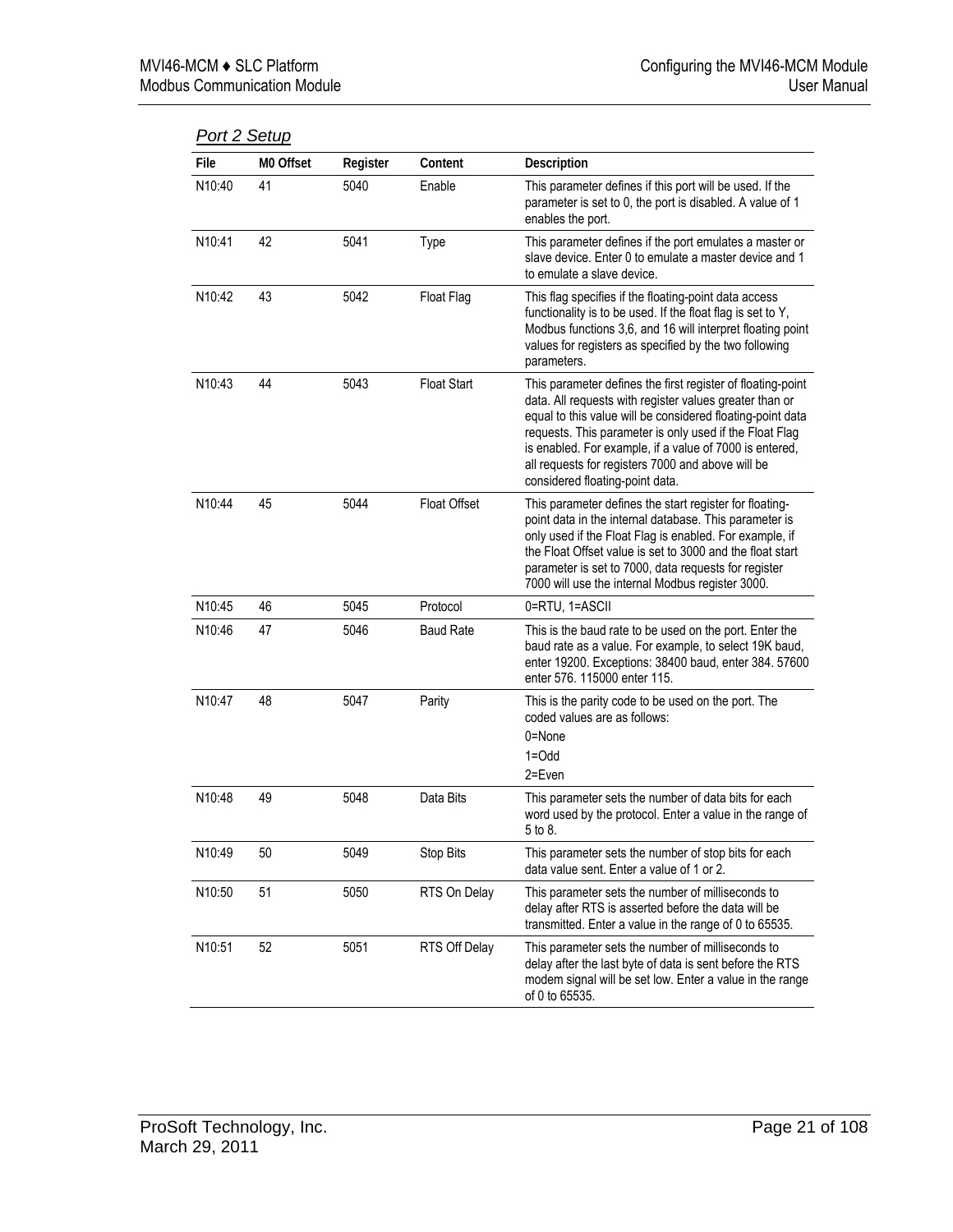### *Port 2 Setup*

| File | M0 Offset | Register | Content | Description |
|---|---|---|---|---|
| N10:40 | 41 | 5040 | Enable | This parameter defines if this port will be used. If the parameter is set to 0, the port is disabled. A value of 1 enables the port. |
| N10:41 | 42 | 5041 | Type | This parameter defines if the port emulates a master or slave device. Enter 0 to emulate a master device and 1 to emulate a slave device. |
| N10:42 | 43 | 5042 | Float Flag | This flag specifies if the floating-point data access functionality is to be used. If the float flag is set to Y, Modbus functions 3,6, and 16 will interpret floating point values for registers as specified by the two following parameters. |
| N10:43 | 44 | 5043 | Float Start | This parameter defines the first register of floating-point data. All requests with register values greater than or equal to this value will be considered floating-point data requests. This parameter is only used if the Float Flag is enabled. For example, if a value of 7000 is entered, all requests for registers 7000 and above will be considered floating-point data. |
| N10:44 | 45 | 5044 | Float Offset | This parameter defines the start register for floating-point data in the internal database. This parameter is only used if the Float Flag is enabled. For example, if the Float Offset value is set to 3000 and the float start parameter is set to 7000, data requests for register 7000 will use the internal Modbus register 3000. |
| N10:45 | 46 | 5045 | Protocol | 0=RTU, 1=ASCII |
| N10:46 | 47 | 5046 | Baud Rate | This is the baud rate to be used on the port. Enter the baud rate as a value. For example, to select 19K baud, enter 19200. Exceptions: 38400 baud, enter 384. 57600 enter 576. 115000 enter 115. |
| N10:47 | 48 | 5047 | Parity | This is the parity code to be used on the port. The coded values are as follows:<br>0=None<br>1=Odd<br>2=Even |
| N10:48 | 49 | 5048 | Data Bits | This parameter sets the number of data bits for each word used by the protocol. Enter a value in the range of 5 to 8. |
| N10:49 | 50 | 5049 | Stop Bits | This parameter sets the number of stop bits for each data value sent. Enter a value of 1 or 2. |
| N10:50 | 51 | 5050 | RTS On Delay | This parameter sets the number of milliseconds to delay after RTS is asserted before the data will be transmitted. Enter a value in the range of 0 to 65535. |
| N10:51 | 52 | 5051 | RTS Off Delay | This parameter sets the number of milliseconds to delay after the last byte of data is sent before the RTS modem signal will be set low. Enter a value in the range of 0 to 65535. |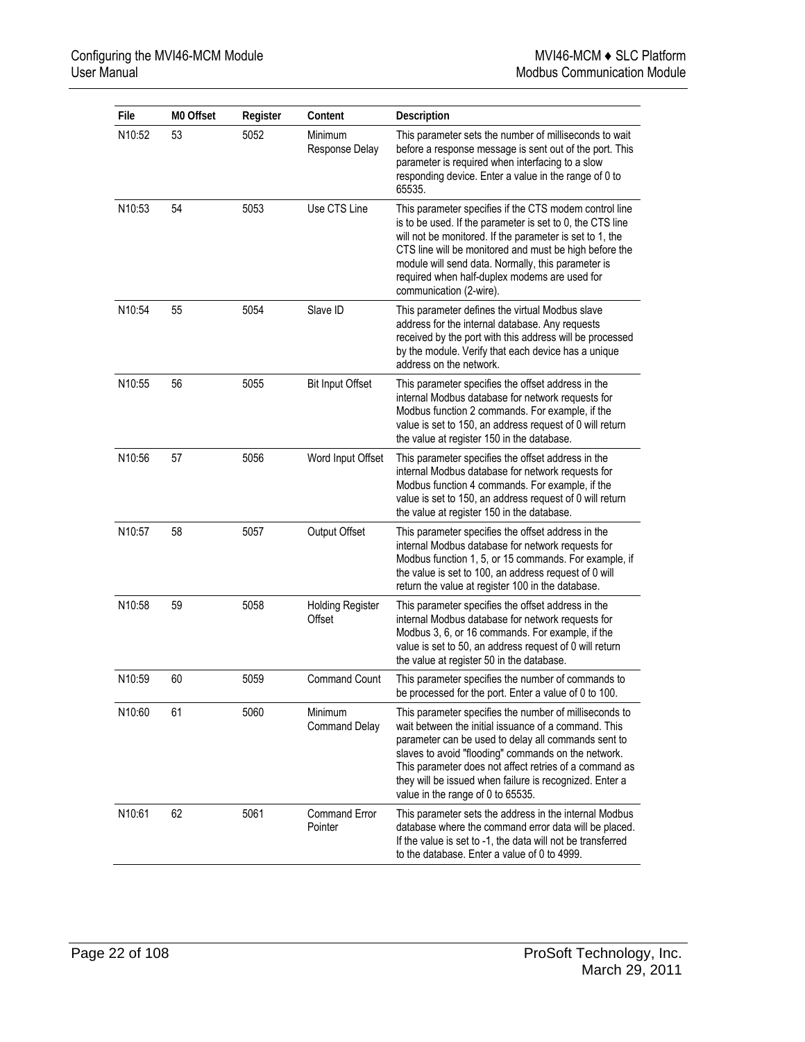| File | M0 Offset | Register | Content | Description |
|---|---|---|---|---|
| N10:52 | 53 | 5052 | Minimum Response Delay | This parameter sets the number of milliseconds to wait before a response message is sent out of the port. This parameter is required when interfacing to a slow responding device. Enter a value in the range of 0 to 65535. |
| N10:53 | 54 | 5053 | Use CTS Line | This parameter specifies if the CTS modem control line is to be used. If the parameter is set to 0, the CTS line will not be monitored. If the parameter is set to 1, the CTS line will be monitored and must be high before the module will send data. Normally, this parameter is required when half-duplex modems are used for communication (2-wire). |
| N10:54 | 55 | 5054 | Slave ID | This parameter defines the virtual Modbus slave address for the internal database. Any requests received by the port with this address will be processed by the module. Verify that each device has a unique address on the network. |
| N10:55 | 56 | 5055 | Bit Input Offset | This parameter specifies the offset address in the internal Modbus database for network requests for Modbus function 2 commands. For example, if the value is set to 150, an address request of 0 will return the value at register 150 in the database. |
| N10:56 | 57 | 5056 | Word Input Offset | This parameter specifies the offset address in the internal Modbus database for network requests for Modbus function 4 commands. For example, if the value is set to 150, an address request of 0 will return the value at register 150 in the database. |
| N10:57 | 58 | 5057 | Output Offset | This parameter specifies the offset address in the internal Modbus database for network requests for Modbus function 1, 5, or 15 commands. For example, if the value is set to 100, an address request of 0 will return the value at register 100 in the database. |
| N10:58 | 59 | 5058 | Holding Register Offset | This parameter specifies the offset address in the internal Modbus database for network requests for Modbus 3, 6, or 16 commands. For example, if the value is set to 50, an address request of 0 will return the value at register 50 in the database. |
| N10:59 | 60 | 5059 | Command Count | This parameter specifies the number of commands to be processed for the port. Enter a value of 0 to 100. |
| N10:60 | 61 | 5060 | Minimum Command Delay | This parameter specifies the number of milliseconds to wait between the initial issuance of a command. This parameter can be used to delay all commands sent to slaves to avoid "flooding" commands on the network. This parameter does not affect retries of a command as they will be issued when failure is recognized. Enter a value in the range of 0 to 65535. |
| N10:61 | 62 | 5061 | Command Error Pointer | This parameter sets the address in the internal Modbus database where the command error data will be placed. If the value is set to -1, the data will not be transferred to the database. Enter a value of 0 to 4999. |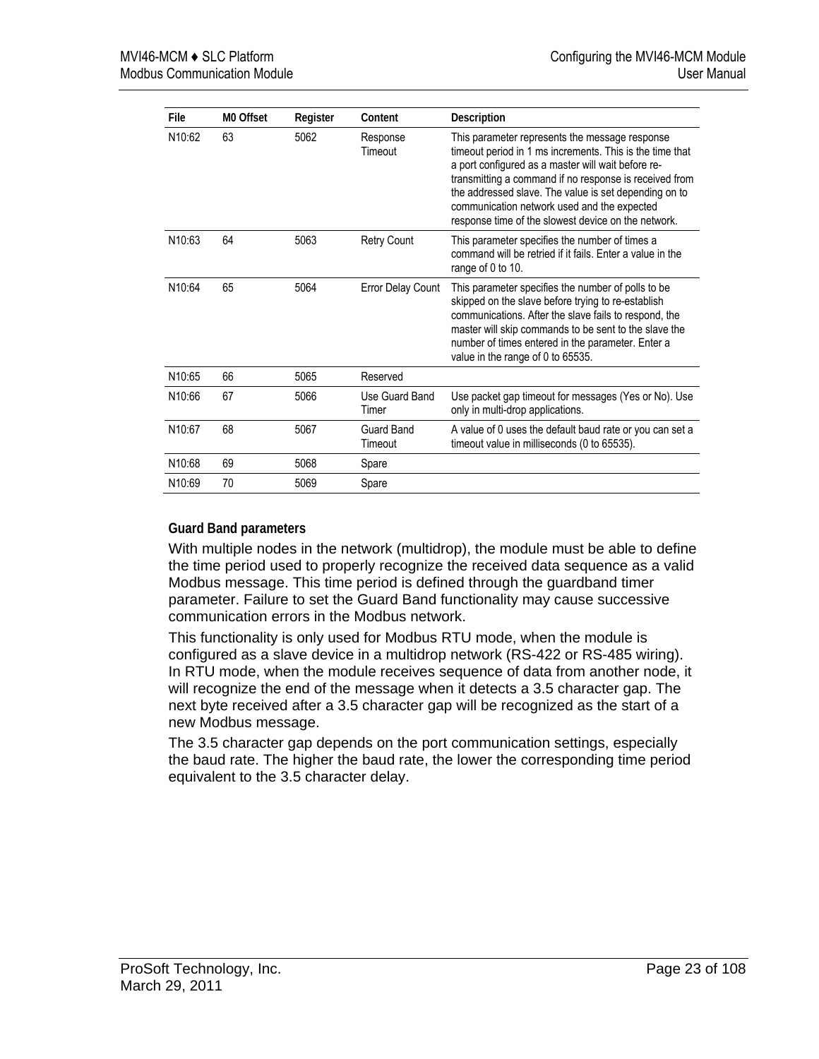| File | M0 Offset | Register | Content | Description |
|---|---|---|---|---|
| N10:62 | 63 | 5062 | Response Timeout | This parameter represents the message response timeout period in 1 ms increments. This is the time that a port configured as a master will wait before re-transmitting a command if no response is received from the addressed slave. The value is set depending on to communication network used and the expected response time of the slowest device on the network. |
| N10:63 | 64 | 5063 | Retry Count | This parameter specifies the number of times a command will be retried if it fails. Enter a value in the range of 0 to 10. |
| N10:64 | 65 | 5064 | Error Delay Count | This parameter specifies the number of polls to be skipped on the slave before trying to re-establish communications. After the slave fails to respond, the master will skip commands to be sent to the slave the number of times entered in the parameter. Enter a value in the range of 0 to 65535. |
| N10:65 | 66 | 5065 | Reserved | |
| N10:66 | 67 | 5066 | Use Guard Band Timer | Use packet gap timeout for messages (Yes or No). Use only in multi-drop applications. |
| N10:67 | 68 | 5067 | Guard Band Timeout | A value of 0 uses the default baud rate or you can set a timeout value in milliseconds (0 to 65535). |
| N10:68 | 69 | 5068 | Spare | |
| N10:69 | 70 | 5069 | Spare | |

**Guard Band parameters**

With multiple nodes in the network (multidrop), the module must be able to define the time period used to properly recognize the received data sequence as a valid Modbus message. This time period is defined through the guardband timer parameter. Failure to set the Guard Band functionality may cause successive communication errors in the Modbus network.

This functionality is only used for Modbus RTU mode, when the module is configured as a slave device in a multidrop network (RS-422 or RS-485 wiring). In RTU mode, when the module receives sequence of data from another node, it will recognize the end of the message when it detects a 3.5 character gap. The next byte received after a 3.5 character gap will be recognized as the start of a new Modbus message.

The 3.5 character gap depends on the port communication settings, especially the baud rate. The higher the baud rate, the lower the corresponding time period equivalent to the 3.5 character delay.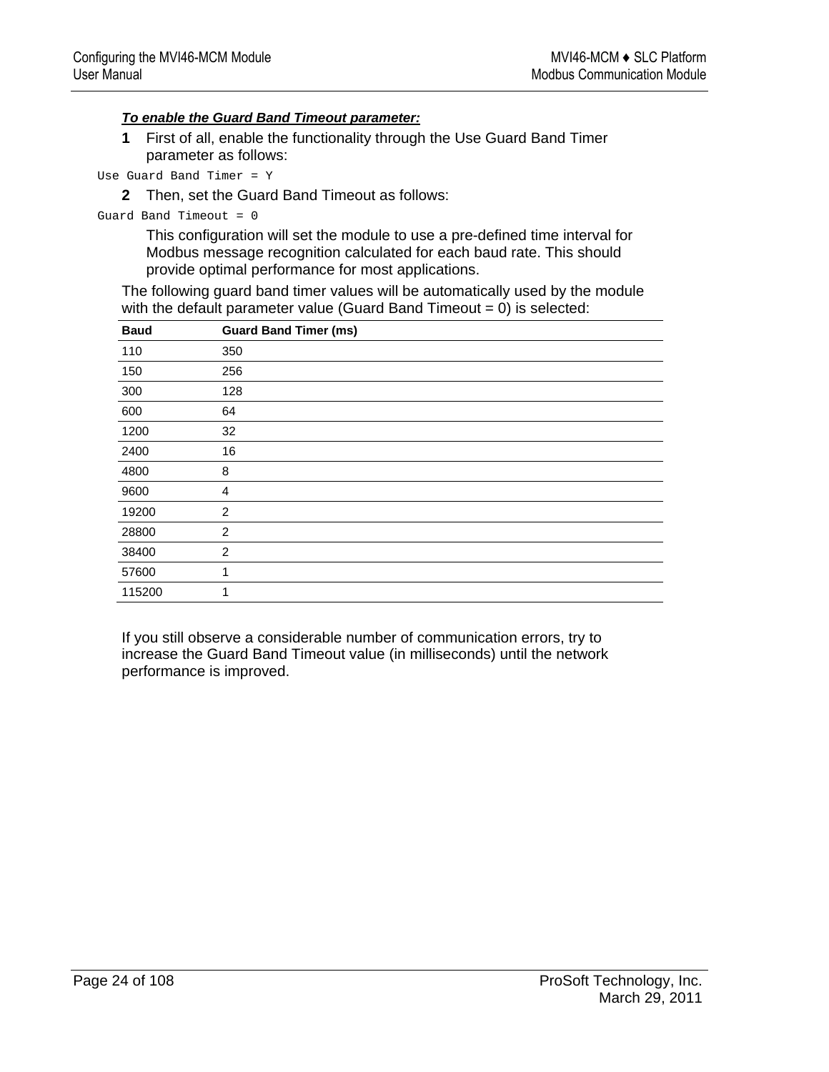***To enable the Guard Band Timeout parameter:***

**1** First of all, enable the functionality through the Use Guard Band Timer parameter as follows:

```
Use Guard Band Timer = Y
```

**2** Then, set the Guard Band Timeout as follows:

```
Guard Band Timeout = 0
```

This configuration will set the module to use a pre-defined time interval for Modbus message recognition calculated for each baud rate. This should provide optimal performance for most applications.

The following guard band timer values will be automatically used by the module with the default parameter value (Guard Band Timeout = 0) is selected:

| Baud | Guard Band Timer (ms) |
|---|---|
| 110 | 350 |
| 150 | 256 |
| 300 | 128 |
| 600 | 64 |
| 1200 | 32 |
| 2400 | 16 |
| 4800 | 8 |
| 9600 | 4 |
| 19200 | 2 |
| 28800 | 2 |
| 38400 | 2 |
| 57600 | 1 |
| 115200 | 1 |

If you still observe a considerable number of communication errors, try to increase the Guard Band Timeout value (in milliseconds) until the network performance is improved.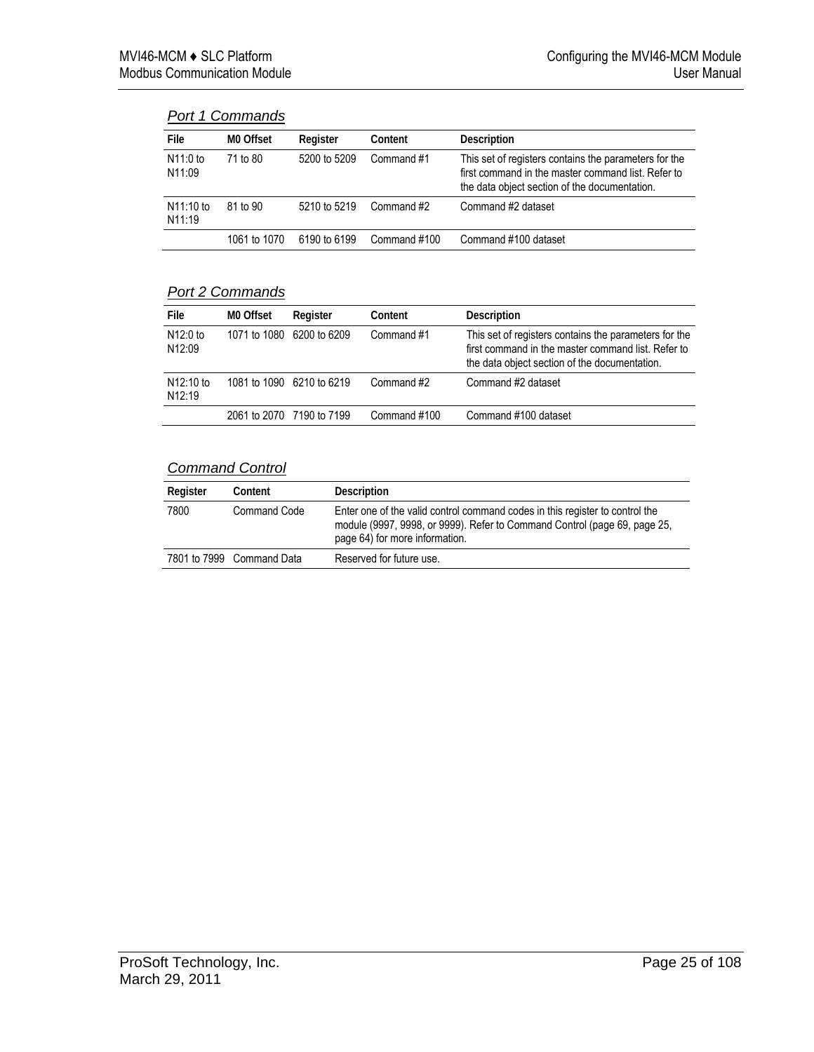### *Port 1 Commands*

| File | M0 Offset | Register | Content | Description |
|---|---|---|---|---|
| N11:0 to N11:09 | 71 to 80 | 5200 to 5209 | Command #1 | This set of registers contains the parameters for the first command in the master command list. Refer to the data object section of the documentation. |
| N11:10 to N11:19 | 81 to 90 | 5210 to 5219 | Command #2 | Command #2 dataset |
| | 1061 to 1070 | 6190 to 6199 | Command #100 | Command #100 dataset |

### *Port 2 Commands*

| File | M0 Offset | Register | Content | Description |
|---|---|---|---|---|
| N12:0 to N12:09 | 1071 to 1080 | 6200 to 6209 | Command #1 | This set of registers contains the parameters for the first command in the master command list. Refer to the data object section of the documentation. |
| N12:10 to N12:19 | 1081 to 1090 | 6210 to 6219 | Command #2 | Command #2 dataset |
| | 2061 to 2070 | 7190 to 7199 | Command #100 | Command #100 dataset |

### *Command Control*

| Register | Content | Description |
|---|---|---|
| 7800 | Command Code | Enter one of the valid control command codes in this register to control the module (9997, 9998, or 9999). Refer to Command Control (page 69, page 25, page 64) for more information. |
| 7801 to 7999 | Command Data | Reserved for future use. |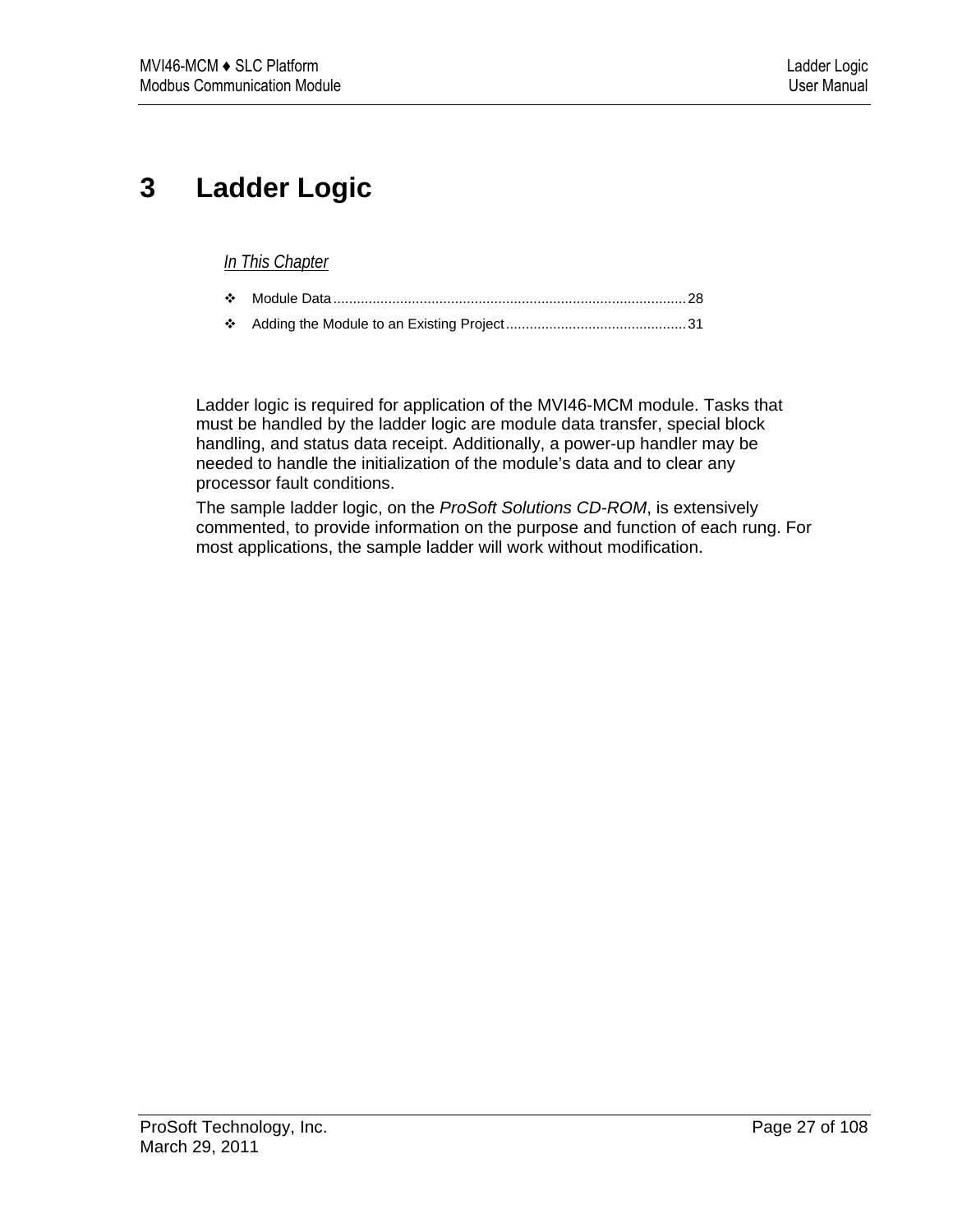# 3 Ladder Logic

*In This Chapter*

- Module Data ........................................................................................ 28
- Adding the Module to an Existing Project ............................................. 31

Ladder logic is required for application of the MVI46-MCM module. Tasks that must be handled by the ladder logic are module data transfer, special block handling, and status data receipt. Additionally, a power-up handler may be needed to handle the initialization of the module's data and to clear any processor fault conditions.

The sample ladder logic, on the *ProSoft Solutions CD-ROM*, is extensively commented, to provide information on the purpose and function of each rung. For most applications, the sample ladder will work without modification.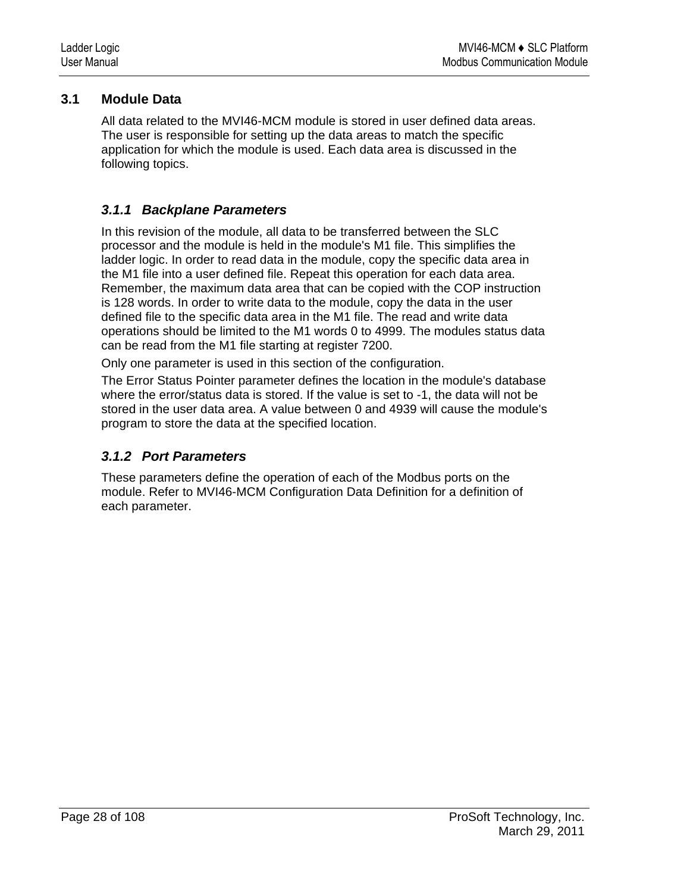## 3.1 Module Data

All data related to the MVI46-MCM module is stored in user defined data areas. The user is responsible for setting up the data areas to match the specific application for which the module is used. Each data area is discussed in the following topics.

### *3.1.1 Backplane Parameters*

In this revision of the module, all data to be transferred between the SLC processor and the module is held in the module's M1 file. This simplifies the ladder logic. In order to read data in the module, copy the specific data area in the M1 file into a user defined file. Repeat this operation for each data area. Remember, the maximum data area that can be copied with the COP instruction is 128 words. In order to write data to the module, copy the data in the user defined file to the specific data area in the M1 file. The read and write data operations should be limited to the M1 words 0 to 4999. The modules status data can be read from the M1 file starting at register 7200.

Only one parameter is used in this section of the configuration.

The Error Status Pointer parameter defines the location in the module's database where the error/status data is stored. If the value is set to -1, the data will not be stored in the user data area. A value between 0 and 4939 will cause the module's program to store the data at the specified location.

### *3.1.2 Port Parameters*

These parameters define the operation of each of the Modbus ports on the module. Refer to MVI46-MCM Configuration Data Definition for a definition of each parameter.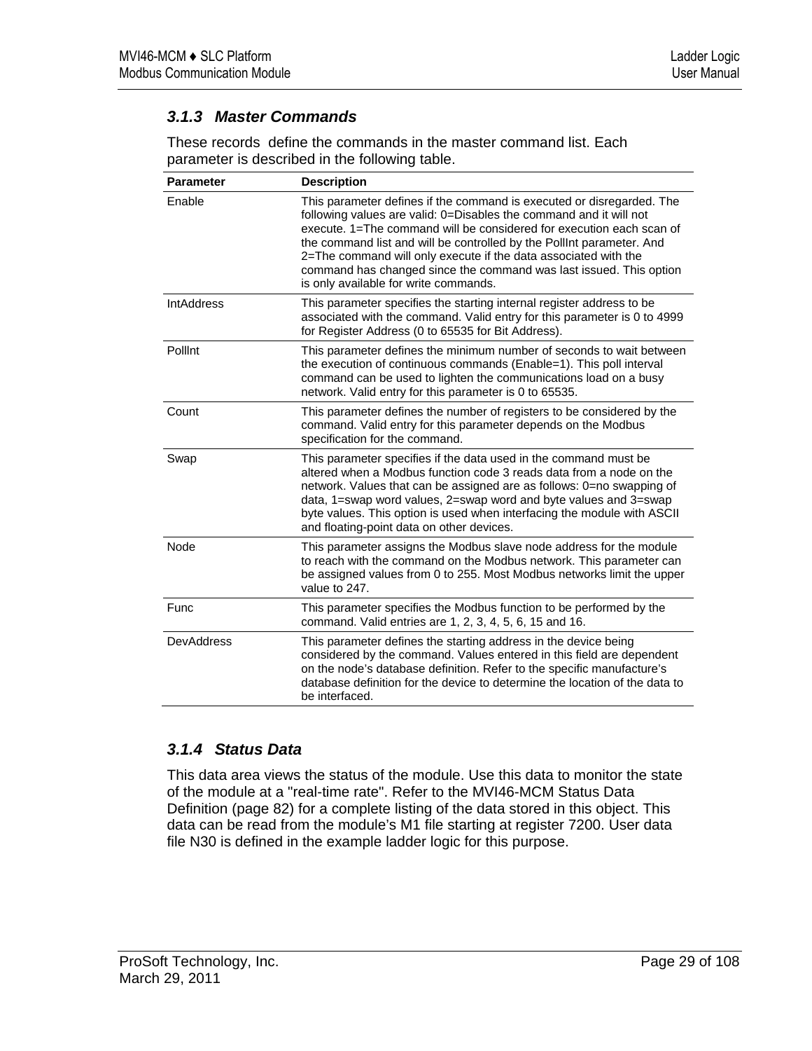### 3.1.3 Master Commands

These records  define the commands in the master command list. Each parameter is described in the following table.

| Parameter | Description |
|---|---|
| Enable | This parameter defines if the command is executed or disregarded. The following values are valid: 0=Disables the command and it will not execute. 1=The command will be considered for execution each scan of the command list and will be controlled by the PollInt parameter. And 2=The command will only execute if the data associated with the command has changed since the command was last issued. This option is only available for write commands. |
| IntAddress | This parameter specifies the starting internal register address to be associated with the command. Valid entry for this parameter is 0 to 4999 for Register Address (0 to 65535 for Bit Address). |
| PollInt | This parameter defines the minimum number of seconds to wait between the execution of continuous commands (Enable=1). This poll interval command can be used to lighten the communications load on a busy network. Valid entry for this parameter is 0 to 65535. |
| Count | This parameter defines the number of registers to be considered by the command. Valid entry for this parameter depends on the Modbus specification for the command. |
| Swap | This parameter specifies if the data used in the command must be altered when a Modbus function code 3 reads data from a node on the network. Values that can be assigned are as follows: 0=no swapping of data, 1=swap word values, 2=swap word and byte values and 3=swap byte values. This option is used when interfacing the module with ASCII and floating-point data on other devices. |
| Node | This parameter assigns the Modbus slave node address for the module to reach with the command on the Modbus network. This parameter can be assigned values from 0 to 255. Most Modbus networks limit the upper value to 247. |
| Func | This parameter specifies the Modbus function to be performed by the command. Valid entries are 1, 2, 3, 4, 5, 6, 15 and 16. |
| DevAddress | This parameter defines the starting address in the device being considered by the command. Values entered in this field are dependent on the node's database definition. Refer to the specific manufacture's database definition for the device to determine the location of the data to be interfaced. |

### 3.1.4 Status Data

This data area views the status of the module. Use this data to monitor the state of the module at a "real-time rate". Refer to the MVI46-MCM Status Data Definition (page 82) for a complete listing of the data stored in this object. This data can be read from the module's M1 file starting at register 7200. User data file N30 is defined in the example ladder logic for this purpose.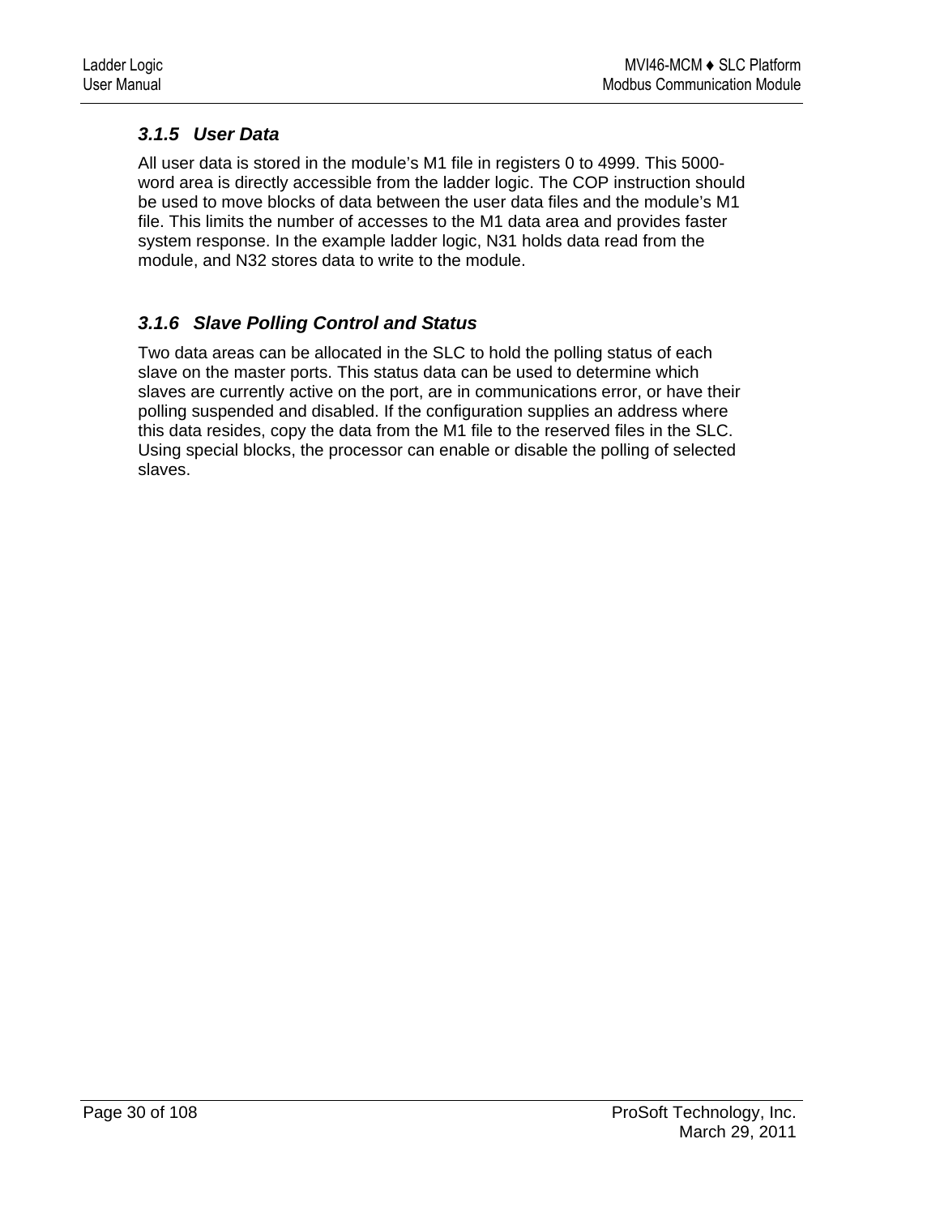### 3.1.5 User Data

All user data is stored in the module's M1 file in registers 0 to 4999. This 5000-word area is directly accessible from the ladder logic. The COP instruction should be used to move blocks of data between the user data files and the module's M1 file. This limits the number of accesses to the M1 data area and provides faster system response. In the example ladder logic, N31 holds data read from the module, and N32 stores data to write to the module.

### 3.1.6 Slave Polling Control and Status

Two data areas can be allocated in the SLC to hold the polling status of each slave on the master ports. This status data can be used to determine which slaves are currently active on the port, are in communications error, or have their polling suspended and disabled. If the configuration supplies an address where this data resides, copy the data from the M1 file to the reserved files in the SLC. Using special blocks, the processor can enable or disable the polling of selected slaves.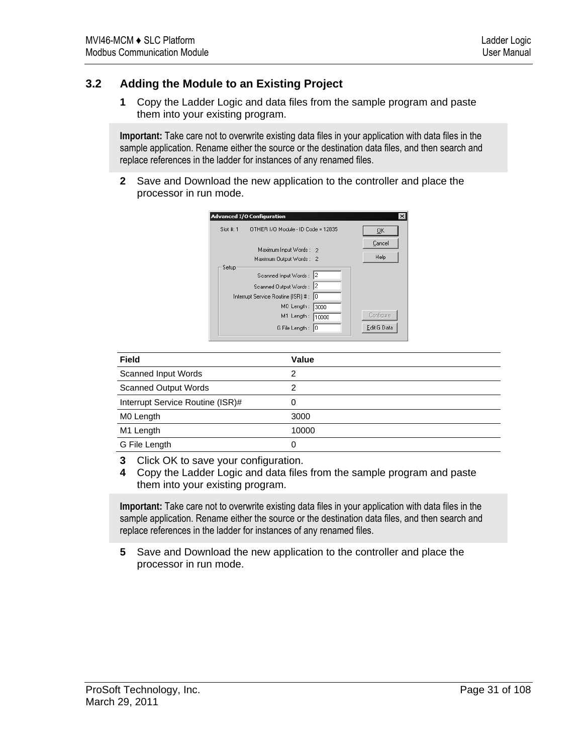## 3.2 Adding the Module to an Existing Project

**1** Copy the Ladder Logic and data files from the sample program and paste them into your existing program.

**Important:** Take care not to overwrite existing data files in your application with data files in the sample application. Rename either the source or the destination data files, and then search and replace references in the ladder for instances of any renamed files.

**2** Save and Download the new application to the controller and place the processor in run mode.

| Field | Value |
|---|---|
| Scanned Input Words | 2 |
| Scanned Output Words | 2 |
| Interrupt Service Routine (ISR)# | 0 |
| M0 Length | 3000 |
| M1 Length | 10000 |
| G File Length | 0 |

**3** Click OK to save your configuration.

**4** Copy the Ladder Logic and data files from the sample program and paste them into your existing program.

**Important:** Take care not to overwrite existing data files in your application with data files in the sample application. Rename either the source or the destination data files, and then search and replace references in the ladder for instances of any renamed files.

**5** Save and Download the new application to the controller and place the processor in run mode.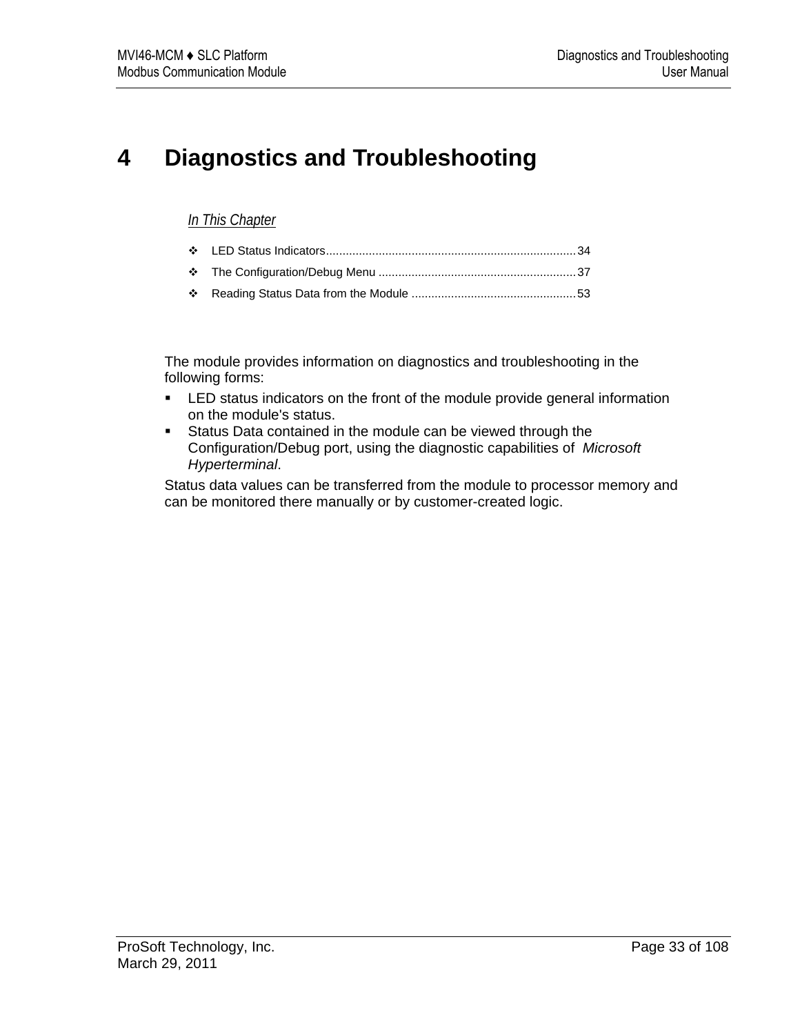# 4 Diagnostics and Troubleshooting

*In This Chapter*

- LED Status Indicators ........................................................................... 34
- The Configuration/Debug Menu ............................................................ 37
- Reading Status Data from the Module .................................................. 53

The module provides information on diagnostics and troubleshooting in the following forms:

- LED status indicators on the front of the module provide general information on the module's status.
- Status Data contained in the module can be viewed through the Configuration/Debug port, using the diagnostic capabilities of *Microsoft Hyperterminal*.

Status data values can be transferred from the module to processor memory and can be monitored there manually or by customer-created logic.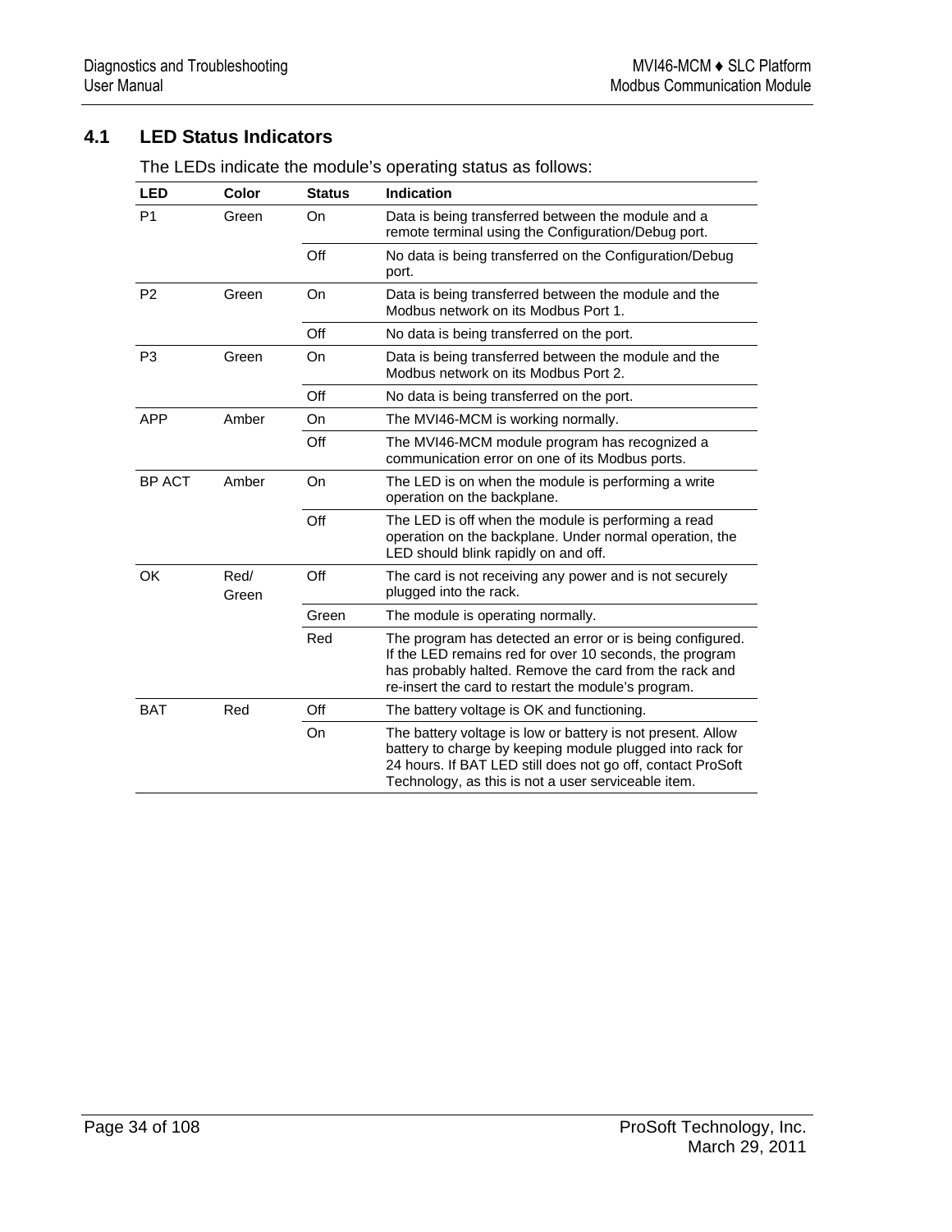## 4.1 LED Status Indicators

The LEDs indicate the module's operating status as follows:

| LED | Color | Status | Indication |
|---|---|---|---|
| P1 | Green | On | Data is being transferred between the module and a remote terminal using the Configuration/Debug port. |
| | | Off | No data is being transferred on the Configuration/Debug port. |
| P2 | Green | On | Data is being transferred between the module and the Modbus network on its Modbus Port 1. |
| | | Off | No data is being transferred on the port. |
| P3 | Green | On | Data is being transferred between the module and the Modbus network on its Modbus Port 2. |
| | | Off | No data is being transferred on the port. |
| APP | Amber | On | The MVI46-MCM is working normally. |
| | | Off | The MVI46-MCM module program has recognized a communication error on one of its Modbus ports. |
| BP ACT | Amber | On | The LED is on when the module is performing a write operation on the backplane. |
| | | Off | The LED is off when the module is performing a read operation on the backplane. Under normal operation, the LED should blink rapidly on and off. |
| OK | Red/ Green | Off | The card is not receiving any power and is not securely plugged into the rack. |
| | | Green | The module is operating normally. |
| | | Red | The program has detected an error or is being configured. If the LED remains red for over 10 seconds, the program has probably halted. Remove the card from the rack and re-insert the card to restart the module's program. |
| BAT | Red | Off | The battery voltage is OK and functioning. |
| | | On | The battery voltage is low or battery is not present. Allow battery to charge by keeping module plugged into rack for 24 hours. If BAT LED still does not go off, contact ProSoft Technology, as this is not a user serviceable item. |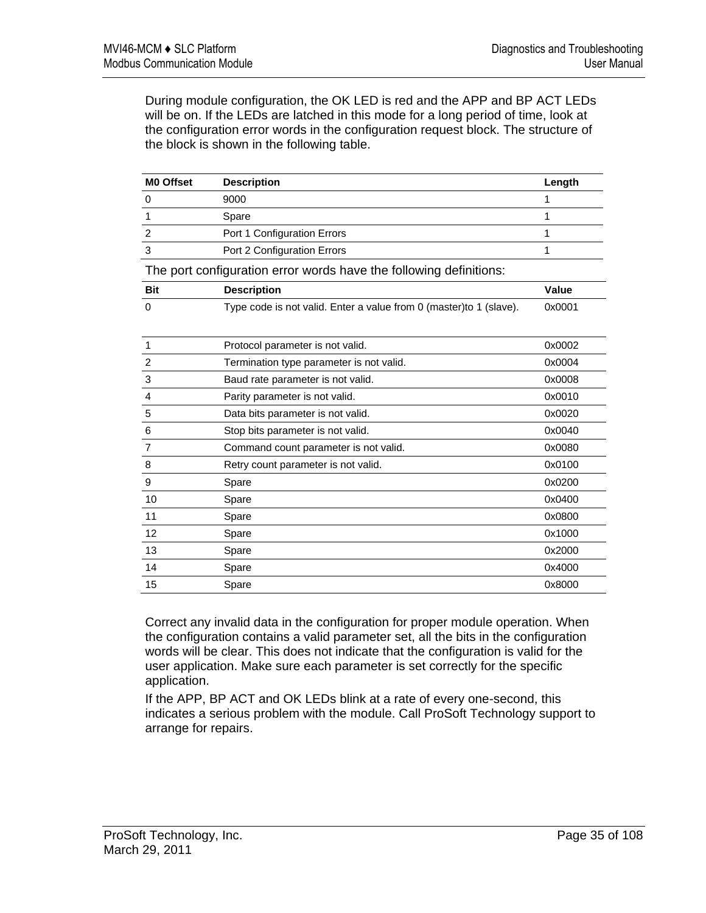During module configuration, the OK LED is red and the APP and BP ACT LEDs will be on. If the LEDs are latched in this mode for a long period of time, look at the configuration error words in the configuration request block. The structure of the block is shown in the following table.

| M0 Offset | Description | Length |
|---|---|---|
| 0 | 9000 | 1 |
| 1 | Spare | 1 |
| 2 | Port 1 Configuration Errors | 1 |
| 3 | Port 2 Configuration Errors | 1 |

The port configuration error words have the following definitions:

| Bit | Description | Value |
|---|---|---|
| 0 | Type code is not valid. Enter a value from 0 (master)to 1 (slave). | 0x0001 |
| 1 | Protocol parameter is not valid. | 0x0002 |
| 2 | Termination type parameter is not valid. | 0x0004 |
| 3 | Baud rate parameter is not valid. | 0x0008 |
| 4 | Parity parameter is not valid. | 0x0010 |
| 5 | Data bits parameter is not valid. | 0x0020 |
| 6 | Stop bits parameter is not valid. | 0x0040 |
| 7 | Command count parameter is not valid. | 0x0080 |
| 8 | Retry count parameter is not valid. | 0x0100 |
| 9 | Spare | 0x0200 |
| 10 | Spare | 0x0400 |
| 11 | Spare | 0x0800 |
| 12 | Spare | 0x1000 |
| 13 | Spare | 0x2000 |
| 14 | Spare | 0x4000 |
| 15 | Spare | 0x8000 |

Correct any invalid data in the configuration for proper module operation. When the configuration contains a valid parameter set, all the bits in the configuration words will be clear. This does not indicate that the configuration is valid for the user application. Make sure each parameter is set correctly for the specific application.

If the APP, BP ACT and OK LEDs blink at a rate of every one-second, this indicates a serious problem with the module. Call ProSoft Technology support to arrange for repairs.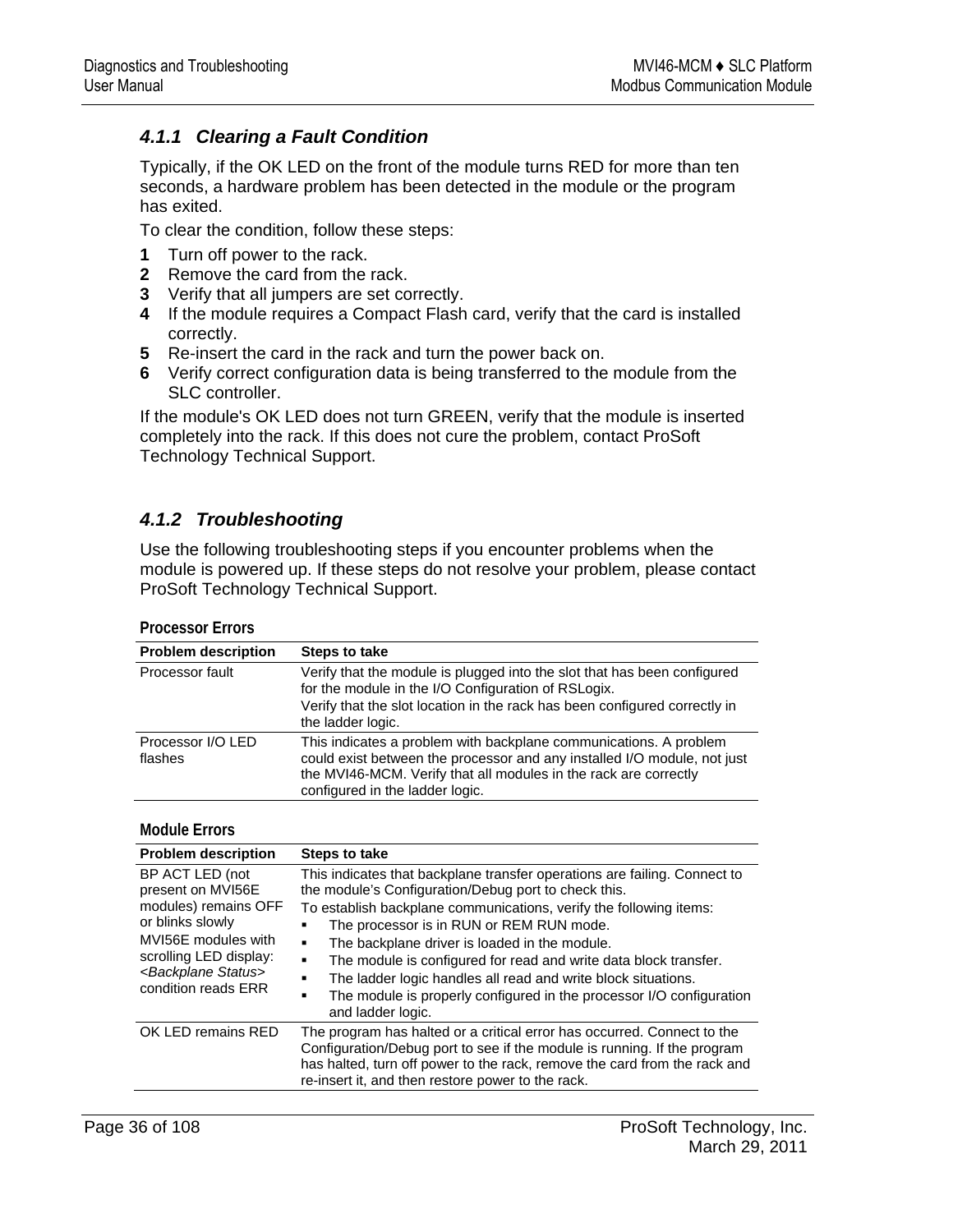### 4.1.1 Clearing a Fault Condition

Typically, if the OK LED on the front of the module turns RED for more than ten seconds, a hardware problem has been detected in the module or the program has exited.

To clear the condition, follow these steps:

1. Turn off power to the rack.
2. Remove the card from the rack.
3. Verify that all jumpers are set correctly.
4. If the module requires a Compact Flash card, verify that the card is installed correctly.
5. Re-insert the card in the rack and turn the power back on.
6. Verify correct configuration data is being transferred to the module from the SLC controller.

If the module's OK LED does not turn GREEN, verify that the module is inserted completely into the rack. If this does not cure the problem, contact ProSoft Technology Technical Support.

### 4.1.2 Troubleshooting

Use the following troubleshooting steps if you encounter problems when the module is powered up. If these steps do not resolve your problem, please contact ProSoft Technology Technical Support.

**Processor Errors**

| Problem description | Steps to take |
|---|---|
| Processor fault | Verify that the module is plugged into the slot that has been configured for the module in the I/O Configuration of RSLogix.<br>Verify that the slot location in the rack has been configured correctly in the ladder logic. |
| Processor I/O LED flashes | This indicates a problem with backplane communications. A problem could exist between the processor and any installed I/O module, not just the MVI46-MCM. Verify that all modules in the rack are correctly configured in the ladder logic. |

**Module Errors**

| Problem description | Steps to take |
|---|---|
| BP ACT LED (not present on MVI56E modules) remains OFF or blinks slowly<br>MVI56E modules with scrolling LED display: *<Backplane Status>* condition reads ERR | This indicates that backplane transfer operations are failing. Connect to the module's Configuration/Debug port to check this.<br>To establish backplane communications, verify the following items:<br>▪ The processor is in RUN or REM RUN mode.<br>▪ The backplane driver is loaded in the module.<br>▪ The module is configured for read and write data block transfer.<br>▪ The ladder logic handles all read and write block situations.<br>▪ The module is properly configured in the processor I/O configuration and ladder logic. |
| OK LED remains RED | The program has halted or a critical error has occurred. Connect to the Configuration/Debug port to see if the module is running. If the program has halted, turn off power to the rack, remove the card from the rack and re-insert it, and then restore power to the rack. |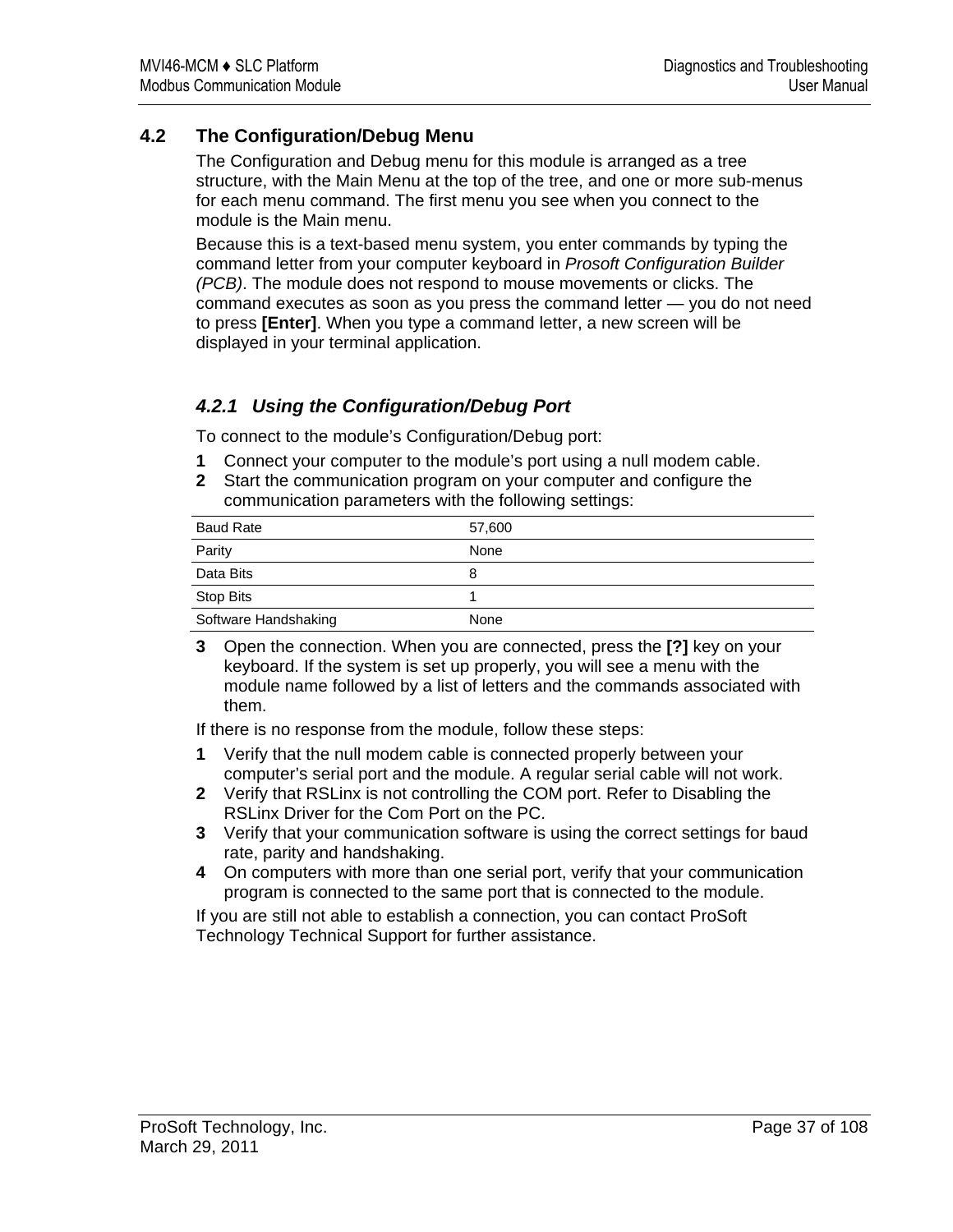## 4.2 The Configuration/Debug Menu

The Configuration and Debug menu for this module is arranged as a tree structure, with the Main Menu at the top of the tree, and one or more sub-menus for each menu command. The first menu you see when you connect to the module is the Main menu.

Because this is a text-based menu system, you enter commands by typing the command letter from your computer keyboard in *Prosoft Configuration Builder (PCB)*. The module does not respond to mouse movements or clicks. The command executes as soon as you press the command letter — you do not need to press **[Enter]**. When you type a command letter, a new screen will be displayed in your terminal application.

### *4.2.1 Using the Configuration/Debug Port*

To connect to the module's Configuration/Debug port:

**1** Connect your computer to the module's port using a null modem cable.

**2** Start the communication program on your computer and configure the communication parameters with the following settings:

| | |
|---|---|
| Baud Rate | 57,600 |
| Parity | None |
| Data Bits | 8 |
| Stop Bits | 1 |
| Software Handshaking | None |

**3** Open the connection. When you are connected, press the **[?]** key on your keyboard. If the system is set up properly, you will see a menu with the module name followed by a list of letters and the commands associated with them.

If there is no response from the module, follow these steps:

**1** Verify that the null modem cable is connected properly between your computer's serial port and the module. A regular serial cable will not work.

**2** Verify that RSLinx is not controlling the COM port. Refer to Disabling the RSLinx Driver for the Com Port on the PC.

**3** Verify that your communication software is using the correct settings for baud rate, parity and handshaking.

**4** On computers with more than one serial port, verify that your communication program is connected to the same port that is connected to the module.

If you are still not able to establish a connection, you can contact ProSoft Technology Technical Support for further assistance.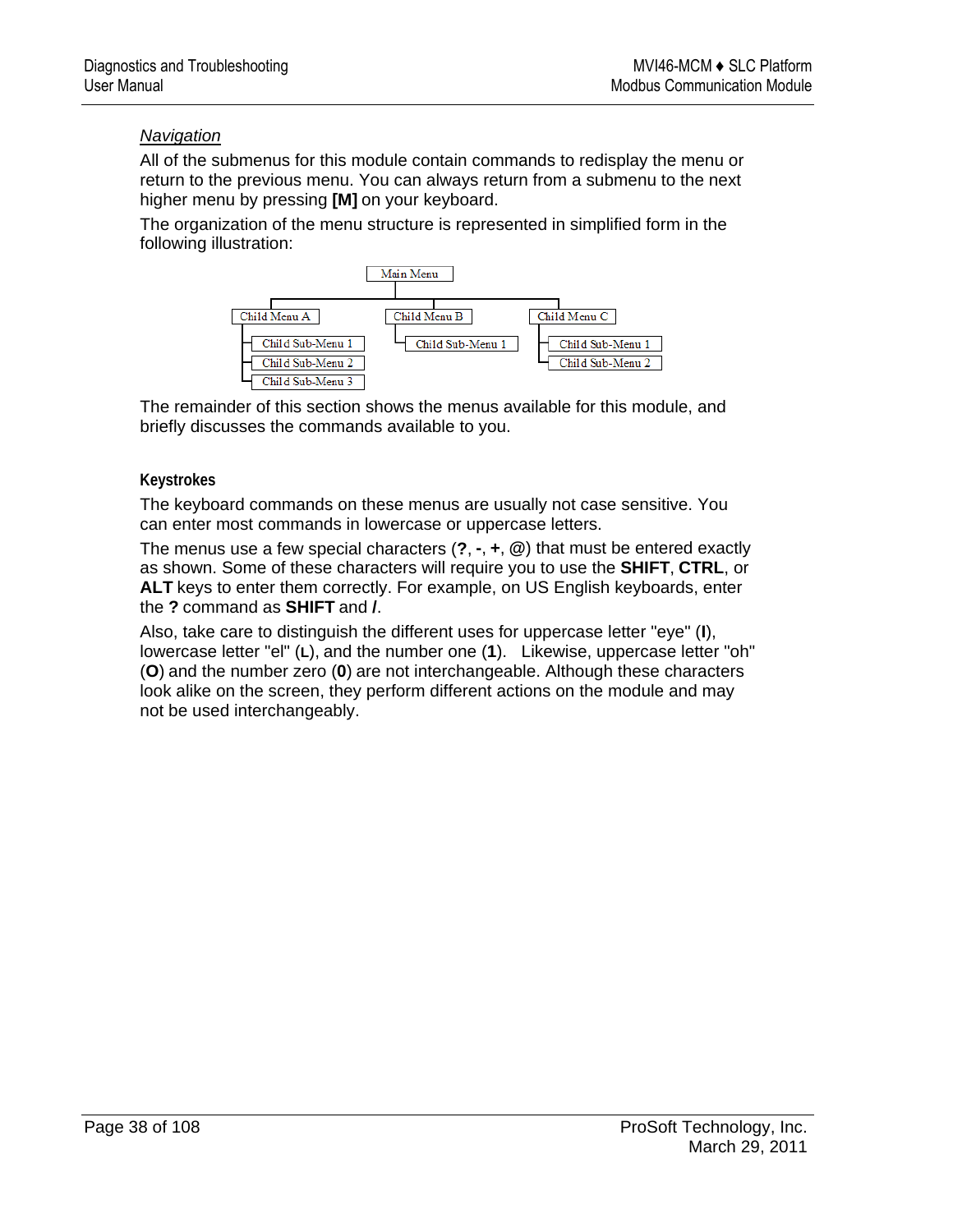*Navigation*

All of the submenus for this module contain commands to redisplay the menu or return to the previous menu. You can always return from a submenu to the next higher menu by pressing **[M]** on your keyboard.

The organization of the menu structure is represented in simplified form in the following illustration:

```
Main Menu
├── Child Menu A
│   ├── Child Sub-Menu 1
│   ├── Child Sub-Menu 2
│   └── Child Sub-Menu 3
├── Child Menu B
│   └── Child Sub-Menu 1
└── Child Menu C
    ├── Child Sub-Menu 1
    └── Child Sub-Menu 2
```

The remainder of this section shows the menus available for this module, and briefly discusses the commands available to you.

### Keystrokes

The keyboard commands on these menus are usually not case sensitive. You can enter most commands in lowercase or uppercase letters.

The menus use a few special characters (**?**, **-**, **+**, **@**) that must be entered exactly as shown. Some of these characters will require you to use the **SHIFT**, **CTRL**, or **ALT** keys to enter them correctly. For example, on US English keyboards, enter the **?** command as **SHIFT** and **/**.

Also, take care to distinguish the different uses for uppercase letter "eye" (**I**), lowercase letter "el" (**L**), and the number one (**1**). Likewise, uppercase letter "oh" (**O**) and the number zero (**0**) are not interchangeable. Although these characters look alike on the screen, they perform different actions on the module and may not be used interchangeably.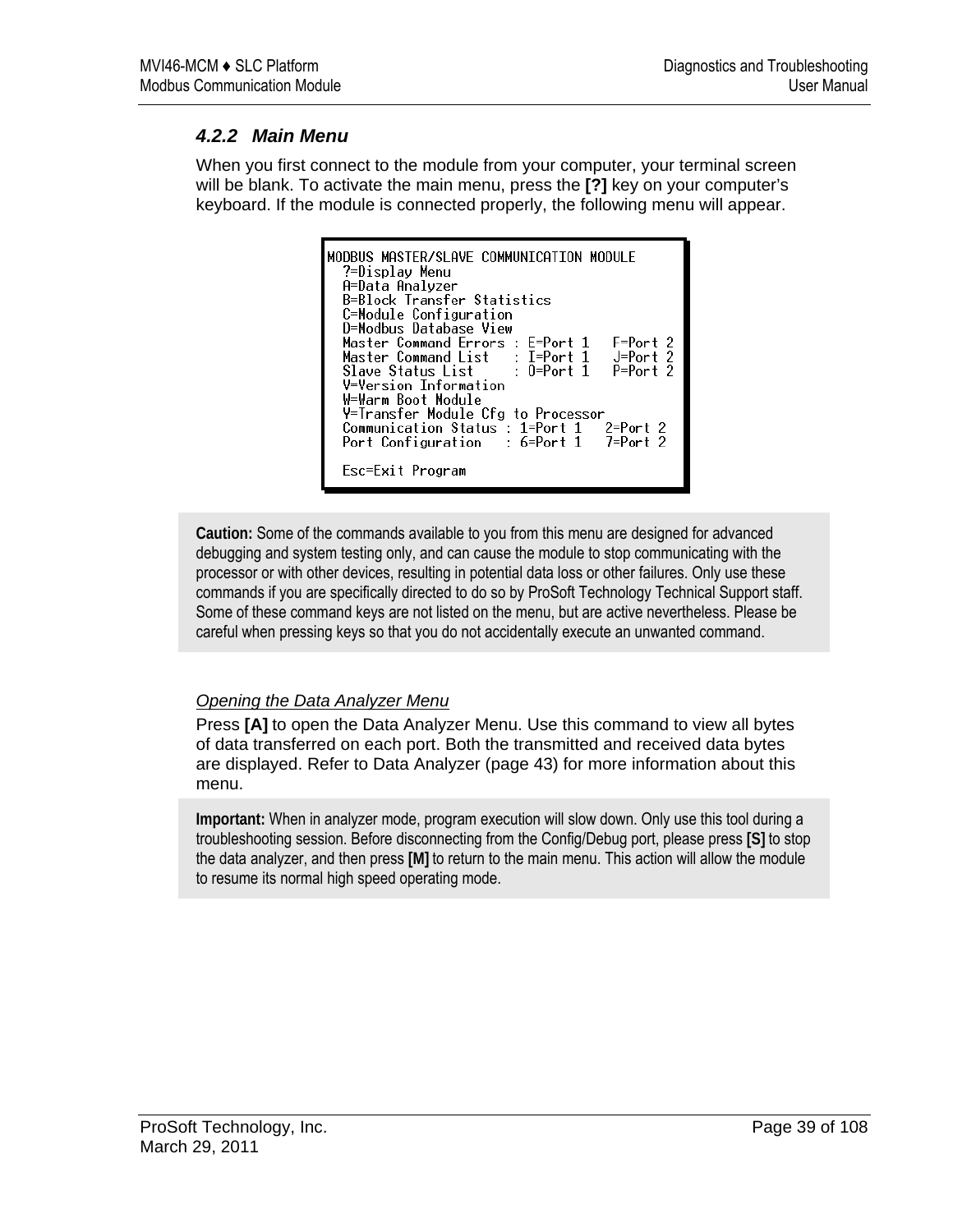### 4.2.2 Main Menu

When you first connect to the module from your computer, your terminal screen will be blank. To activate the main menu, press the **[?]** key on your computer's keyboard. If the module is connected properly, the following menu will appear.

```
MODBUS MASTER/SLAVE COMMUNICATION MODULE
  ?=Display Menu
  A=Data Analyzer
  B=Block Transfer Statistics
  C=Module Configuration
  D=Modbus Database View
  Master Command Errors : E=Port 1   F=Port 2
  Master Command List   : I=Port 1   J=Port 2
  Slave Status List     : O=Port 1   P=Port 2
  V=Version Information
  W=Warm Boot Module
  Y=Transfer Module Cfg to Processor
  Communication Status : 1=Port 1   2=Port 2
  Port Configuration   : 6=Port 1   7=Port 2

  Esc=Exit Program
```

**Caution:** Some of the commands available to you from this menu are designed for advanced debugging and system testing only, and can cause the module to stop communicating with the processor or with other devices, resulting in potential data loss or other failures. Only use these commands if you are specifically directed to do so by ProSoft Technology Technical Support staff. Some of these command keys are not listed on the menu, but are active nevertheless. Please be careful when pressing keys so that you do not accidentally execute an unwanted command.

*Opening the Data Analyzer Menu*

Press **[A]** to open the Data Analyzer Menu. Use this command to view all bytes of data transferred on each port. Both the transmitted and received data bytes are displayed. Refer to Data Analyzer (page 43) for more information about this menu.

**Important:** When in analyzer mode, program execution will slow down. Only use this tool during a troubleshooting session. Before disconnecting from the Config/Debug port, please press **[S]** to stop the data analyzer, and then press **[M]** to return to the main menu. This action will allow the module to resume its normal high speed operating mode.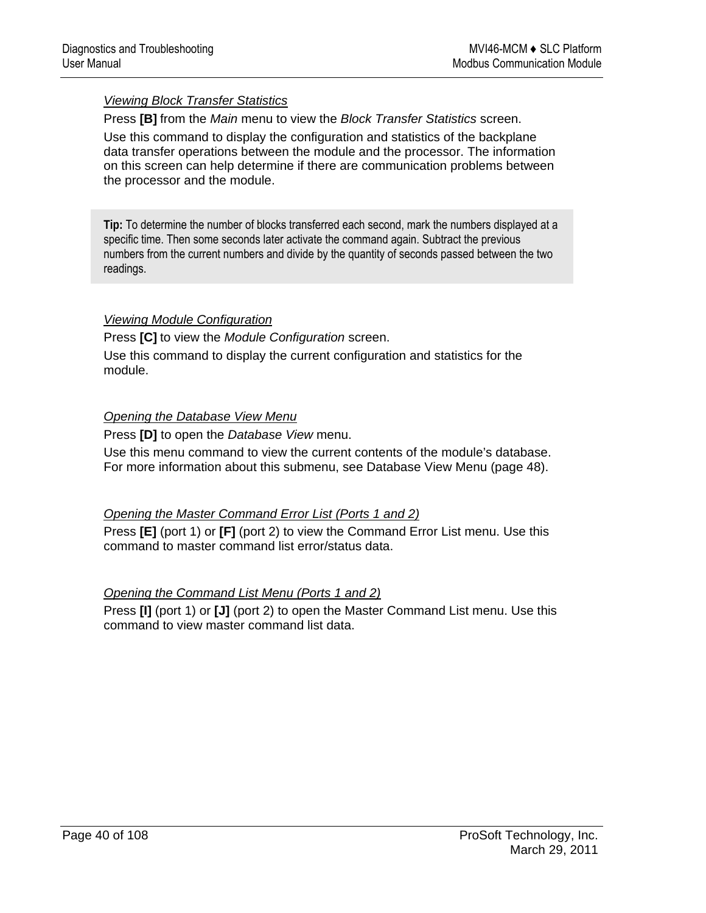### *Viewing Block Transfer Statistics*

Press **[B]** from the *Main* menu to view the *Block Transfer Statistics* screen.

Use this command to display the configuration and statistics of the backplane data transfer operations between the module and the processor. The information on this screen can help determine if there are communication problems between the processor and the module.

> **Tip:** To determine the number of blocks transferred each second, mark the numbers displayed at a specific time. Then some seconds later activate the command again. Subtract the previous numbers from the current numbers and divide by the quantity of seconds passed between the two readings.

### *Viewing Module Configuration*

Press **[C]** to view the *Module Configuration* screen.

Use this command to display the current configuration and statistics for the module.

### *Opening the Database View Menu*

Press **[D]** to open the *Database View* menu.

Use this menu command to view the current contents of the module's database. For more information about this submenu, see Database View Menu (page 48).

### *Opening the Master Command Error List (Ports 1 and 2)*

Press **[E]** (port 1) or **[F]** (port 2) to view the Command Error List menu. Use this command to master command list error/status data.

### *Opening the Command List Menu (Ports 1 and 2)*

Press **[I]** (port 1) or **[J]** (port 2) to open the Master Command List menu. Use this command to view master command list data.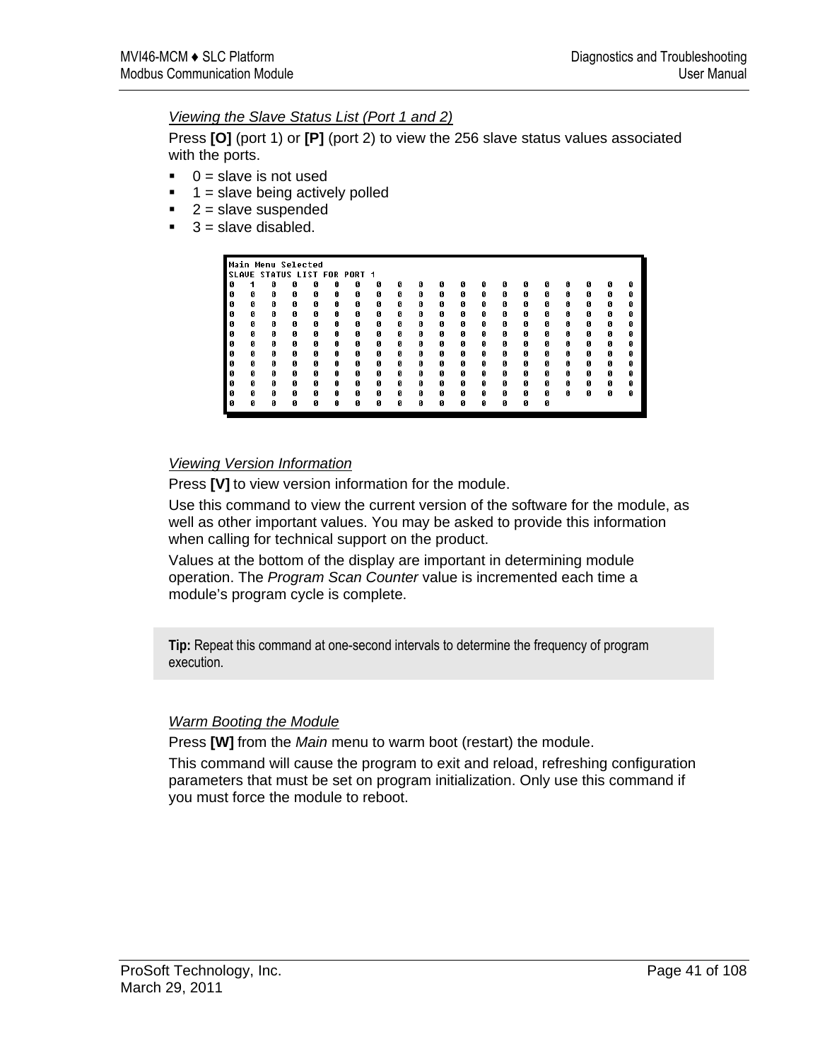### Viewing the Slave Status List (Port 1 and 2)

Press **[O]** (port 1) or **[P]** (port 2) to view the 256 slave status values associated with the ports.

- 0 = slave is not used
- 1 = slave being actively polled
- 2 = slave suspended
- 3 = slave disabled.

```
Main Menu Selected
SLAVE STATUS LIST FOR PORT 1
0   1   0   0   0   0   0   0   0   0   0   0   0   0   0   0   0   0   0   0
0   0   0   0   0   0   0   0   0   0   0   0   0   0   0   0   0   0   0   0
0   0   0   0   0   0   0   0   0   0   0   0   0   0   0   0   0   0   0   0
0   0   0   0   0   0   0   0   0   0   0   0   0   0   0   0   0   0   0   0
0   0   0   0   0   0   0   0   0   0   0   0   0   0   0   0   0   0   0   0
0   0   0   0   0   0   0   0   0   0   0   0   0   0   0   0   0   0   0   0
0   0   0   0   0   0   0   0   0   0   0   0   0   0   0   0   0   0   0   0
0   0   0   0   0   0   0   0   0   0   0   0   0   0   0   0   0   0   0   0
0   0   0   0   0   0   0   0   0   0   0   0   0   0   0   0   0   0   0   0
0   0   0   0   0   0   0   0   0   0   0   0   0   0   0   0   0   0   0   0
0   0   0   0   0   0   0   0   0   0   0   0   0   0   0   0   0   0   0   0
0   0   0   0   0   0   0   0   0   0   0   0   0   0   0   0   0   0   0   0
0   0   0   0   0   0   0   0   0   0   0   0   0   0   0   0
```

### Viewing Version Information

Press **[V]** to view version information for the module.

Use this command to view the current version of the software for the module, as well as other important values. You may be asked to provide this information when calling for technical support on the product.

Values at the bottom of the display are important in determining module operation. The *Program Scan Counter* value is incremented each time a module's program cycle is complete.

> **Tip:** Repeat this command at one-second intervals to determine the frequency of program execution.

### Warm Booting the Module

Press **[W]** from the *Main* menu to warm boot (restart) the module.

This command will cause the program to exit and reload, refreshing configuration parameters that must be set on program initialization. Only use this command if you must force the module to reboot.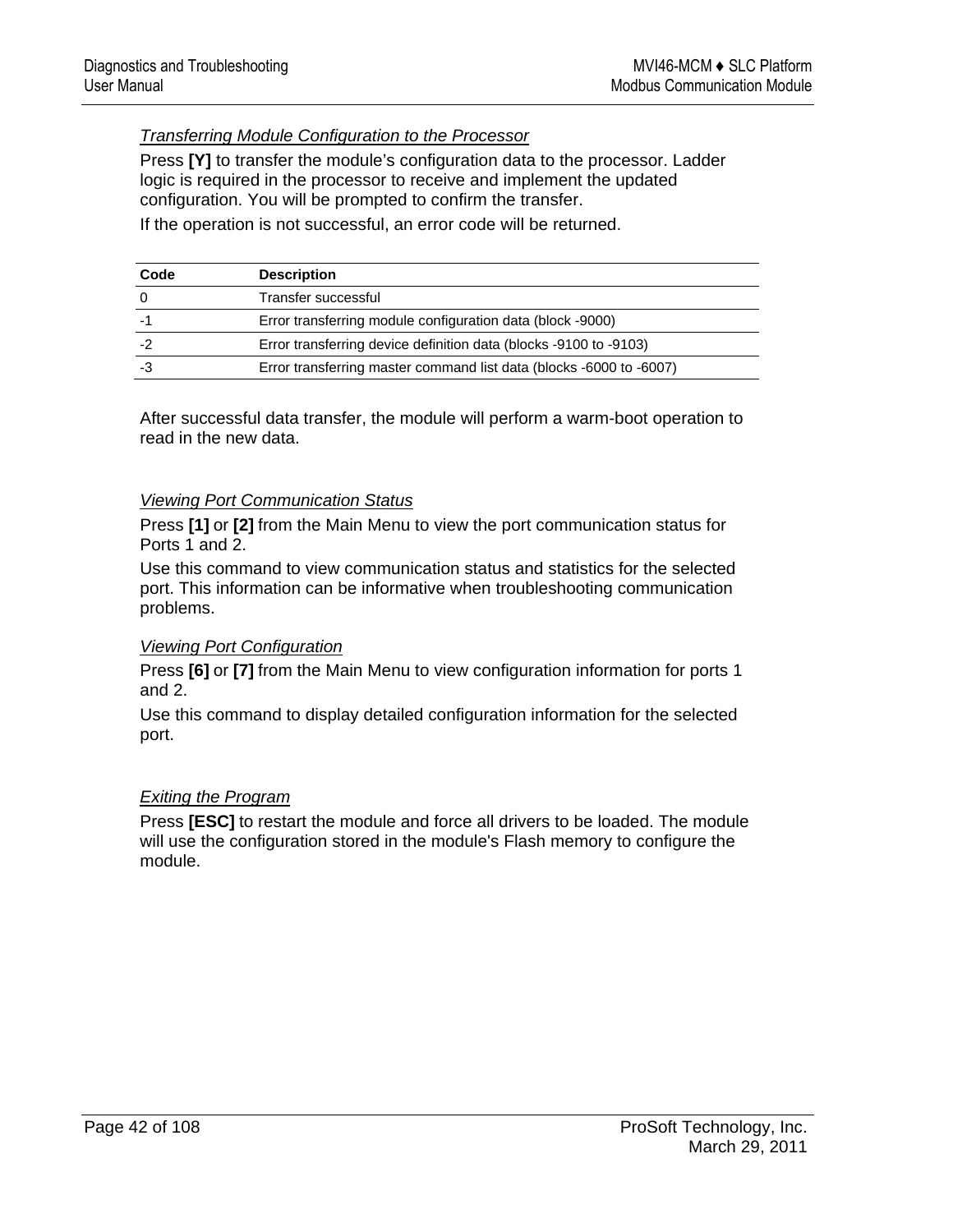### *Transferring Module Configuration to the Processor*

Press **[Y]** to transfer the module's configuration data to the processor. Ladder logic is required in the processor to receive and implement the updated configuration. You will be prompted to confirm the transfer.

If the operation is not successful, an error code will be returned.

| Code | Description |
| --- | --- |
| 0 | Transfer successful |
| -1 | Error transferring module configuration data (block -9000) |
| -2 | Error transferring device definition data (blocks -9100 to -9103) |
| -3 | Error transferring master command list data (blocks -6000 to -6007) |

After successful data transfer, the module will perform a warm-boot operation to read in the new data.

### *Viewing Port Communication Status*

Press **[1]** or **[2]** from the Main Menu to view the port communication status for Ports 1 and 2.

Use this command to view communication status and statistics for the selected port. This information can be informative when troubleshooting communication problems.

### *Viewing Port Configuration*

Press **[6]** or **[7]** from the Main Menu to view configuration information for ports 1 and 2.

Use this command to display detailed configuration information for the selected port.

### *Exiting the Program*

Press **[ESC]** to restart the module and force all drivers to be loaded. The module will use the configuration stored in the module's Flash memory to configure the module.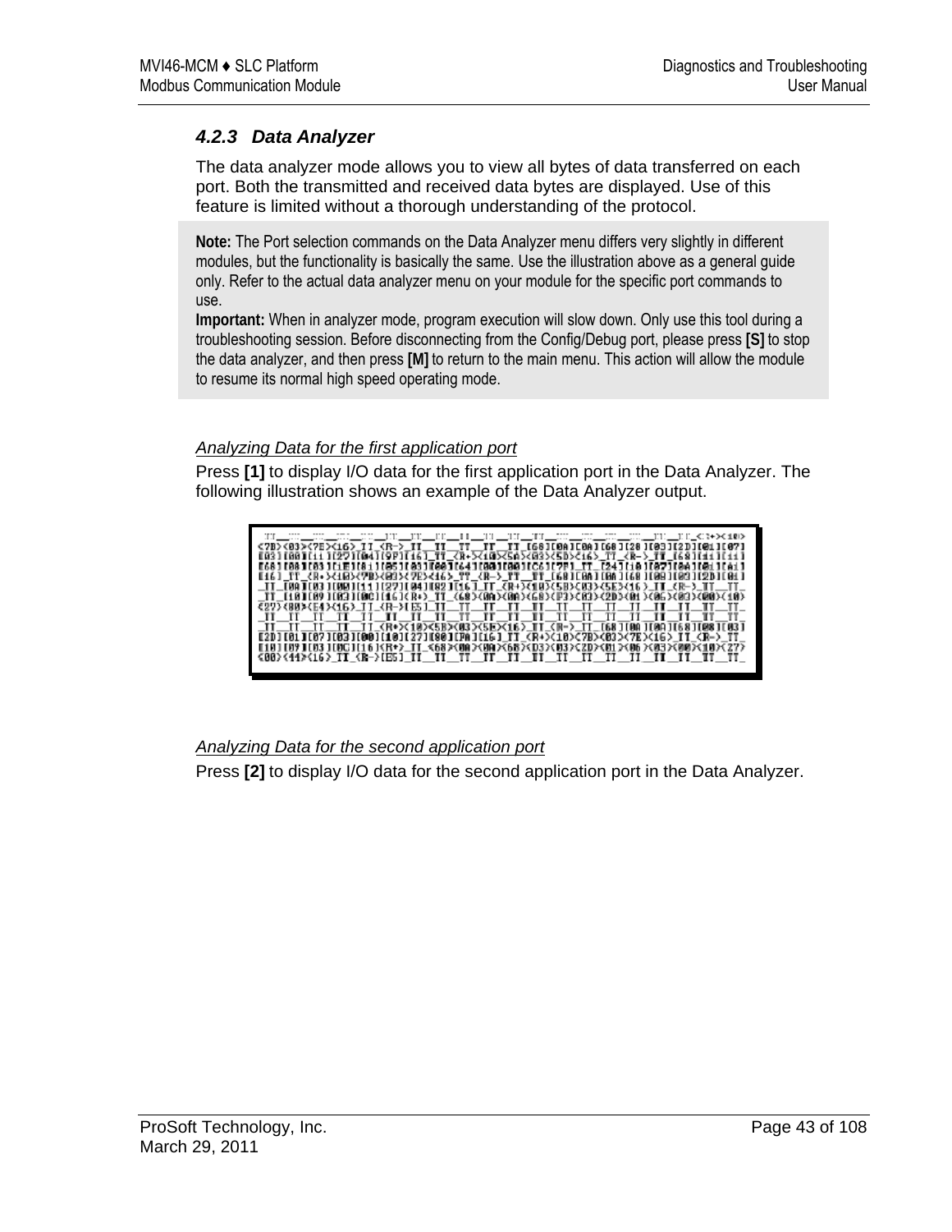### 4.2.3 Data Analyzer

The data analyzer mode allows you to view all bytes of data transferred on each port. Both the transmitted and received data bytes are displayed. Use of this feature is limited without a thorough understanding of the protocol.

> **Note:** The Port selection commands on the Data Analyzer menu differs very slightly in different modules, but the functionality is basically the same. Use the illustration above as a general guide only. Refer to the actual data analyzer menu on your module for the specific port commands to use.
>
> **Important:** When in analyzer mode, program execution will slow down. Only use this tool during a troubleshooting session. Before disconnecting from the Config/Debug port, please press **[S]** to stop the data analyzer, and then press **[M]** to return to the main menu. This action will allow the module to resume its normal high speed operating mode.

*Analyzing Data for the first application port*

Press **[1]** to display I/O data for the first application port in the Data Analyzer. The following illustration shows an example of the Data Analyzer output.

*Analyzing Data for the second application port*

Press **[2]** to display I/O data for the second application port in the Data Analyzer.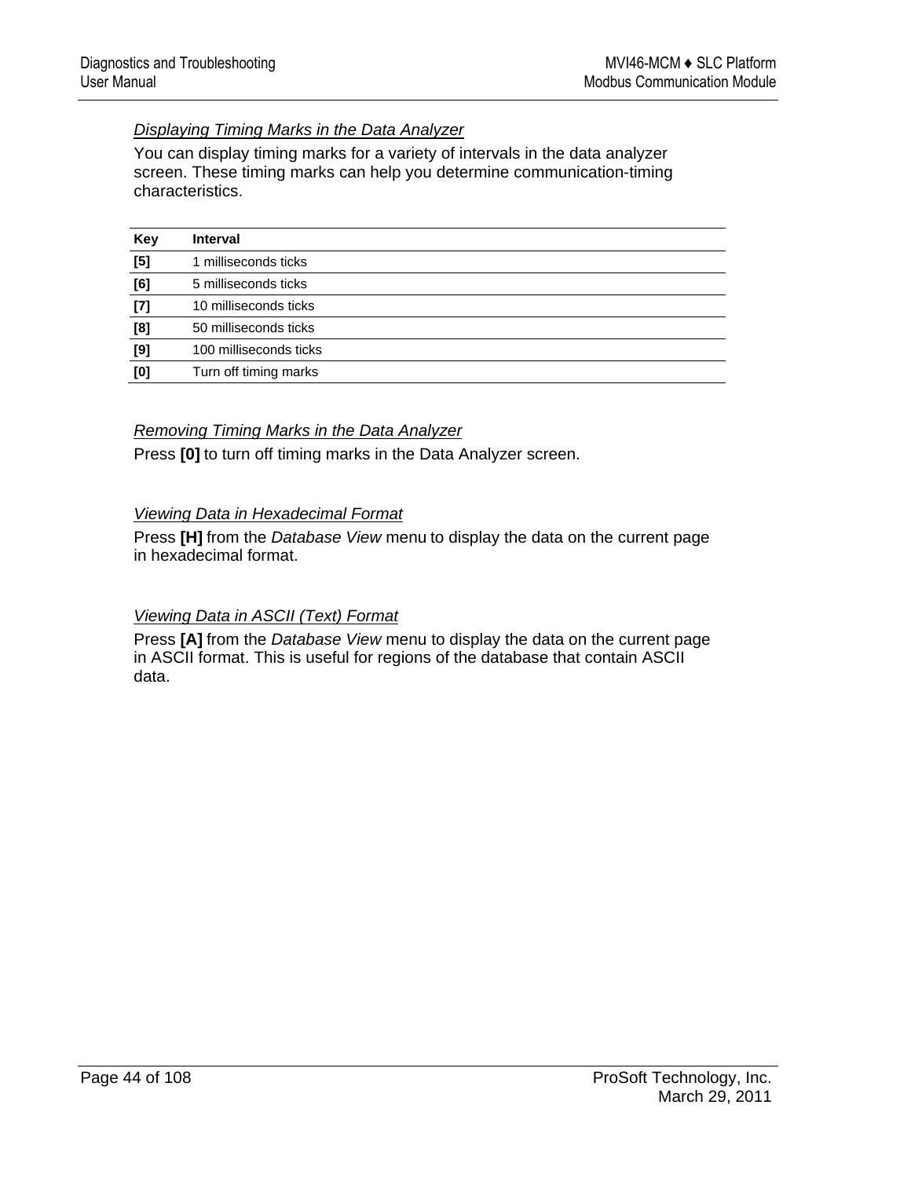### *Displaying Timing Marks in the Data Analyzer*

You can display timing marks for a variety of intervals in the data analyzer screen. These timing marks can help you determine communication-timing characteristics.

| Key | Interval |
|---|---|
| **[5]** | 1 milliseconds ticks |
| **[6]** | 5 milliseconds ticks |
| **[7]** | 10 milliseconds ticks |
| **[8]** | 50 milliseconds ticks |
| **[9]** | 100 milliseconds ticks |
| **[0]** | Turn off timing marks |

### *Removing Timing Marks in the Data Analyzer*

Press **[0]** to turn off timing marks in the Data Analyzer screen.

### *Viewing Data in Hexadecimal Format*

Press **[H]** from the *Database View* menu to display the data on the current page in hexadecimal format.

### *Viewing Data in ASCII (Text) Format*

Press **[A]** from the *Database View* menu to display the data on the current page in ASCII format. This is useful for regions of the database that contain ASCII data.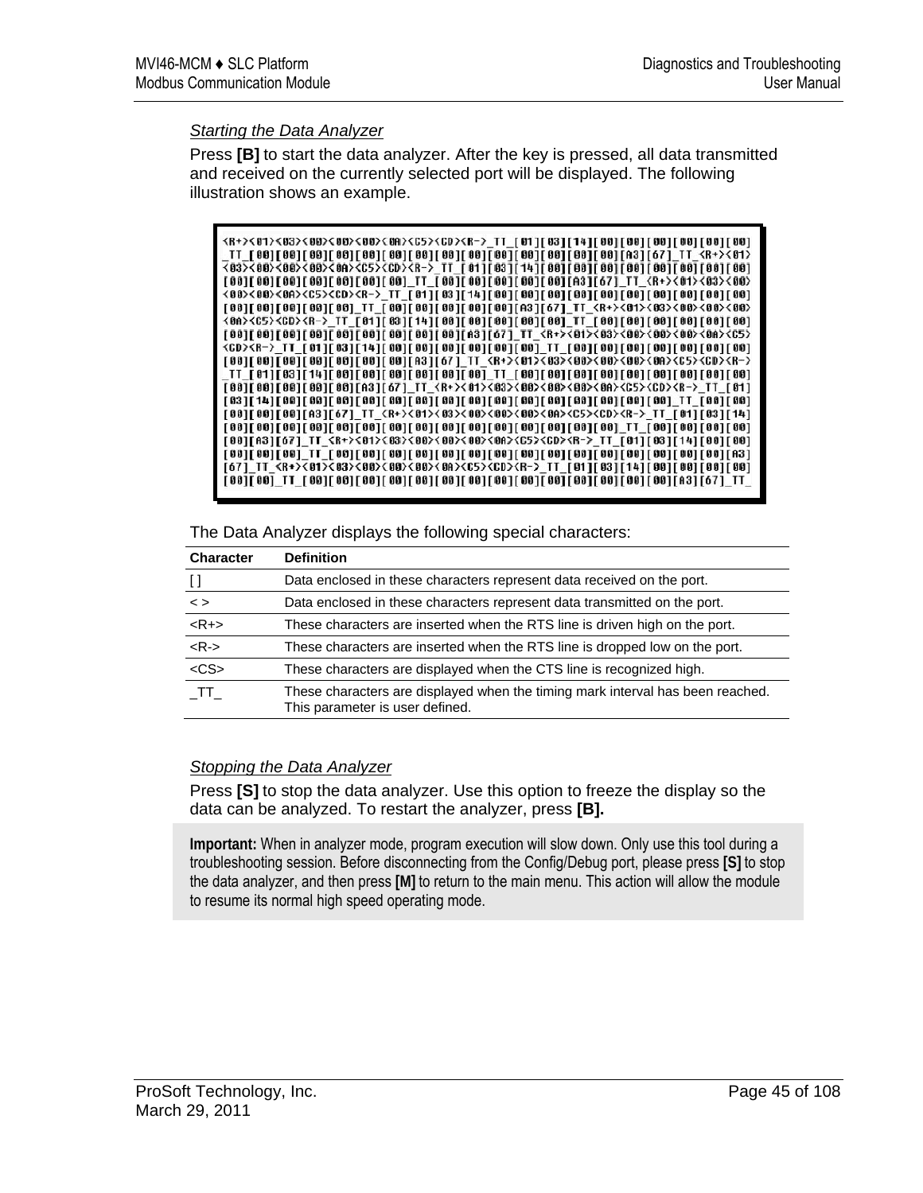### *Starting the Data Analyzer*

Press **[B]** to start the data analyzer. After the key is pressed, all data transmitted and received on the currently selected port will be displayed. The following illustration shows an example.

```
<R+><01><03><00><00><00><0A><C5><CD><R->_TT_[01][03][14][00][00][00][00][00][00]
_TT_[00][00][00][00][00][00][00][00][00][00][00][00][00][00][A3][67]_TT_<R+><01>
<03><00><00><00><0A><C5><CD><R->_TT_[01][03][14][00][00][00][00][00][00][00][00]
[00][00][00][00][00][00][00]_TT_[00][00][00][00][00][A3][67]_TT_<R+><01><03><00>
<00><00><0A><C5><CD><R->_TT_[01][03][14][00][00][00][00][00][00][00][00][00][00]
[00][00][00][00][00]_TT_[00][00][00][00][00][A3][67]_TT_<R+><01><03><00><00><00>
<0A><C5><CD><R->_TT_[01][03][14][00][00][00][00]_TT_[00][00][00][00][00][00][00]
[00][00][00][00][00][00][00][00][00][A3][67]_TT_<R+><01><03><00><00><00><0A><C5>
<CD><R->_TT_[01][03][14][00][00][00][00][00][00]_TT_[00][00][00][00][00][00][00]
[00][00][00][00][00][00][00][A3][67]_TT_<R+><01><03><00><00><00><0A><C5><CD><R->
_TT_[01][03][14][00][00][00][00][00][00]_TT_[00][00][00][00][00][00][00][00][00]
[00][00][00][00][00][A3][67]_TT_<R+><01><03><00><00><00><0A><C5><CD><R->_TT_[01]
[03][14][00][00][00][00][00][00][00][00][00][00][00][00][00][00][00][00]_TT_[00][00]
[00][00][00][A3][67]_TT_<R+><01><03><00><00><00><0A><C5><CD><R->_TT_[01][03][14]
[00][00][00][00][00][00][00][00][00][00][00][00][00][00][00][00]_TT_[00][00][00][00]
[00][A3][67]_TT_<R+><01><03><00><00><00><0A><C5><CD><R->_TT_[01][03][14][00][00]
[00][00][00]_TT_[00][00][00][00][00][00][00][00][00][00][00][00][00][00][00][A3]
[67]_TT_<R+><01><03><00><00><00><0A><C5><CD><R->_TT_[01][03][14][00][00][00][00]
[00][00]_TT_[00][00][00][00][00][00][00][00][00][00][00][00][00][00][A3][67]_TT_
```

The Data Analyzer displays the following special characters:

| Character | Definition |
|---|---|
| [ ] | Data enclosed in these characters represent data received on the port. |
| < > | Data enclosed in these characters represent data transmitted on the port. |
| <R+> | These characters are inserted when the RTS line is driven high on the port. |
| <R-> | These characters are inserted when the RTS line is dropped low on the port. |
| <CS> | These characters are displayed when the CTS line is recognized high. |
| _TT_ | These characters are displayed when the timing mark interval has been reached. This parameter is user defined. |

### *Stopping the Data Analyzer*

Press **[S]** to stop the data analyzer. Use this option to freeze the display so the data can be analyzed. To restart the analyzer, press **[B].**

**Important:** When in analyzer mode, program execution will slow down. Only use this tool during a troubleshooting session. Before disconnecting from the Config/Debug port, please press **[S]** to stop the data analyzer, and then press **[M]** to return to the main menu. This action will allow the module to resume its normal high speed operating mode.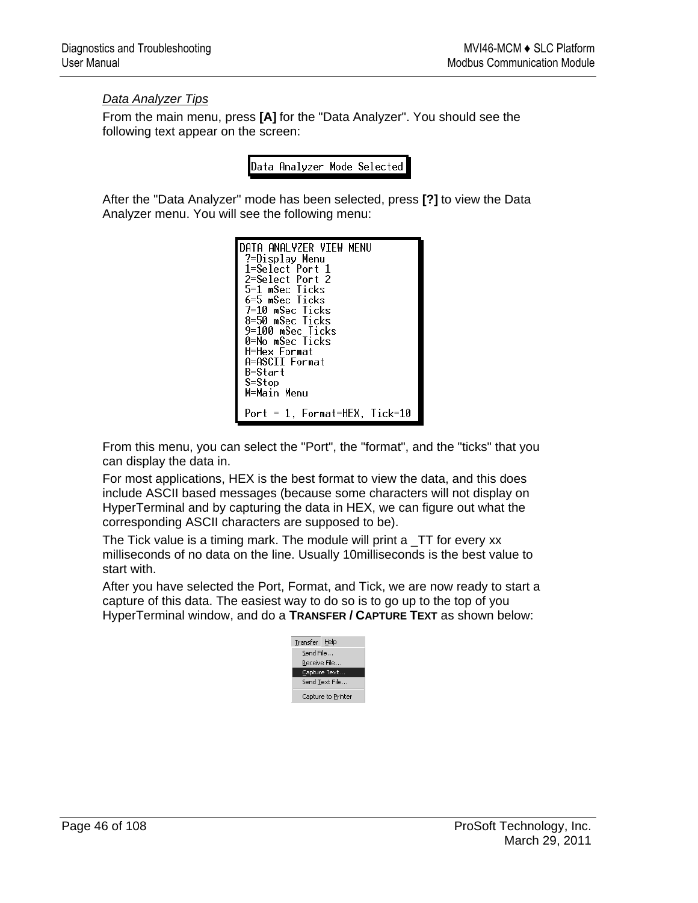*Data Analyzer Tips*

From the main menu, press **[A]** for the "Data Analyzer". You should see the following text appear on the screen:

```
Data Analyzer Mode Selected
```

After the "Data Analyzer" mode has been selected, press **[?]** to view the Data Analyzer menu. You will see the following menu:

```
DATA ANALYZER VIEW MENU
 ?=Display Menu
 1=Select Port 1
 2=Select Port 2
 5=1 mSec Ticks
 6=5 mSec Ticks
 7=10 mSec Ticks
 8=50 mSec Ticks
 9=100 mSec Ticks
 0=No mSec Ticks
 H=Hex Format
 A=ASCII Format
 B=Start
 S=Stop
 M=Main Menu

 Port = 1, Format=HEX, Tick=10
```

From this menu, you can select the "Port", the "format", and the "ticks" that you can display the data in.

For most applications, HEX is the best format to view the data, and this does include ASCII based messages (because some characters will not display on HyperTerminal and by capturing the data in HEX, we can figure out what the corresponding ASCII characters are supposed to be).

The Tick value is a timing mark. The module will print a _TT for every xx milliseconds of no data on the line. Usually 10milliseconds is the best value to start with.

After you have selected the Port, Format, and Tick, we are now ready to start a capture of this data. The easiest way to do so is to go up to the top of you HyperTerminal window, and do a **TRANSFER / CAPTURE TEXT** as shown below:

```
Transfer  Help
  Send File...
  Receive File...
  Capture Text...
  Send Text File...

  Capture to Printer
```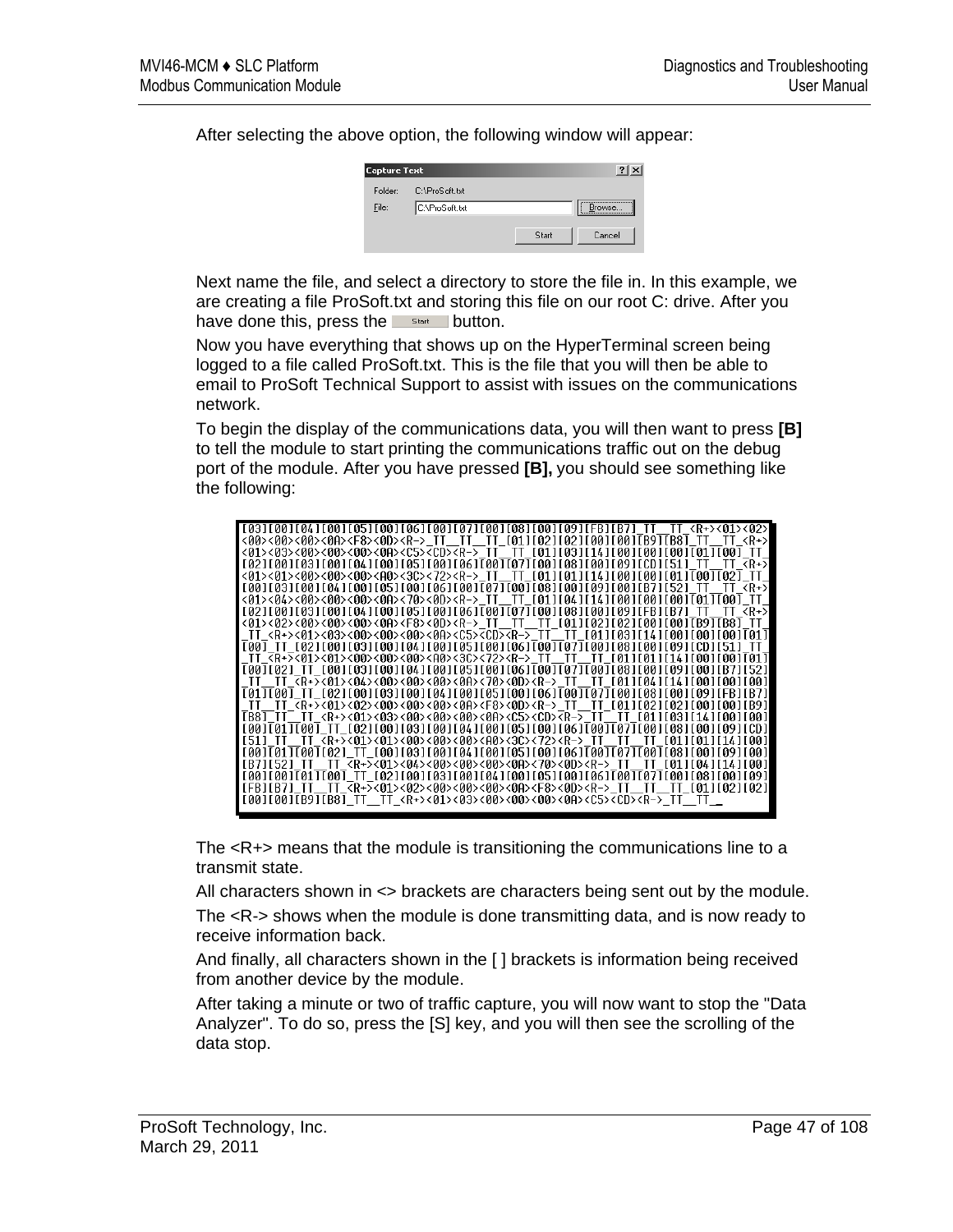After selecting the above option, the following window will appear:

Capture Text

Folder: C:\ProSoft.txt

File: C:\ProSoft.txt

Browse...

Start Cancel

Next name the file, and select a directory to store the file in. In this example, we are creating a file ProSoft.txt and storing this file on our root C: drive. After you have done this, press the Start button.

Now you have everything that shows up on the HyperTerminal screen being logged to a file called ProSoft.txt. This is the file that you will then be able to email to ProSoft Technical Support to assist with issues on the communications network.

To begin the display of the communications data, you will then want to press **[B]** to tell the module to start printing the communications traffic out on the debug port of the module. After you have pressed **[B],** you should see something like the following:

```
[03][00][04][00][05][00][06][00][07][00][08][00][09][FB][B7]_TT__TT_<R+><01><02>
<00><00><00><0A><F8><0D><R->_TT__TT__TT_[01][02][02][00][00][B9][B8]_TT__TT_<R+>
<01><03><00><00><00><0A><C5><CD><R->_TT__TT_[01][03][14][00][00][00][01][00]_TT_
[02][00][03][00][04][00][05][00][06][00][07][00][08][00][09][CD][51]_TT__TT_<R+>
<01><01><00><00><00><A0><3C><72><R->_TT__TT_[01][01][14][00][00][01][00][02]_TT_
[00][03][00][04][00][05][00][06][00][07][00][08][00][09][00][B7][52]_TT__TT_<R+>
<01><04><00><00><00><0A><70><0D><R->_TT__TT_[01][04][14][00][00][00][01][00]_TT_
[02][00][03][00][04][00][05][00][06][00][07][00][08][00][09][FB][B7]_TT__TT_<R+>
<01><02><00><00><00><0A><F8><0D><R->_TT__TT__TT_[01][02][02][00][00][B9][B8]_TT_
_TT_<R+><01><03><00><00><00><0A><C5><CD><R->_TT__TT_[01][03][14][00][00][00][01]
[00]_TT_[02][00][03][00][04][00][05][00][06][00][07][00][08][00][09][CD][51]_TT_
_TT_<R+><01><01><00><00><00><A0><3C><72><R->_TT__TT__TT_[01][01][14][00][00][01]
[00][02]_TT_[00][03][00][04][00][05][00][06][00][07][00][08][00][09][00][B7][52]
_TT__TT_<R+><01><04><00><00><00><0A><70><0D><R->_TT__TT_[01][04][14][00][00][00]
[01][00]_TT_[02][00][03][00][04][00][05][00][06][00][07][00][08][00][09][FB][B7]
_TT__TT_<R+><01><02><00><00><00><0A><F8><0D><R->_TT__TT_[01][02][02][00][00][B9]
[B8]_TT__TT_<R+><01><03><00><00><00><0A><C5><CD><R->_TT__TT_[01][03][14][00][00]
[00][01][00]_TT_[02][00][03][00][04][00][05][00][06][00][07][00][08][00][09][CD]
[51]_TT__TT_<R+><01><01><00><00><00><A0><3C><72><R->_TT__TT__TT_[01][01][14][00]
[00][01][00][02]_TT_[00][03][00][04][00][05][00][06][00][07][00][08][00][09][00]
[B7][52]_TT__TT_<R+><01><04><00><00><00><0A><70><0D><R->_TT__TT_[01][04][14][00]
[00][00][01][00]_TT_[02][00][03][00][04][00][05][00][06][00][07][00][08][00][09]
[FB][B7]_TT__TT_<R+><01><02><00><00><00><0A><F8><0D><R->_TT__TT__TT_[01][02][02]
[00][00][B9][B8]_TT__TT_<R+><01><03><00><00><00><0A><C5><CD><R->_TT__TT__
```

The <R+> means that the module is transitioning the communications line to a transmit state.

All characters shown in <> brackets are characters being sent out by the module.

The <R-> shows when the module is done transmitting data, and is now ready to receive information back.

And finally, all characters shown in the [ ] brackets is information being received from another device by the module.

After taking a minute or two of traffic capture, you will now want to stop the "Data Analyzer". To do so, press the [S] key, and you will then see the scrolling of the data stop.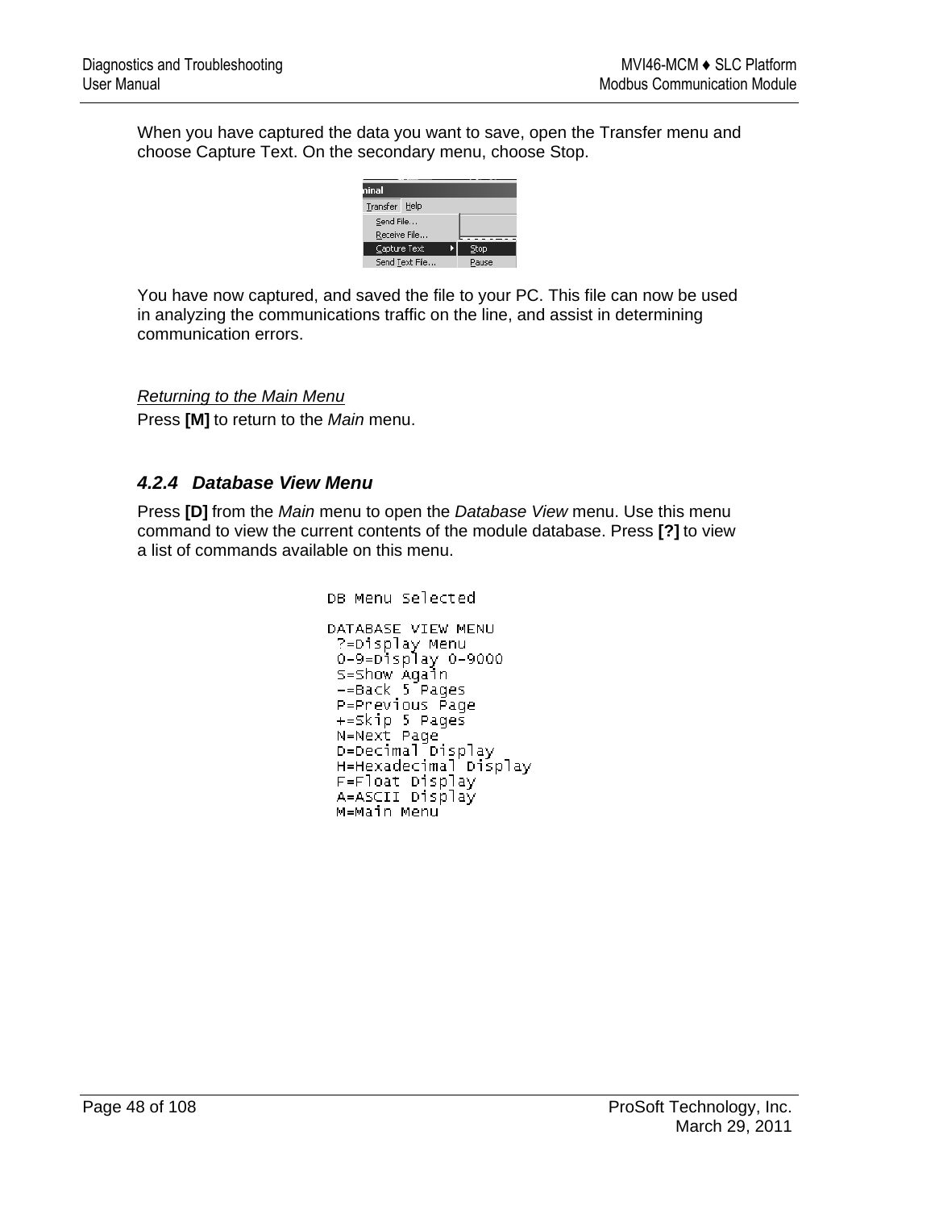When you have captured the data you want to save, open the Transfer menu and choose Capture Text. On the secondary menu, choose Stop.

You have now captured, and saved the file to your PC. This file can now be used in analyzing the communications traffic on the line, and assist in determining communication errors.

*Returning to the Main Menu*

Press **[M]** to return to the *Main* menu.

### 4.2.4 Database View Menu

Press **[D]** from the *Main* menu to open the *Database View* menu. Use this menu command to view the current contents of the module database. Press **[?]** to view a list of commands available on this menu.

```
DB Menu Selected

DATABASE VIEW MENU
 ?=Display Menu
 0-9=Display 0-9000
 S=Show Again
 -=Back 5 Pages
 P=Previous Page
 +=Skip 5 Pages
 N=Next Page
 D=Decimal Display
 H=Hexadecimal Display
 F=Float Display
 A=ASCII Display
 M=Main Menu
```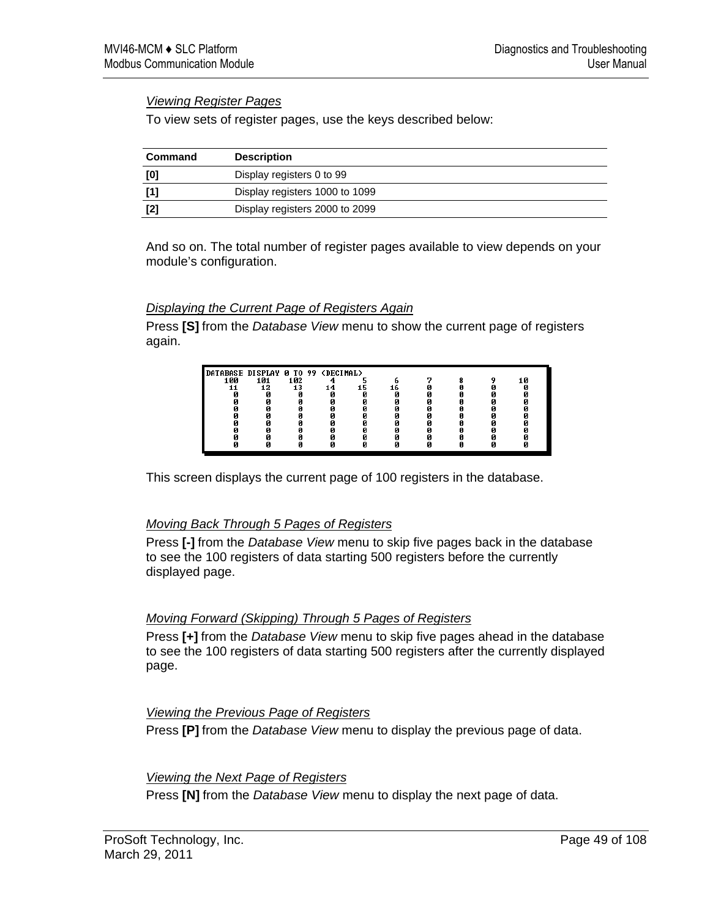*Viewing Register Pages*

To view sets of register pages, use the keys described below:

| Command | Description |
|---|---|
| **[0]** | Display registers 0 to 99 |
| **[1]** | Display registers 1000 to 1099 |
| **[2]** | Display registers 2000 to 2099 |

And so on. The total number of register pages available to view depends on your module's configuration.

*Displaying the Current Page of Registers Again*

Press **[S]** from the *Database View* menu to show the current page of registers again.

```
DATABASE DISPLAY 0 TO 99 (DECIMAL)
   100    101    102      4      5      6      7      8      9     10
    11     12     13     14     15     16      0      0      0      0
     0      0      0      0      0      0      0      0      0      0
     0      0      0      0      0      0      0      0      0      0
     0      0      0      0      0      0      0      0      0      0
     0      0      0      0      0      0      0      0      0      0
     0      0      0      0      0      0      0      0      0      0
     0      0      0      0      0      0      0      0      0      0
     0      0      0      0      0      0      0      0      0      0
     0      0      0      0      0      0      0      0      0      0
```

This screen displays the current page of 100 registers in the database.

*Moving Back Through 5 Pages of Registers*

Press **[-]** from the *Database View* menu to skip five pages back in the database to see the 100 registers of data starting 500 registers before the currently displayed page.

*Moving Forward (Skipping) Through 5 Pages of Registers*

Press **[+]** from the *Database View* menu to skip five pages ahead in the database to see the 100 registers of data starting 500 registers after the currently displayed page.

*Viewing the Previous Page of Registers*

Press **[P]** from the *Database View* menu to display the previous page of data.

*Viewing the Next Page of Registers*

Press **[N]** from the *Database View* menu to display the next page of data.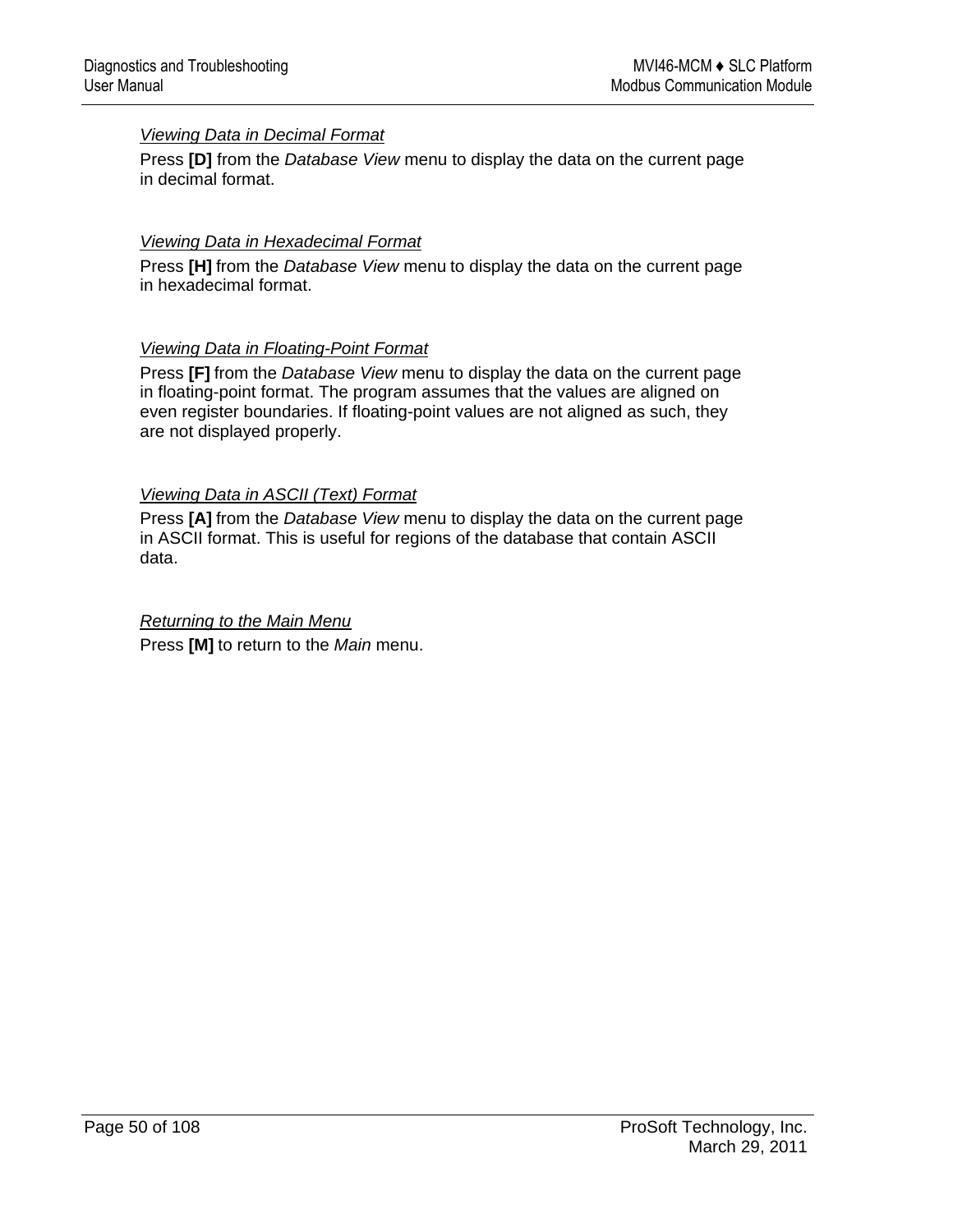#### *Viewing Data in Decimal Format*

Press **[D]** from the *Database View* menu to display the data on the current page in decimal format.

#### *Viewing Data in Hexadecimal Format*

Press **[H]** from the *Database View* menu to display the data on the current page in hexadecimal format.

#### *Viewing Data in Floating-Point Format*

Press **[F]** from the *Database View* menu to display the data on the current page in floating-point format. The program assumes that the values are aligned on even register boundaries. If floating-point values are not aligned as such, they are not displayed properly.

#### *Viewing Data in ASCII (Text) Format*

Press **[A]** from the *Database View* menu to display the data on the current page in ASCII format. This is useful for regions of the database that contain ASCII data.

#### *Returning to the Main Menu*

Press **[M]** to return to the *Main* menu.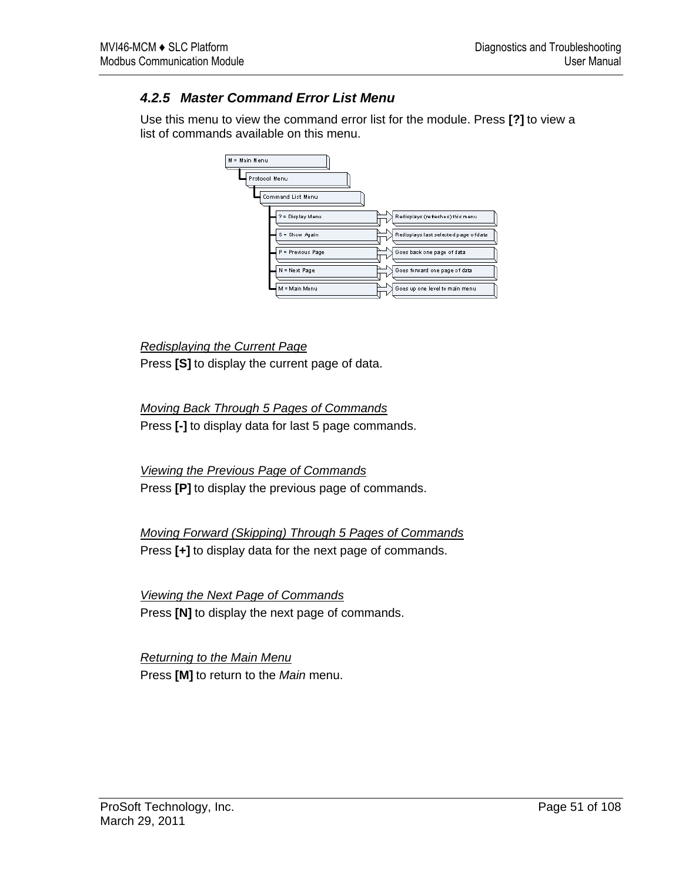### 4.2.5 Master Command Error List Menu

Use this menu to view the command error list for the module. Press **[?]** to view a list of commands available on this menu.

M = Main Menu
- Protocol Menu
  - Command List Menu
    - ? = Display Menu → Redisplays (refreshes) this menu
    - S = Show Again → Redisplays last selected page of data
    - P = Previous Page → Goes back one page of data
    - N = Next Page → Goes forward one page of data
    - M = Main Menu → Goes up one level to main menu

*Redisplaying the Current Page*

Press **[S]** to display the current page of data.

*Moving Back Through 5 Pages of Commands*

Press **[-]** to display data for last 5 page commands.

*Viewing the Previous Page of Commands*

Press **[P]** to display the previous page of commands.

*Moving Forward (Skipping) Through 5 Pages of Commands*

Press **[+]** to display data for the next page of commands.

*Viewing the Next Page of Commands*

Press **[N]** to display the next page of commands.

*Returning to the Main Menu*

Press **[M]** to return to the *Main* menu.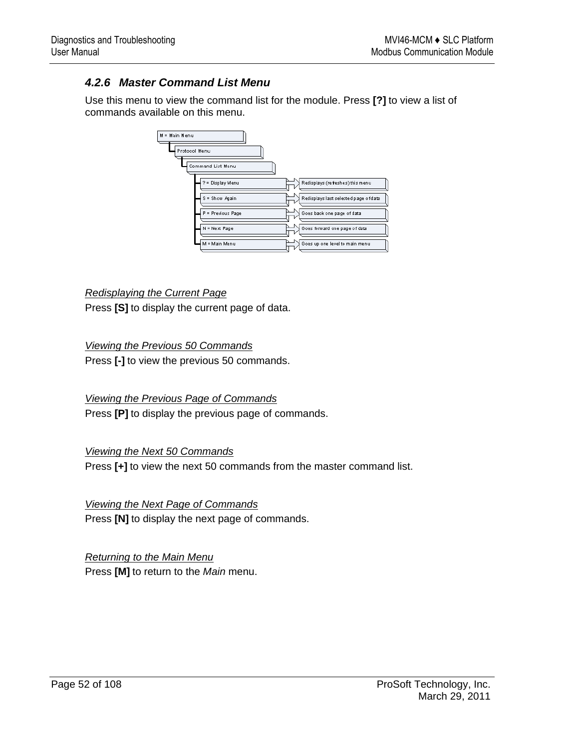### 4.2.6 Master Command List Menu

Use this menu to view the command list for the module. Press **[?]** to view a list of commands available on this menu.

- M = Main Menu
  - Protocol Menu
    - Command List Menu
      - ? = Display Menu → Redisplays (refreshes) this menu
      - S = Show Again → Redisplays last selected page of data
      - P = Previous Page → Goes back one page of data
      - N = Next Page → Goes forward one page of data
      - M = Main Menu → Goes up one level to main menu

*Redisplaying the Current Page*

Press **[S]** to display the current page of data.

*Viewing the Previous 50 Commands*

Press **[-]** to view the previous 50 commands.

*Viewing the Previous Page of Commands*

Press **[P]** to display the previous page of commands.

*Viewing the Next 50 Commands*

Press **[+]** to view the next 50 commands from the master command list.

*Viewing the Next Page of Commands*

Press **[N]** to display the next page of commands.

*Returning to the Main Menu*

Press **[M]** to return to the *Main* menu.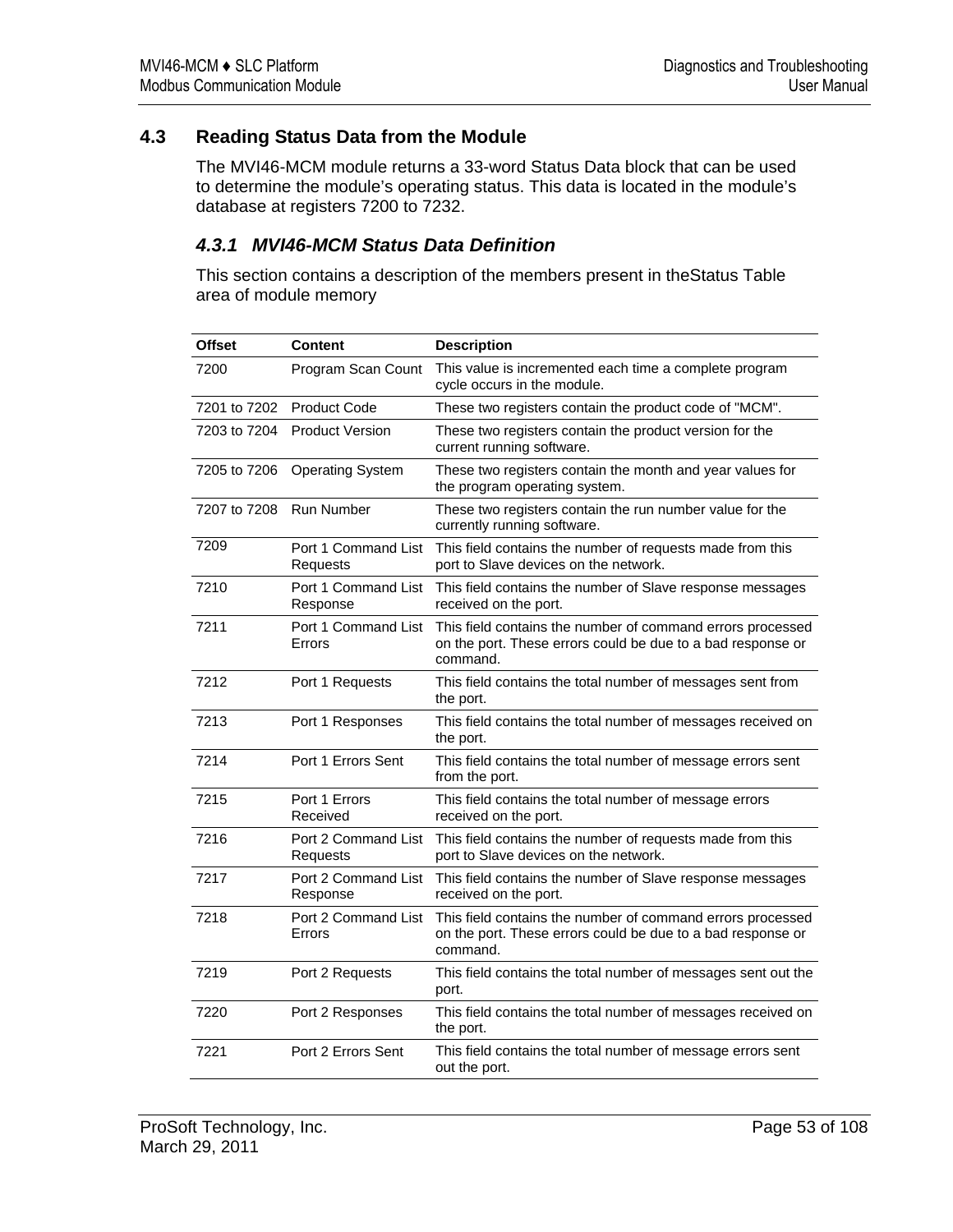## 4.3 Reading Status Data from the Module

The MVI46-MCM module returns a 33-word Status Data block that can be used to determine the module's operating status. This data is located in the module's database at registers 7200 to 7232.

### 4.3.1 MVI46-MCM Status Data Definition

This section contains a description of the members present in theStatus Table area of module memory

| Offset | Content | Description |
|---|---|---|
| 7200 | Program Scan Count | This value is incremented each time a complete program cycle occurs in the module. |
| 7201 to 7202 | Product Code | These two registers contain the product code of "MCM". |
| 7203 to 7204 | Product Version | These two registers contain the product version for the current running software. |
| 7205 to 7206 | Operating System | These two registers contain the month and year values for the program operating system. |
| 7207 to 7208 | Run Number | These two registers contain the run number value for the currently running software. |
| 7209 | Port 1 Command List Requests | This field contains the number of requests made from this port to Slave devices on the network. |
| 7210 | Port 1 Command List Response | This field contains the number of Slave response messages received on the port. |
| 7211 | Port 1 Command List Errors | This field contains the number of command errors processed on the port. These errors could be due to a bad response or command. |
| 7212 | Port 1 Requests | This field contains the total number of messages sent from the port. |
| 7213 | Port 1 Responses | This field contains the total number of messages received on the port. |
| 7214 | Port 1 Errors Sent | This field contains the total number of message errors sent from the port. |
| 7215 | Port 1 Errors Received | This field contains the total number of message errors received on the port. |
| 7216 | Port 2 Command List Requests | This field contains the number of requests made from this port to Slave devices on the network. |
| 7217 | Port 2 Command List Response | This field contains the number of Slave response messages received on the port. |
| 7218 | Port 2 Command List Errors | This field contains the number of command errors processed on the port. These errors could be due to a bad response or command. |
| 7219 | Port 2 Requests | This field contains the total number of messages sent out the port. |
| 7220 | Port 2 Responses | This field contains the total number of messages received on the port. |
| 7221 | Port 2 Errors Sent | This field contains the total number of message errors sent out the port. |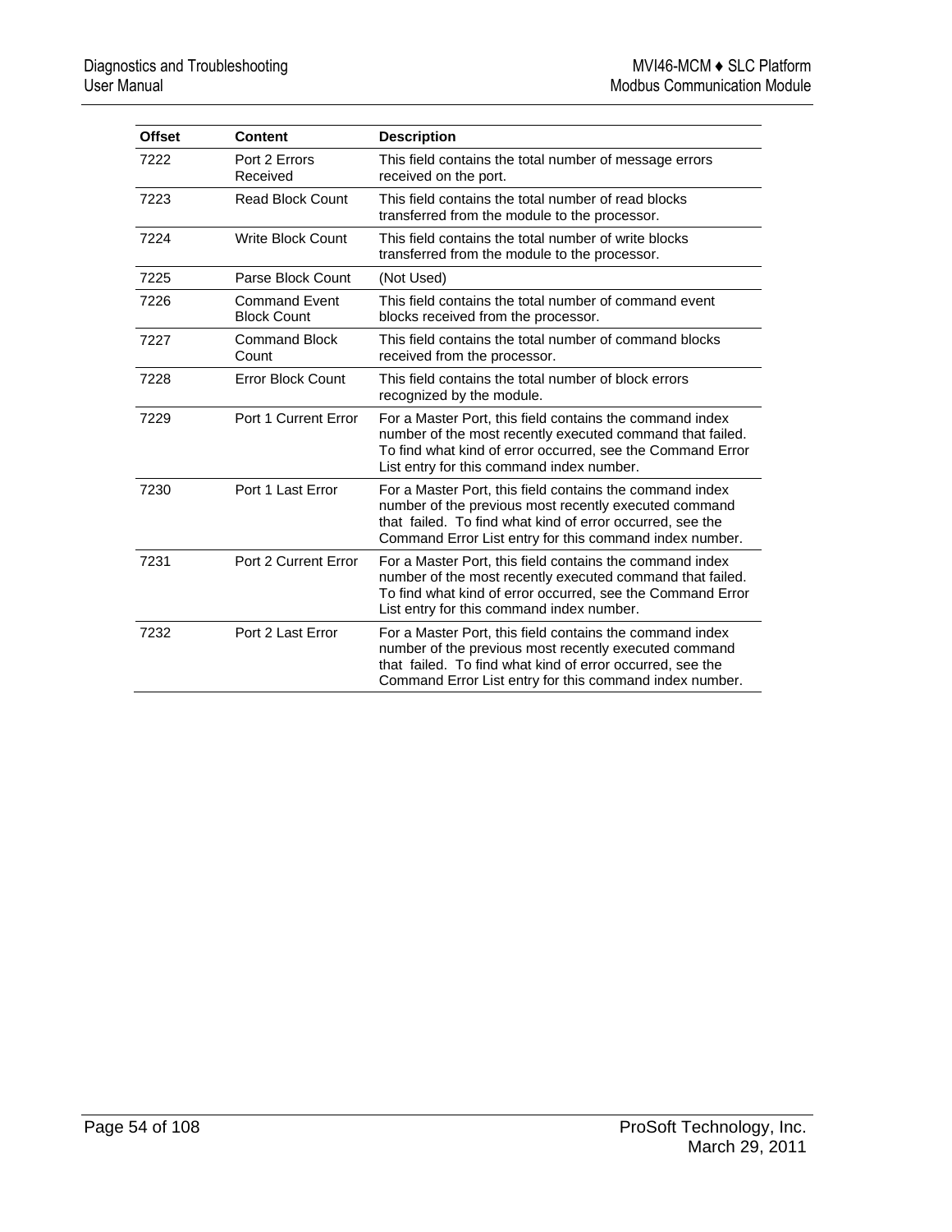| Offset | Content | Description |
|---|---|---|
| 7222 | Port 2 Errors Received | This field contains the total number of message errors received on the port. |
| 7223 | Read Block Count | This field contains the total number of read blocks transferred from the module to the processor. |
| 7224 | Write Block Count | This field contains the total number of write blocks transferred from the module to the processor. |
| 7225 | Parse Block Count | (Not Used) |
| 7226 | Command Event Block Count | This field contains the total number of command event blocks received from the processor. |
| 7227 | Command Block Count | This field contains the total number of command blocks received from the processor. |
| 7228 | Error Block Count | This field contains the total number of block errors recognized by the module. |
| 7229 | Port 1 Current Error | For a Master Port, this field contains the command index number of the most recently executed command that failed. To find what kind of error occurred, see the Command Error List entry for this command index number. |
| 7230 | Port 1 Last Error | For a Master Port, this field contains the command index number of the previous most recently executed command that failed. To find what kind of error occurred, see the Command Error List entry for this command index number. |
| 7231 | Port 2 Current Error | For a Master Port, this field contains the command index number of the most recently executed command that failed. To find what kind of error occurred, see the Command Error List entry for this command index number. |
| 7232 | Port 2 Last Error | For a Master Port, this field contains the command index number of the previous most recently executed command that failed. To find what kind of error occurred, see the Command Error List entry for this command index number. |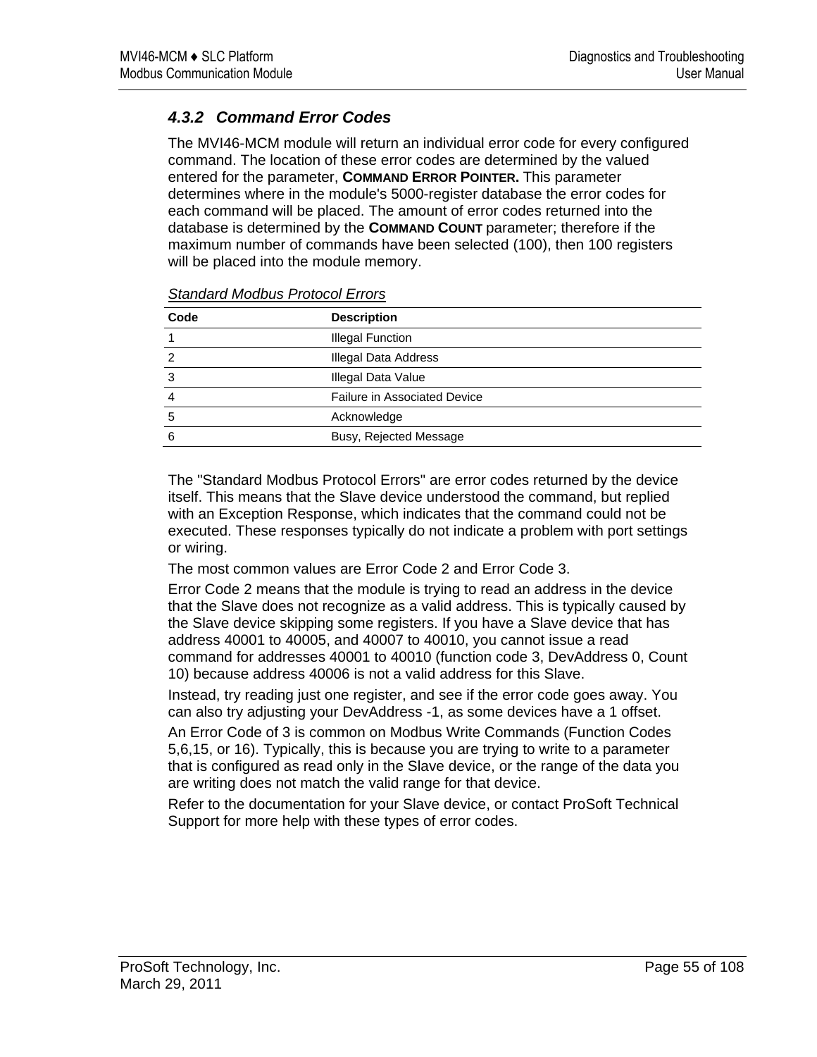### 4.3.2 Command Error Codes

The MVI46-MCM module will return an individual error code for every configured command. The location of these error codes are determined by the valued entered for the parameter, **COMMAND ERROR POINTER.** This parameter determines where in the module's 5000-register database the error codes for each command will be placed. The amount of error codes returned into the database is determined by the **COMMAND COUNT** parameter; therefore if the maximum number of commands have been selected (100), then 100 registers will be placed into the module memory.

*Standard Modbus Protocol Errors*

| Code | Description |
|---|---|
| 1 | Illegal Function |
| 2 | Illegal Data Address |
| 3 | Illegal Data Value |
| 4 | Failure in Associated Device |
| 5 | Acknowledge |
| 6 | Busy, Rejected Message |

The "Standard Modbus Protocol Errors" are error codes returned by the device itself. This means that the Slave device understood the command, but replied with an Exception Response, which indicates that the command could not be executed. These responses typically do not indicate a problem with port settings or wiring.

The most common values are Error Code 2 and Error Code 3.

Error Code 2 means that the module is trying to read an address in the device that the Slave does not recognize as a valid address. This is typically caused by the Slave device skipping some registers. If you have a Slave device that has address 40001 to 40005, and 40007 to 40010, you cannot issue a read command for addresses 40001 to 40010 (function code 3, DevAddress 0, Count 10) because address 40006 is not a valid address for this Slave.

Instead, try reading just one register, and see if the error code goes away. You can also try adjusting your DevAddress -1, as some devices have a 1 offset.

An Error Code of 3 is common on Modbus Write Commands (Function Codes 5,6,15, or 16). Typically, this is because you are trying to write to a parameter that is configured as read only in the Slave device, or the range of the data you are writing does not match the valid range for that device.

Refer to the documentation for your Slave device, or contact ProSoft Technical Support for more help with these types of error codes.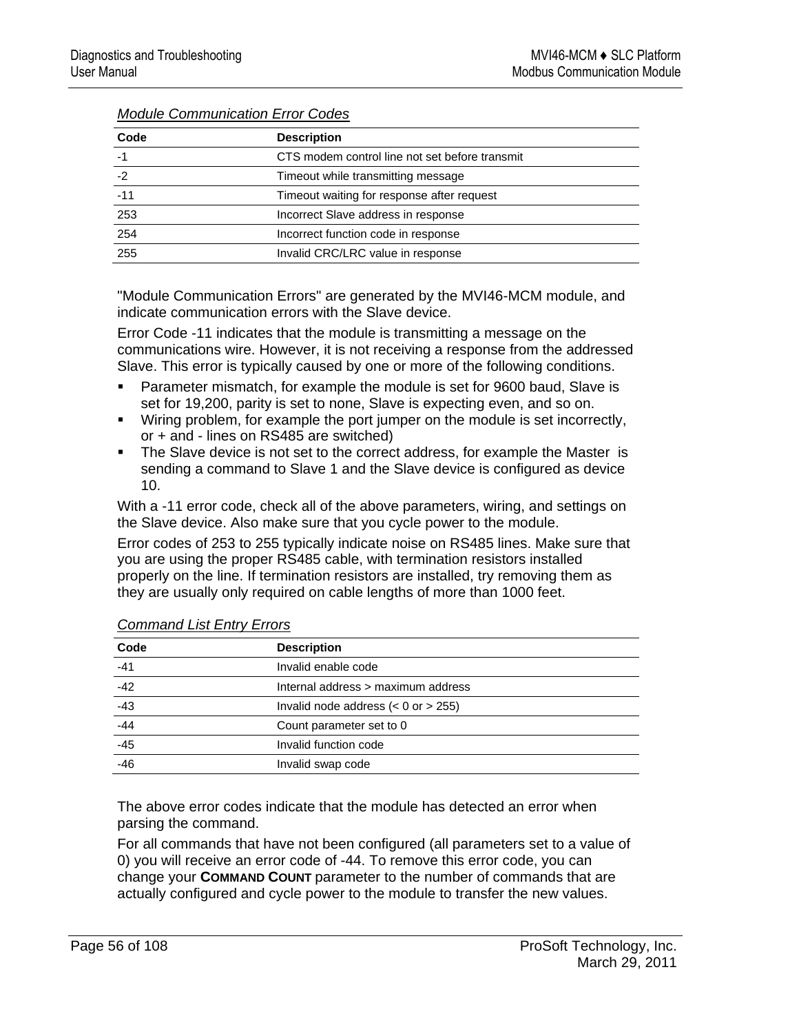*Module Communication Error Codes*

| Code | Description |
|---|---|
| -1 | CTS modem control line not set before transmit |
| -2 | Timeout while transmitting message |
| -11 | Timeout waiting for response after request |
| 253 | Incorrect Slave address in response |
| 254 | Incorrect function code in response |
| 255 | Invalid CRC/LRC value in response |

"Module Communication Errors" are generated by the MVI46-MCM module, and indicate communication errors with the Slave device.

Error Code -11 indicates that the module is transmitting a message on the communications wire. However, it is not receiving a response from the addressed Slave. This error is typically caused by one or more of the following conditions.

- Parameter mismatch, for example the module is set for 9600 baud, Slave is set for 19,200, parity is set to none, Slave is expecting even, and so on.
- Wiring problem, for example the port jumper on the module is set incorrectly, or + and - lines on RS485 are switched)
- The Slave device is not set to the correct address, for example the Master is sending a command to Slave 1 and the Slave device is configured as device 10.

With a -11 error code, check all of the above parameters, wiring, and settings on the Slave device. Also make sure that you cycle power to the module.

Error codes of 253 to 255 typically indicate noise on RS485 lines. Make sure that you are using the proper RS485 cable, with termination resistors installed properly on the line. If termination resistors are installed, try removing them as they are usually only required on cable lengths of more than 1000 feet.

*Command List Entry Errors*

| Code | Description |
|---|---|
| -41 | Invalid enable code |
| -42 | Internal address > maximum address |
| -43 | Invalid node address (< 0 or > 255) |
| -44 | Count parameter set to 0 |
| -45 | Invalid function code |
| -46 | Invalid swap code |

The above error codes indicate that the module has detected an error when parsing the command.

For all commands that have not been configured (all parameters set to a value of 0) you will receive an error code of -44. To remove this error code, you can change your **COMMAND COUNT** parameter to the number of commands that are actually configured and cycle power to the module to transfer the new values.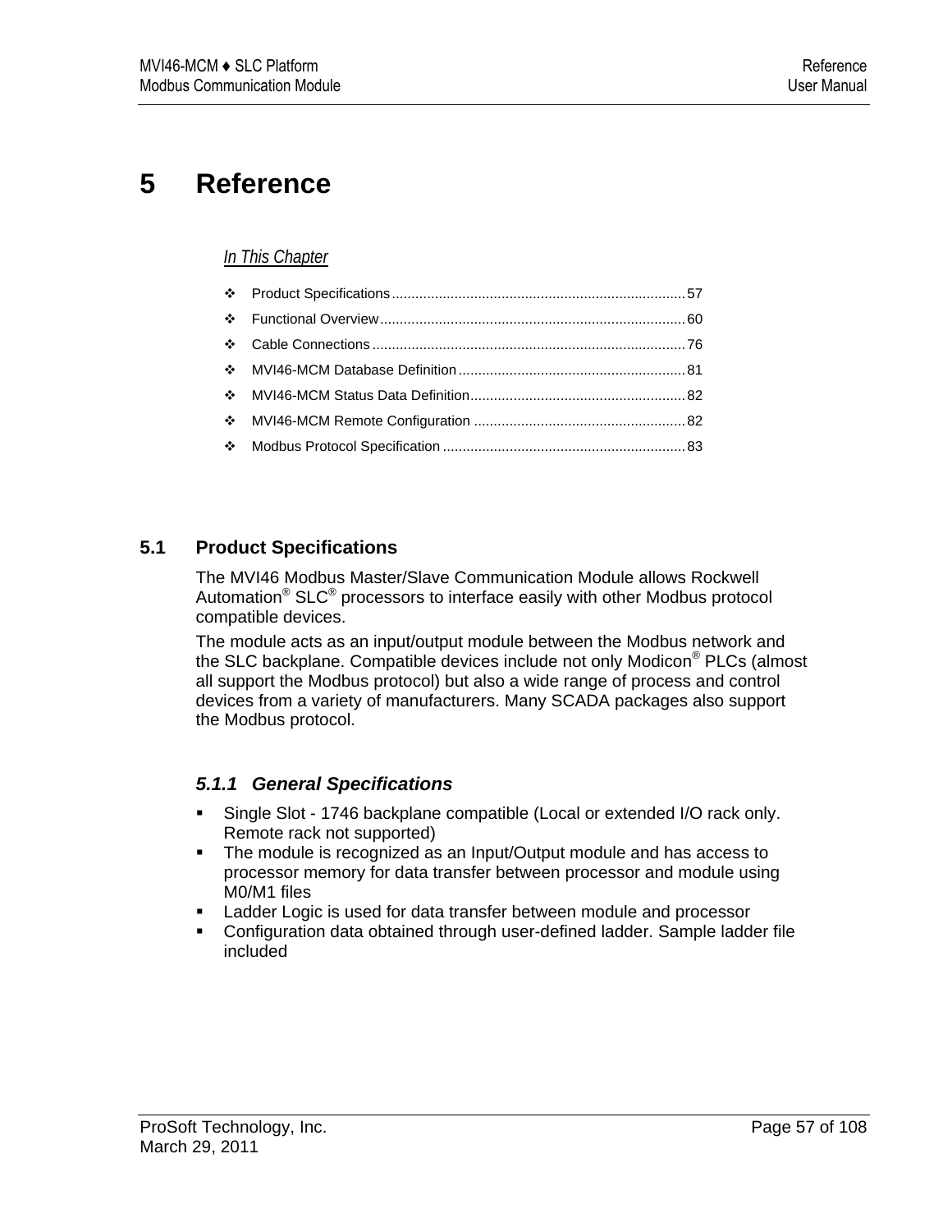# 5 Reference

*In This Chapter*

- Product Specifications .......... 57
- Functional Overview .......... 60
- Cable Connections .......... 76
- MVI46-MCM Database Definition .......... 81
- MVI46-MCM Status Data Definition .......... 82
- MVI46-MCM Remote Configuration .......... 82
- Modbus Protocol Specification .......... 83

## 5.1 Product Specifications

The MVI46 Modbus Master/Slave Communication Module allows Rockwell Automation® SLC® processors to interface easily with other Modbus protocol compatible devices.

The module acts as an input/output module between the Modbus network and the SLC backplane. Compatible devices include not only Modicon® PLCs (almost all support the Modbus protocol) but also a wide range of process and control devices from a variety of manufacturers. Many SCADA packages also support the Modbus protocol.

### 5.1.1 General Specifications

- Single Slot - 1746 backplane compatible (Local or extended I/O rack only. Remote rack not supported)
- The module is recognized as an Input/Output module and has access to processor memory for data transfer between processor and module using M0/M1 files
- Ladder Logic is used for data transfer between module and processor
- Configuration data obtained through user-defined ladder. Sample ladder file included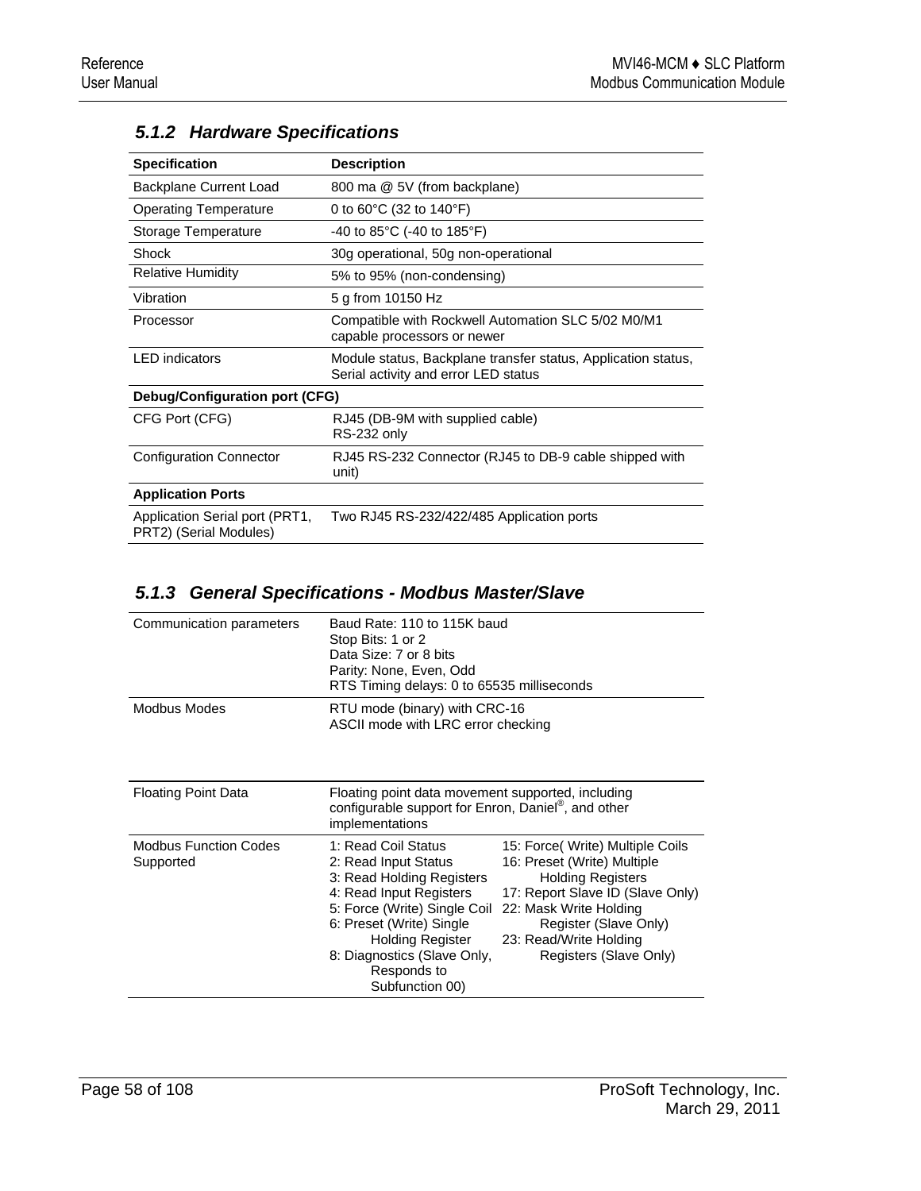### 5.1.2 Hardware Specifications

| Specification | Description |
|---|---|
| Backplane Current Load | 800 ma @ 5V (from backplane) |
| Operating Temperature | 0 to 60°C (32 to 140°F) |
| Storage Temperature | -40 to 85°C (-40 to 185°F) |
| Shock | 30g operational, 50g non-operational |
| Relative Humidity | 5% to 95% (non-condensing) |
| Vibration | 5 g from 10150 Hz |
| Processor | Compatible with Rockwell Automation SLC 5/02 M0/M1 capable processors or newer |
| LED indicators | Module status, Backplane transfer status, Application status, Serial activity and error LED status |
| **Debug/Configuration port (CFG)** | |
| CFG Port (CFG) | RJ45 (DB-9M with supplied cable)<br>RS-232 only |
| Configuration Connector | RJ45 RS-232 Connector (RJ45 to DB-9 cable shipped with unit) |
| **Application Ports** | |
| Application Serial port (PRT1, PRT2) (Serial Modules) | Two RJ45 RS-232/422/485 Application ports |

### 5.1.3 General Specifications - Modbus Master/Slave

| | |
|---|---|
| Communication parameters | Baud Rate: 110 to 115K baud<br>Stop Bits: 1 or 2<br>Data Size: 7 or 8 bits<br>Parity: None, Even, Odd<br>RTS Timing delays: 0 to 65535 milliseconds |
| Modbus Modes | RTU mode (binary) with CRC-16<br>ASCII mode with LRC error checking |

| | | |
|---|---|---|
| Floating Point Data | Floating point data movement supported, including configurable support for Enron, Daniel®, and other implementations | |
| Modbus Function Codes Supported | 1: Read Coil Status<br>2: Read Input Status<br>3: Read Holding Registers<br>4: Read Input Registers<br>5: Force (Write) Single Coil<br>6: Preset (Write) Single Holding Register<br>8: Diagnostics (Slave Only, Responds to Subfunction 00) | 15: Force( Write) Multiple Coils<br>16: Preset (Write) Multiple Holding Registers<br>17: Report Slave ID (Slave Only)<br>22: Mask Write Holding Register (Slave Only)<br>23: Read/Write Holding Registers (Slave Only) |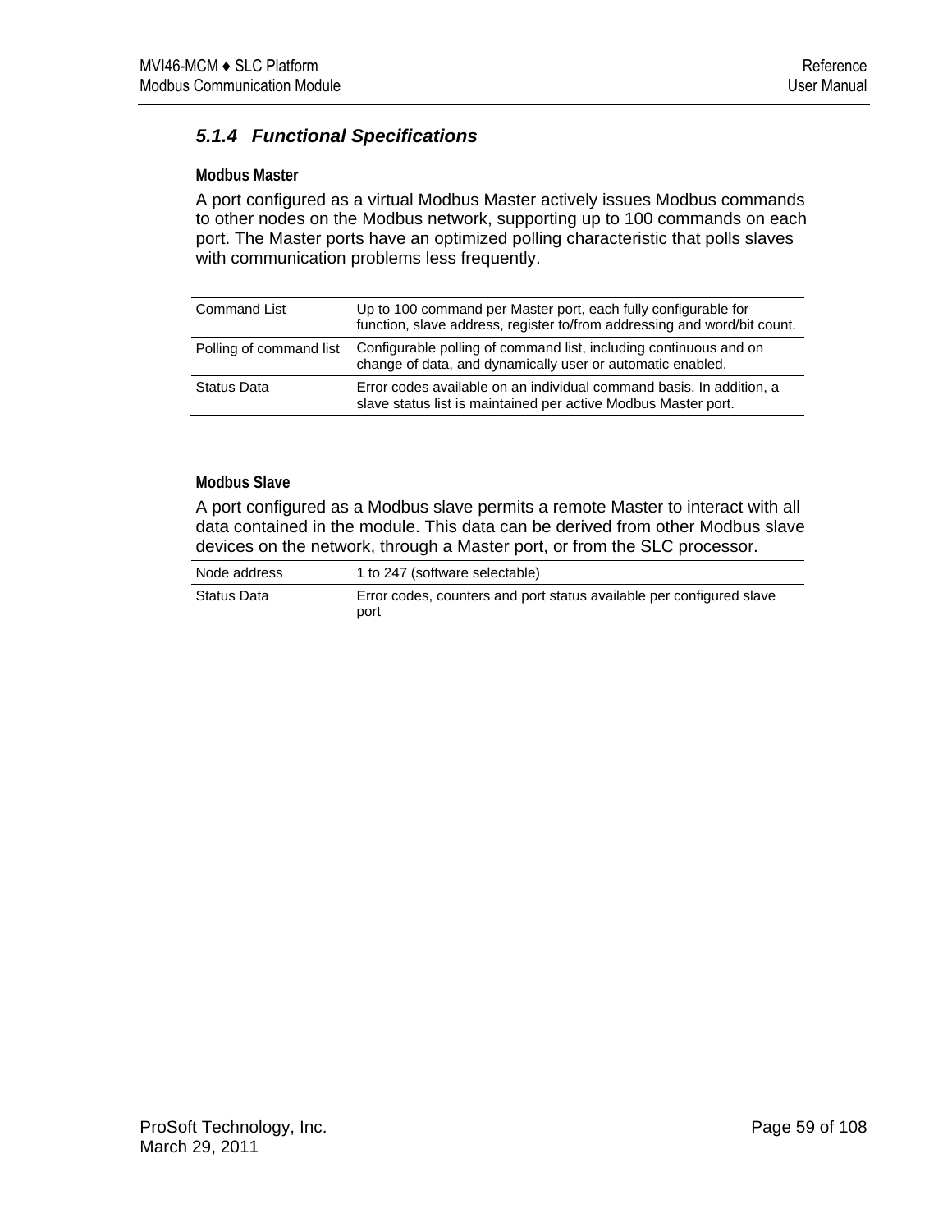### 5.1.4 *Functional Specifications*

**Modbus Master**

A port configured as a virtual Modbus Master actively issues Modbus commands to other nodes on the Modbus network, supporting up to 100 commands on each port. The Master ports have an optimized polling characteristic that polls slaves with communication problems less frequently.

| | |
|---|---|
| Command List | Up to 100 command per Master port, each fully configurable for function, slave address, register to/from addressing and word/bit count. |
| Polling of command list | Configurable polling of command list, including continuous and on change of data, and dynamically user or automatic enabled. |
| Status Data | Error codes available on an individual command basis. In addition, a slave status list is maintained per active Modbus Master port. |

**Modbus Slave**

A port configured as a Modbus slave permits a remote Master to interact with all data contained in the module. This data can be derived from other Modbus slave devices on the network, through a Master port, or from the SLC processor.

| | |
|---|---|
| Node address | 1 to 247 (software selectable) |
| Status Data | Error codes, counters and port status available per configured slave port |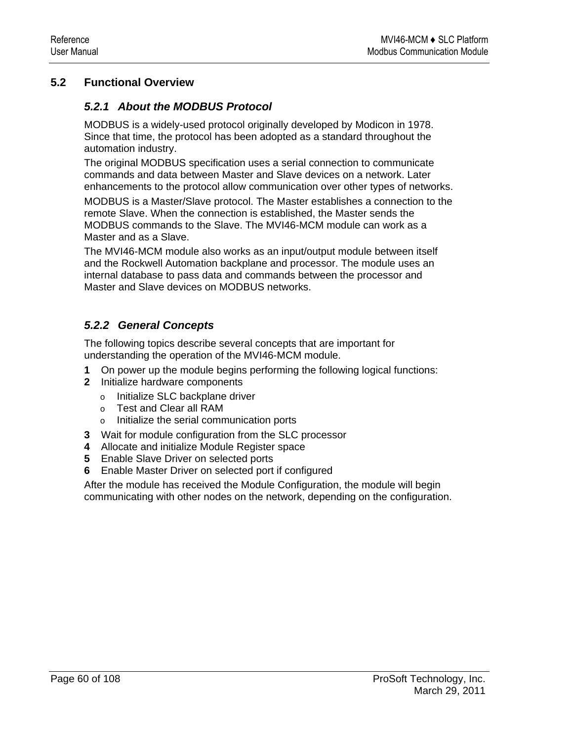## 5.2 Functional Overview

### 5.2.1 About the MODBUS Protocol

MODBUS is a widely-used protocol originally developed by Modicon in 1978. Since that time, the protocol has been adopted as a standard throughout the automation industry.

The original MODBUS specification uses a serial connection to communicate commands and data between Master and Slave devices on a network. Later enhancements to the protocol allow communication over other types of networks.

MODBUS is a Master/Slave protocol. The Master establishes a connection to the remote Slave. When the connection is established, the Master sends the MODBUS commands to the Slave. The MVI46-MCM module can work as a Master and as a Slave.

The MVI46-MCM module also works as an input/output module between itself and the Rockwell Automation backplane and processor. The module uses an internal database to pass data and commands between the processor and Master and Slave devices on MODBUS networks.

### 5.2.2 General Concepts

The following topics describe several concepts that are important for understanding the operation of the MVI46-MCM module.

1. On power up the module begins performing the following logical functions:
2. Initialize hardware components
   - Initialize SLC backplane driver
   - Test and Clear all RAM
   - Initialize the serial communication ports
3. Wait for module configuration from the SLC processor
4. Allocate and initialize Module Register space
5. Enable Slave Driver on selected ports
6. Enable Master Driver on selected port if configured

After the module has received the Module Configuration, the module will begin communicating with other nodes on the network, depending on the configuration.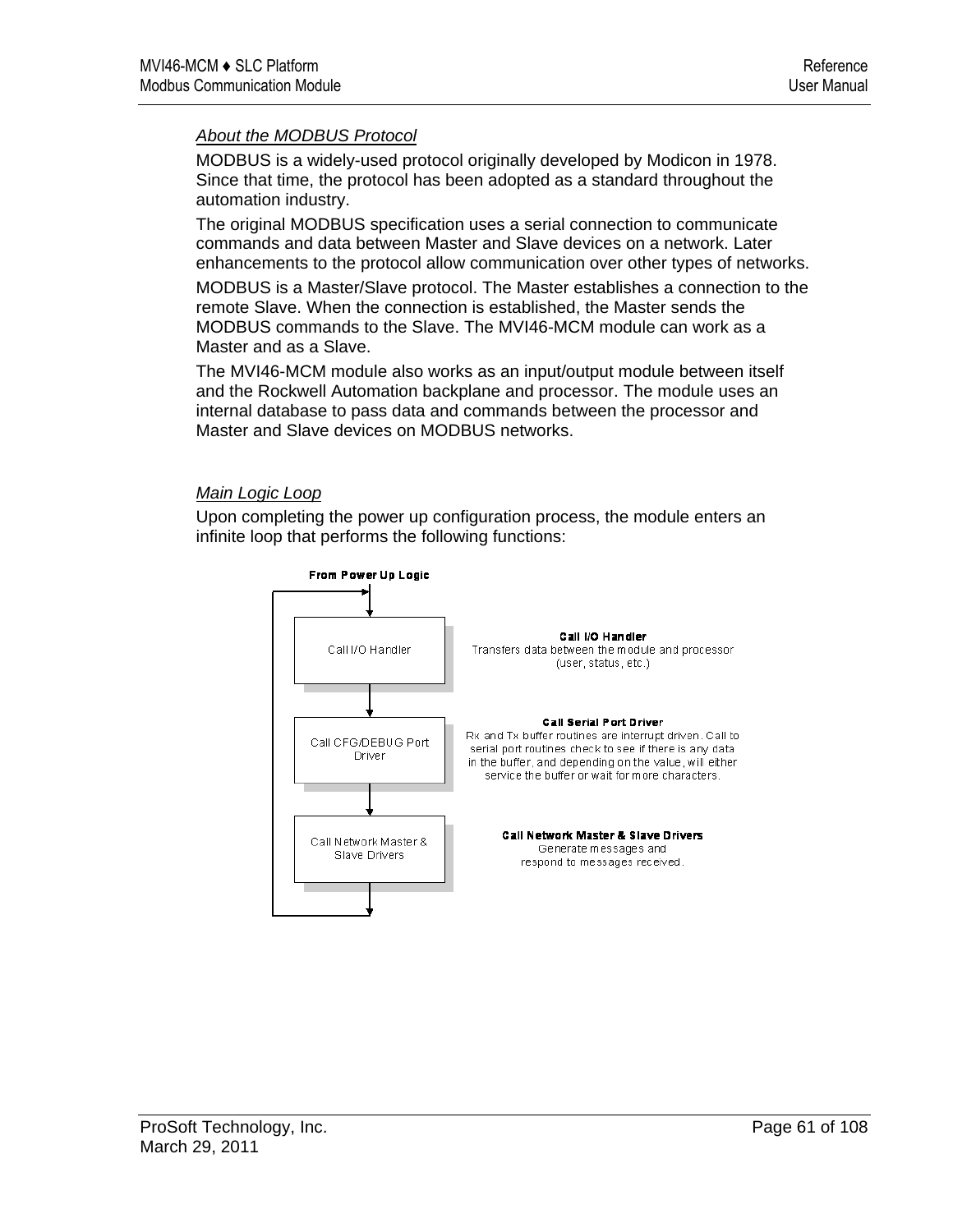### *About the MODBUS Protocol*

MODBUS is a widely-used protocol originally developed by Modicon in 1978. Since that time, the protocol has been adopted as a standard throughout the automation industry.

The original MODBUS specification uses a serial connection to communicate commands and data between Master and Slave devices on a network. Later enhancements to the protocol allow communication over other types of networks.

MODBUS is a Master/Slave protocol. The Master establishes a connection to the remote Slave. When the connection is established, the Master sends the MODBUS commands to the Slave. The MVI46-MCM module can work as a Master and as a Slave.

The MVI46-MCM module also works as an input/output module between itself and the Rockwell Automation backplane and processor. The module uses an internal database to pass data and commands between the processor and Master and Slave devices on MODBUS networks.

### *Main Logic Loop*

Upon completing the power up configuration process, the module enters an infinite loop that performs the following functions:

**From Power Up Logic**

| Step | Description |
|---|---|
| Call I/O Handler | **Call I/O Handler** Transfers data between the module and processor (user, status, etc.) |
| Call CFG/DEBUG Port Driver | **Call Serial Port Driver** Rx and Tx buffer routines are interrupt driven. Call to serial port routines check to see if there is any data in the buffer, and depending on the value, will either service the buffer or wait for more characters. |
| Call Network Master & Slave Drivers | **Call Network Master & Slave Drivers** Generate messages and respond to messages received. |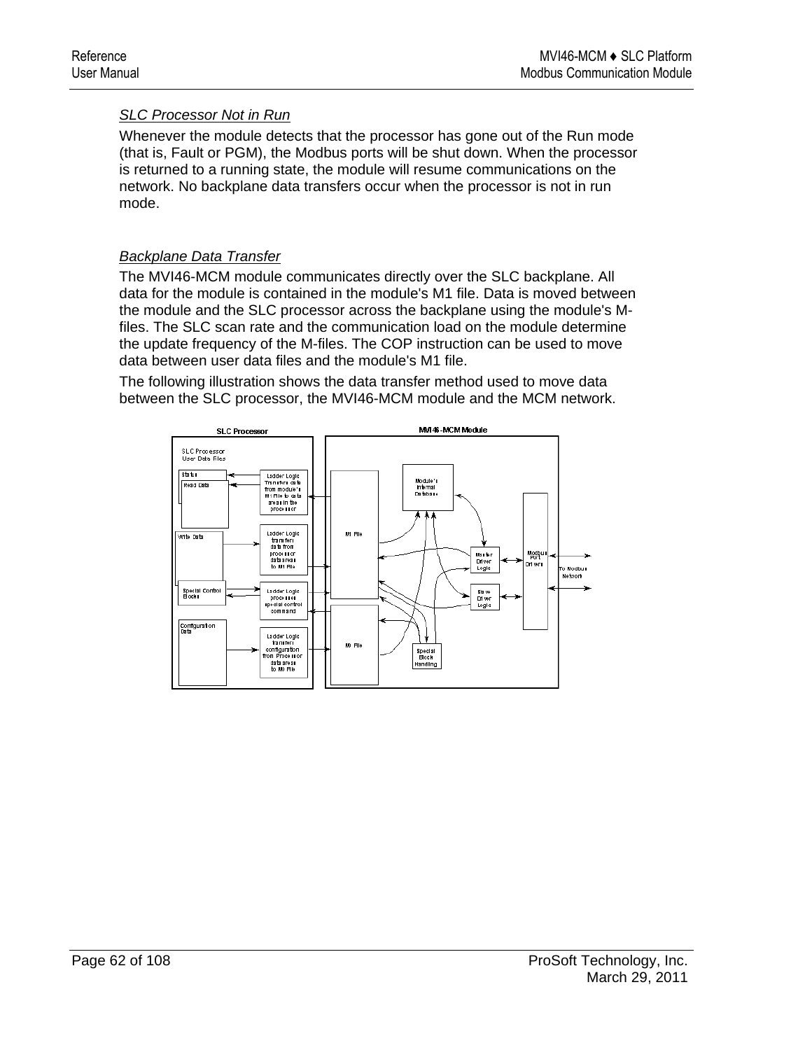*SLC Processor Not in Run*

Whenever the module detects that the processor has gone out of the Run mode (that is, Fault or PGM), the Modbus ports will be shut down. When the processor is returned to a running state, the module will resume communications on the network. No backplane data transfers occur when the processor is not in run mode.

*Backplane Data Transfer*

The MVI46-MCM module communicates directly over the SLC backplane. All data for the module is contained in the module's M1 file. Data is moved between the module and the SLC processor across the backplane using the module's M-files. The SLC scan rate and the communication load on the module determine the update frequency of the M-files. The COP instruction can be used to move data between user data files and the module's M1 file.

The following illustration shows the data transfer method used to move data between the SLC processor, the MVI46-MCM module and the MCM network.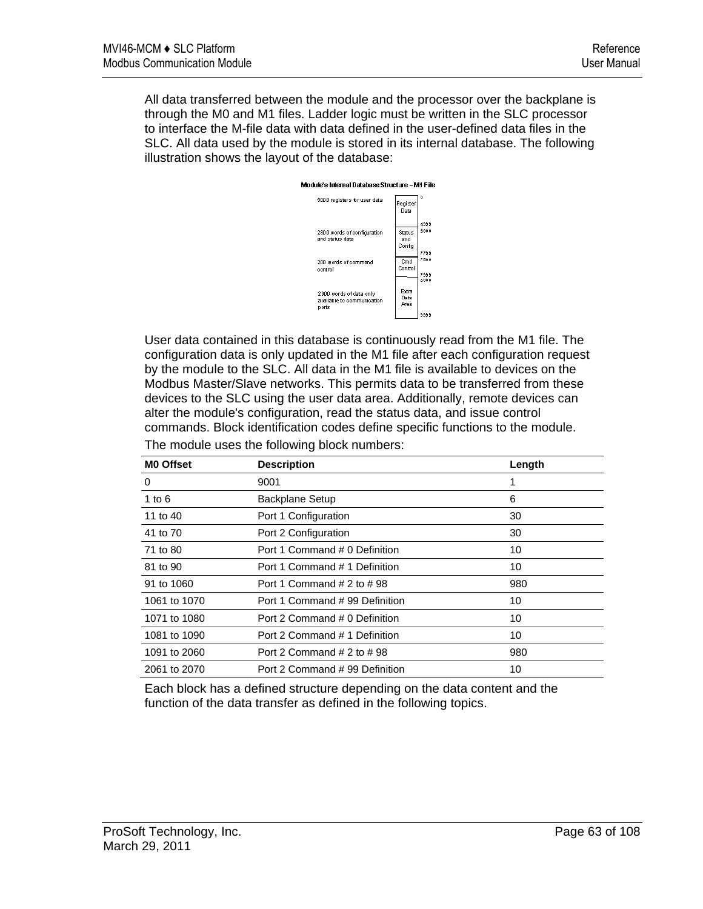All data transferred between the module and the processor over the backplane is through the M0 and M1 files. Ladder logic must be written in the SLC processor to interface the M-file data with data defined in the user-defined data files in the SLC. All data used by the module is stored in its internal database. The following illustration shows the layout of the database:

Module's Internal Database Structure – M1 File

| | | |
|---|---|---|
| 5000 registers for user data | Register Data | 0 – 4999 |
| 2800 words of configuration and status data | Status and Config | 5000 – 7799 |
| 200 words of command control | Cmd Control | 7800 – 7999 |
| 2000 words of data only available to communication ports | Extra Data Area | 8000 – 9999 |

User data contained in this database is continuously read from the M1 file. The configuration data is only updated in the M1 file after each configuration request by the module to the SLC. All data in the M1 file is available to devices on the Modbus Master/Slave networks. This permits data to be transferred from these devices to the SLC using the user data area. Additionally, remote devices can alter the module's configuration, read the status data, and issue control commands. Block identification codes define specific functions to the module.

The module uses the following block numbers:

| M0 Offset | Description | Length |
|---|---|---|
| 0 | 9001 | 1 |
| 1 to 6 | Backplane Setup | 6 |
| 11 to 40 | Port 1 Configuration | 30 |
| 41 to 70 | Port 2 Configuration | 30 |
| 71 to 80 | Port 1 Command # 0 Definition | 10 |
| 81 to 90 | Port 1 Command # 1 Definition | 10 |
| 91 to 1060 | Port 1 Command # 2 to # 98 | 980 |
| 1061 to 1070 | Port 1 Command # 99 Definition | 10 |
| 1071 to 1080 | Port 2 Command # 0 Definition | 10 |
| 1081 to 1090 | Port 2 Command # 1 Definition | 10 |
| 1091 to 2060 | Port 2 Command # 2 to # 98 | 980 |
| 2061 to 2070 | Port 2 Command # 99 Definition | 10 |

Each block has a defined structure depending on the data content and the function of the data transfer as defined in the following topics.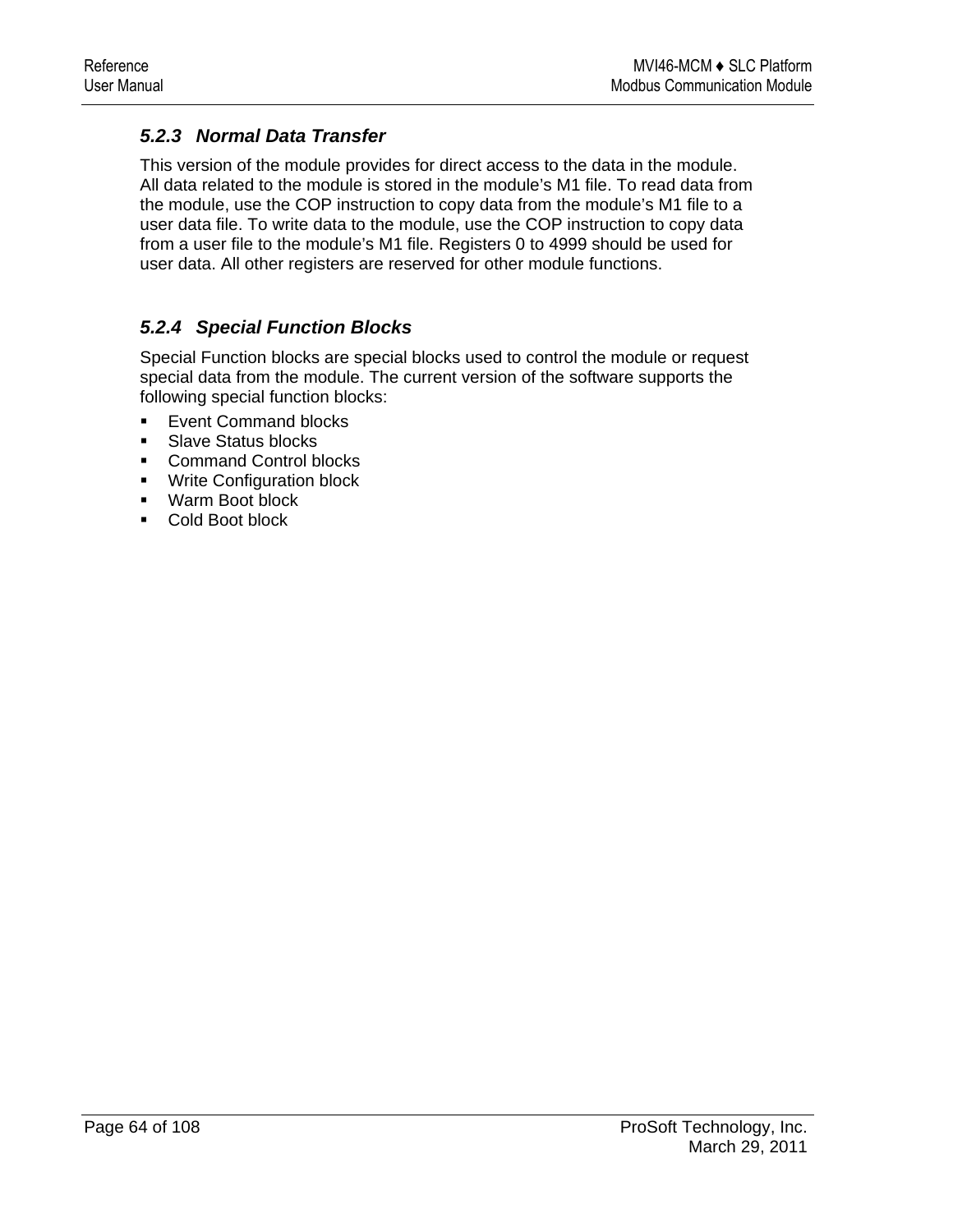### 5.2.3 Normal Data Transfer

This version of the module provides for direct access to the data in the module. All data related to the module is stored in the module's M1 file. To read data from the module, use the COP instruction to copy data from the module's M1 file to a user data file. To write data to the module, use the COP instruction to copy data from a user file to the module's M1 file. Registers 0 to 4999 should be used for user data. All other registers are reserved for other module functions.

### 5.2.4 Special Function Blocks

Special Function blocks are special blocks used to control the module or request special data from the module. The current version of the software supports the following special function blocks:

- Event Command blocks
- Slave Status blocks
- Command Control blocks
- Write Configuration block
- Warm Boot block
- Cold Boot block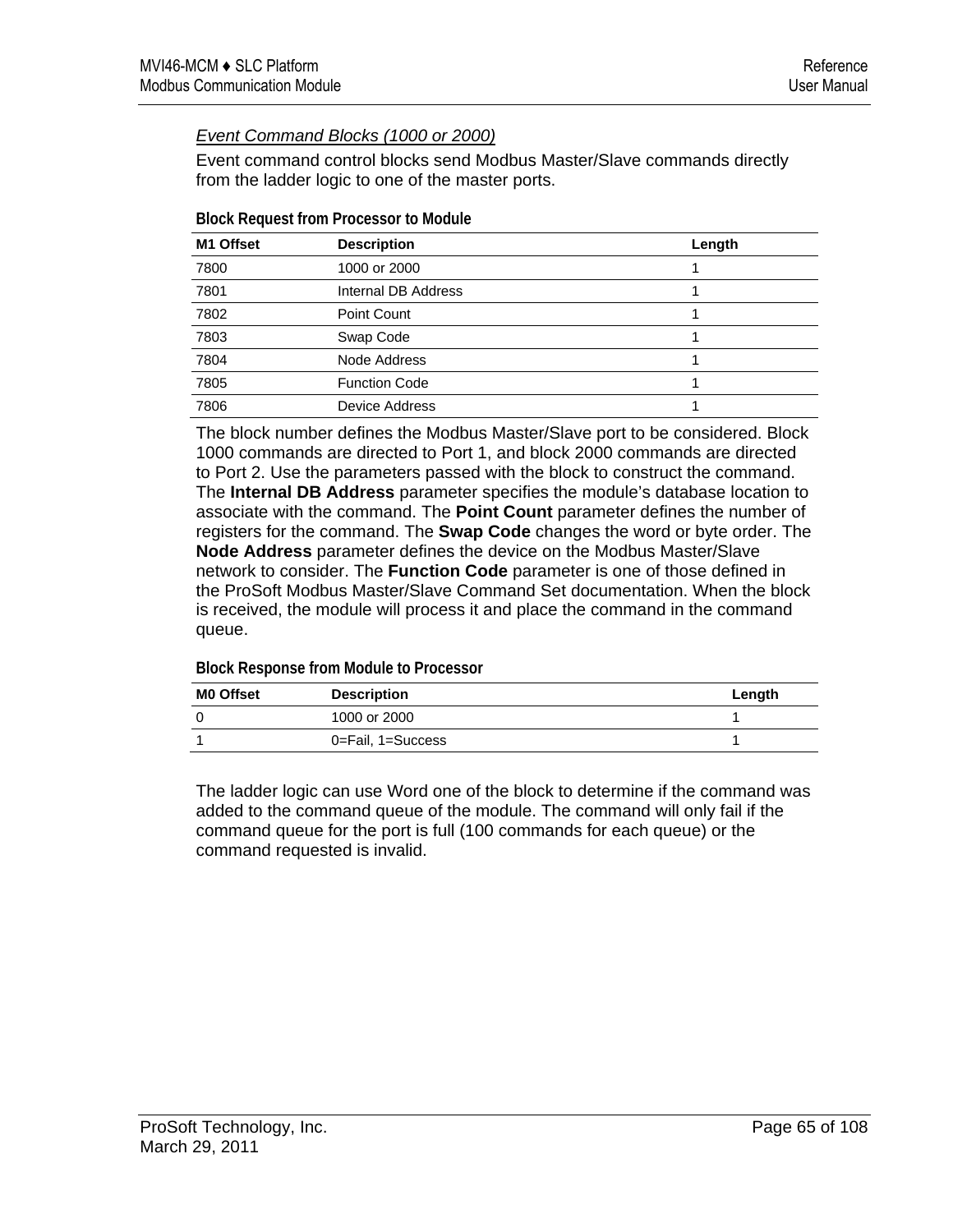### *Event Command Blocks (1000 or 2000)*

Event command control blocks send Modbus Master/Slave commands directly from the ladder logic to one of the master ports.

**Block Request from Processor to Module**

| M1 Offset | Description | Length |
|---|---|---|
| 7800 | 1000 or 2000 | 1 |
| 7801 | Internal DB Address | 1 |
| 7802 | Point Count | 1 |
| 7803 | Swap Code | 1 |
| 7804 | Node Address | 1 |
| 7805 | Function Code | 1 |
| 7806 | Device Address | 1 |

The block number defines the Modbus Master/Slave port to be considered. Block 1000 commands are directed to Port 1, and block 2000 commands are directed to Port 2. Use the parameters passed with the block to construct the command. The **Internal DB Address** parameter specifies the module's database location to associate with the command. The **Point Count** parameter defines the number of registers for the command. The **Swap Code** changes the word or byte order. The **Node Address** parameter defines the device on the Modbus Master/Slave network to consider. The **Function Code** parameter is one of those defined in the ProSoft Modbus Master/Slave Command Set documentation. When the block is received, the module will process it and place the command in the command queue.

**Block Response from Module to Processor**

| M0 Offset | Description | Length |
|---|---|---|
| 0 | 1000 or 2000 | 1 |
| 1 | 0=Fail, 1=Success | 1 |

The ladder logic can use Word one of the block to determine if the command was added to the command queue of the module. The command will only fail if the command queue for the port is full (100 commands for each queue) or the command requested is invalid.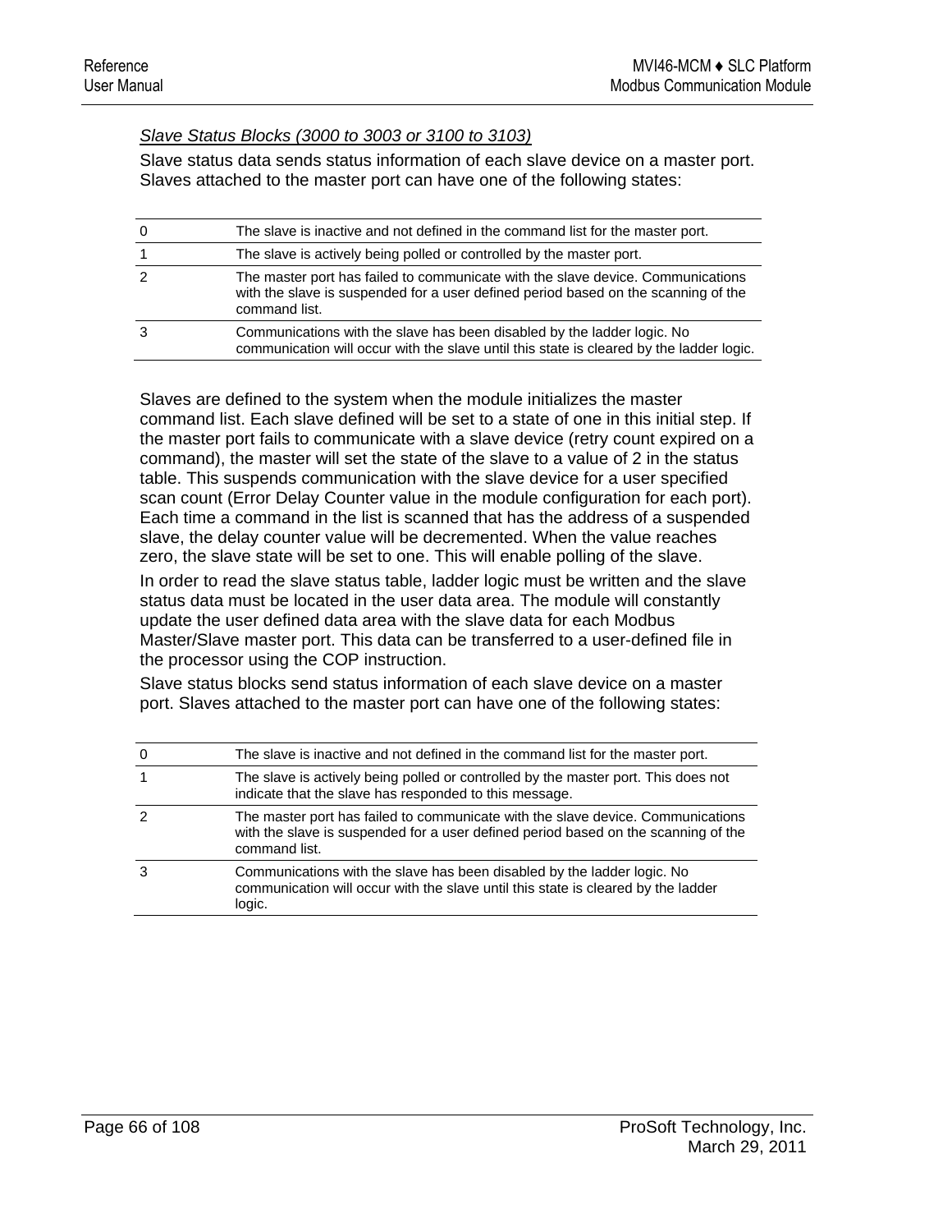*Slave Status Blocks (3000 to 3003 or 3100 to 3103)*

Slave status data sends status information of each slave device on a master port. Slaves attached to the master port can have one of the following states:

| | |
|---|---|
| 0 | The slave is inactive and not defined in the command list for the master port. |
| 1 | The slave is actively being polled or controlled by the master port. |
| 2 | The master port has failed to communicate with the slave device. Communications with the slave is suspended for a user defined period based on the scanning of the command list. |
| 3 | Communications with the slave has been disabled by the ladder logic. No communication will occur with the slave until this state is cleared by the ladder logic. |

Slaves are defined to the system when the module initializes the master command list. Each slave defined will be set to a state of one in this initial step. If the master port fails to communicate with a slave device (retry count expired on a command), the master will set the state of the slave to a value of 2 in the status table. This suspends communication with the slave device for a user specified scan count (Error Delay Counter value in the module configuration for each port). Each time a command in the list is scanned that has the address of a suspended slave, the delay counter value will be decremented. When the value reaches zero, the slave state will be set to one. This will enable polling of the slave.

In order to read the slave status table, ladder logic must be written and the slave status data must be located in the user data area. The module will constantly update the user defined data area with the slave data for each Modbus Master/Slave master port. This data can be transferred to a user-defined file in the processor using the COP instruction.

Slave status blocks send status information of each slave device on a master port. Slaves attached to the master port can have one of the following states:

| | |
|---|---|
| 0 | The slave is inactive and not defined in the command list for the master port. |
| 1 | The slave is actively being polled or controlled by the master port. This does not indicate that the slave has responded to this message. |
| 2 | The master port has failed to communicate with the slave device. Communications with the slave is suspended for a user defined period based on the scanning of the command list. |
| 3 | Communications with the slave has been disabled by the ladder logic. No communication will occur with the slave until this state is cleared by the ladder logic. |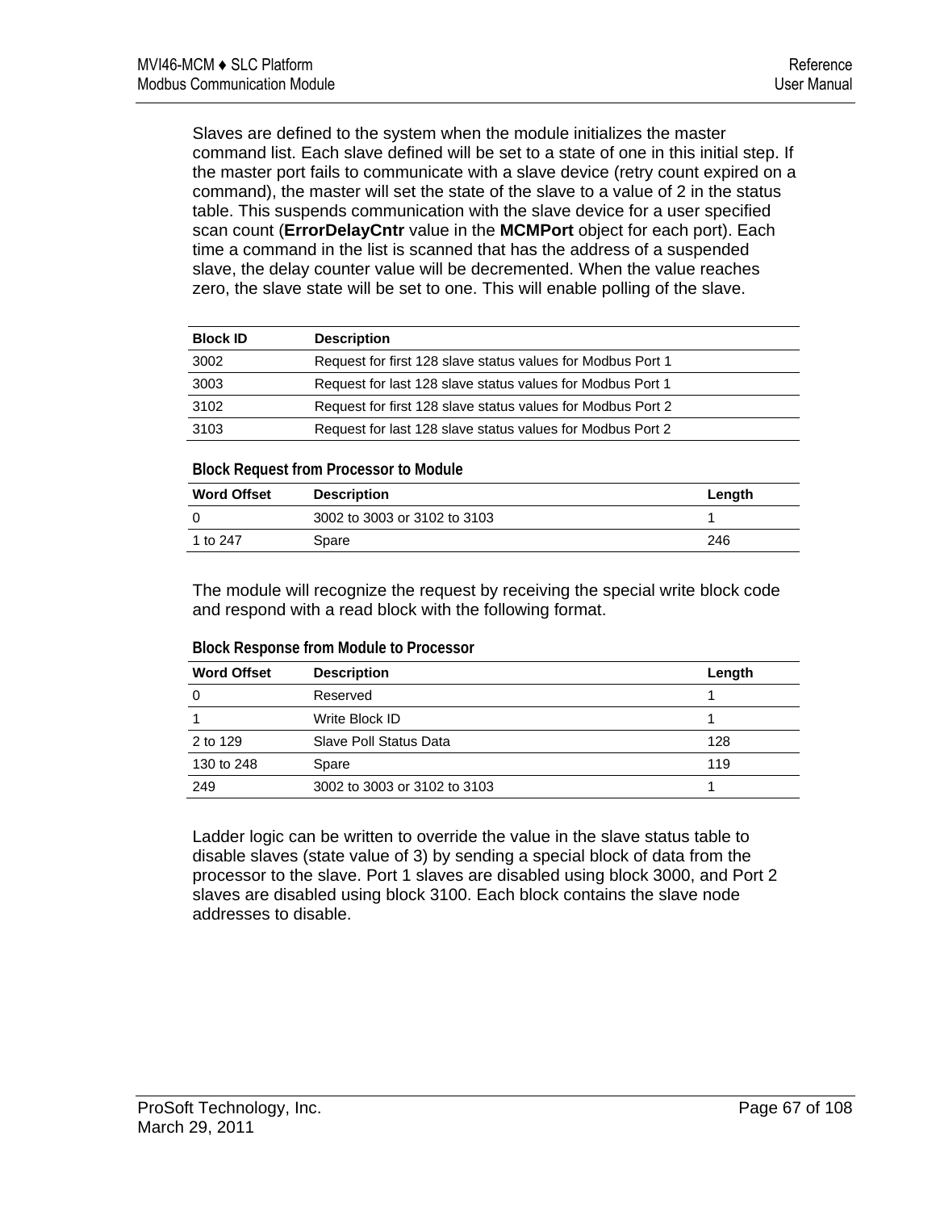Slaves are defined to the system when the module initializes the master command list. Each slave defined will be set to a state of one in this initial step. If the master port fails to communicate with a slave device (retry count expired on a command), the master will set the state of the slave to a value of 2 in the status table. This suspends communication with the slave device for a user specified scan count (**ErrorDelayCntr** value in the **MCMPort** object for each port). Each time a command in the list is scanned that has the address of a suspended slave, the delay counter value will be decremented. When the value reaches zero, the slave state will be set to one. This will enable polling of the slave.

| Block ID | Description |
|---|---|
| 3002 | Request for first 128 slave status values for Modbus Port 1 |
| 3003 | Request for last 128 slave status values for Modbus Port 1 |
| 3102 | Request for first 128 slave status values for Modbus Port 2 |
| 3103 | Request for last 128 slave status values for Modbus Port 2 |

#### Block Request from Processor to Module

| Word Offset | Description | Length |
|---|---|---|
| 0 | 3002 to 3003 or 3102 to 3103 | 1 |
| 1 to 247 | Spare | 246 |

The module will recognize the request by receiving the special write block code and respond with a read block with the following format.

#### Block Response from Module to Processor

| Word Offset | Description | Length |
|---|---|---|
| 0 | Reserved | 1 |
| 1 | Write Block ID | 1 |
| 2 to 129 | Slave Poll Status Data | 128 |
| 130 to 248 | Spare | 119 |
| 249 | 3002 to 3003 or 3102 to 3103 | 1 |

Ladder logic can be written to override the value in the slave status table to disable slaves (state value of 3) by sending a special block of data from the processor to the slave. Port 1 slaves are disabled using block 3000, and Port 2 slaves are disabled using block 3100. Each block contains the slave node addresses to disable.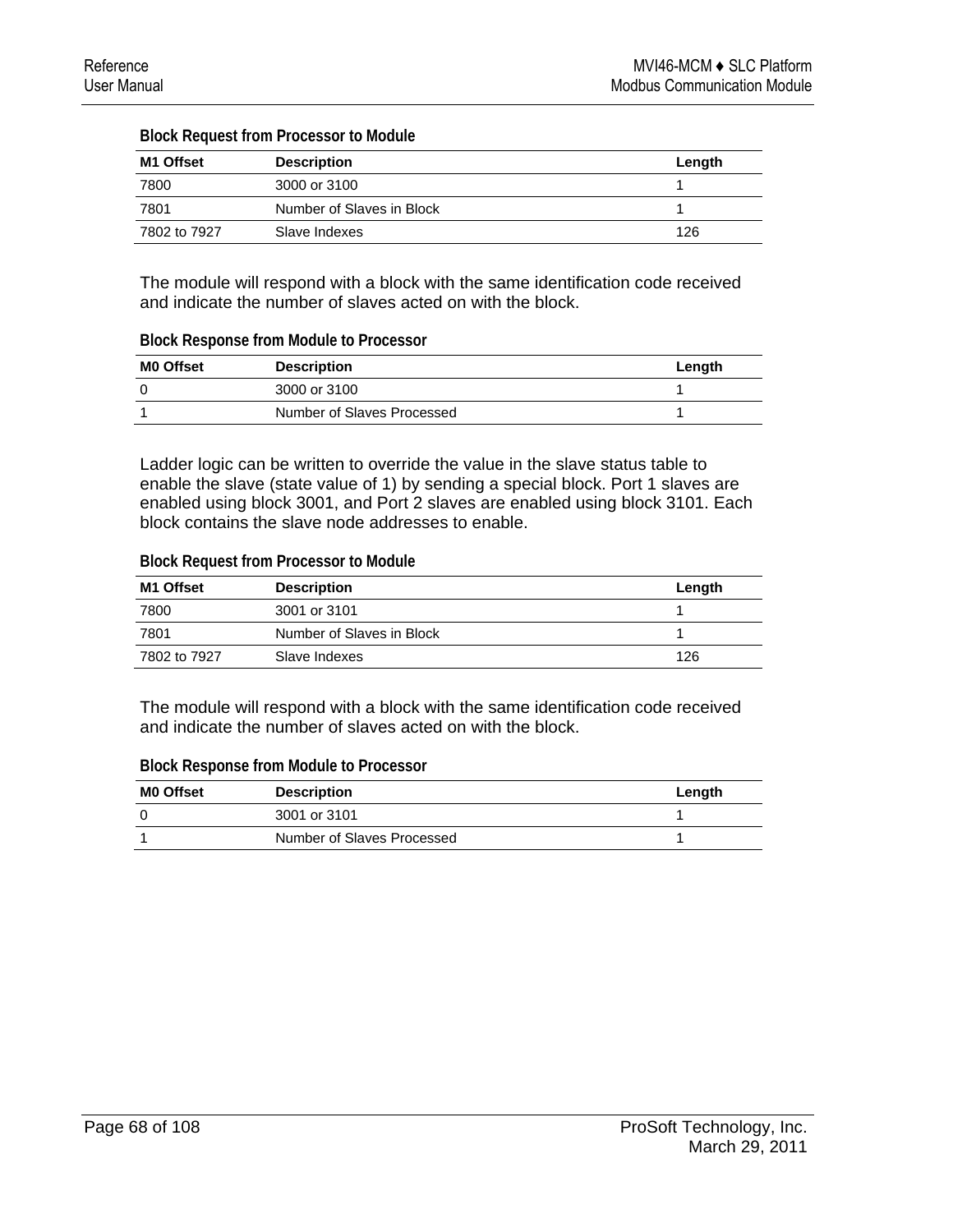**Block Request from Processor to Module**

| M1 Offset | Description | Length |
|---|---|---|
| 7800 | 3000 or 3100 | 1 |
| 7801 | Number of Slaves in Block | 1 |
| 7802 to 7927 | Slave Indexes | 126 |

The module will respond with a block with the same identification code received and indicate the number of slaves acted on with the block.

**Block Response from Module to Processor**

| M0 Offset | Description | Length |
|---|---|---|
| 0 | 3000 or 3100 | 1 |
| 1 | Number of Slaves Processed | 1 |

Ladder logic can be written to override the value in the slave status table to enable the slave (state value of 1) by sending a special block. Port 1 slaves are enabled using block 3001, and Port 2 slaves are enabled using block 3101. Each block contains the slave node addresses to enable.

**Block Request from Processor to Module**

| M1 Offset | Description | Length |
|---|---|---|
| 7800 | 3001 or 3101 | 1 |
| 7801 | Number of Slaves in Block | 1 |
| 7802 to 7927 | Slave Indexes | 126 |

The module will respond with a block with the same identification code received and indicate the number of slaves acted on with the block.

**Block Response from Module to Processor**

| M0 Offset | Description | Length |
|---|---|---|
| 0 | 3001 or 3101 | 1 |
| 1 | Number of Slaves Processed | 1 |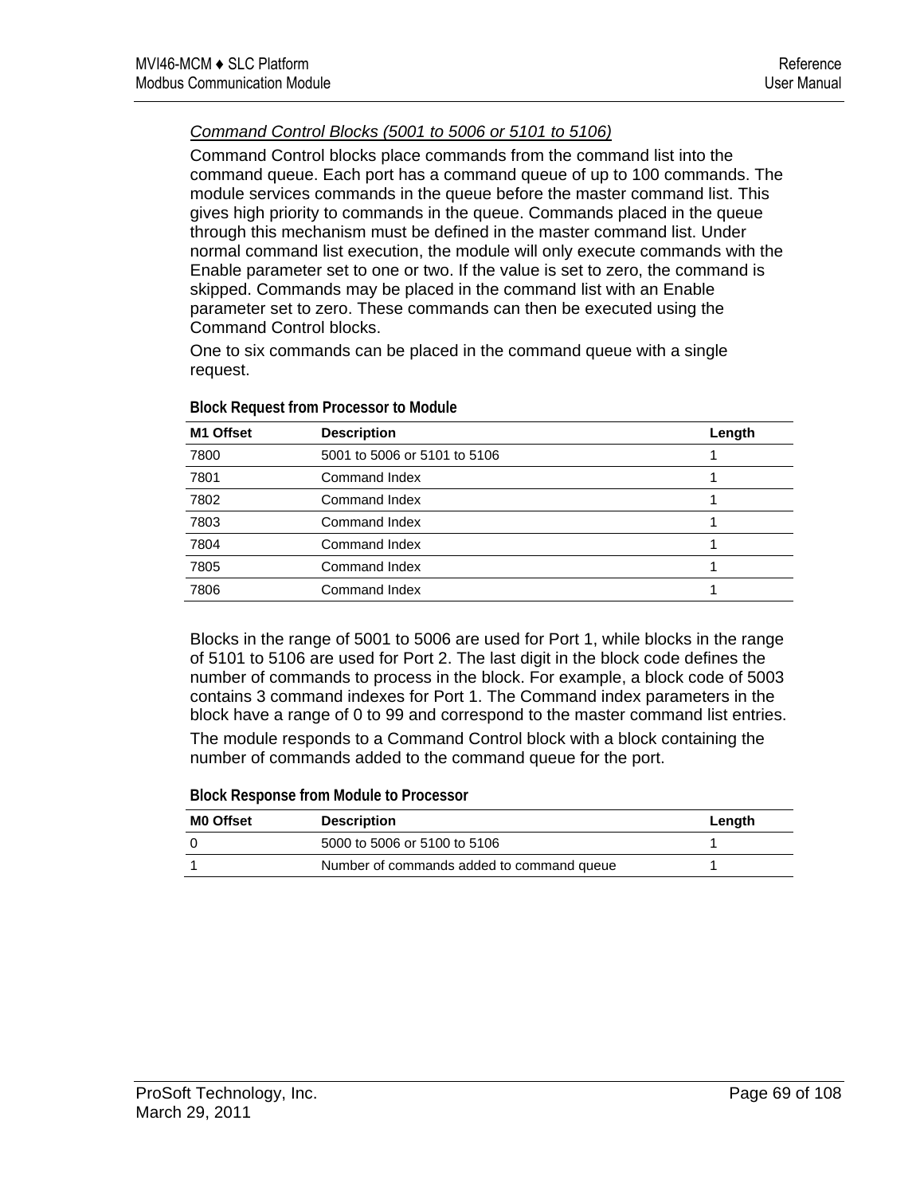### *Command Control Blocks (5001 to 5006 or 5101 to 5106)*

Command Control blocks place commands from the command list into the command queue. Each port has a command queue of up to 100 commands. The module services commands in the queue before the master command list. This gives high priority to commands in the queue. Commands placed in the queue through this mechanism must be defined in the master command list. Under normal command list execution, the module will only execute commands with the Enable parameter set to one or two. If the value is set to zero, the command is skipped. Commands may be placed in the command list with an Enable parameter set to zero. These commands can then be executed using the Command Control blocks.

One to six commands can be placed in the command queue with a single request.

**Block Request from Processor to Module**

| M1 Offset | Description | Length |
|---|---|---|
| 7800 | 5001 to 5006 or 5101 to 5106 | 1 |
| 7801 | Command Index | 1 |
| 7802 | Command Index | 1 |
| 7803 | Command Index | 1 |
| 7804 | Command Index | 1 |
| 7805 | Command Index | 1 |
| 7806 | Command Index | 1 |

Blocks in the range of 5001 to 5006 are used for Port 1, while blocks in the range of 5101 to 5106 are used for Port 2. The last digit in the block code defines the number of commands to process in the block. For example, a block code of 5003 contains 3 command indexes for Port 1. The Command index parameters in the block have a range of 0 to 99 and correspond to the master command list entries.

The module responds to a Command Control block with a block containing the number of commands added to the command queue for the port.

**Block Response from Module to Processor**

| M0 Offset | Description | Length |
|---|---|---|
| 0 | 5000 to 5006 or 5100 to 5106 | 1 |
| 1 | Number of commands added to command queue | 1 |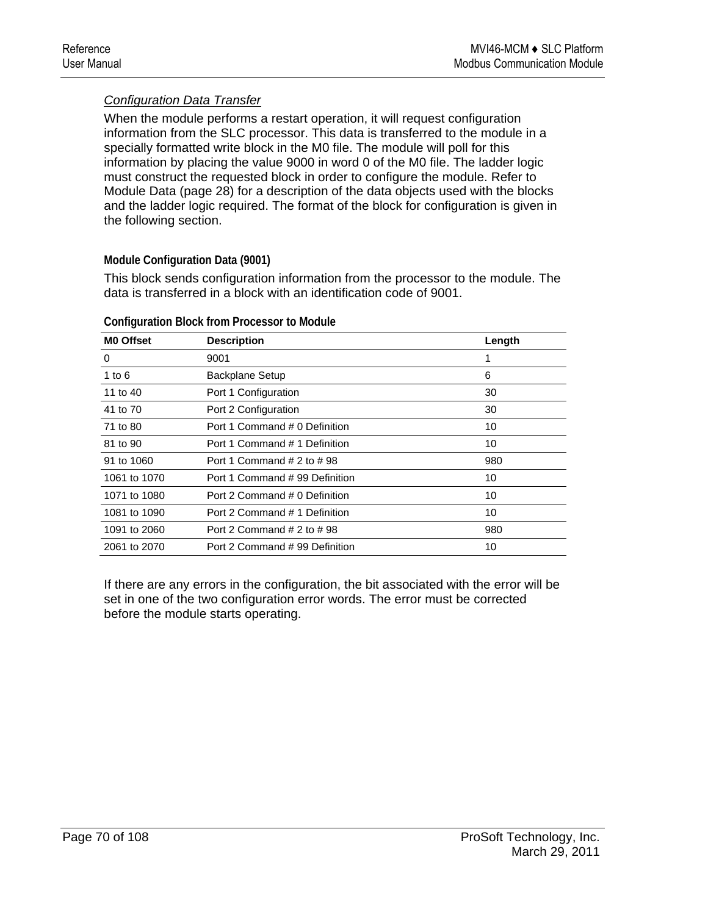*Configuration Data Transfer*

When the module performs a restart operation, it will request configuration information from the SLC processor. This data is transferred to the module in a specially formatted write block in the M0 file. The module will poll for this information by placing the value 9000 in word 0 of the M0 file. The ladder logic must construct the requested block in order to configure the module. Refer to Module Data (page 28) for a description of the data objects used with the blocks and the ladder logic required. The format of the block for configuration is given in the following section.

### Module Configuration Data (9001)

This block sends configuration information from the processor to the module. The data is transferred in a block with an identification code of 9001.

**Configuration Block from Processor to Module**

| M0 Offset | Description | Length |
|---|---|---|
| 0 | 9001 | 1 |
| 1 to 6 | Backplane Setup | 6 |
| 11 to 40 | Port 1 Configuration | 30 |
| 41 to 70 | Port 2 Configuration | 30 |
| 71 to 80 | Port 1 Command # 0 Definition | 10 |
| 81 to 90 | Port 1 Command # 1 Definition | 10 |
| 91 to 1060 | Port 1 Command # 2 to # 98 | 980 |
| 1061 to 1070 | Port 1 Command # 99 Definition | 10 |
| 1071 to 1080 | Port 2 Command # 0 Definition | 10 |
| 1081 to 1090 | Port 2 Command # 1 Definition | 10 |
| 1091 to 2060 | Port 2 Command # 2 to # 98 | 980 |
| 2061 to 2070 | Port 2 Command # 99 Definition | 10 |

If there are any errors in the configuration, the bit associated with the error will be set in one of the two configuration error words. The error must be corrected before the module starts operating.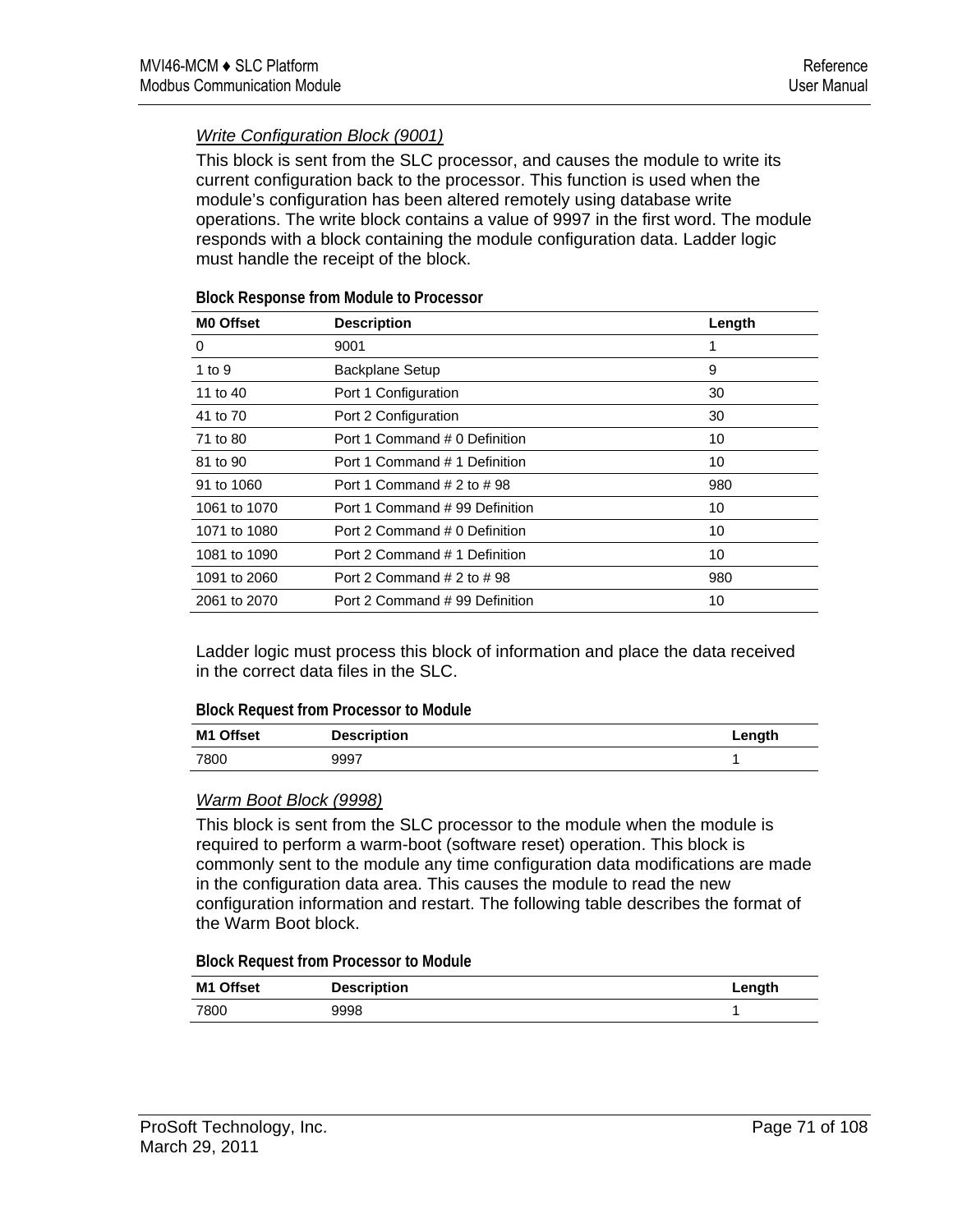### *Write Configuration Block (9001)*

This block is sent from the SLC processor, and causes the module to write its current configuration back to the processor. This function is used when the module's configuration has been altered remotely using database write operations. The write block contains a value of 9997 in the first word. The module responds with a block containing the module configuration data. Ladder logic must handle the receipt of the block.

**Block Response from Module to Processor**

| M0 Offset | Description | Length |
|---|---|---|
| 0 | 9001 | 1 |
| 1 to 9 | Backplane Setup | 9 |
| 11 to 40 | Port 1 Configuration | 30 |
| 41 to 70 | Port 2 Configuration | 30 |
| 71 to 80 | Port 1 Command # 0 Definition | 10 |
| 81 to 90 | Port 1 Command # 1 Definition | 10 |
| 91 to 1060 | Port 1 Command # 2 to # 98 | 980 |
| 1061 to 1070 | Port 1 Command # 99 Definition | 10 |
| 1071 to 1080 | Port 2 Command # 0 Definition | 10 |
| 1081 to 1090 | Port 2 Command # 1 Definition | 10 |
| 1091 to 2060 | Port 2 Command # 2 to # 98 | 980 |
| 2061 to 2070 | Port 2 Command # 99 Definition | 10 |

Ladder logic must process this block of information and place the data received in the correct data files in the SLC.

**Block Request from Processor to Module**

| M1 Offset | Description | Length |
|---|---|---|
| 7800 | 9997 | 1 |

### *Warm Boot Block (9998)*

This block is sent from the SLC processor to the module when the module is required to perform a warm-boot (software reset) operation. This block is commonly sent to the module any time configuration data modifications are made in the configuration data area. This causes the module to read the new configuration information and restart. The following table describes the format of the Warm Boot block.

**Block Request from Processor to Module**

| M1 Offset | Description | Length |
|---|---|---|
| 7800 | 9998 | 1 |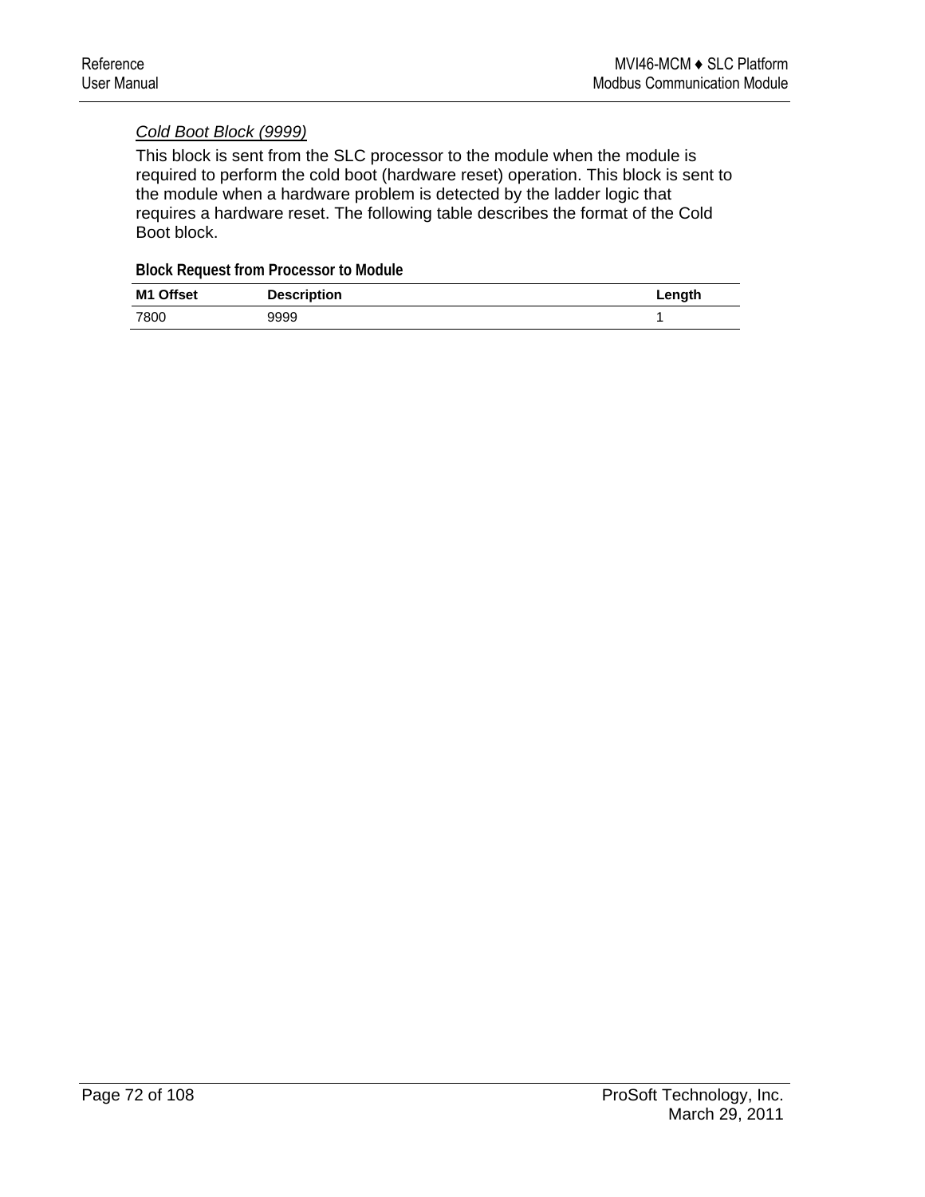### *Cold Boot Block (9999)*

This block is sent from the SLC processor to the module when the module is required to perform the cold boot (hardware reset) operation. This block is sent to the module when a hardware problem is detected by the ladder logic that requires a hardware reset. The following table describes the format of the Cold Boot block.

**Block Request from Processor to Module**

| M1 Offset | Description | Length |
|---|---|---|
| 7800 | 9999 | 1 |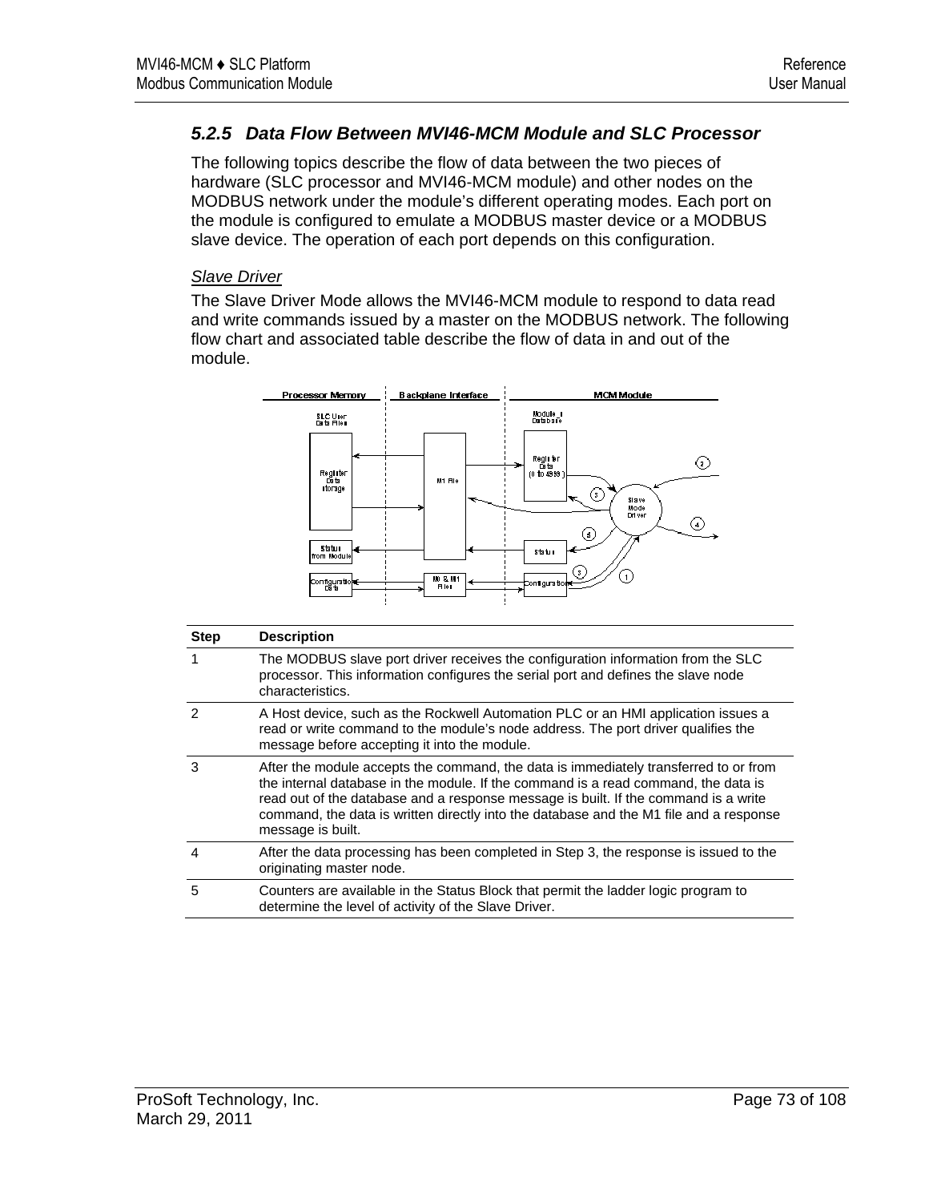### 5.2.5 Data Flow Between MVI46-MCM Module and SLC Processor

The following topics describe the flow of data between the two pieces of hardware (SLC processor and MVI46-MCM module) and other nodes on the MODBUS network under the module's different operating modes. Each port on the module is configured to emulate a MODBUS master device or a MODBUS slave device. The operation of each port depends on this configuration.

*Slave Driver*

The Slave Driver Mode allows the MVI46-MCM module to respond to data read and write commands issued by a master on the MODBUS network. The following flow chart and associated table describe the flow of data in and out of the module.

| Step | Description |
|---|---|
| 1 | The MODBUS slave port driver receives the configuration information from the SLC processor. This information configures the serial port and defines the slave node characteristics. |
| 2 | A Host device, such as the Rockwell Automation PLC or an HMI application issues a read or write command to the module's node address. The port driver qualifies the message before accepting it into the module. |
| 3 | After the module accepts the command, the data is immediately transferred to or from the internal database in the module. If the command is a read command, the data is read out of the database and a response message is built. If the command is a write command, the data is written directly into the database and the M1 file and a response message is built. |
| 4 | After the data processing has been completed in Step 3, the response is issued to the originating master node. |
| 5 | Counters are available in the Status Block that permit the ladder logic program to determine the level of activity of the Slave Driver. |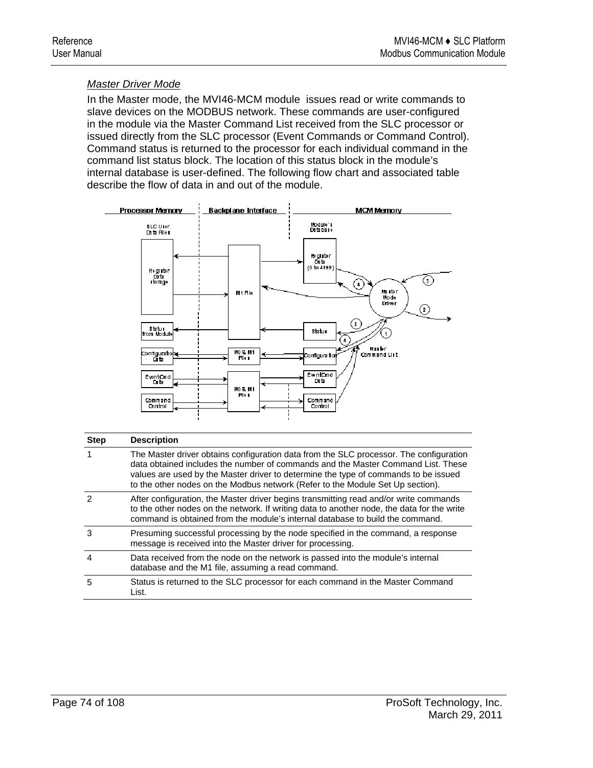### *Master Driver Mode*

In the Master mode, the MVI46-MCM module issues read or write commands to slave devices on the MODBUS network. These commands are user-configured in the module via the Master Command List received from the SLC processor or issued directly from the SLC processor (Event Commands or Command Control). Command status is returned to the processor for each individual command in the command list status block. The location of this status block in the module's internal database is user-defined. The following flow chart and associated table describe the flow of data in and out of the module.

| Step | Description |
|---|---|
| 1 | The Master driver obtains configuration data from the SLC processor. The configuration data obtained includes the number of commands and the Master Command List. These values are used by the Master driver to determine the type of commands to be issued to the other nodes on the Modbus network (Refer to the Module Set Up section). |
| 2 | After configuration, the Master driver begins transmitting read and/or write commands to the other nodes on the network. If writing data to another node, the data for the write command is obtained from the module's internal database to build the command. |
| 3 | Presuming successful processing by the node specified in the command, a response message is received into the Master driver for processing. |
| 4 | Data received from the node on the network is passed into the module's internal database and the M1 file, assuming a read command. |
| 5 | Status is returned to the SLC processor for each command in the Master Command List. |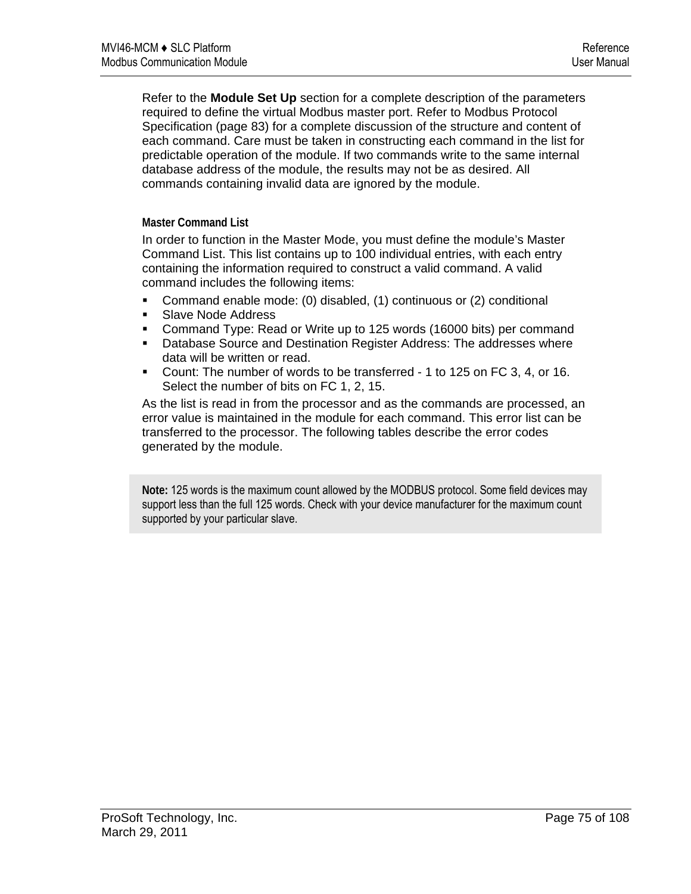Refer to the **Module Set Up** section for a complete description of the parameters required to define the virtual Modbus master port. Refer to Modbus Protocol Specification (page 83) for a complete discussion of the structure and content of each command. Care must be taken in constructing each command in the list for predictable operation of the module. If two commands write to the same internal database address of the module, the results may not be as desired. All commands containing invalid data are ignored by the module.

#### Master Command List

In order to function in the Master Mode, you must define the module's Master Command List. This list contains up to 100 individual entries, with each entry containing the information required to construct a valid command. A valid command includes the following items:

- Command enable mode: (0) disabled, (1) continuous or (2) conditional
- Slave Node Address
- Command Type: Read or Write up to 125 words (16000 bits) per command
- Database Source and Destination Register Address: The addresses where data will be written or read.
- Count: The number of words to be transferred - 1 to 125 on FC 3, 4, or 16. Select the number of bits on FC 1, 2, 15.

As the list is read in from the processor and as the commands are processed, an error value is maintained in the module for each command. This error list can be transferred to the processor. The following tables describe the error codes generated by the module.

> **Note:** 125 words is the maximum count allowed by the MODBUS protocol. Some field devices may support less than the full 125 words. Check with your device manufacturer for the maximum count supported by your particular slave.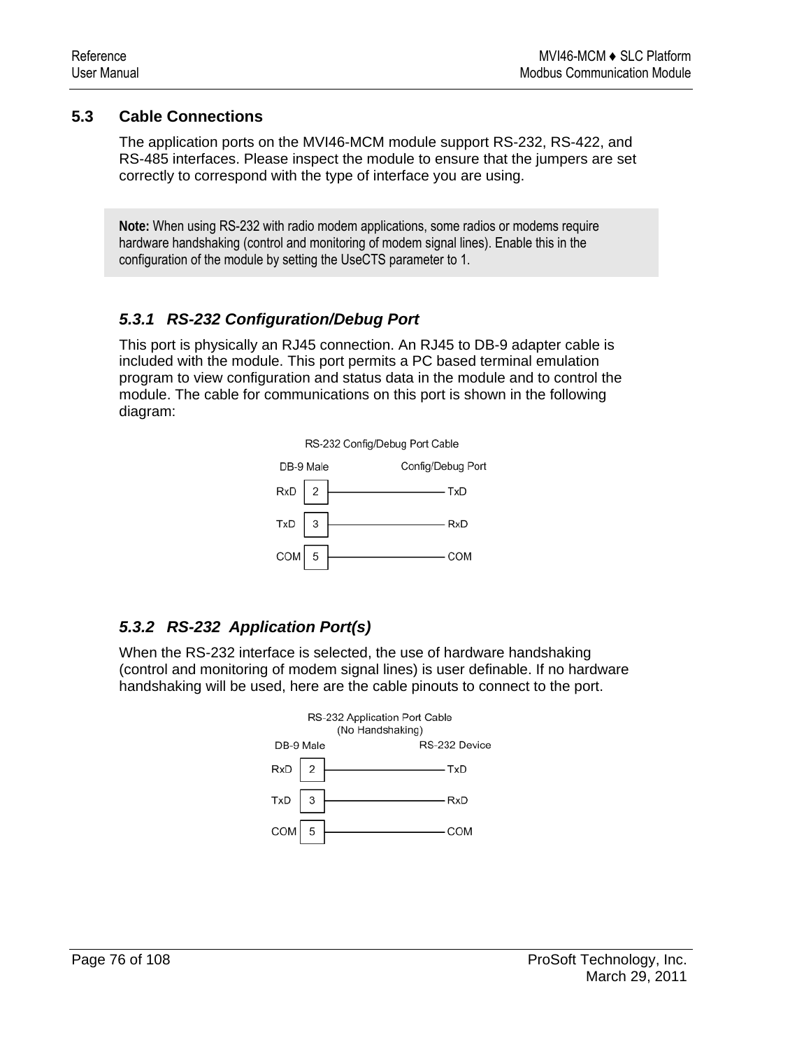## 5.3 Cable Connections

The application ports on the MVI46-MCM module support RS-232, RS-422, and RS-485 interfaces. Please inspect the module to ensure that the jumpers are set correctly to correspond with the type of interface you are using.

> **Note:** When using RS-232 with radio modem applications, some radios or modems require hardware handshaking (control and monitoring of modem signal lines). Enable this in the configuration of the module by setting the UseCTS parameter to 1.

### *5.3.1 RS-232 Configuration/Debug Port*

This port is physically an RJ45 connection. An RJ45 to DB-9 adapter cable is included with the module. This port permits a PC based terminal emulation program to view configuration and status data in the module and to control the module. The cable for communications on this port is shown in the following diagram:

RS-232 Config/Debug Port Cable

| DB-9 Male | | Config/Debug Port |
|---|---|---|
| RxD | 2 | TxD |
| TxD | 3 | RxD |
| COM | 5 | COM |

### *5.3.2 RS-232 Application Port(s)*

When the RS-232 interface is selected, the use of hardware handshaking (control and monitoring of modem signal lines) is user definable. If no hardware handshaking will be used, here are the cable pinouts to connect to the port.

RS-232 Application Port Cable
(No Handshaking)

| DB-9 Male | | RS-232 Device |
|---|---|---|
| RxD | 2 | TxD |
| TxD | 3 | RxD |
| COM | 5 | COM |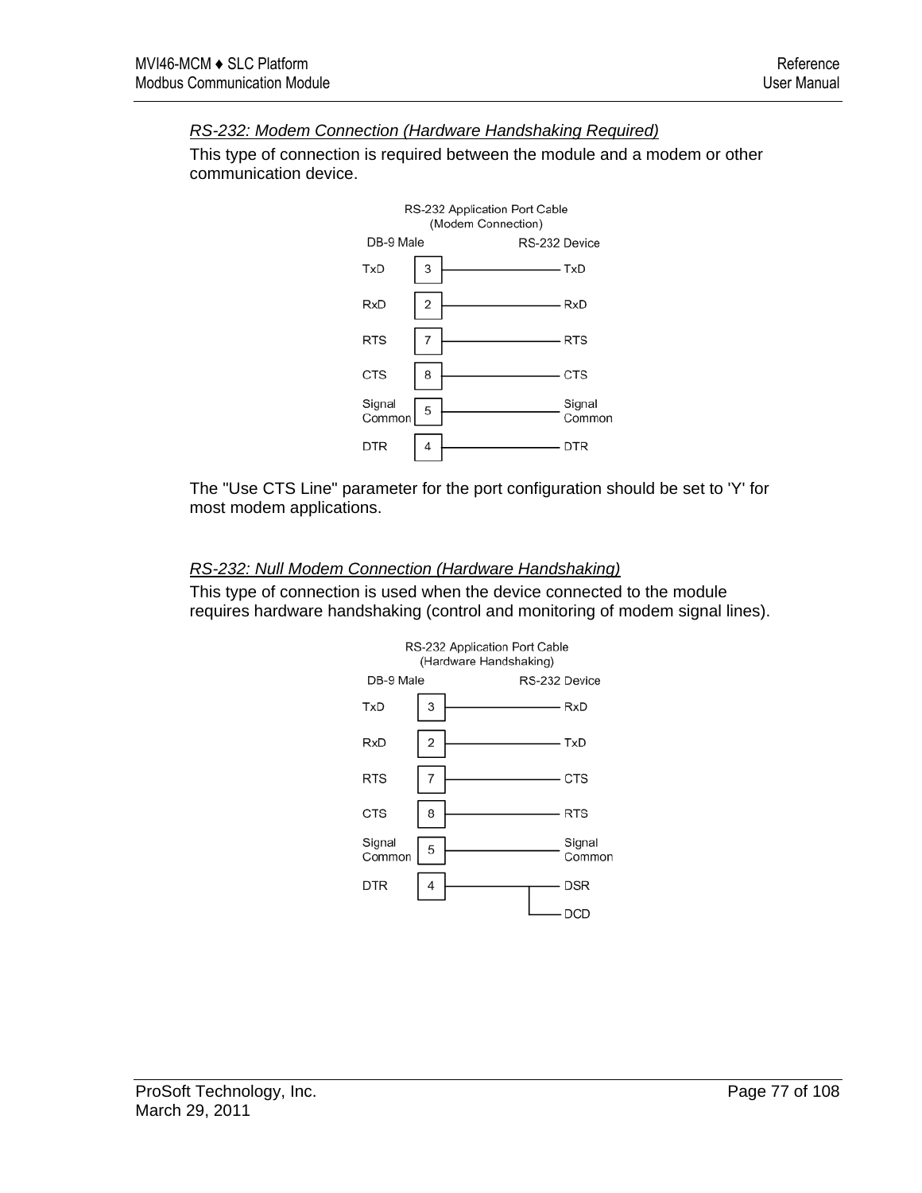*RS-232: Modem Connection (Hardware Handshaking Required)*

This type of connection is required between the module and a modem or other communication device.

RS-232 Application Port Cable (Modem Connection)

| DB-9 Male | Pin | RS-232 Device |
|---|---|---|
| TxD | 3 | TxD |
| RxD | 2 | RxD |
| RTS | 7 | RTS |
| CTS | 8 | CTS |
| Signal Common | 5 | Signal Common |
| DTR | 4 | DTR |

The "Use CTS Line" parameter for the port configuration should be set to 'Y' for most modem applications.

*RS-232: Null Modem Connection (Hardware Handshaking)*

This type of connection is used when the device connected to the module requires hardware handshaking (control and monitoring of modem signal lines).

RS-232 Application Port Cable (Hardware Handshaking)

| DB-9 Male | Pin | RS-232 Device |
|---|---|---|
| TxD | 3 | RxD |
| RxD | 2 | TxD |
| RTS | 7 | CTS |
| CTS | 8 | RTS |
| Signal Common | 5 | Signal Common |
| DTR | 4 | DSR, DCD |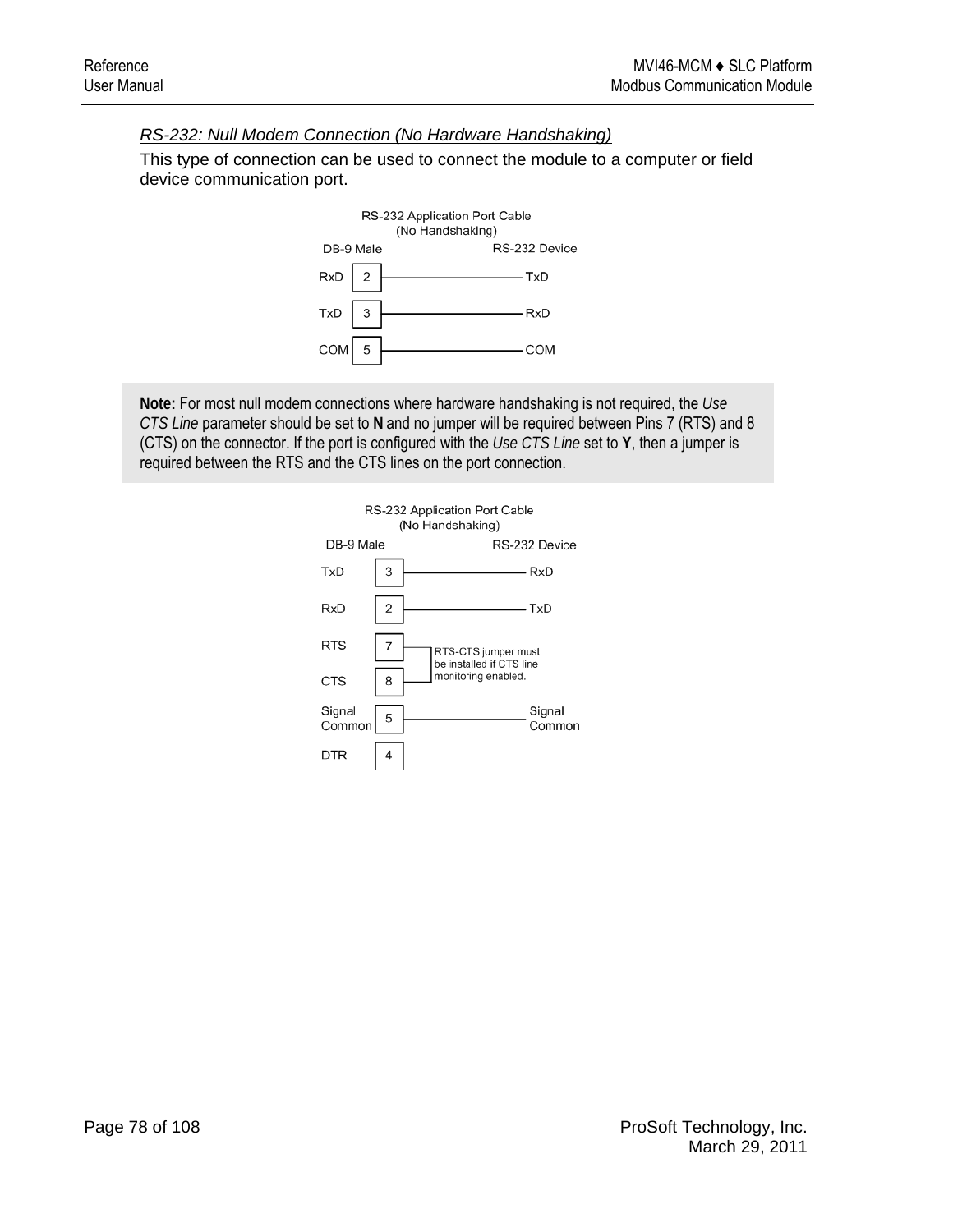*RS-232: Null Modem Connection (No Hardware Handshaking)*

This type of connection can be used to connect the module to a computer or field device communication port.

RS-232 Application Port Cable
(No Handshaking)

| DB-9 Male | | RS-232 Device |
|---|---|---|
| RxD | 2 | TxD |
| TxD | 3 | RxD |
| COM | 5 | COM |

> **Note:** For most null modem connections where hardware handshaking is not required, the *Use CTS Line* parameter should be set to **N** and no jumper will be required between Pins 7 (RTS) and 8 (CTS) on the connector. If the port is configured with the *Use CTS Line* set to **Y**, then a jumper is required between the RTS and the CTS lines on the port connection.

RS-232 Application Port Cable
(No Handshaking)

| DB-9 Male | | RS-232 Device |
|---|---|---|
| TxD | 3 | RxD |
| RxD | 2 | TxD |
| RTS | 7 | RTS-CTS jumper must be installed if CTS line monitoring enabled. |
| CTS | 8 | |
| Signal Common | 5 | Signal Common |
| DTR | 4 | |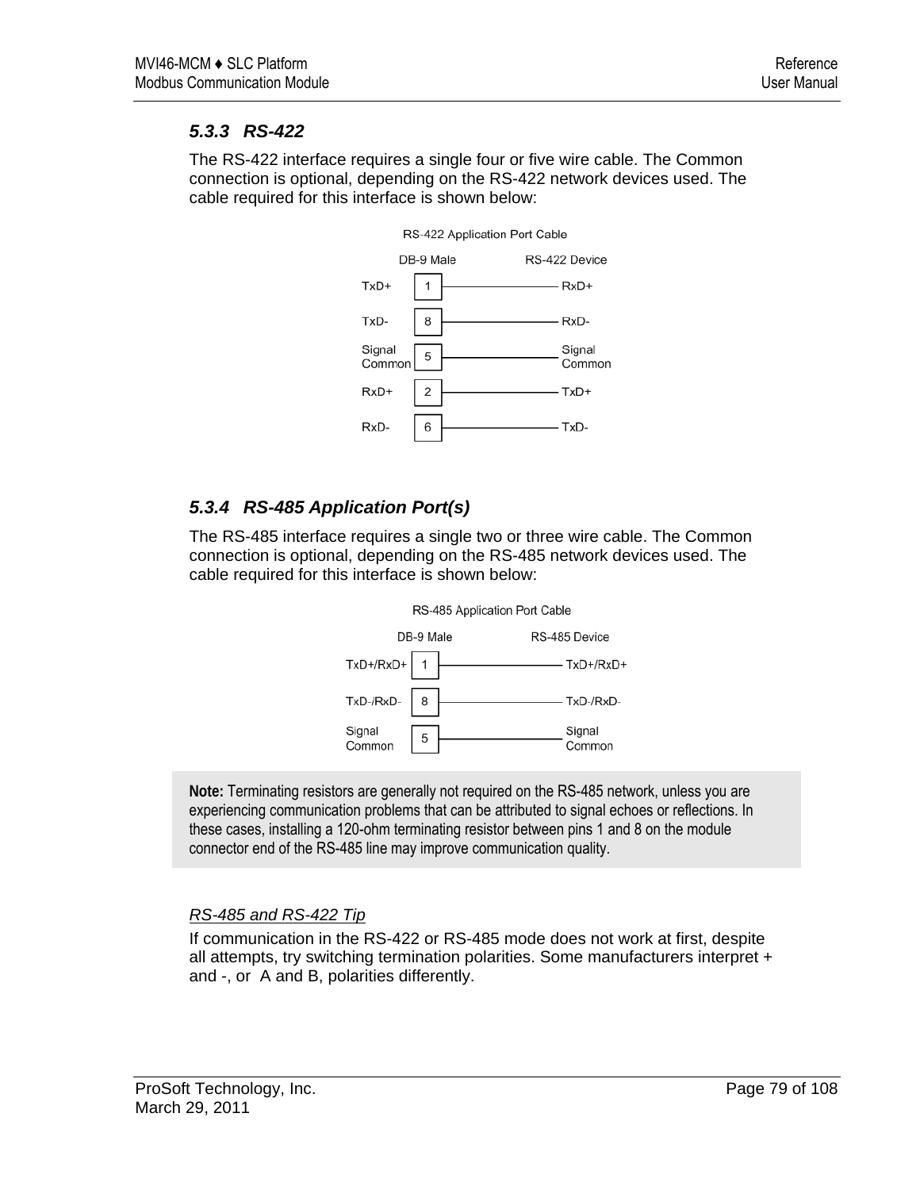### 5.3.3 RS-422

The RS-422 interface requires a single four or five wire cable. The Common connection is optional, depending on the RS-422 network devices used. The cable required for this interface is shown below:

RS-422 Application Port Cable

| DB-9 Male | Pin | RS-422 Device |
|---|---|---|
| TxD+ | 1 | RxD+ |
| TxD- | 8 | RxD- |
| Signal Common | 5 | Signal Common |
| RxD+ | 2 | TxD+ |
| RxD- | 6 | TxD- |

### 5.3.4 RS-485 Application Port(s)

The RS-485 interface requires a single two or three wire cable. The Common connection is optional, depending on the RS-485 network devices used. The cable required for this interface is shown below:

RS-485 Application Port Cable

| DB-9 Male | Pin | RS-485 Device |
|---|---|---|
| TxD+/RxD+ | 1 | TxD+/RxD+ |
| TxD-/RxD- | 8 | TxD-/RxD- |
| Signal Common | 5 | Signal Common |

> **Note:** Terminating resistors are generally not required on the RS-485 network, unless you are experiencing communication problems that can be attributed to signal echoes or reflections. In these cases, installing a 120-ohm terminating resistor between pins 1 and 8 on the module connector end of the RS-485 line may improve communication quality.

*RS-485 and RS-422 Tip*

If communication in the RS-422 or RS-485 mode does not work at first, despite all attempts, try switching termination polarities. Some manufacturers interpret + and -, or A and B, polarities differently.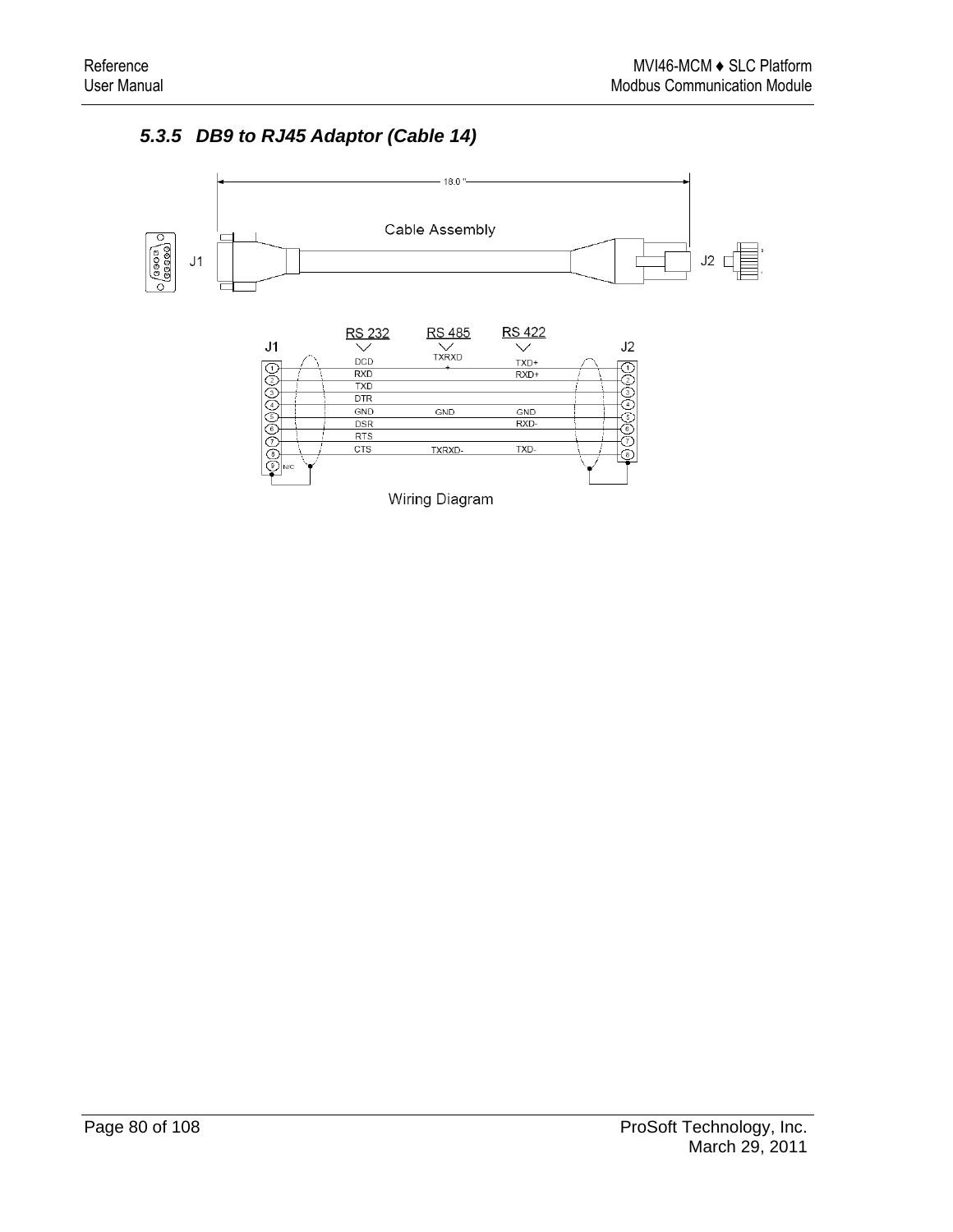### 5.3.5 DB9 to RJ45 Adaptor (Cable 14)

18.0 "

Cable Assembly

J1 J2

| J1 | RS 232 | RS 485 | RS 422 | J2 |
|---|---|---|---|---|
| 1 | DCD | TXRXD + | TXD+ | 1 |
| 2 | RXD | | RXD+ | 2 |
| 3 | TXD | | | 3 |
| 4 | DTR | | | 4 |
| 5 | GND | GND | GND | 5 |
| 6 | DSR | | RXD- | 6 |
| 7 | RTS | | | 7 |
| 8 | CTS | TXRXD- | TXD- | 8 |
| 9 N/C | | | | |

Wiring Diagram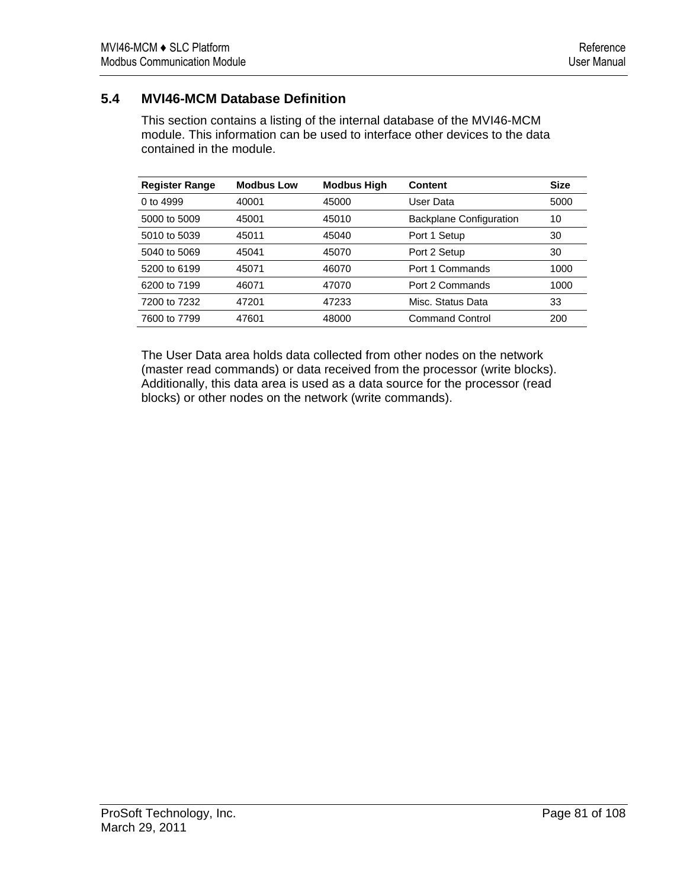## 5.4 MVI46-MCM Database Definition

This section contains a listing of the internal database of the MVI46-MCM module. This information can be used to interface other devices to the data contained in the module.

| Register Range | Modbus Low | Modbus High | Content | Size |
|---|---|---|---|---|
| 0 to 4999 | 40001 | 45000 | User Data | 5000 |
| 5000 to 5009 | 45001 | 45010 | Backplane Configuration | 10 |
| 5010 to 5039 | 45011 | 45040 | Port 1 Setup | 30 |
| 5040 to 5069 | 45041 | 45070 | Port 2 Setup | 30 |
| 5200 to 6199 | 45071 | 46070 | Port 1 Commands | 1000 |
| 6200 to 7199 | 46071 | 47070 | Port 2 Commands | 1000 |
| 7200 to 7232 | 47201 | 47233 | Misc. Status Data | 33 |
| 7600 to 7799 | 47601 | 48000 | Command Control | 200 |

The User Data area holds data collected from other nodes on the network (master read commands) or data received from the processor (write blocks). Additionally, this data area is used as a data source for the processor (read blocks) or other nodes on the network (write commands).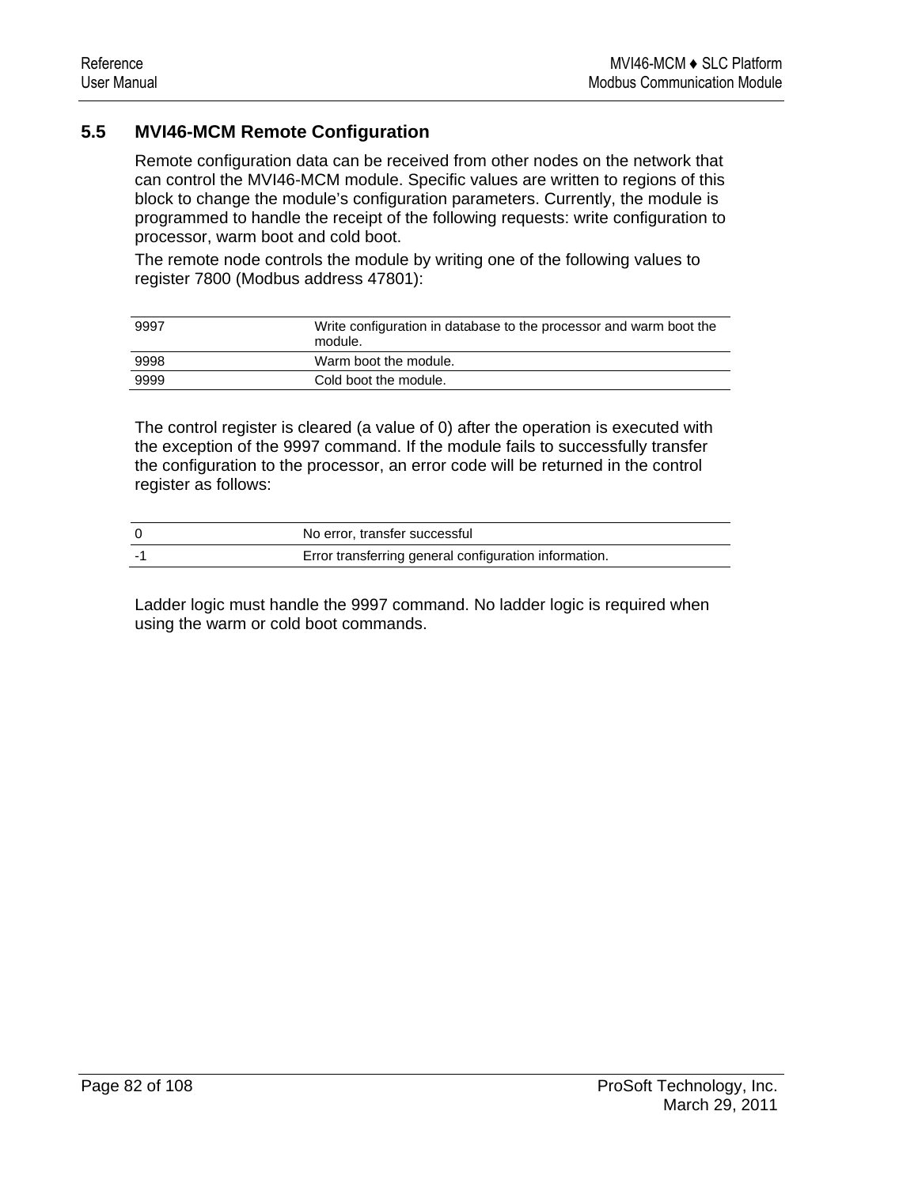## 5.5 MVI46-MCM Remote Configuration

Remote configuration data can be received from other nodes on the network that can control the MVI46-MCM module. Specific values are written to regions of this block to change the module's configuration parameters. Currently, the module is programmed to handle the receipt of the following requests: write configuration to processor, warm boot and cold boot.

The remote node controls the module by writing one of the following values to register 7800 (Modbus address 47801):

| | |
|---|---|
| 9997 | Write configuration in database to the processor and warm boot the module. |
| 9998 | Warm boot the module. |
| 9999 | Cold boot the module. |

The control register is cleared (a value of 0) after the operation is executed with the exception of the 9997 command. If the module fails to successfully transfer the configuration to the processor, an error code will be returned in the control register as follows:

| | |
|---|---|
| 0 | No error, transfer successful |
| -1 | Error transferring general configuration information. |

Ladder logic must handle the 9997 command. No ladder logic is required when using the warm or cold boot commands.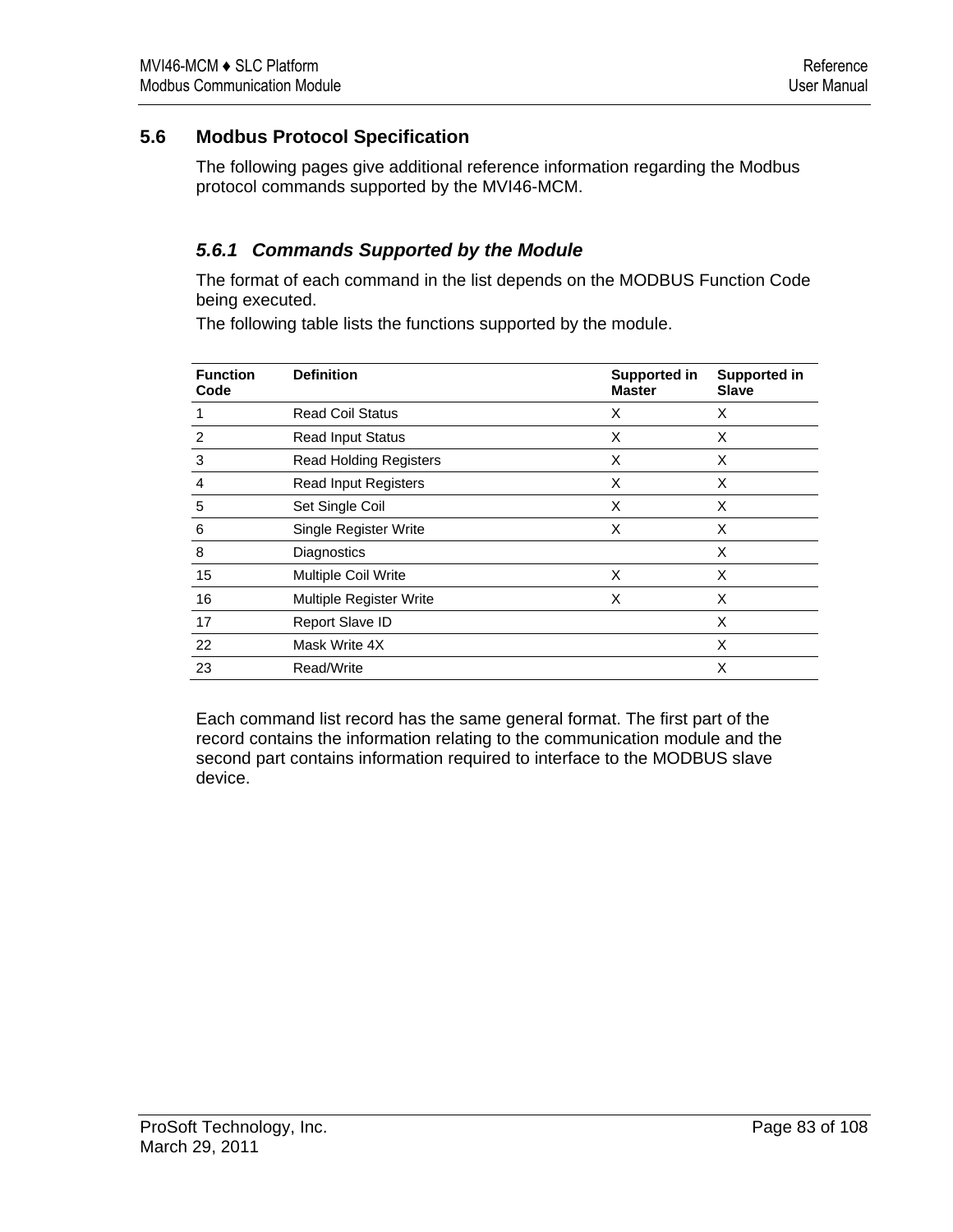## 5.6 Modbus Protocol Specification

The following pages give additional reference information regarding the Modbus protocol commands supported by the MVI46-MCM.

### *5.6.1 Commands Supported by the Module*

The format of each command in the list depends on the MODBUS Function Code being executed.

The following table lists the functions supported by the module.

| Function Code | Definition | Supported in Master | Supported in Slave |
|---|---|---|---|
| 1 | Read Coil Status | X | X |
| 2 | Read Input Status | X | X |
| 3 | Read Holding Registers | X | X |
| 4 | Read Input Registers | X | X |
| 5 | Set Single Coil | X | X |
| 6 | Single Register Write | X | X |
| 8 | Diagnostics | | X |
| 15 | Multiple Coil Write | X | X |
| 16 | Multiple Register Write | X | X |
| 17 | Report Slave ID | | X |
| 22 | Mask Write 4X | | X |
| 23 | Read/Write | | X |

Each command list record has the same general format. The first part of the record contains the information relating to the communication module and the second part contains information required to interface to the MODBUS slave device.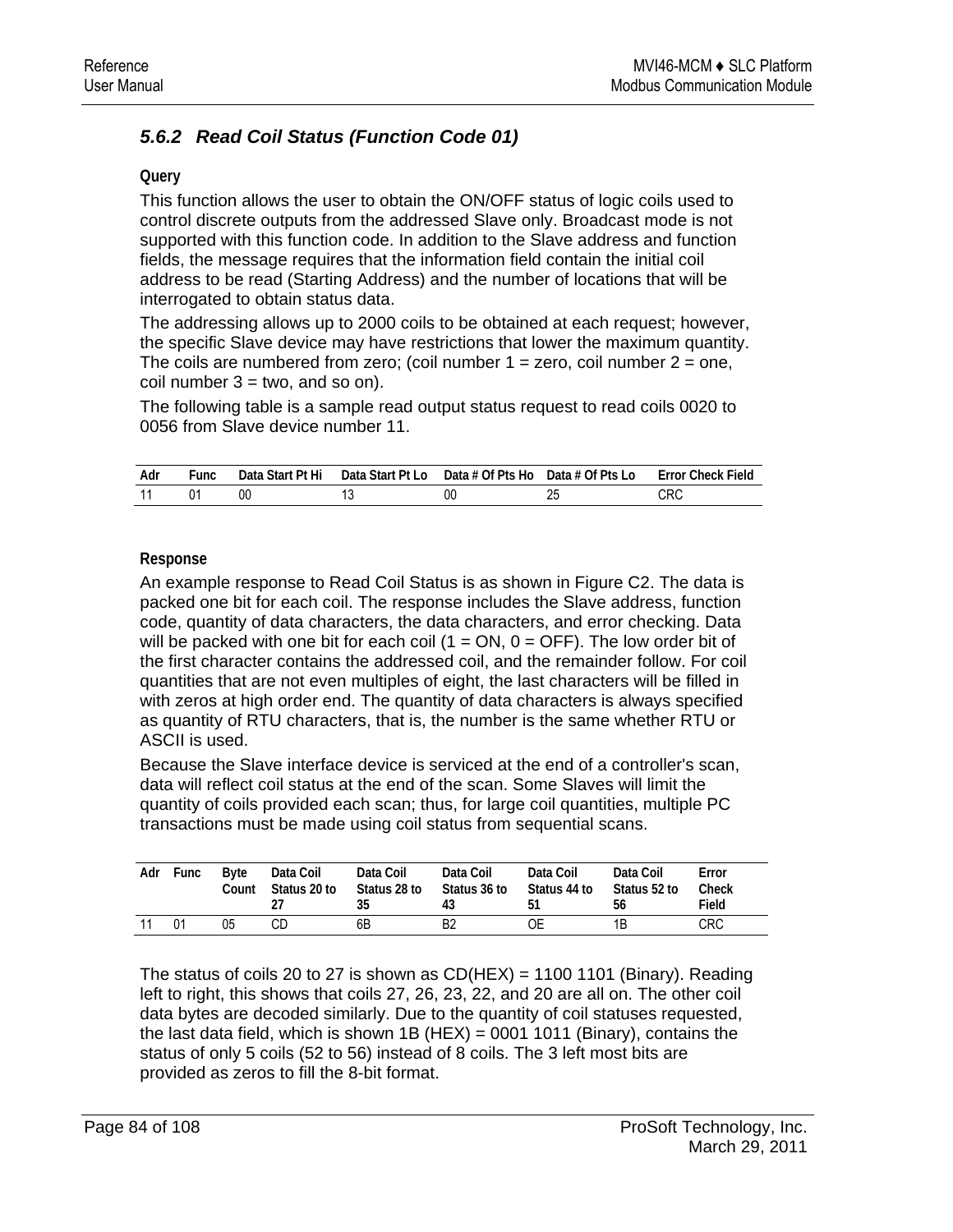### 5.6.2 Read Coil Status (Function Code 01)

**Query**

This function allows the user to obtain the ON/OFF status of logic coils used to control discrete outputs from the addressed Slave only. Broadcast mode is not supported with this function code. In addition to the Slave address and function fields, the message requires that the information field contain the initial coil address to be read (Starting Address) and the number of locations that will be interrogated to obtain status data.

The addressing allows up to 2000 coils to be obtained at each request; however, the specific Slave device may have restrictions that lower the maximum quantity. The coils are numbered from zero; (coil number 1 = zero, coil number 2 = one, coil number 3 = two, and so on).

The following table is a sample read output status request to read coils 0020 to 0056 from Slave device number 11.

| Adr | Func | Data Start Pt Hi | Data Start Pt Lo | Data # Of Pts Ho | Data # Of Pts Lo | Error Check Field |
|---|---|---|---|---|---|---|
| 11 | 01 | 00 | 13 | 00 | 25 | CRC |

**Response**

An example response to Read Coil Status is as shown in Figure C2. The data is packed one bit for each coil. The response includes the Slave address, function code, quantity of data characters, the data characters, and error checking. Data will be packed with one bit for each coil (1 = ON, 0 = OFF). The low order bit of the first character contains the addressed coil, and the remainder follow. For coil quantities that are not even multiples of eight, the last characters will be filled in with zeros at high order end. The quantity of data characters is always specified as quantity of RTU characters, that is, the number is the same whether RTU or ASCII is used.

Because the Slave interface device is serviced at the end of a controller's scan, data will reflect coil status at the end of the scan. Some Slaves will limit the quantity of coils provided each scan; thus, for large coil quantities, multiple PC transactions must be made using coil status from sequential scans.

| Adr | Func | Byte Count | Data Coil Status 20 to 27 | Data Coil Status 28 to 35 | Data Coil Status 36 to 43 | Data Coil Status 44 to 51 | Data Coil Status 52 to 56 | Error Check Field |
|---|---|---|---|---|---|---|---|---|
| 11 | 01 | 05 | CD | 6B | B2 | OE | 1B | CRC |

The status of coils 20 to 27 is shown as CD(HEX) = 1100 1101 (Binary). Reading left to right, this shows that coils 27, 26, 23, 22, and 20 are all on. The other coil data bytes are decoded similarly. Due to the quantity of coil statuses requested, the last data field, which is shown 1B (HEX) = 0001 1011 (Binary), contains the status of only 5 coils (52 to 56) instead of 8 coils. The 3 left most bits are provided as zeros to fill the 8-bit format.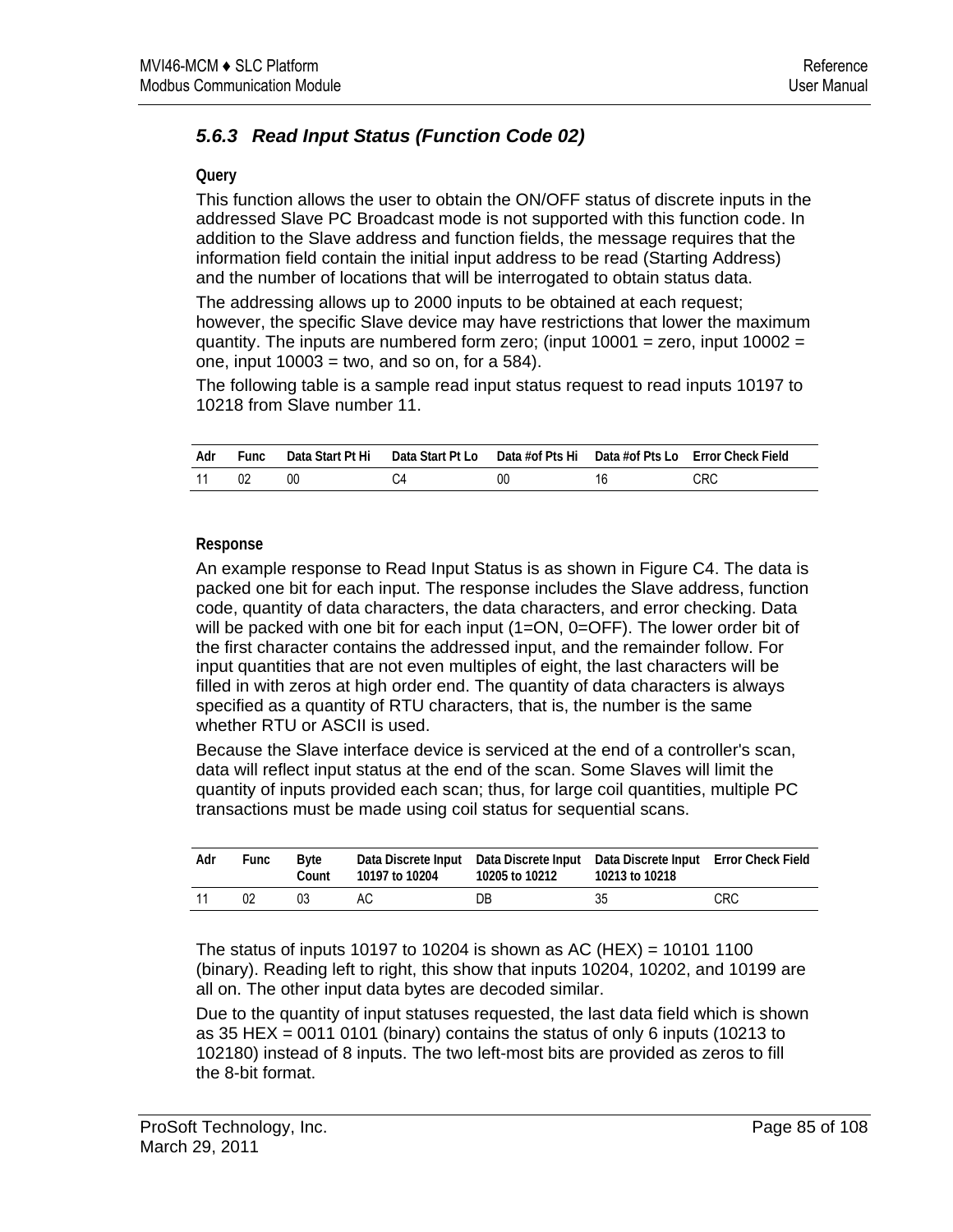### 5.6.3 Read Input Status (Function Code 02)

**Query**

This function allows the user to obtain the ON/OFF status of discrete inputs in the addressed Slave PC Broadcast mode is not supported with this function code. In addition to the Slave address and function fields, the message requires that the information field contain the initial input address to be read (Starting Address) and the number of locations that will be interrogated to obtain status data.

The addressing allows up to 2000 inputs to be obtained at each request; however, the specific Slave device may have restrictions that lower the maximum quantity. The inputs are numbered form zero; (input 10001 = zero, input 10002 = one, input 10003 = two, and so on, for a 584).

The following table is a sample read input status request to read inputs 10197 to 10218 from Slave number 11.

| Adr | Func | Data Start Pt Hi | Data Start Pt Lo | Data #of Pts Hi | Data #of Pts Lo | Error Check Field |
|---|---|---|---|---|---|---|
| 11 | 02 | 00 | C4 | 00 | 16 | CRC |

**Response**

An example response to Read Input Status is as shown in Figure C4. The data is packed one bit for each input. The response includes the Slave address, function code, quantity of data characters, the data characters, and error checking. Data will be packed with one bit for each input (1=ON, 0=OFF). The lower order bit of the first character contains the addressed input, and the remainder follow. For input quantities that are not even multiples of eight, the last characters will be filled in with zeros at high order end. The quantity of data characters is always specified as a quantity of RTU characters, that is, the number is the same whether RTU or ASCII is used.

Because the Slave interface device is serviced at the end of a controller's scan, data will reflect input status at the end of the scan. Some Slaves will limit the quantity of inputs provided each scan; thus, for large coil quantities, multiple PC transactions must be made using coil status for sequential scans.

| Adr | Func | Byte Count | Data Discrete Input 10197 to 10204 | Data Discrete Input 10205 to 10212 | Data Discrete Input 10213 to 10218 | Error Check Field |
|---|---|---|---|---|---|---|
| 11 | 02 | 03 | AC | DB | 35 | CRC |

The status of inputs 10197 to 10204 is shown as AC (HEX) = 10101 1100 (binary). Reading left to right, this show that inputs 10204, 10202, and 10199 are all on. The other input data bytes are decoded similar.

Due to the quantity of input statuses requested, the last data field which is shown as 35 HEX = 0011 0101 (binary) contains the status of only 6 inputs (10213 to 102180) instead of 8 inputs. The two left-most bits are provided as zeros to fill the 8-bit format.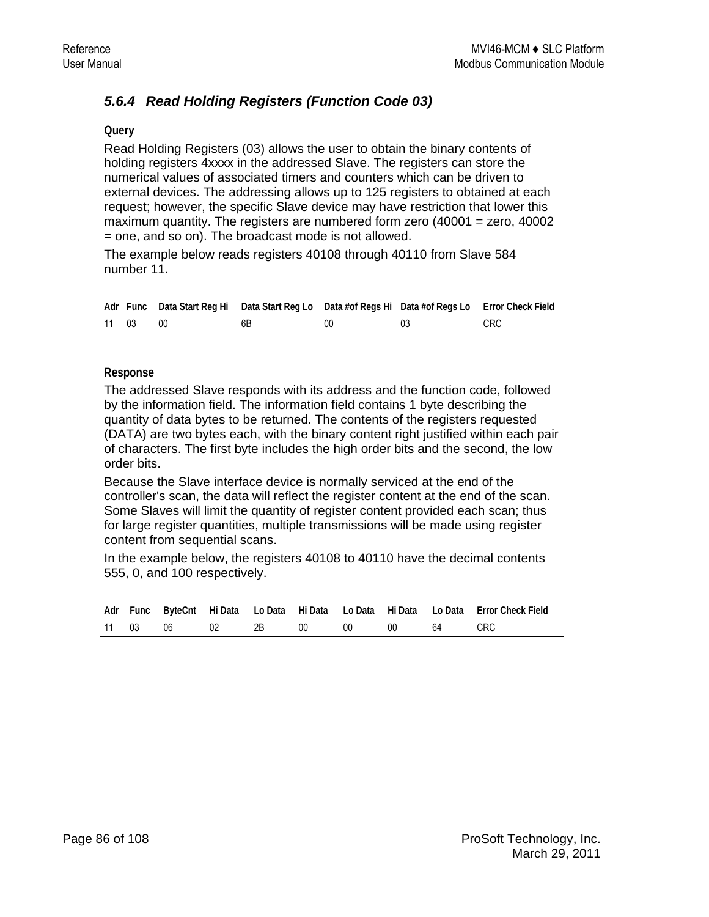### 5.6.4 Read Holding Registers (Function Code 03)

**Query**

Read Holding Registers (03) allows the user to obtain the binary contents of holding registers 4xxxx in the addressed Slave. The registers can store the numerical values of associated timers and counters which can be driven to external devices. The addressing allows up to 125 registers to obtained at each request; however, the specific Slave device may have restriction that lower this maximum quantity. The registers are numbered form zero (40001 = zero, 40002 = one, and so on). The broadcast mode is not allowed.

The example below reads registers 40108 through 40110 from Slave 584 number 11.

| Adr | Func | Data Start Reg Hi | Data Start Reg Lo | Data #of Regs Hi | Data #of Regs Lo | Error Check Field |
|---|---|---|---|---|---|---|
| 11 | 03 | 00 | 6B | 00 | 03 | CRC |

**Response**

The addressed Slave responds with its address and the function code, followed by the information field. The information field contains 1 byte describing the quantity of data bytes to be returned. The contents of the registers requested (DATA) are two bytes each, with the binary content right justified within each pair of characters. The first byte includes the high order bits and the second, the low order bits.

Because the Slave interface device is normally serviced at the end of the controller's scan, the data will reflect the register content at the end of the scan. Some Slaves will limit the quantity of register content provided each scan; thus for large register quantities, multiple transmissions will be made using register content from sequential scans.

In the example below, the registers 40108 to 40110 have the decimal contents 555, 0, and 100 respectively.

| Adr | Func | ByteCnt | Hi Data | Lo Data | Hi Data | Lo Data | Hi Data | Lo Data | Error Check Field |
|---|---|---|---|---|---|---|---|---|---|
| 11 | 03 | 06 | 02 | 2B | 00 | 00 | 00 | 64 | CRC |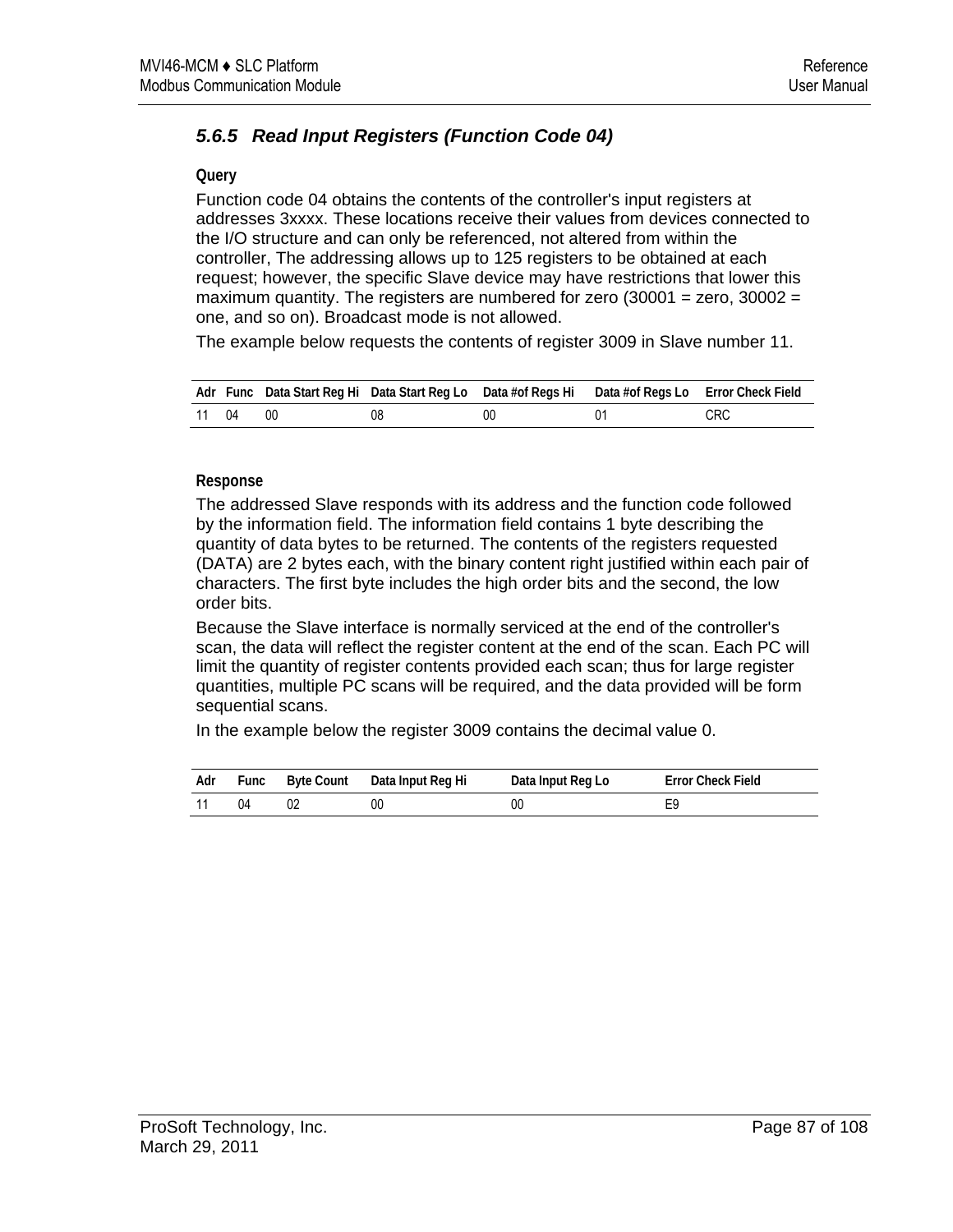### 5.6.5 Read Input Registers (Function Code 04)

**Query**

Function code 04 obtains the contents of the controller's input registers at addresses 3xxxx. These locations receive their values from devices connected to the I/O structure and can only be referenced, not altered from within the controller, The addressing allows up to 125 registers to be obtained at each request; however, the specific Slave device may have restrictions that lower this maximum quantity. The registers are numbered for zero (30001 = zero, 30002 = one, and so on). Broadcast mode is not allowed.

The example below requests the contents of register 3009 in Slave number 11.

| Adr | Func | Data Start Reg Hi | Data Start Reg Lo | Data #of Regs Hi | Data #of Regs Lo | Error Check Field |
|---|---|---|---|---|---|---|
| 11 | 04 | 00 | 08 | 00 | 01 | CRC |

**Response**

The addressed Slave responds with its address and the function code followed by the information field. The information field contains 1 byte describing the quantity of data bytes to be returned. The contents of the registers requested (DATA) are 2 bytes each, with the binary content right justified within each pair of characters. The first byte includes the high order bits and the second, the low order bits.

Because the Slave interface is normally serviced at the end of the controller's scan, the data will reflect the register content at the end of the scan. Each PC will limit the quantity of register contents provided each scan; thus for large register quantities, multiple PC scans will be required, and the data provided will be form sequential scans.

In the example below the register 3009 contains the decimal value 0.

| Adr | Func | Byte Count | Data Input Reg Hi | Data Input Reg Lo | Error Check Field |
|---|---|---|---|---|---|
| 11 | 04 | 02 | 00 | 00 | E9 |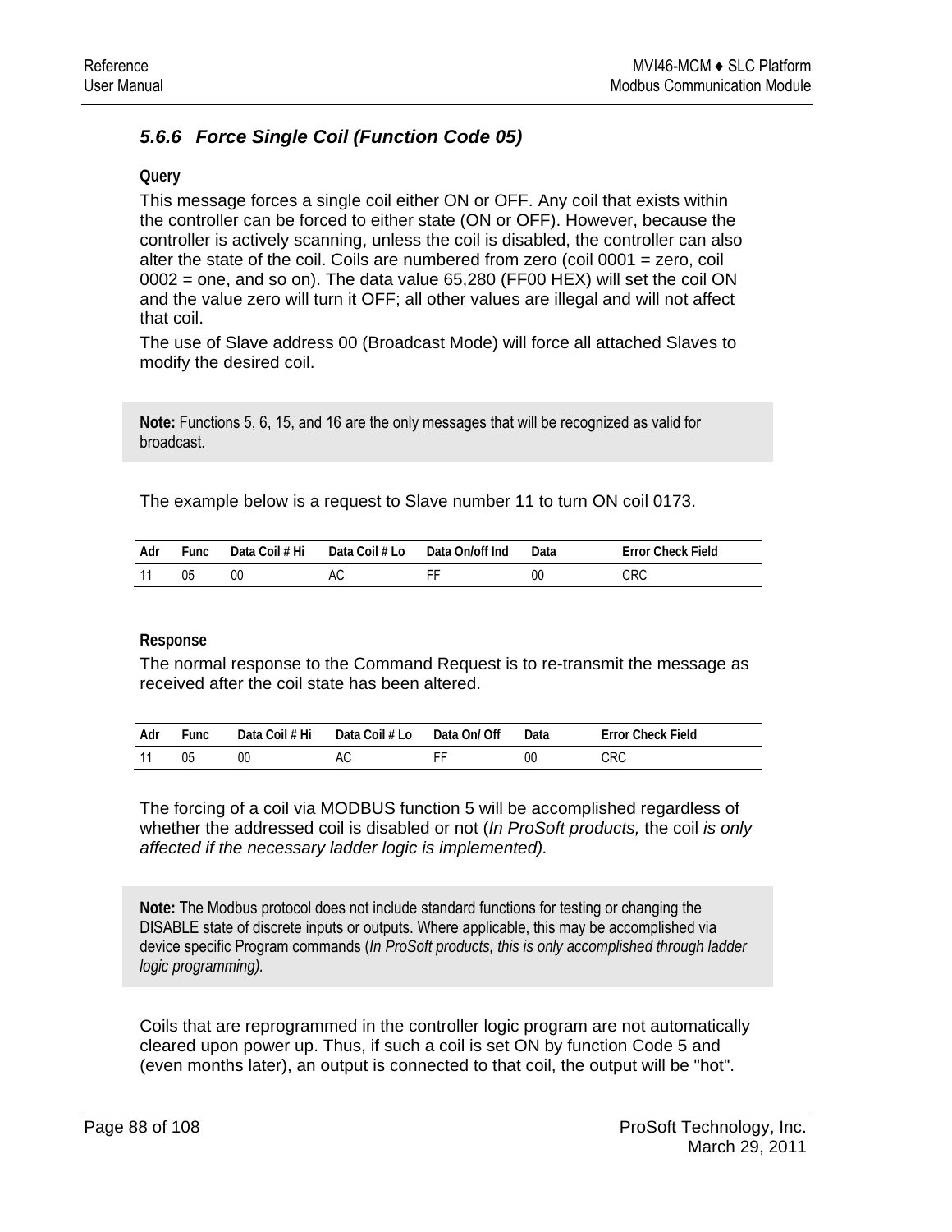### 5.6.6 Force Single Coil (Function Code 05)

**Query**

This message forces a single coil either ON or OFF. Any coil that exists within the controller can be forced to either state (ON or OFF). However, because the controller is actively scanning, unless the coil is disabled, the controller can also alter the state of the coil. Coils are numbered from zero (coil 0001 = zero, coil 0002 = one, and so on). The data value 65,280 (FF00 HEX) will set the coil ON and the value zero will turn it OFF; all other values are illegal and will not affect that coil.

The use of Slave address 00 (Broadcast Mode) will force all attached Slaves to modify the desired coil.

> **Note:** Functions 5, 6, 15, and 16 are the only messages that will be recognized as valid for broadcast.

The example below is a request to Slave number 11 to turn ON coil 0173.

| Adr | Func | Data Coil # Hi | Data Coil # Lo | Data On/off Ind | Data | Error Check Field |
|---|---|---|---|---|---|---|
| 11 | 05 | 00 | AC | FF | 00 | CRC |

**Response**

The normal response to the Command Request is to re-transmit the message as received after the coil state has been altered.

| Adr | Func | Data Coil # Hi | Data Coil # Lo | Data On/ Off | Data | Error Check Field |
|---|---|---|---|---|---|---|
| 11 | 05 | 00 | AC | FF | 00 | CRC |

The forcing of a coil via MODBUS function 5 will be accomplished regardless of whether the addressed coil is disabled or not (*In ProSoft products,* the coil *is only affected if the necessary ladder logic is implemented).*

> **Note:** The Modbus protocol does not include standard functions for testing or changing the DISABLE state of discrete inputs or outputs. Where applicable, this may be accomplished via device specific Program commands (*In ProSoft products, this is only accomplished through ladder logic programming).*

Coils that are reprogrammed in the controller logic program are not automatically cleared upon power up. Thus, if such a coil is set ON by function Code 5 and (even months later), an output is connected to that coil, the output will be "hot".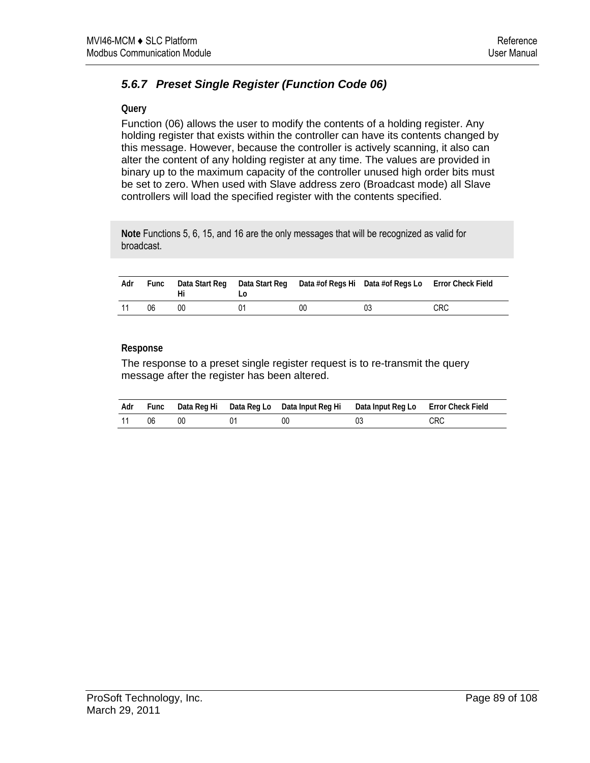### 5.6.7 Preset Single Register (Function Code 06)

**Query**

Function (06) allows the user to modify the contents of a holding register. Any holding register that exists within the controller can have its contents changed by this message. However, because the controller is actively scanning, it also can alter the content of any holding register at any time. The values are provided in binary up to the maximum capacity of the controller unused high order bits must be set to zero. When used with Slave address zero (Broadcast mode) all Slave controllers will load the specified register with the contents specified.

**Note** Functions 5, 6, 15, and 16 are the only messages that will be recognized as valid for broadcast.

| Adr | Func | Data Start Reg Hi | Data Start Reg Lo | Data #of Regs Hi | Data #of Regs Lo | Error Check Field |
|---|---|---|---|---|---|---|
| 11 | 06 | 00 | 01 | 00 | 03 | CRC |

**Response**

The response to a preset single register request is to re-transmit the query message after the register has been altered.

| Adr | Func | Data Reg Hi | Data Reg Lo | Data Input Reg Hi | Data Input Reg Lo | Error Check Field |
|---|---|---|---|---|---|---|
| 11 | 06 | 00 | 01 | 00 | 03 | CRC |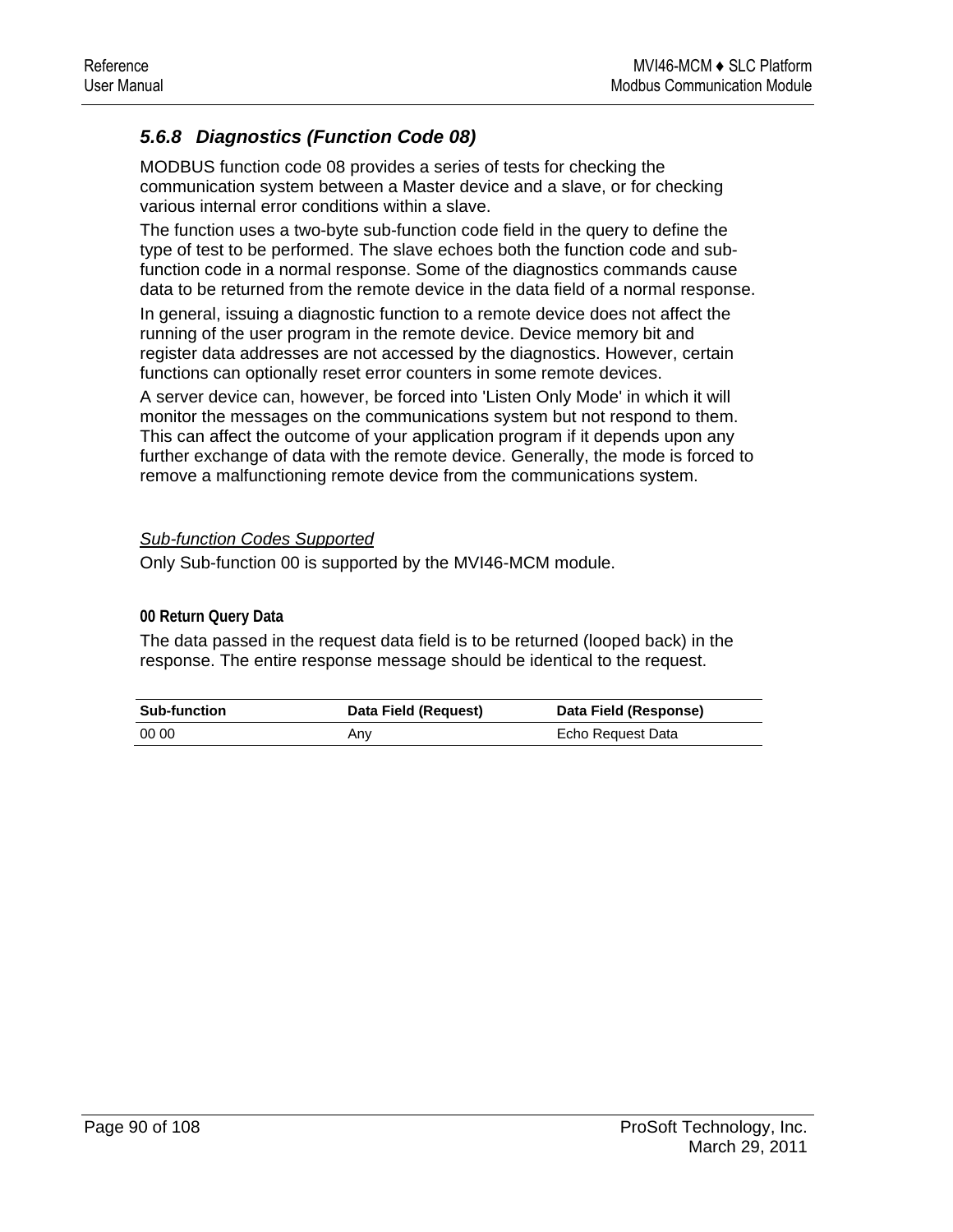### 5.6.8 Diagnostics (Function Code 08)

MODBUS function code 08 provides a series of tests for checking the communication system between a Master device and a slave, or for checking various internal error conditions within a slave.

The function uses a two-byte sub-function code field in the query to define the type of test to be performed. The slave echoes both the function code and sub-function code in a normal response. Some of the diagnostics commands cause data to be returned from the remote device in the data field of a normal response.

In general, issuing a diagnostic function to a remote device does not affect the running of the user program in the remote device. Device memory bit and register data addresses are not accessed by the diagnostics. However, certain functions can optionally reset error counters in some remote devices.

A server device can, however, be forced into 'Listen Only Mode' in which it will monitor the messages on the communications system but not respond to them. This can affect the outcome of your application program if it depends upon any further exchange of data with the remote device. Generally, the mode is forced to remove a malfunctioning remote device from the communications system.

*Sub-function Codes Supported*

Only Sub-function 00 is supported by the MVI46-MCM module.

**00 Return Query Data**

The data passed in the request data field is to be returned (looped back) in the response. The entire response message should be identical to the request.

| Sub-function | Data Field (Request) | Data Field (Response) |
|---|---|---|
| 00 00 | Any | Echo Request Data |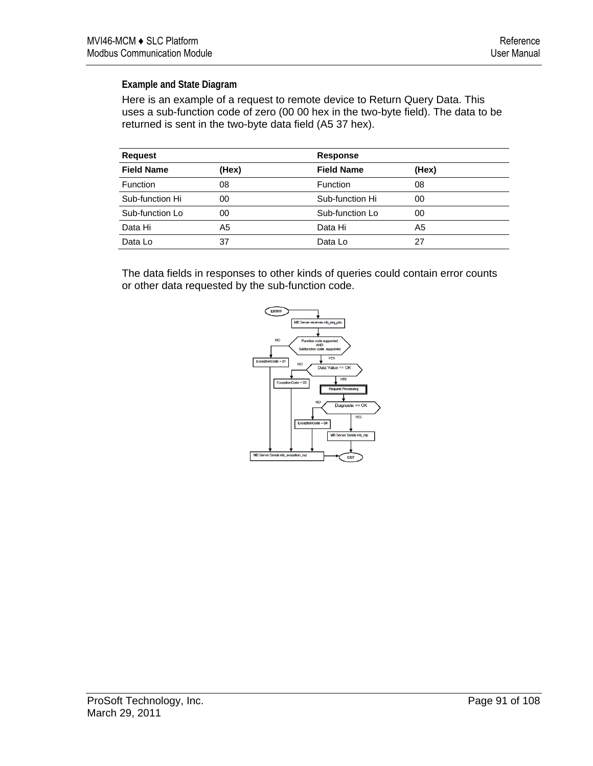### Example and State Diagram

Here is an example of a request to remote device to Return Query Data. This uses a sub-function code of zero (00 00 hex in the two-byte field). The data to be returned is sent in the two-byte data field (A5 37 hex).

| Request | | Response | |
|---|---|---|---|
| **Field Name** | **(Hex)** | **Field Name** | **(Hex)** |
| Function | 08 | Function | 08 |
| Sub-function Hi | 00 | Sub-function Hi | 00 |
| Sub-function Lo | 00 | Sub-function Lo | 00 |
| Data Hi | A5 | Data Hi | A5 |
| Data Lo | 37 | Data Lo | 27 |

The data fields in responses to other kinds of queries could contain error counts or other data requested by the sub-function code.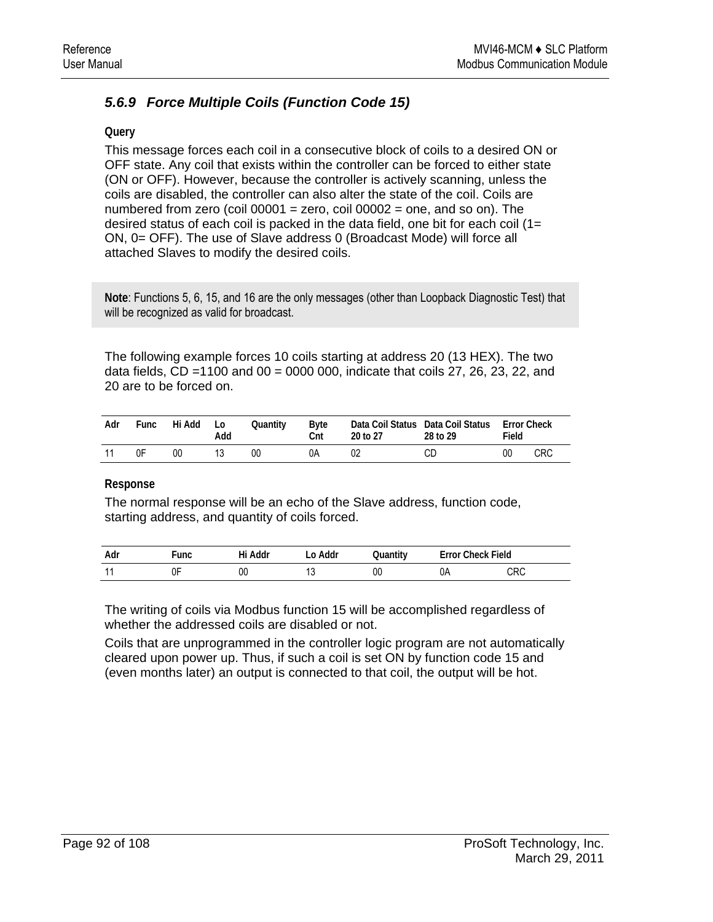### 5.6.9 Force Multiple Coils (Function Code 15)

**Query**

This message forces each coil in a consecutive block of coils to a desired ON or OFF state. Any coil that exists within the controller can be forced to either state (ON or OFF). However, because the controller is actively scanning, unless the coils are disabled, the controller can also alter the state of the coil. Coils are numbered from zero (coil 00001 = zero, coil 00002 = one, and so on). The desired status of each coil is packed in the data field, one bit for each coil (1= ON, 0= OFF). The use of Slave address 0 (Broadcast Mode) will force all attached Slaves to modify the desired coils.

> **Note**: Functions 5, 6, 15, and 16 are the only messages (other than Loopback Diagnostic Test) that will be recognized as valid for broadcast.

The following example forces 10 coils starting at address 20 (13 HEX). The two data fields, CD =1100 and 00 = 0000 000, indicate that coils 27, 26, 23, 22, and 20 are to be forced on.

| Adr | Func | Hi Add | Lo Add | Quantity | Byte Cnt | Data Coil Status 20 to 27 | Data Coil Status 28 to 29 | Error Check Field | |
|---|---|---|---|---|---|---|---|---|---|
| 11 | 0F | 00 | 13 | 00 | 0A | 02 | CD | 00 | CRC |

**Response**

The normal response will be an echo of the Slave address, function code, starting address, and quantity of coils forced.

| Adr | Func | Hi Addr | Lo Addr | Quantity | Error Check Field | |
|---|---|---|---|---|---|---|
| 11 | 0F | 00 | 13 | 00 | 0A | CRC |

The writing of coils via Modbus function 15 will be accomplished regardless of whether the addressed coils are disabled or not.

Coils that are unprogrammed in the controller logic program are not automatically cleared upon power up. Thus, if such a coil is set ON by function code 15 and (even months later) an output is connected to that coil, the output will be hot.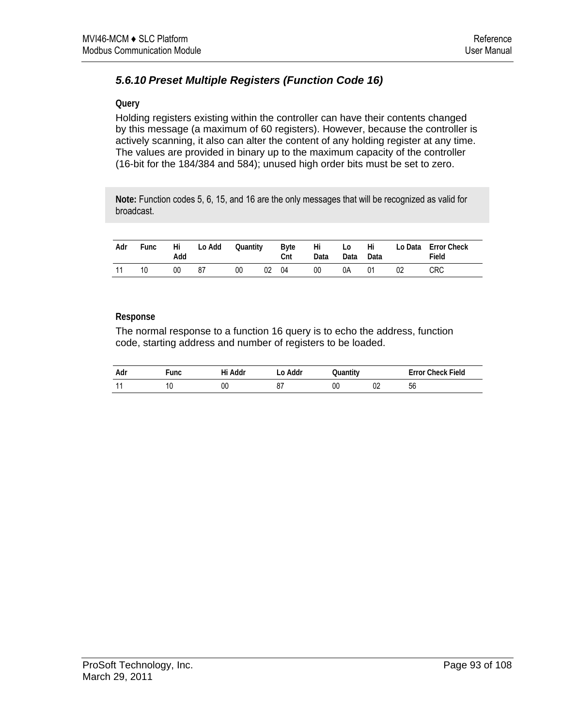### 5.6.10 Preset Multiple Registers (Function Code 16)

**Query**

Holding registers existing within the controller can have their contents changed by this message (a maximum of 60 registers). However, because the controller is actively scanning, it also can alter the content of any holding register at any time. The values are provided in binary up to the maximum capacity of the controller (16-bit for the 184/384 and 584); unused high order bits must be set to zero.

> **Note:** Function codes 5, 6, 15, and 16 are the only messages that will be recognized as valid for broadcast.

| Adr | Func | Hi Add | Lo Add | Quantity | | Byte Cnt | Hi Data | Lo Data | Hi Data | Lo Data | Error Check Field |
|---|---|---|---|---|---|---|---|---|---|---|---|
| 11 | 10 | 00 | 87 | 00 | 02 | 04 | 00 | 0A | 01 | 02 | CRC |

**Response**

The normal response to a function 16 query is to echo the address, function code, starting address and number of registers to be loaded.

| Adr | Func | Hi Addr | Lo Addr | Quantity | | Error Check Field |
|---|---|---|---|---|---|---|
| 11 | 10 | 00 | 87 | 00 | 02 | 56 |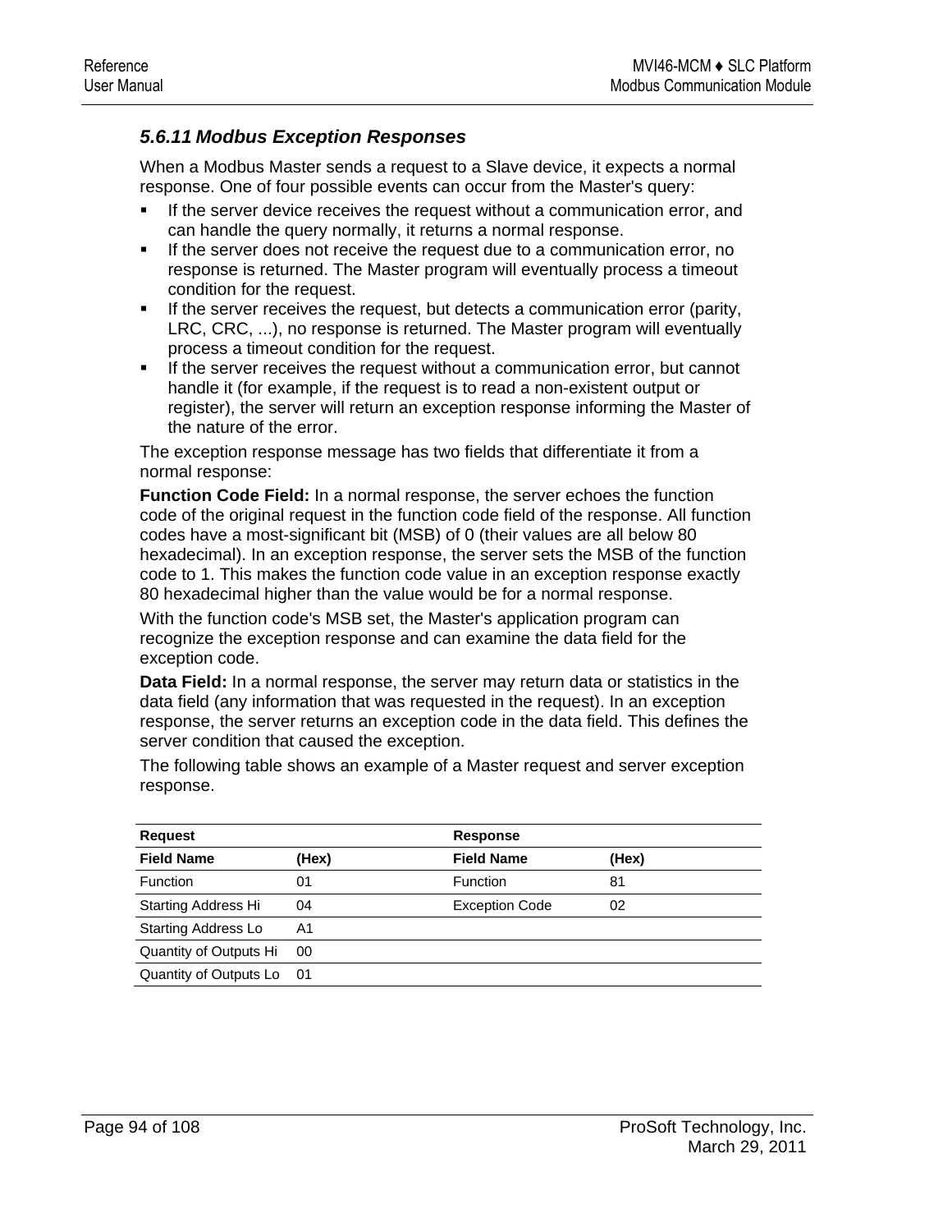### 5.6.11 Modbus Exception Responses

When a Modbus Master sends a request to a Slave device, it expects a normal response. One of four possible events can occur from the Master's query:

- If the server device receives the request without a communication error, and can handle the query normally, it returns a normal response.
- If the server does not receive the request due to a communication error, no response is returned. The Master program will eventually process a timeout condition for the request.
- If the server receives the request, but detects a communication error (parity, LRC, CRC, ...), no response is returned. The Master program will eventually process a timeout condition for the request.
- If the server receives the request without a communication error, but cannot handle it (for example, if the request is to read a non-existent output or register), the server will return an exception response informing the Master of the nature of the error.

The exception response message has two fields that differentiate it from a normal response:

**Function Code Field:** In a normal response, the server echoes the function code of the original request in the function code field of the response. All function codes have a most-significant bit (MSB) of 0 (their values are all below 80 hexadecimal). In an exception response, the server sets the MSB of the function code to 1. This makes the function code value in an exception response exactly 80 hexadecimal higher than the value would be for a normal response.

With the function code's MSB set, the Master's application program can recognize the exception response and can examine the data field for the exception code.

**Data Field:** In a normal response, the server may return data or statistics in the data field (any information that was requested in the request). In an exception response, the server returns an exception code in the data field. This defines the server condition that caused the exception.

The following table shows an example of a Master request and server exception response.

| **Request** | | **Response** | |
|---|---|---|---|
| **Field Name** | **(Hex)** | **Field Name** | **(Hex)** |
| Function | 01 | Function | 81 |
| Starting Address Hi | 04 | Exception Code | 02 |
| Starting Address Lo | A1 | | |
| Quantity of Outputs Hi | 00 | | |
| Quantity of Outputs Lo | 01 | | |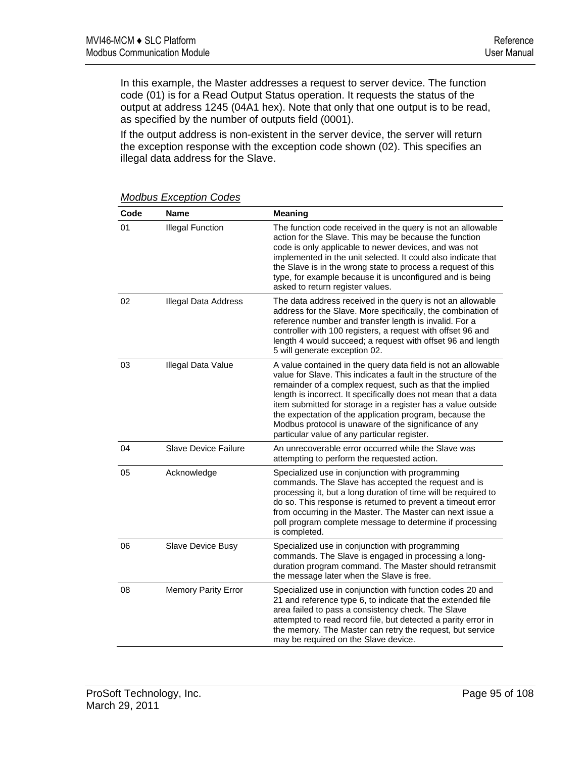In this example, the Master addresses a request to server device. The function code (01) is for a Read Output Status operation. It requests the status of the output at address 1245 (04A1 hex). Note that only that one output is to be read, as specified by the number of outputs field (0001).

If the output address is non-existent in the server device, the server will return the exception response with the exception code shown (02). This specifies an illegal data address for the Slave.

*Modbus Exception Codes*

| Code | Name | Meaning |
|---|---|---|
| 01 | Illegal Function | The function code received in the query is not an allowable action for the Slave. This may be because the function code is only applicable to newer devices, and was not implemented in the unit selected. It could also indicate that the Slave is in the wrong state to process a request of this type, for example because it is unconfigured and is being asked to return register values. |
| 02 | Illegal Data Address | The data address received in the query is not an allowable address for the Slave. More specifically, the combination of reference number and transfer length is invalid. For a controller with 100 registers, a request with offset 96 and length 4 would succeed; a request with offset 96 and length 5 will generate exception 02. |
| 03 | Illegal Data Value | A value contained in the query data field is not an allowable value for Slave. This indicates a fault in the structure of the remainder of a complex request, such as that the implied length is incorrect. It specifically does not mean that a data item submitted for storage in a register has a value outside the expectation of the application program, because the Modbus protocol is unaware of the significance of any particular value of any particular register. |
| 04 | Slave Device Failure | An unrecoverable error occurred while the Slave was attempting to perform the requested action. |
| 05 | Acknowledge | Specialized use in conjunction with programming commands. The Slave has accepted the request and is processing it, but a long duration of time will be required to do so. This response is returned to prevent a timeout error from occurring in the Master. The Master can next issue a poll program complete message to determine if processing is completed. |
| 06 | Slave Device Busy | Specialized use in conjunction with programming commands. The Slave is engaged in processing a long-duration program command. The Master should retransmit the message later when the Slave is free. |
| 08 | Memory Parity Error | Specialized use in conjunction with function codes 20 and 21 and reference type 6, to indicate that the extended file area failed to pass a consistency check. The Slave attempted to read record file, but detected a parity error in the memory. The Master can retry the request, but service may be required on the Slave device. |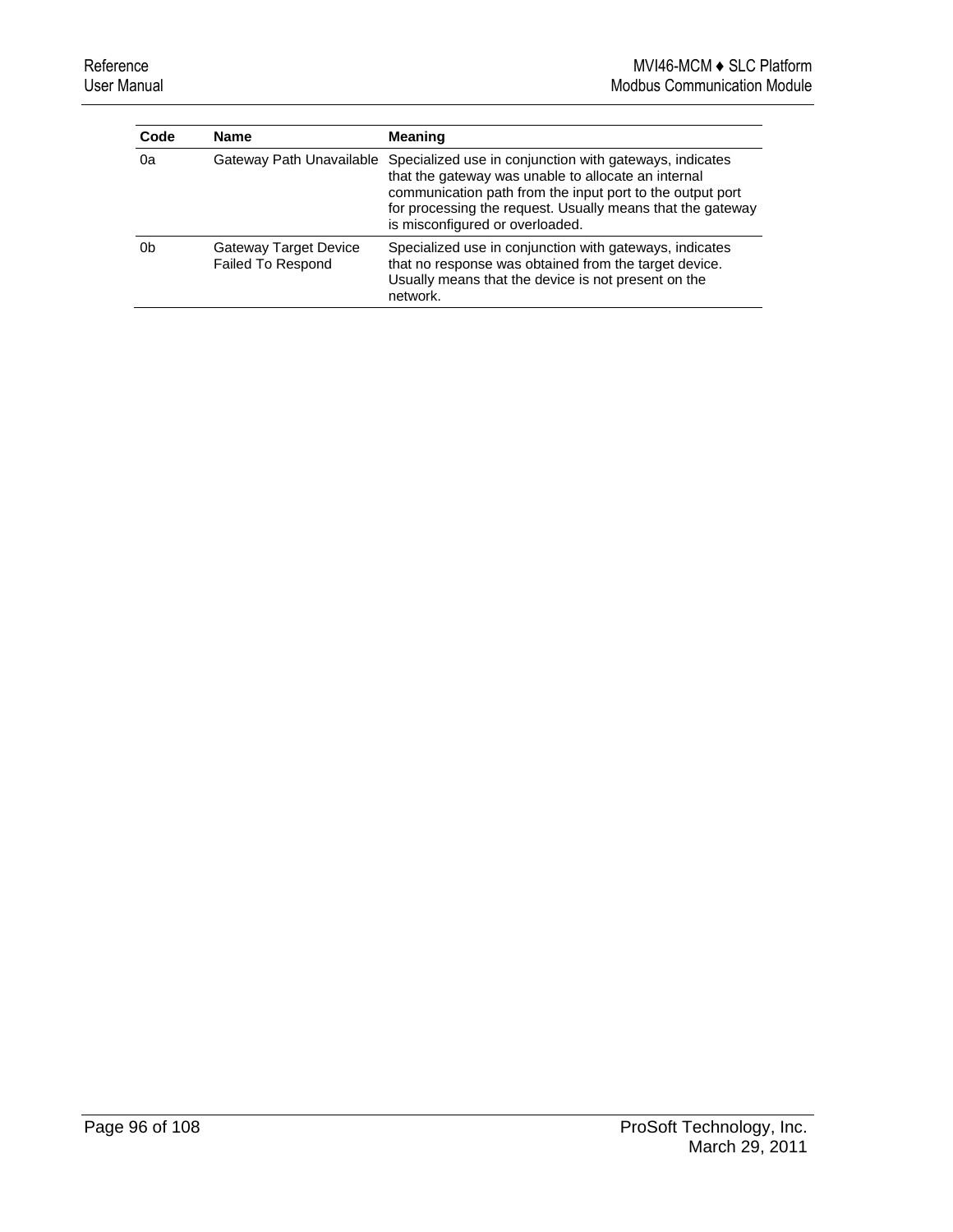| Code | Name | Meaning |
|---|---|---|
| 0a | Gateway Path Unavailable | Specialized use in conjunction with gateways, indicates that the gateway was unable to allocate an internal communication path from the input port to the output port for processing the request. Usually means that the gateway is misconfigured or overloaded. |
| 0b | Gateway Target Device Failed To Respond | Specialized use in conjunction with gateways, indicates that no response was obtained from the target device. Usually means that the device is not present on the network. |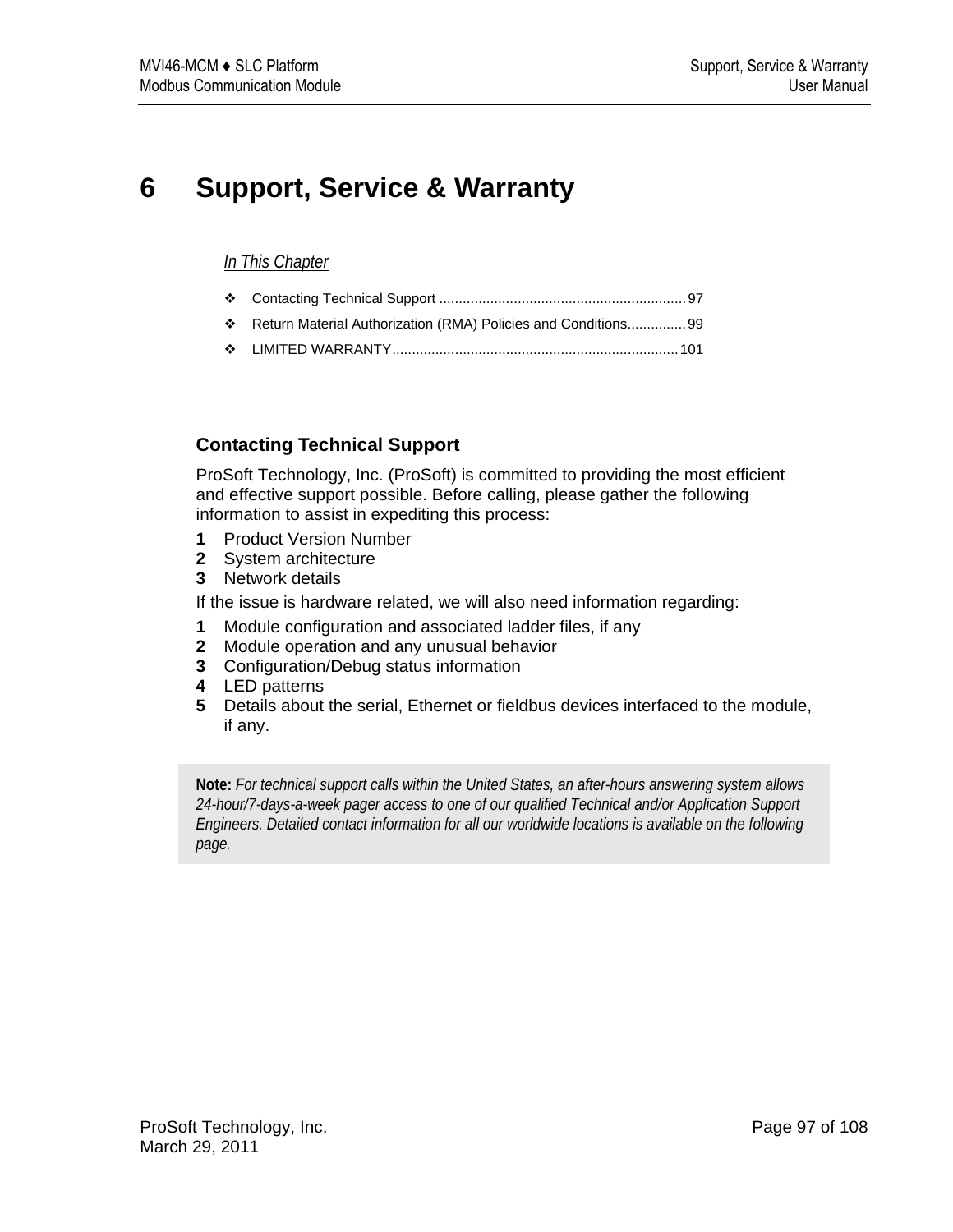# 6 Support, Service & Warranty

*In This Chapter*

- Contacting Technical Support .............................................................. 97
- Return Material Authorization (RMA) Policies and Conditions............... 99
- LIMITED WARRANTY......................................................................... 101

## Contacting Technical Support

ProSoft Technology, Inc. (ProSoft) is committed to providing the most efficient and effective support possible. Before calling, please gather the following information to assist in expediting this process:

1. Product Version Number
2. System architecture
3. Network details

If the issue is hardware related, we will also need information regarding:

1. Module configuration and associated ladder files, if any
2. Module operation and any unusual behavior
3. Configuration/Debug status information
4. LED patterns
5. Details about the serial, Ethernet or fieldbus devices interfaced to the module, if any.

**Note:** *For technical support calls within the United States, an after-hours answering system allows 24-hour/7-days-a-week pager access to one of our qualified Technical and/or Application Support Engineers. Detailed contact information for all our worldwide locations is available on the following page.*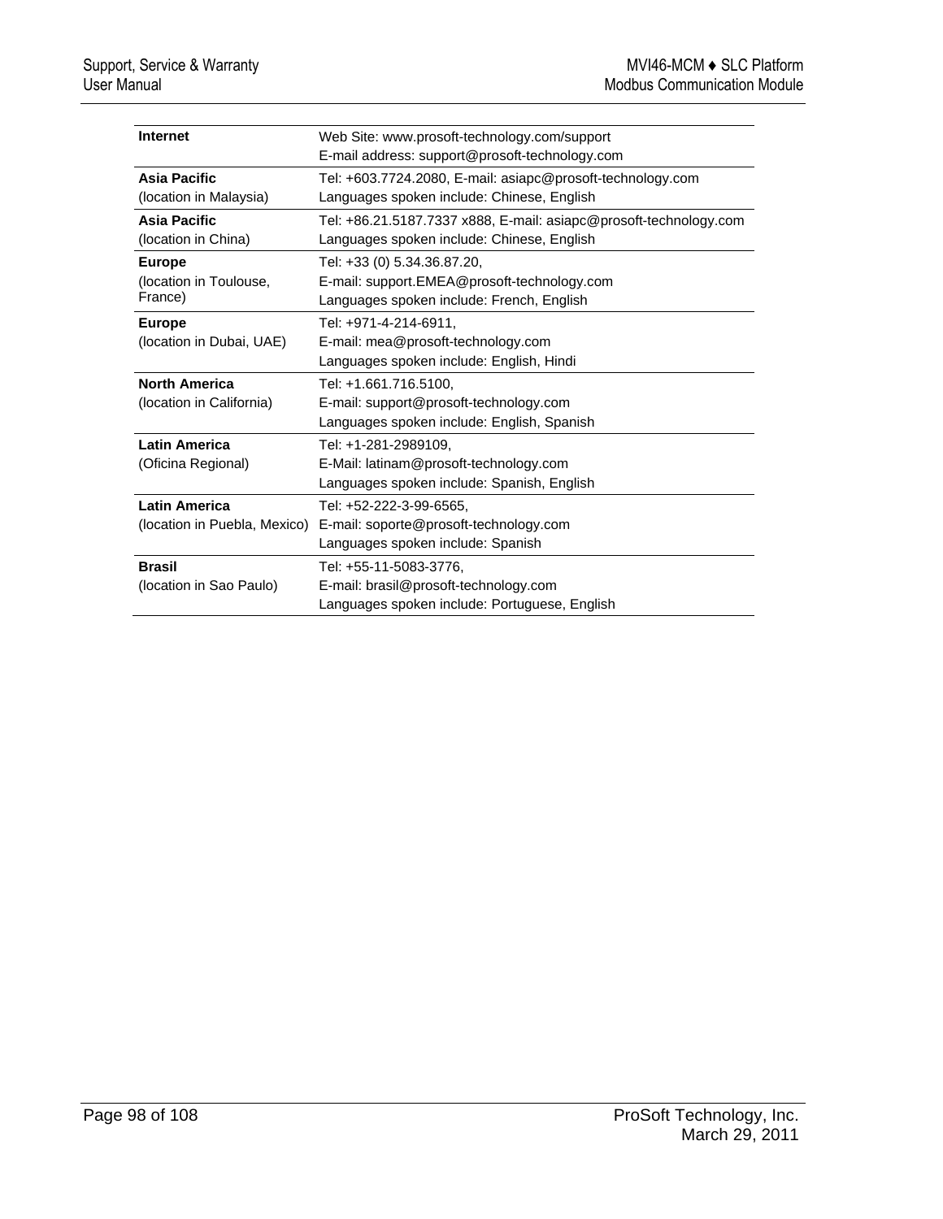| | |
|---|---|
| **Internet** | Web Site: www.prosoft-technology.com/support<br>E-mail address: support@prosoft-technology.com |
| **Asia Pacific**<br>(location in Malaysia) | Tel: +603.7724.2080, E-mail: asiapc@prosoft-technology.com<br>Languages spoken include: Chinese, English |
| **Asia Pacific**<br>(location in China) | Tel: +86.21.5187.7337 x888, E-mail: asiapc@prosoft-technology.com<br>Languages spoken include: Chinese, English |
| **Europe**<br>(location in Toulouse, France) | Tel: +33 (0) 5.34.36.87.20,<br>E-mail: support.EMEA@prosoft-technology.com<br>Languages spoken include: French, English |
| **Europe**<br>(location in Dubai, UAE) | Tel: +971-4-214-6911,<br>E-mail: mea@prosoft-technology.com<br>Languages spoken include: English, Hindi |
| **North America**<br>(location in California) | Tel: +1.661.716.5100,<br>E-mail: support@prosoft-technology.com<br>Languages spoken include: English, Spanish |
| **Latin America**<br>(Oficina Regional) | Tel: +1-281-2989109,<br>E-Mail: latinam@prosoft-technology.com<br>Languages spoken include: Spanish, English |
| **Latin America**<br>(location in Puebla, Mexico) | Tel: +52-222-3-99-6565,<br>E-mail: soporte@prosoft-technology.com<br>Languages spoken include: Spanish |
| **Brasil**<br>(location in Sao Paulo) | Tel: +55-11-5083-3776,<br>E-mail: brasil@prosoft-technology.com<br>Languages spoken include: Portuguese, English |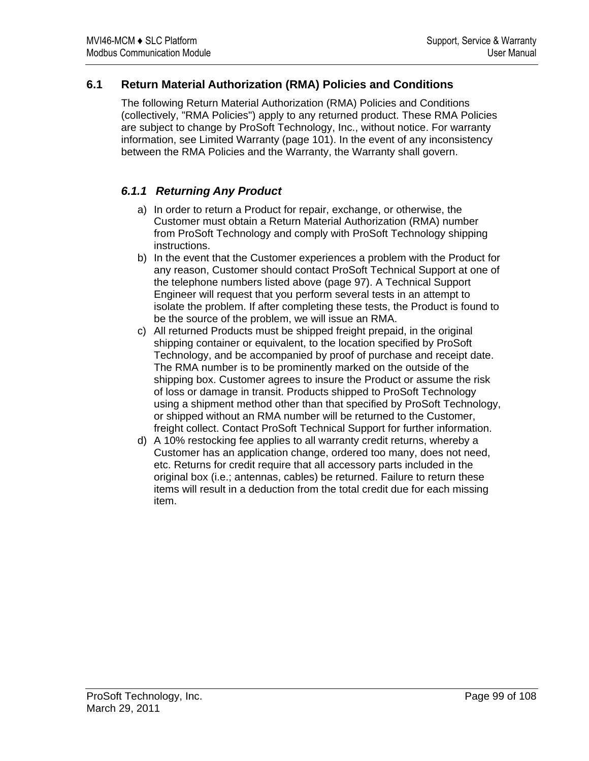## 6.1 Return Material Authorization (RMA) Policies and Conditions

The following Return Material Authorization (RMA) Policies and Conditions (collectively, "RMA Policies") apply to any returned product. These RMA Policies are subject to change by ProSoft Technology, Inc., without notice. For warranty information, see Limited Warranty (page 101). In the event of any inconsistency between the RMA Policies and the Warranty, the Warranty shall govern.

### *6.1.1 Returning Any Product*

a) In order to return a Product for repair, exchange, or otherwise, the Customer must obtain a Return Material Authorization (RMA) number from ProSoft Technology and comply with ProSoft Technology shipping instructions.

b) In the event that the Customer experiences a problem with the Product for any reason, Customer should contact ProSoft Technical Support at one of the telephone numbers listed above (page 97). A Technical Support Engineer will request that you perform several tests in an attempt to isolate the problem. If after completing these tests, the Product is found to be the source of the problem, we will issue an RMA.

c) All returned Products must be shipped freight prepaid, in the original shipping container or equivalent, to the location specified by ProSoft Technology, and be accompanied by proof of purchase and receipt date. The RMA number is to be prominently marked on the outside of the shipping box. Customer agrees to insure the Product or assume the risk of loss or damage in transit. Products shipped to ProSoft Technology using a shipment method other than that specified by ProSoft Technology, or shipped without an RMA number will be returned to the Customer, freight collect. Contact ProSoft Technical Support for further information.

d) A 10% restocking fee applies to all warranty credit returns, whereby a Customer has an application change, ordered too many, does not need, etc. Returns for credit require that all accessory parts included in the original box (i.e.; antennas, cables) be returned. Failure to return these items will result in a deduction from the total credit due for each missing item.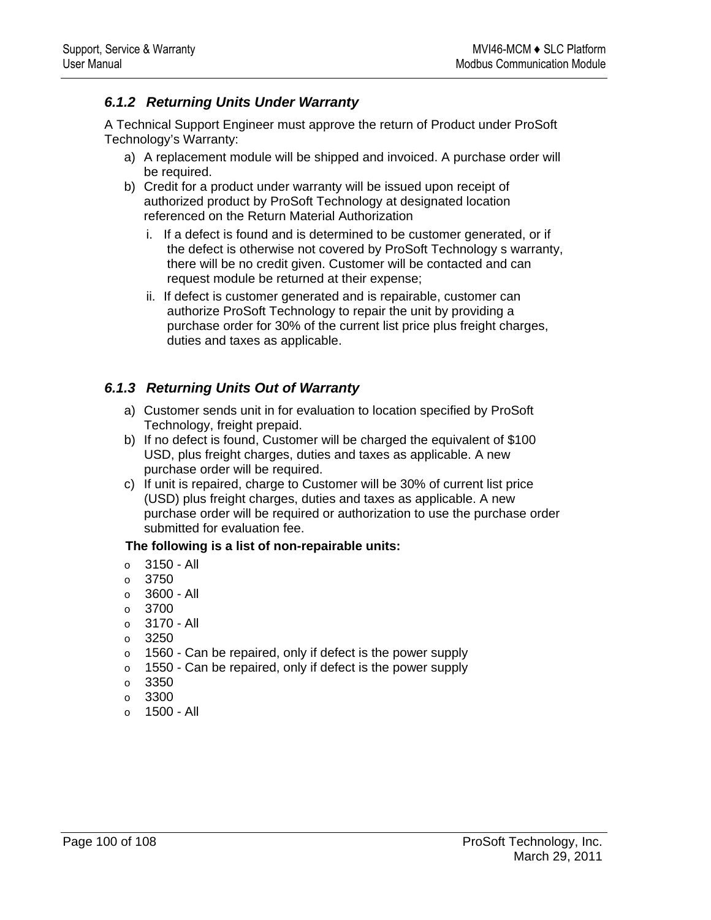### 6.1.2 Returning Units Under Warranty

A Technical Support Engineer must approve the return of Product under ProSoft Technology's Warranty:

a) A replacement module will be shipped and invoiced. A purchase order will be required.
b) Credit for a product under warranty will be issued upon receipt of authorized product by ProSoft Technology at designated location referenced on the Return Material Authorization
   i. If a defect is found and is determined to be customer generated, or if the defect is otherwise not covered by ProSoft Technology s warranty, there will be no credit given. Customer will be contacted and can request module be returned at their expense;
   ii. If defect is customer generated and is repairable, customer can authorize ProSoft Technology to repair the unit by providing a purchase order for 30% of the current list price plus freight charges, duties and taxes as applicable.

### 6.1.3 Returning Units Out of Warranty

a) Customer sends unit in for evaluation to location specified by ProSoft Technology, freight prepaid.
b) If no defect is found, Customer will be charged the equivalent of $100 USD, plus freight charges, duties and taxes as applicable. A new purchase order will be required.
c) If unit is repaired, charge to Customer will be 30% of current list price (USD) plus freight charges, duties and taxes as applicable. A new purchase order will be required or authorization to use the purchase order submitted for evaluation fee.

**The following is a list of non-repairable units:**

- 3150 - All
- 3750
- 3600 - All
- 3700
- 3170 - All
- 3250
- 1560 - Can be repaired, only if defect is the power supply
- 1550 - Can be repaired, only if defect is the power supply
- 3350
- 3300
- 1500 - All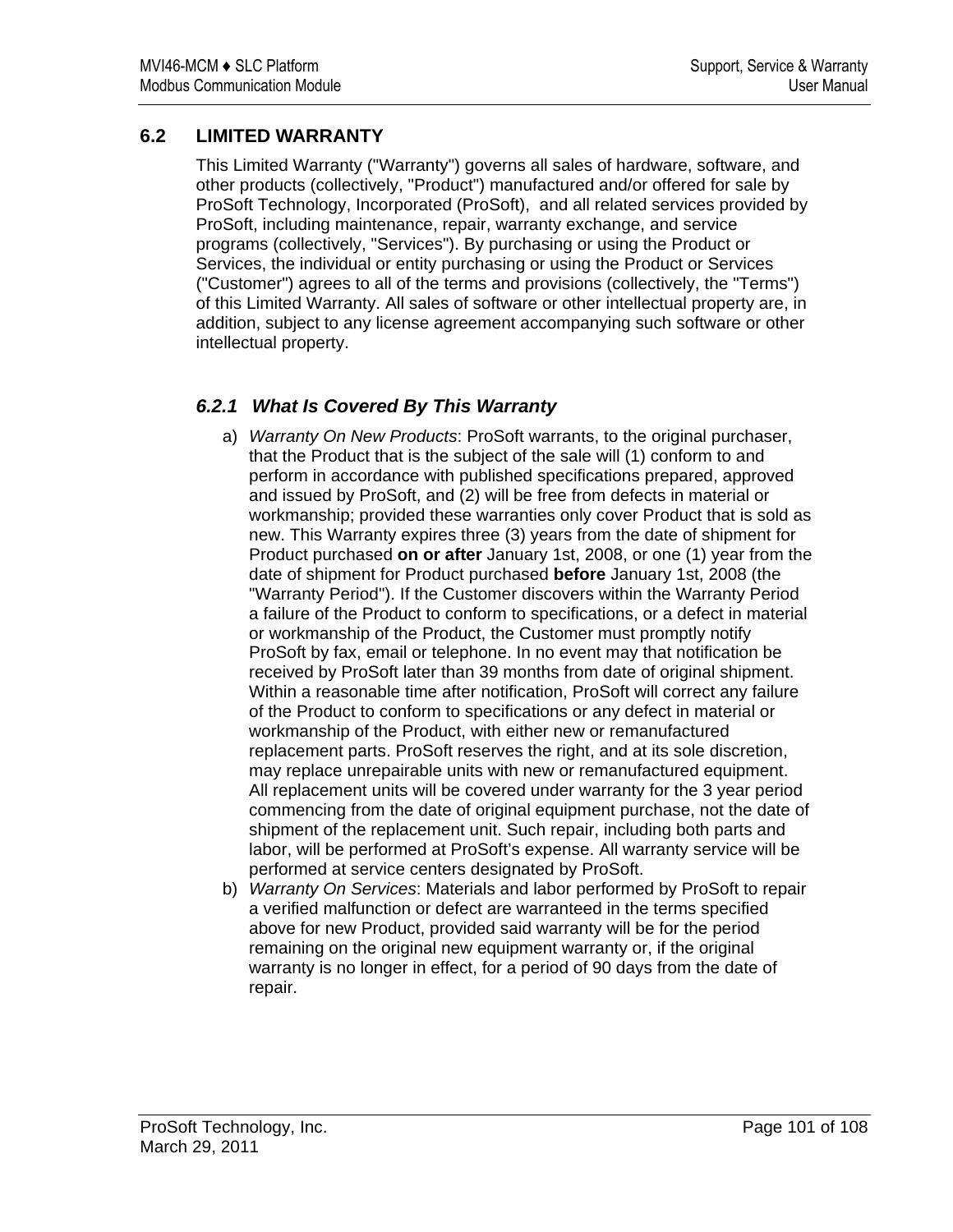## 6.2 LIMITED WARRANTY

This Limited Warranty ("Warranty") governs all sales of hardware, software, and other products (collectively, "Product") manufactured and/or offered for sale by ProSoft Technology, Incorporated (ProSoft), and all related services provided by ProSoft, including maintenance, repair, warranty exchange, and service programs (collectively, "Services"). By purchasing or using the Product or Services, the individual or entity purchasing or using the Product or Services ("Customer") agrees to all of the terms and provisions (collectively, the "Terms") of this Limited Warranty. All sales of software or other intellectual property are, in addition, subject to any license agreement accompanying such software or other intellectual property.

### 6.2.1 What Is Covered By This Warranty

a) *Warranty On New Products*: ProSoft warrants, to the original purchaser, that the Product that is the subject of the sale will (1) conform to and perform in accordance with published specifications prepared, approved and issued by ProSoft, and (2) will be free from defects in material or workmanship; provided these warranties only cover Product that is sold as new. This Warranty expires three (3) years from the date of shipment for Product purchased **on or after** January 1st, 2008, or one (1) year from the date of shipment for Product purchased **before** January 1st, 2008 (the "Warranty Period"). If the Customer discovers within the Warranty Period a failure of the Product to conform to specifications, or a defect in material or workmanship of the Product, the Customer must promptly notify ProSoft by fax, email or telephone. In no event may that notification be received by ProSoft later than 39 months from date of original shipment. Within a reasonable time after notification, ProSoft will correct any failure of the Product to conform to specifications or any defect in material or workmanship of the Product, with either new or remanufactured replacement parts. ProSoft reserves the right, and at its sole discretion, may replace unrepairable units with new or remanufactured equipment. All replacement units will be covered under warranty for the 3 year period commencing from the date of original equipment purchase, not the date of shipment of the replacement unit. Such repair, including both parts and labor, will be performed at ProSoft's expense. All warranty service will be performed at service centers designated by ProSoft.

b) *Warranty On Services*: Materials and labor performed by ProSoft to repair a verified malfunction or defect are warranteed in the terms specified above for new Product, provided said warranty will be for the period remaining on the original new equipment warranty or, if the original warranty is no longer in effect, for a period of 90 days from the date of repair.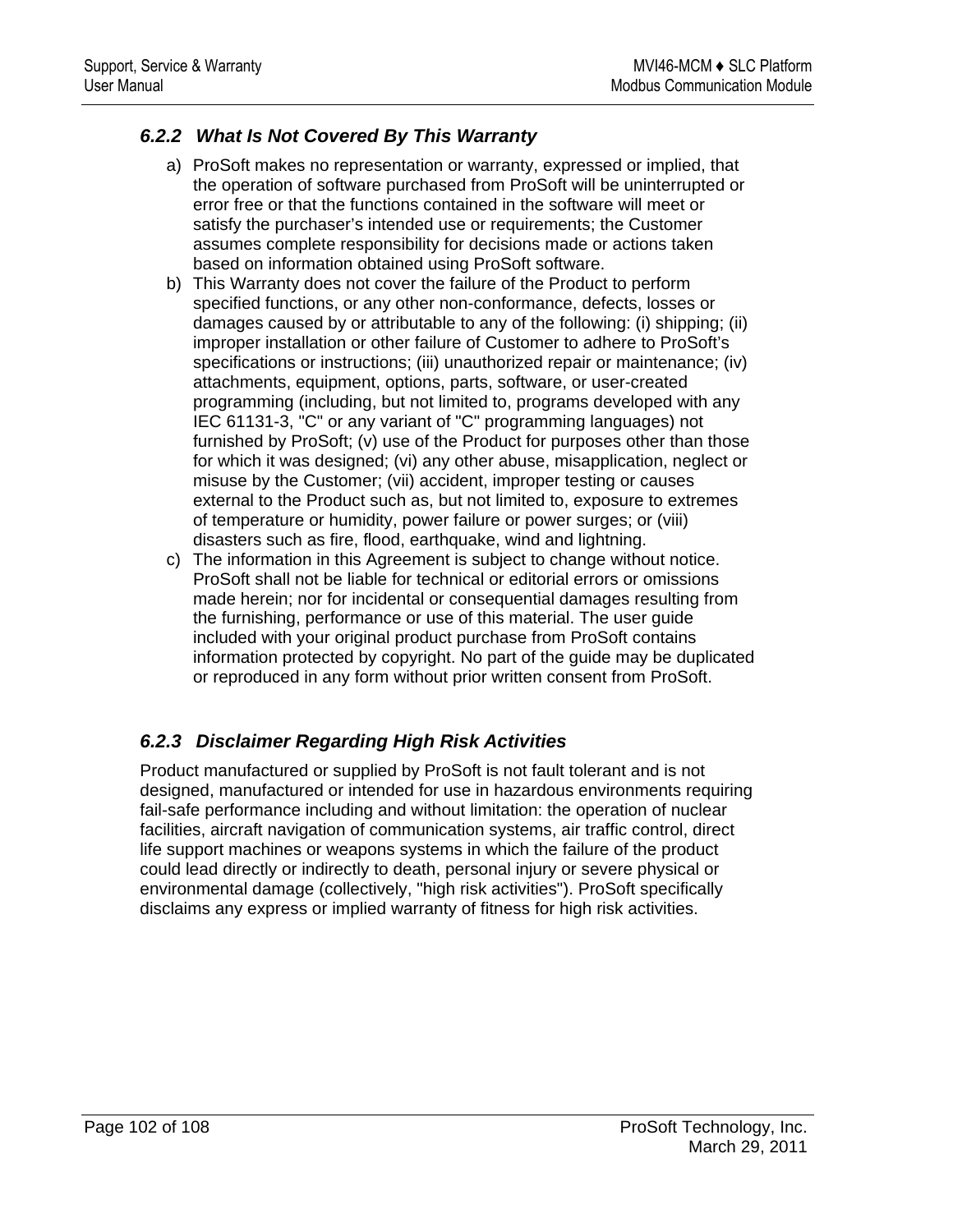### *6.2.2 What Is Not Covered By This Warranty*

a) ProSoft makes no representation or warranty, expressed or implied, that the operation of software purchased from ProSoft will be uninterrupted or error free or that the functions contained in the software will meet or satisfy the purchaser's intended use or requirements; the Customer assumes complete responsibility for decisions made or actions taken based on information obtained using ProSoft software.

b) This Warranty does not cover the failure of the Product to perform specified functions, or any other non-conformance, defects, losses or damages caused by or attributable to any of the following: (i) shipping; (ii) improper installation or other failure of Customer to adhere to ProSoft's specifications or instructions; (iii) unauthorized repair or maintenance; (iv) attachments, equipment, options, parts, software, or user-created programming (including, but not limited to, programs developed with any IEC 61131-3, "C" or any variant of "C" programming languages) not furnished by ProSoft; (v) use of the Product for purposes other than those for which it was designed; (vi) any other abuse, misapplication, neglect or misuse by the Customer; (vii) accident, improper testing or causes external to the Product such as, but not limited to, exposure to extremes of temperature or humidity, power failure or power surges; or (viii) disasters such as fire, flood, earthquake, wind and lightning.

c) The information in this Agreement is subject to change without notice. ProSoft shall not be liable for technical or editorial errors or omissions made herein; nor for incidental or consequential damages resulting from the furnishing, performance or use of this material. The user guide included with your original product purchase from ProSoft contains information protected by copyright. No part of the guide may be duplicated or reproduced in any form without prior written consent from ProSoft.

### *6.2.3 Disclaimer Regarding High Risk Activities*

Product manufactured or supplied by ProSoft is not fault tolerant and is not designed, manufactured or intended for use in hazardous environments requiring fail-safe performance including and without limitation: the operation of nuclear facilities, aircraft navigation of communication systems, air traffic control, direct life support machines or weapons systems in which the failure of the product could lead directly or indirectly to death, personal injury or severe physical or environmental damage (collectively, "high risk activities"). ProSoft specifically disclaims any express or implied warranty of fitness for high risk activities.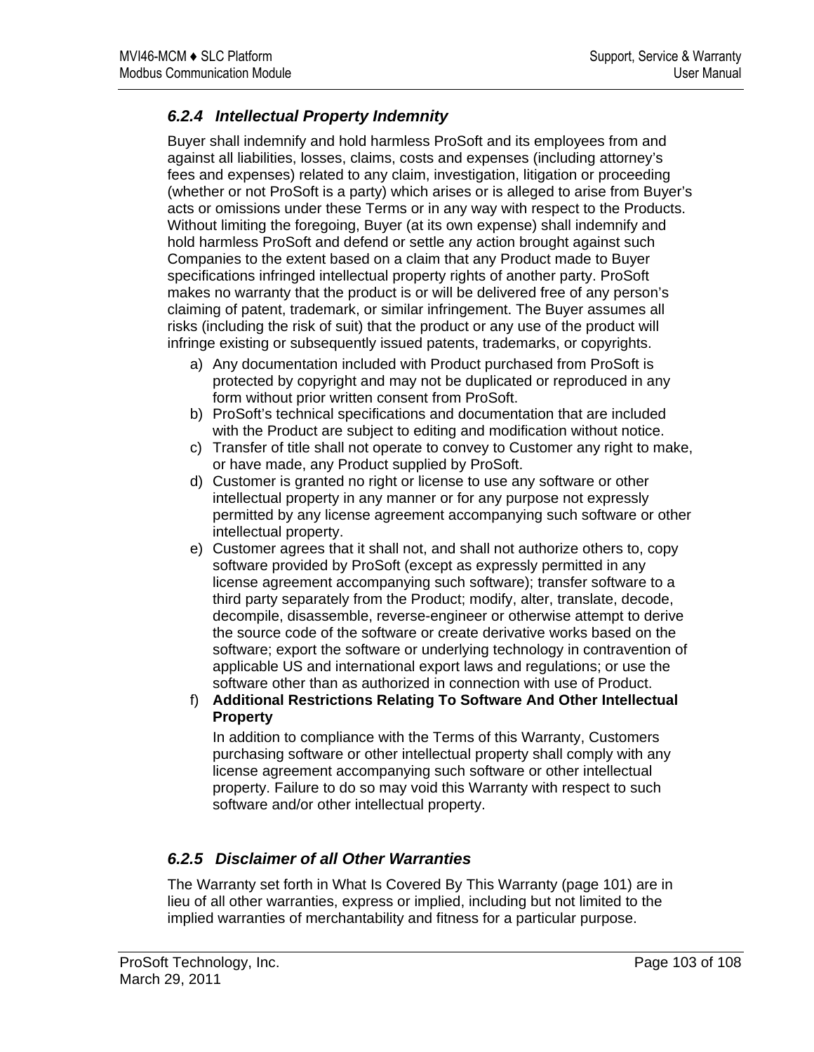### *6.2.4 Intellectual Property Indemnity*

Buyer shall indemnify and hold harmless ProSoft and its employees from and against all liabilities, losses, claims, costs and expenses (including attorney's fees and expenses) related to any claim, investigation, litigation or proceeding (whether or not ProSoft is a party) which arises or is alleged to arise from Buyer's acts or omissions under these Terms or in any way with respect to the Products. Without limiting the foregoing, Buyer (at its own expense) shall indemnify and hold harmless ProSoft and defend or settle any action brought against such Companies to the extent based on a claim that any Product made to Buyer specifications infringed intellectual property rights of another party. ProSoft makes no warranty that the product is or will be delivered free of any person's claiming of patent, trademark, or similar infringement. The Buyer assumes all risks (including the risk of suit) that the product or any use of the product will infringe existing or subsequently issued patents, trademarks, or copyrights.

a) Any documentation included with Product purchased from ProSoft is protected by copyright and may not be duplicated or reproduced in any form without prior written consent from ProSoft.
b) ProSoft's technical specifications and documentation that are included with the Product are subject to editing and modification without notice.
c) Transfer of title shall not operate to convey to Customer any right to make, or have made, any Product supplied by ProSoft.
d) Customer is granted no right or license to use any software or other intellectual property in any manner or for any purpose not expressly permitted by any license agreement accompanying such software or other intellectual property.
e) Customer agrees that it shall not, and shall not authorize others to, copy software provided by ProSoft (except as expressly permitted in any license agreement accompanying such software); transfer software to a third party separately from the Product; modify, alter, translate, decode, decompile, disassemble, reverse-engineer or otherwise attempt to derive the source code of the software or create derivative works based on the software; export the software or underlying technology in contravention of applicable US and international export laws and regulations; or use the software other than as authorized in connection with use of Product.
f) **Additional Restrictions Relating To Software And Other Intellectual Property**

   In addition to compliance with the Terms of this Warranty, Customers purchasing software or other intellectual property shall comply with any license agreement accompanying such software or other intellectual property. Failure to do so may void this Warranty with respect to such software and/or other intellectual property.

### *6.2.5 Disclaimer of all Other Warranties*

The Warranty set forth in What Is Covered By This Warranty (page 101) are in lieu of all other warranties, express or implied, including but not limited to the implied warranties of merchantability and fitness for a particular purpose.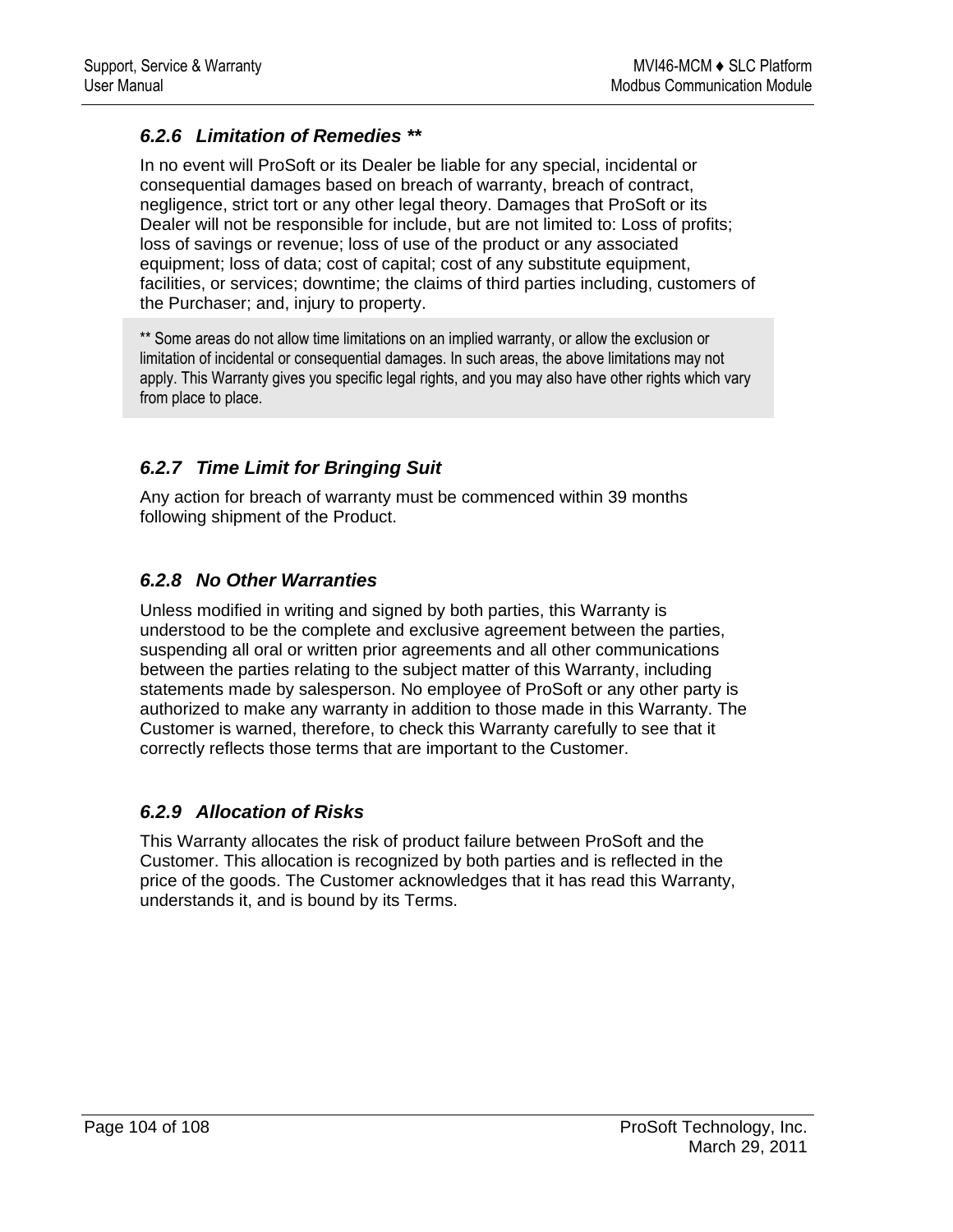### *6.2.6 Limitation of Remedies \*\**

In no event will ProSoft or its Dealer be liable for any special, incidental or consequential damages based on breach of warranty, breach of contract, negligence, strict tort or any other legal theory. Damages that ProSoft or its Dealer will not be responsible for include, but are not limited to: Loss of profits; loss of savings or revenue; loss of use of the product or any associated equipment; loss of data; cost of capital; cost of any substitute equipment, facilities, or services; downtime; the claims of third parties including, customers of the Purchaser; and, injury to property.

> ** Some areas do not allow time limitations on an implied warranty, or allow the exclusion or limitation of incidental or consequential damages. In such areas, the above limitations may not apply. This Warranty gives you specific legal rights, and you may also have other rights which vary from place to place.

### *6.2.7 Time Limit for Bringing Suit*

Any action for breach of warranty must be commenced within 39 months following shipment of the Product.

### *6.2.8 No Other Warranties*

Unless modified in writing and signed by both parties, this Warranty is understood to be the complete and exclusive agreement between the parties, suspending all oral or written prior agreements and all other communications between the parties relating to the subject matter of this Warranty, including statements made by salesperson. No employee of ProSoft or any other party is authorized to make any warranty in addition to those made in this Warranty. The Customer is warned, therefore, to check this Warranty carefully to see that it correctly reflects those terms that are important to the Customer.

### *6.2.9 Allocation of Risks*

This Warranty allocates the risk of product failure between ProSoft and the Customer. This allocation is recognized by both parties and is reflected in the price of the goods. The Customer acknowledges that it has read this Warranty, understands it, and is bound by its Terms.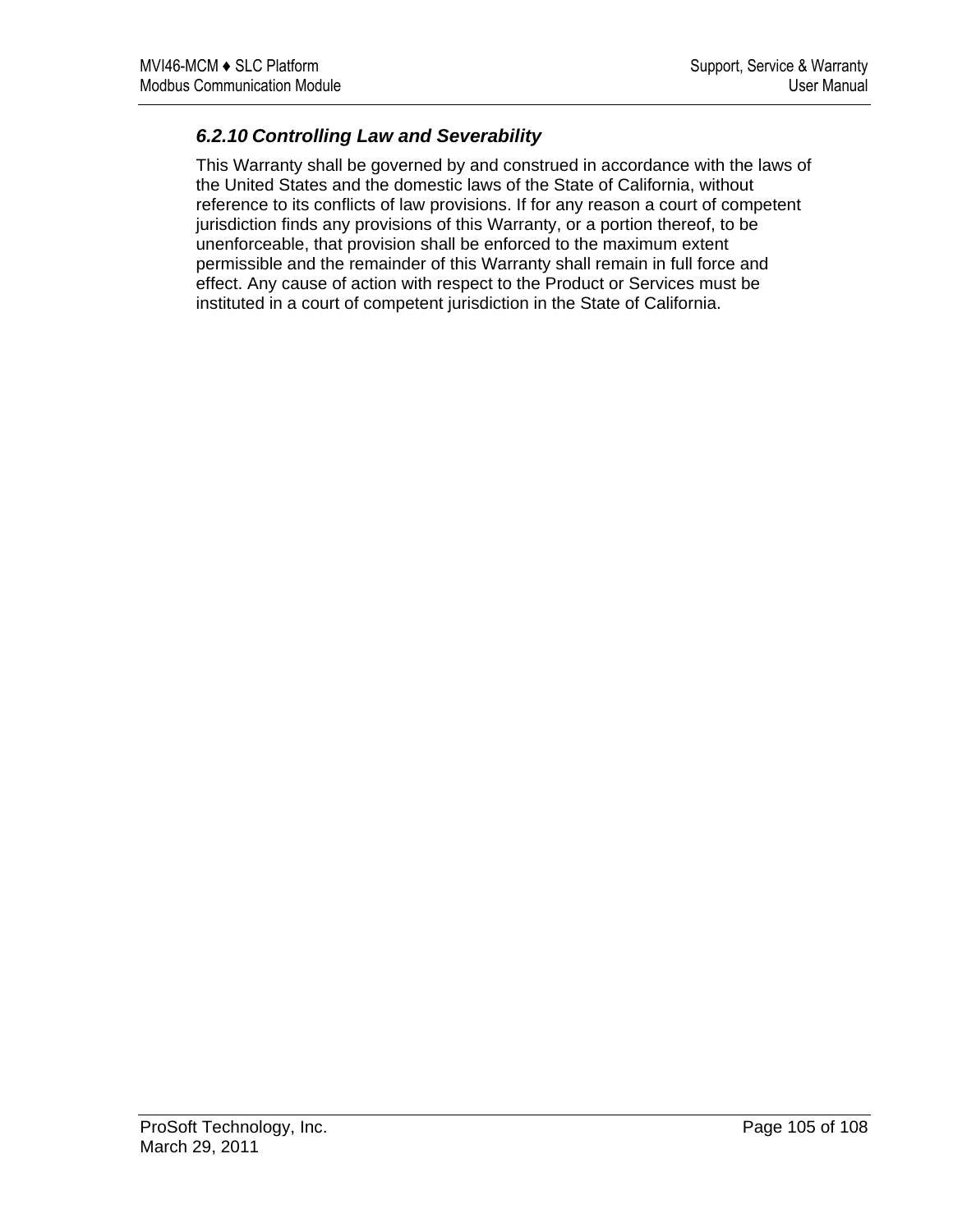### *6.2.10 Controlling Law and Severability*

This Warranty shall be governed by and construed in accordance with the laws of the United States and the domestic laws of the State of California, without reference to its conflicts of law provisions. If for any reason a court of competent jurisdiction finds any provisions of this Warranty, or a portion thereof, to be unenforceable, that provision shall be enforced to the maximum extent permissible and the remainder of this Warranty shall remain in full force and effect. Any cause of action with respect to the Product or Services must be instituted in a court of competent jurisdiction in the State of California.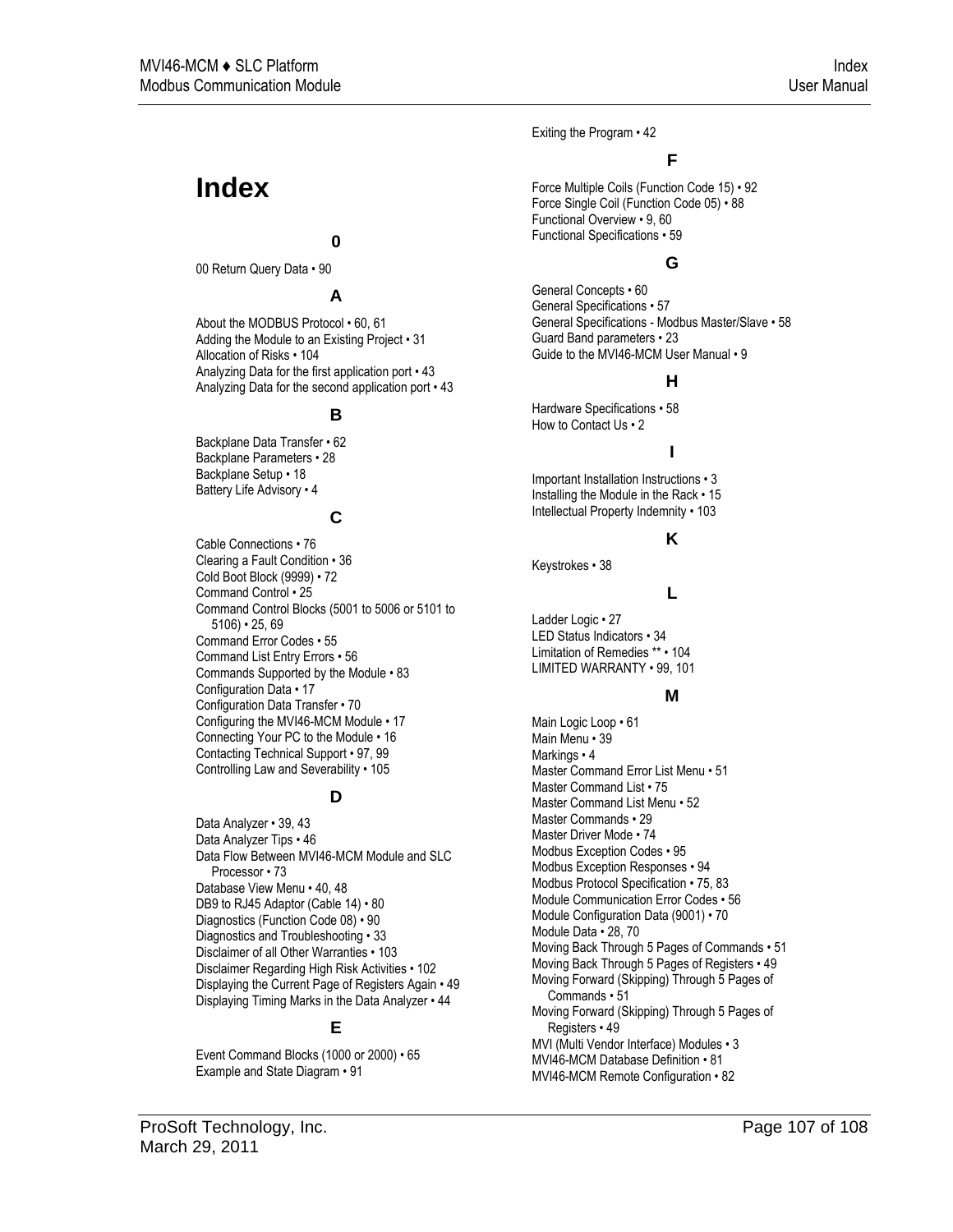# Index

## 0

00 Return Query Data • 90

## A

About the MODBUS Protocol • 60, 61
Adding the Module to an Existing Project • 31
Allocation of Risks • 104
Analyzing Data for the first application port • 43
Analyzing Data for the second application port • 43

## B

Backplane Data Transfer • 62
Backplane Parameters • 28
Backplane Setup • 18
Battery Life Advisory • 4

## C

Cable Connections • 76
Clearing a Fault Condition • 36
Cold Boot Block (9999) • 72
Command Control • 25
Command Control Blocks (5001 to 5006 or 5101 to 5106) • 25, 69
Command Error Codes • 55
Command List Entry Errors • 56
Commands Supported by the Module • 83
Configuration Data • 17
Configuration Data Transfer • 70
Configuring the MVI46-MCM Module • 17
Connecting Your PC to the Module • 16
Contacting Technical Support • 97, 99
Controlling Law and Severability • 105

## D

Data Analyzer • 39, 43
Data Analyzer Tips • 46
Data Flow Between MVI46-MCM Module and SLC Processor • 73
Database View Menu • 40, 48
DB9 to RJ45 Adaptor (Cable 14) • 80
Diagnostics (Function Code 08) • 90
Diagnostics and Troubleshooting • 33
Disclaimer of all Other Warranties • 103
Disclaimer Regarding High Risk Activities • 102
Displaying the Current Page of Registers Again • 49
Displaying Timing Marks in the Data Analyzer • 44

## E

Event Command Blocks (1000 or 2000) • 65
Example and State Diagram • 91
Exiting the Program • 42

## F

Force Multiple Coils (Function Code 15) • 92
Force Single Coil (Function Code 05) • 88
Functional Overview • 9, 60
Functional Specifications • 59

## G

General Concepts • 60
General Specifications • 57
General Specifications - Modbus Master/Slave • 58
Guard Band parameters • 23
Guide to the MVI46-MCM User Manual • 9

## H

Hardware Specifications • 58
How to Contact Us • 2

## I

Important Installation Instructions • 3
Installing the Module in the Rack • 15
Intellectual Property Indemnity • 103

## K

Keystrokes • 38

## L

Ladder Logic • 27
LED Status Indicators • 34
Limitation of Remedies ** • 104
LIMITED WARRANTY • 99, 101

## M

Main Logic Loop • 61
Main Menu • 39
Markings • 4
Master Command Error List Menu • 51
Master Command List • 75
Master Command List Menu • 52
Master Commands • 29
Master Driver Mode • 74
Modbus Exception Codes • 95
Modbus Exception Responses • 94
Modbus Protocol Specification • 75, 83
Module Communication Error Codes • 56
Module Configuration Data (9001) • 70
Module Data • 28, 70
Moving Back Through 5 Pages of Commands • 51
Moving Back Through 5 Pages of Registers • 49
Moving Forward (Skipping) Through 5 Pages of Commands • 51
Moving Forward (Skipping) Through 5 Pages of Registers • 49
MVI (Multi Vendor Interface) Modules • 3
MVI46-MCM Database Definition • 81
MVI46-MCM Remote Configuration • 82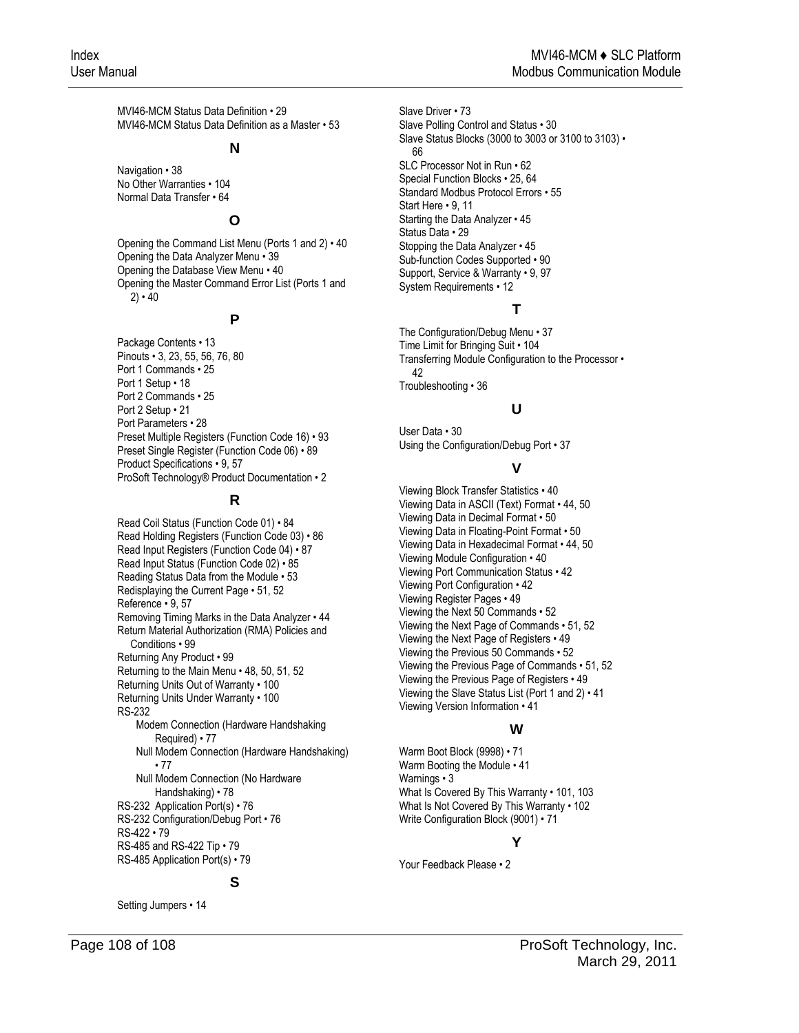MVI46-MCM Status Data Definition • 29
MVI46-MCM Status Data Definition as a Master • 53

## N

Navigation • 38
No Other Warranties • 104
Normal Data Transfer • 64

## O

Opening the Command List Menu (Ports 1 and 2) • 40
Opening the Data Analyzer Menu • 39
Opening the Database View Menu • 40
Opening the Master Command Error List (Ports 1 and 2) • 40

## P

Package Contents • 13
Pinouts • 3, 23, 55, 56, 76, 80
Port 1 Commands • 25
Port 1 Setup • 18
Port 2 Commands • 25
Port 2 Setup • 21
Port Parameters • 28
Preset Multiple Registers (Function Code 16) • 93
Preset Single Register (Function Code 06) • 89
Product Specifications • 9, 57
ProSoft Technology® Product Documentation • 2

## R

Read Coil Status (Function Code 01) • 84
Read Holding Registers (Function Code 03) • 86
Read Input Registers (Function Code 04) • 87
Read Input Status (Function Code 02) • 85
Reading Status Data from the Module • 53
Redisplaying the Current Page • 51, 52
Reference • 9, 57
Removing Timing Marks in the Data Analyzer • 44
Return Material Authorization (RMA) Policies and Conditions • 99
Returning Any Product • 99
Returning to the Main Menu • 48, 50, 51, 52
Returning Units Out of Warranty • 100
Returning Units Under Warranty • 100
RS-232
    Modem Connection (Hardware Handshaking Required) • 77
    Null Modem Connection (Hardware Handshaking) • 77
    Null Modem Connection (No Hardware Handshaking) • 78
RS-232 Application Port(s) • 76
RS-232 Configuration/Debug Port • 76
RS-422 • 79
RS-485 and RS-422 Tip • 79
RS-485 Application Port(s) • 79

## S

Setting Jumpers • 14
Slave Driver • 73
Slave Polling Control and Status • 30
Slave Status Blocks (3000 to 3003 or 3100 to 3103) • 66
SLC Processor Not in Run • 62
Special Function Blocks • 25, 64
Standard Modbus Protocol Errors • 55
Start Here • 9, 11
Starting the Data Analyzer • 45
Status Data • 29
Stopping the Data Analyzer • 45
Sub-function Codes Supported • 90
Support, Service & Warranty • 9, 97
System Requirements • 12

## T

The Configuration/Debug Menu • 37
Time Limit for Bringing Suit • 104
Transferring Module Configuration to the Processor • 42
Troubleshooting • 36

## U

User Data • 30
Using the Configuration/Debug Port • 37

## V

Viewing Block Transfer Statistics • 40
Viewing Data in ASCII (Text) Format • 44, 50
Viewing Data in Decimal Format • 50
Viewing Data in Floating-Point Format • 50
Viewing Data in Hexadecimal Format • 44, 50
Viewing Module Configuration • 40
Viewing Port Communication Status • 42
Viewing Port Configuration • 42
Viewing Register Pages • 49
Viewing the Next 50 Commands • 52
Viewing the Next Page of Commands • 51, 52
Viewing the Next Page of Registers • 49
Viewing the Previous 50 Commands • 52
Viewing the Previous Page of Commands • 51, 52
Viewing the Previous Page of Registers • 49
Viewing the Slave Status List (Port 1 and 2) • 41
Viewing Version Information • 41

## W

Warm Boot Block (9998) • 71
Warm Booting the Module • 41
Warnings • 3
What Is Covered By This Warranty • 101, 103
What Is Not Covered By This Warranty • 102
Write Configuration Block (9001) • 71

## Y

Your Feedback Please • 2